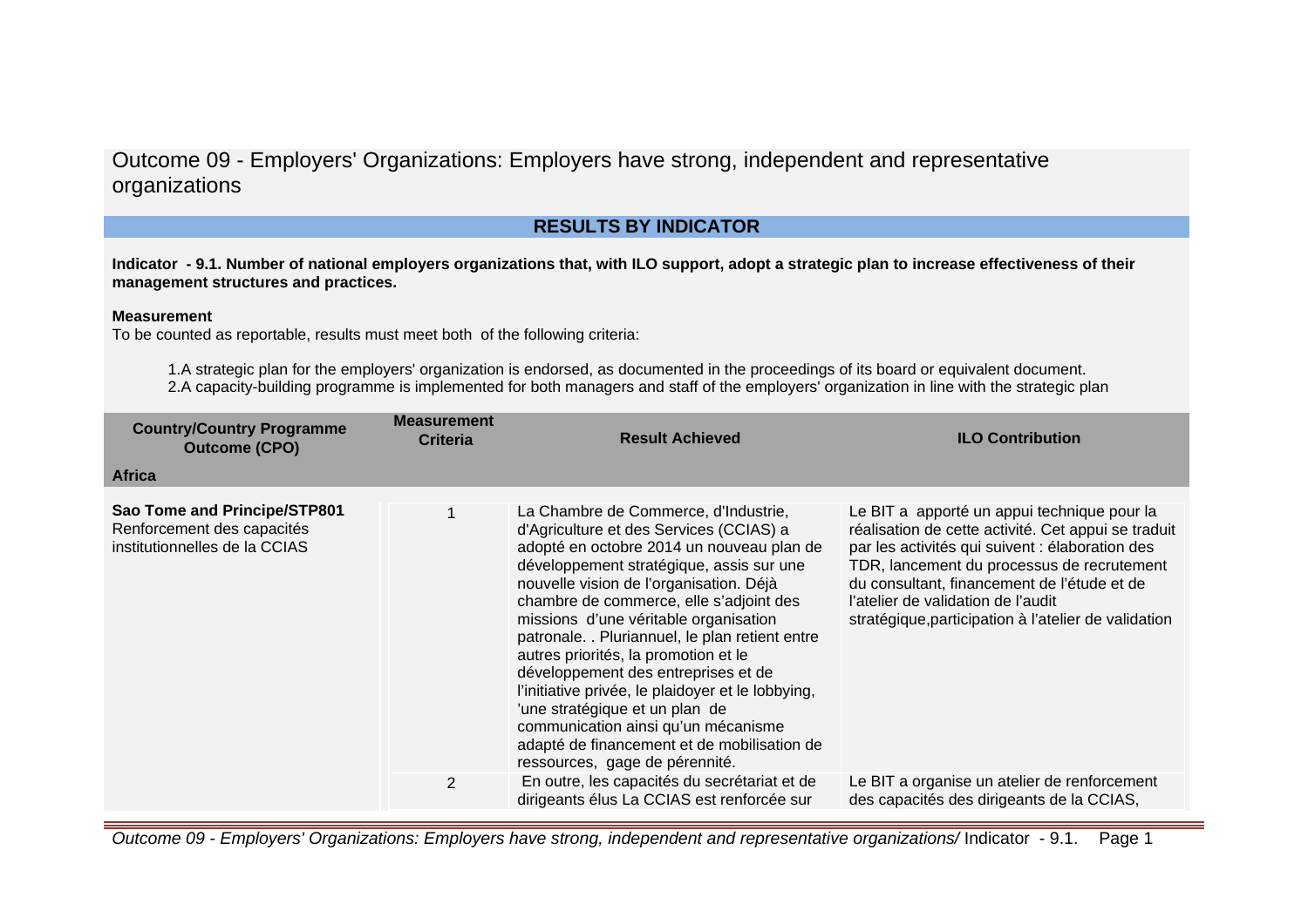# Outcome 09 - Employers' Organizations: Employers have strong, independent and representative organizations

## RESULTS BY INDICATOR

**Indicator - 9.1. Number of national employers organizations that, with ILO support, adopt a strategic plan to increase effectiveness of their management structures and practices.**

**Measurement**

To be counted as reportable, results must meet both of the following criteria:

1. A strategic plan for the employers' organization is endorsed, as documented in the proceedings of its board or equivalent document.
2. A capacity-building programme is implemented for both managers and staff of the employers' organization in line with the strategic plan

| Country/Country Programme Outcome (CPO) | Measurement Criteria | Result Achieved | ILO Contribution |
|---|---|---|---|
| **Africa** | | | |
| **Sao Tome and Principe/STP801**<br>Renforcement des capacités institutionnelles de la CCIAS | 1 | La Chambre de Commerce, d'Industrie, d'Agriculture et des Services (CCIAS) a adopté en octobre 2014 un nouveau plan de développement stratégique, assis sur une nouvelle vision de l'organisation. Déjà chambre de commerce, elle s'adjoint des missions d'une véritable organisation patronale. . Pluriannuel, le plan retient entre autres priorités, la promotion et le développement des entreprises et de l'initiative privée, le plaidoyer et le lobbying, 'une stratégique et un plan de communication ainsi qu'un mécanisme adapté de financement et de mobilisation de ressources, gage de pérennité. | Le BIT a apporté un appui technique pour la réalisation de cette activité. Cet appui se traduit par les activités qui suivent : élaboration des TDR, lancement du processus de recrutement du consultant, financement de l'étude et de l'atelier de validation de l'audit stratégique,participation à l'atelier de validation |
| | 2 | En outre, les capacités du secrétariat et de dirigeants élus La CCIAS est renforcée sur | Le BIT a organise un atelier de renforcement des capacités des dirigeants de la CCIAS, |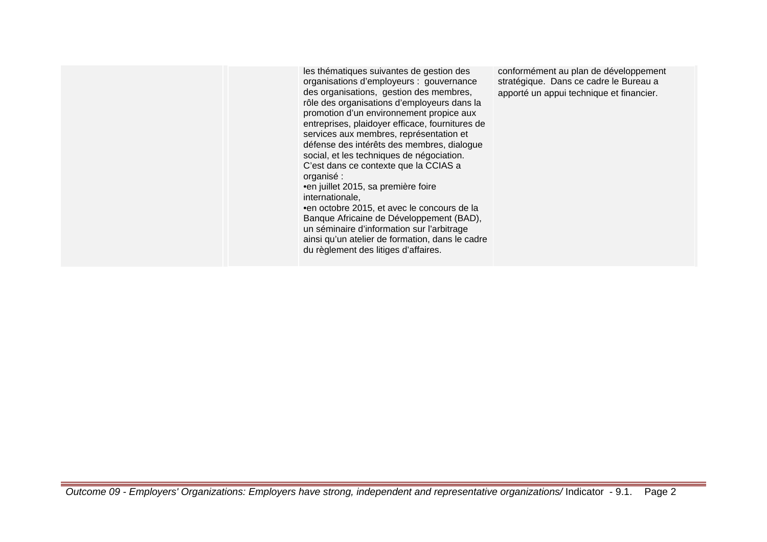| | | | |
|---|---|---|---|
| | | les thématiques suivantes de gestion des organisations d'employeurs : gouvernance des organisations, gestion des membres, rôle des organisations d'employeurs dans la promotion d'un environnement propice aux entreprises, plaidoyer efficace, fournitures de services aux membres, représentation et défense des intérêts des membres, dialogue social, et les techniques de négociation.<br>C'est dans ce contexte que la CCIAS a organisé :<br>•en juillet 2015, sa première foire internationale,<br>•en octobre 2015, et avec le concours de la Banque Africaine de Développement (BAD), un séminaire d'information sur l'arbitrage ainsi qu'un atelier de formation, dans le cadre du règlement des litiges d'affaires. | conformément au plan de développement stratégique. Dans ce cadre le Bureau a apporté un appui technique et financier. |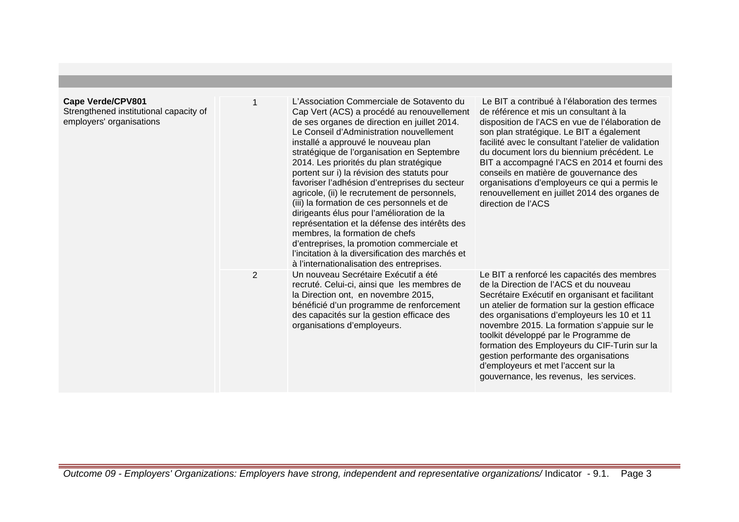| | | | |
|---|---|---|---|
| **Cape Verde/CPV801**<br>Strengthened institutional capacity of employers' organisations | 1 | L'Association Commerciale de Sotavento du Cap Vert (ACS) a procédé au renouvellement de ses organes de direction en juillet 2014. Le Conseil d'Administration nouvellement installé a approuvé le nouveau plan stratégique de l'organisation en Septembre 2014. Les priorités du plan stratégique portent sur i) la révision des statuts pour favoriser l'adhésion d'entreprises du secteur agricole, (ii) le recrutement de personnels, (iii) la formation de ces personnels et de dirigeants élus pour l'amélioration de la représentation et la défense des intérêts des membres, la formation de chefs d'entreprises, la promotion commerciale et l'incitation à la diversification des marchés et à l'internationalisation des entreprises. | Le BIT a contribué à l'élaboration des termes de référence et mis un consultant à la disposition de l'ACS en vue de l'élaboration de son plan stratégique. Le BIT a également facilité avec le consultant l'atelier de validation du document lors du biennium précédent. Le BIT a accompagné l'ACS en 2014 et fourni des conseils en matière de gouvernance des organisations d'employeurs ce qui a permis le renouvellement en juillet 2014 des organes de direction de l'ACS |
| | 2 | Un nouveau Secrétaire Exécutif a été recruté. Celui-ci, ainsi que les membres de la Direction ont, en novembre 2015, bénéficié d'un programme de renforcement des capacités sur la gestion efficace des organisations d'employeurs. | Le BIT a renforcé les capacités des membres de la Direction de l'ACS et du nouveau Secrétaire Exécutif en organisant et facilitant un atelier de formation sur la gestion efficace des organisations d'employeurs les 10 et 11 novembre 2015. La formation s'appuie sur le toolkit développé par le Programme de formation des Employeurs du CIF-Turin sur la gestion performante des organisations d'employeurs et met l'accent sur la gouvernance, les revenus, les services. |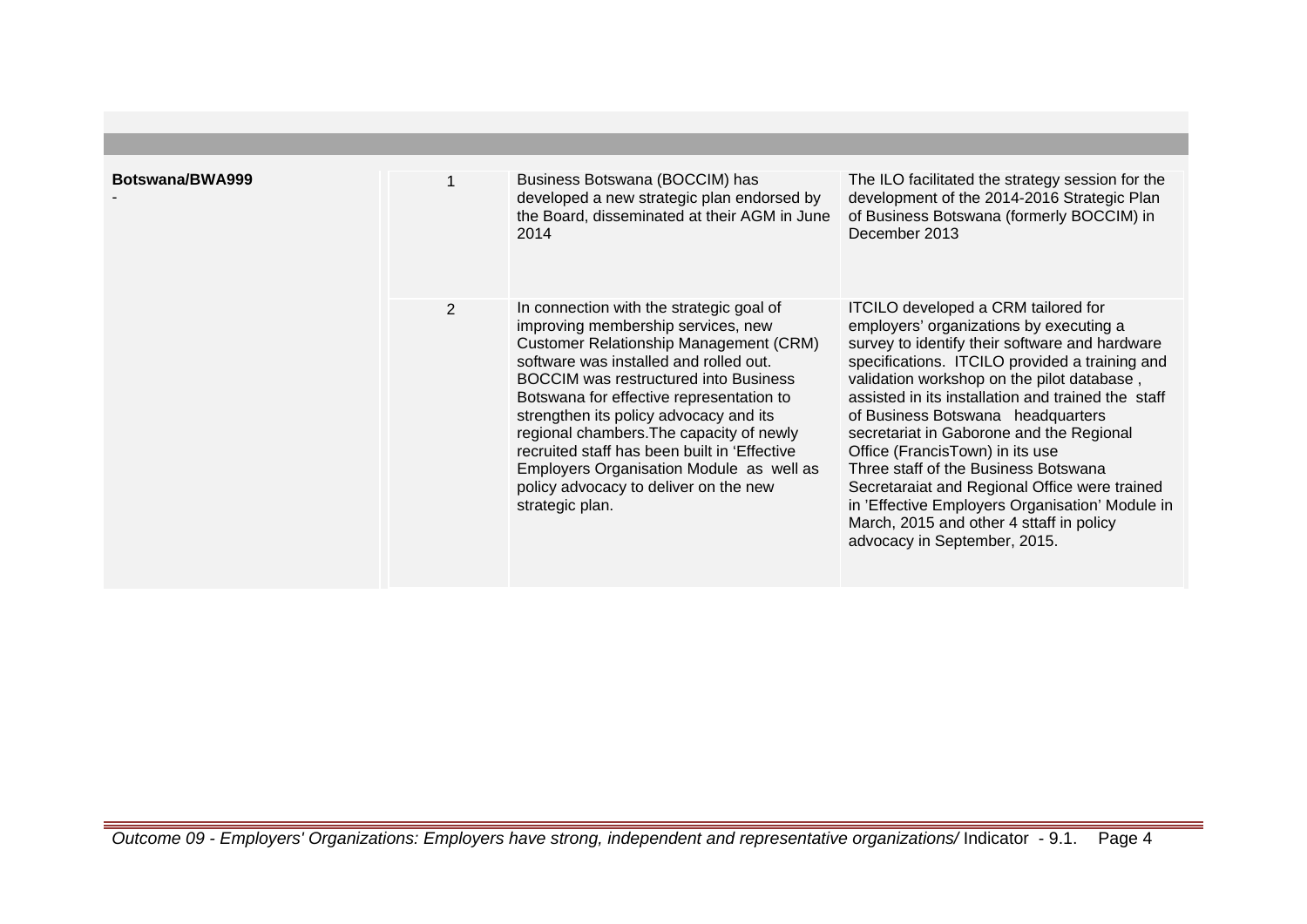| | | | |
|---|---|---|---|
| **Botswana/BWA999**<br>- | 1 | Business Botswana (BOCCIM) has developed a new strategic plan endorsed by the Board, disseminated at their AGM in June 2014 | The ILO facilitated the strategy session for the development of the 2014-2016 Strategic Plan of Business Botswana (formerly BOCCIM) in December 2013 |
| | 2 | In connection with the strategic goal of improving membership services, new Customer Relationship Management (CRM) software was installed and rolled out. BOCCIM was restructured into Business Botswana for effective representation to strengthen its policy advocacy and its regional chambers.The capacity of newly recruited staff has been built in 'Effective Employers Organisation Module as well as policy advocacy to deliver on the new strategic plan. | ITCILO developed a CRM tailored for employers' organizations by executing a survey to identify their software and hardware specifications. ITCILO provided a training and validation workshop on the pilot database , assisted in its installation and trained the staff of Business Botswana headquarters secretariat in Gaborone and the Regional Office (FrancisTown) in its use<br>Three staff of the Business Botswana Secretaraiat and Regional Office were trained in 'Effective Employers Organisation' Module in March, 2015 and other 4 sttaff in policy advocacy in September, 2015. |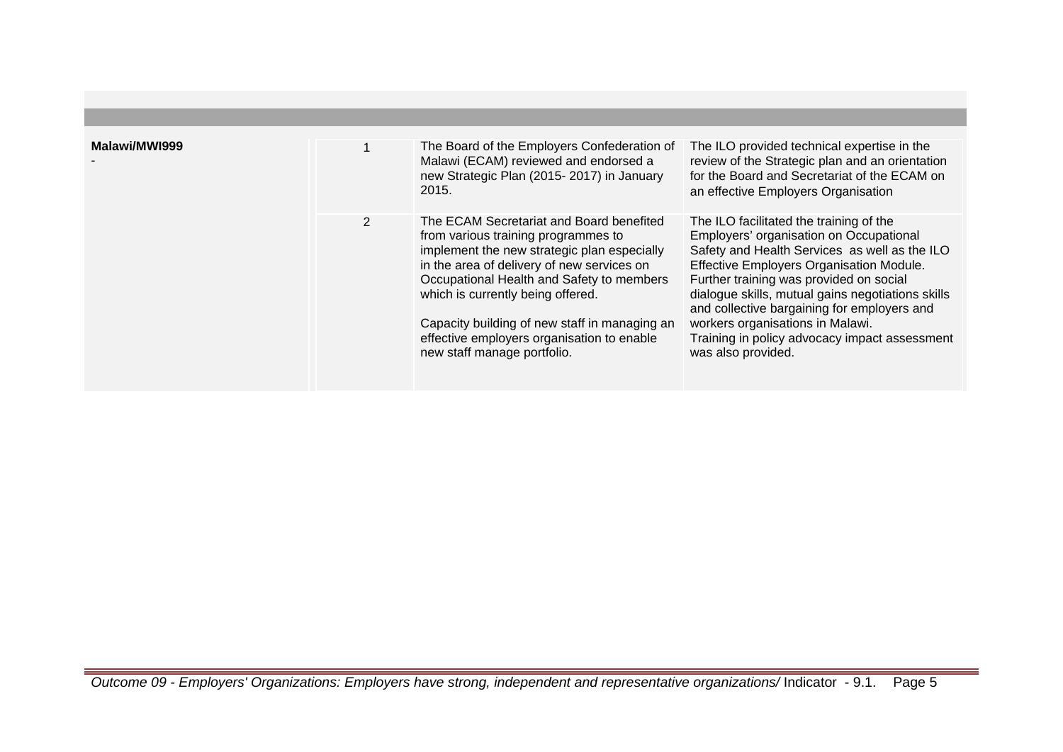| | | | |
|---|---|---|---|
| **Malawi/MWI999**<br>- | 1 | The Board of the Employers Confederation of Malawi (ECAM) reviewed and endorsed a new Strategic Plan (2015- 2017) in January 2015. | The ILO provided technical expertise in the review of the Strategic plan and an orientation for the Board and Secretariat of the ECAM on an effective Employers Organisation |
| | 2 | The ECAM Secretariat and Board benefited from various training programmes to implement the new strategic plan especially in the area of delivery of new services on Occupational Health and Safety to members which is currently being offered.<br><br>Capacity building of new staff in managing an effective employers organisation to enable new staff manage portfolio. | The ILO facilitated the training of the Employers' organisation on Occupational Safety and Health Services as well as the ILO Effective Employers Organisation Module. Further training was provided on social dialogue skills, mutual gains negotiations skills and collective bargaining for employers and workers organisations in Malawi.<br>Training in policy advocacy impact assessment was also provided. |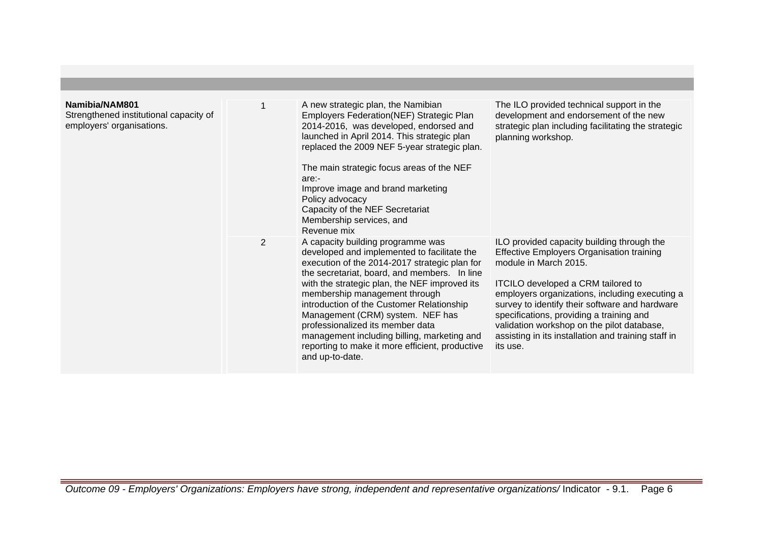| | | | |
|---|---|---|---|
| **Namibia/NAM801**<br>Strengthened institutional capacity of employers' organisations. | 1 | A new strategic plan, the Namibian Employers Federation(NEF) Strategic Plan 2014-2016, was developed, endorsed and launched in April 2014. This strategic plan replaced the 2009 NEF 5-year strategic plan.<br><br>The main strategic focus areas of the NEF are:-<br>Improve image and brand marketing<br>Policy advocacy<br>Capacity of the NEF Secretariat<br>Membership services, and<br>Revenue mix | The ILO provided technical support in the development and endorsement of the new strategic plan including facilitating the strategic planning workshop. |
| | 2 | A capacity building programme was developed and implemented to facilitate the execution of the 2014-2017 strategic plan for the secretariat, board, and members. In line with the strategic plan, the NEF improved its membership management through introduction of the Customer Relationship Management (CRM) system. NEF has professionalized its member data management including billing, marketing and reporting to make it more efficient, productive and up-to-date. | ILO provided capacity building through the Effective Employers Organisation training module in March 2015.<br><br>ITCILO developed a CRM tailored to employers organizations, including executing a survey to identify their software and hardware specifications, providing a training and validation workshop on the pilot database, assisting in its installation and training staff in its use. |

*Outcome 09 - Employers' Organizations: Employers have strong, independent and representative organizations/* Indicator - 9.1.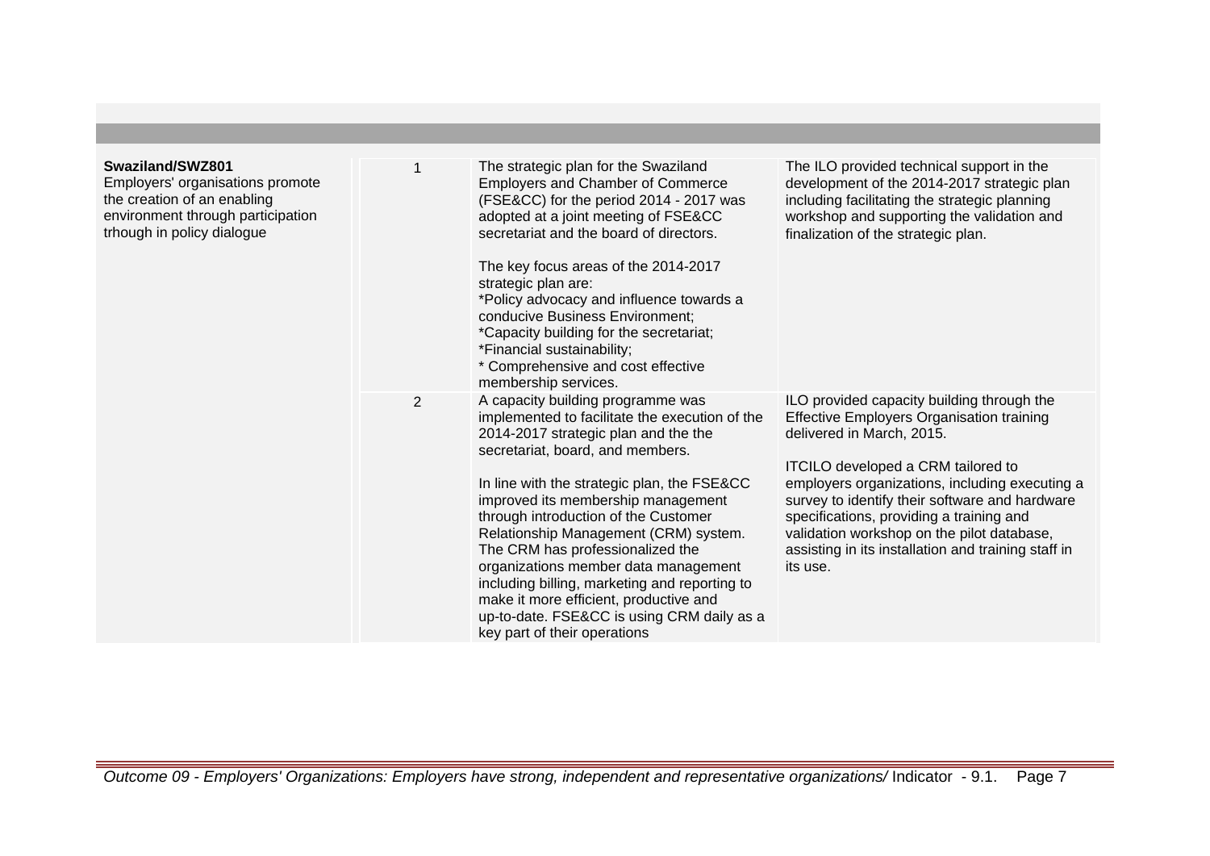| | | | |
|---|---|---|---|
| **Swaziland/SWZ801**<br>Employers' organisations promote the creation of an enabling environment through participation trhough in policy dialogue | 1 | The strategic plan for the Swaziland Employers and Chamber of Commerce (FSE&CC) for the period 2014 - 2017 was adopted at a joint meeting of FSE&CC secretariat and the board of directors.<br><br>The key focus areas of the 2014-2017 strategic plan are:<br>*Policy advocacy and influence towards a conducive Business Environment;<br>*Capacity building for the secretariat;<br>*Financial sustainability;<br>* Comprehensive and cost effective membership services. | The ILO provided technical support in the development of the 2014-2017 strategic plan including facilitating the strategic planning workshop and supporting the validation and finalization of the strategic plan. |
| | 2 | A capacity building programme was implemented to facilitate the execution of the 2014-2017 strategic plan and the the secretariat, board, and members.<br><br>In line with the strategic plan, the FSE&CC improved its membership management through introduction of the Customer Relationship Management (CRM) system. The CRM has professionalized the organizations member data management including billing, marketing and reporting to make it more efficient, productive and up-to-date. FSE&CC is using CRM daily as a key part of their operations | ILO provided capacity building through the Effective Employers Organisation training delivered in March, 2015.<br><br>ITCILO developed a CRM tailored to employers organizations, including executing a survey to identify their software and hardware specifications, providing a training and validation workshop on the pilot database, assisting in its installation and training staff in its use. |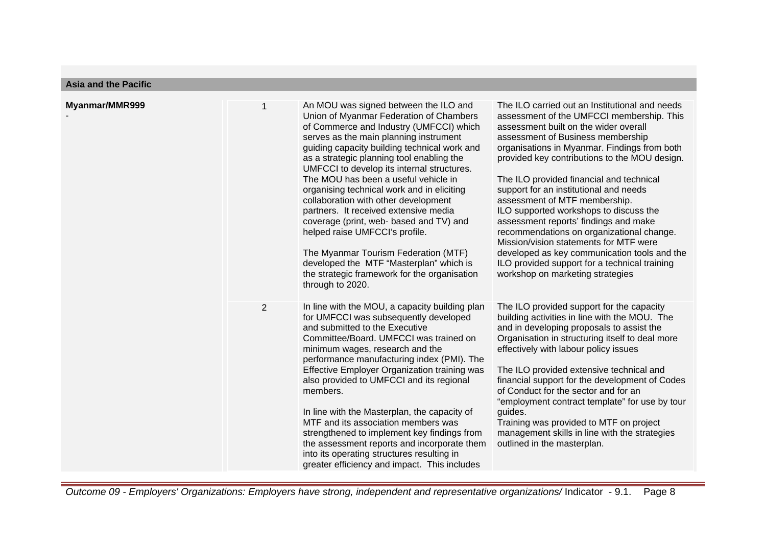**Asia and the Pacific**

| | | | |
|---|---|---|---|
| **Myanmar/MMR999**<br>- | 1 | An MOU was signed between the ILO and Union of Myanmar Federation of Chambers of Commerce and Industry (UMFCCI) which serves as the main planning instrument guiding capacity building technical work and as a strategic planning tool enabling the UMFCCI to develop its internal structures. The MOU has been a useful vehicle in organising technical work and in eliciting collaboration with other development partners. It received extensive media coverage (print, web- based and TV) and helped raise UMFCCI's profile.<br><br>The Myanmar Tourism Federation (MTF) developed the MTF "Masterplan" which is the strategic framework for the organisation through to 2020. | The ILO carried out an Institutional and needs assessment of the UMFCCI membership. This assessment built on the wider overall assessment of Business membership organisations in Myanmar. Findings from both provided key contributions to the MOU design.<br><br>The ILO provided financial and technical support for an institutional and needs assessment of MTF membership.<br>ILO supported workshops to discuss the assessment reports' findings and make recommendations on organizational change.<br>Mission/vision statements for MTF were developed as key communication tools and the ILO provided support for a technical training workshop on marketing strategies |
| | 2 | In line with the MOU, a capacity building plan for UMFCCI was subsequently developed and submitted to the Executive Committee/Board. UMFCCI was trained on minimum wages, research and the performance manufacturing index (PMI). The Effective Employer Organization training was also provided to UMFCCI and its regional members.<br><br>In line with the Masterplan, the capacity of MTF and its association members was strengthened to implement key findings from the assessment reports and incorporate them into its operating structures resulting in greater efficiency and impact. This includes | The ILO provided support for the capacity building activities in line with the MOU. The and in developing proposals to assist the Organisation in structuring itself to deal more effectively with labour policy issues<br><br>The ILO provided extensive technical and financial support for the development of Codes of Conduct for the sector and for an "employment contract template" for use by tour guides.<br>Training was provided to MTF on project management skills in line with the strategies outlined in the masterplan. |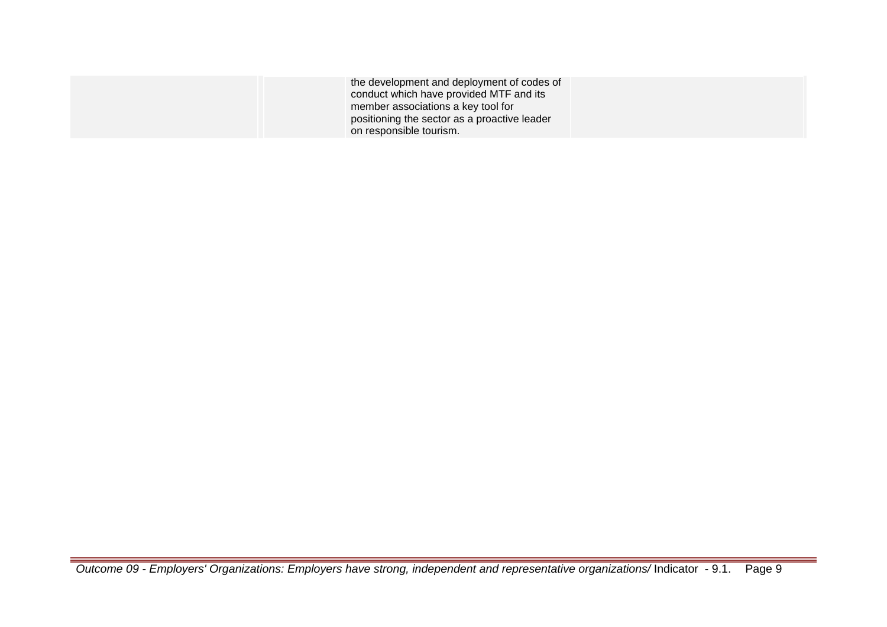| | | | |
|---|---|---|---|
| | | the development and deployment of codes of conduct which have provided MTF and its member associations a key tool for positioning the sector as a proactive leader on responsible tourism. | |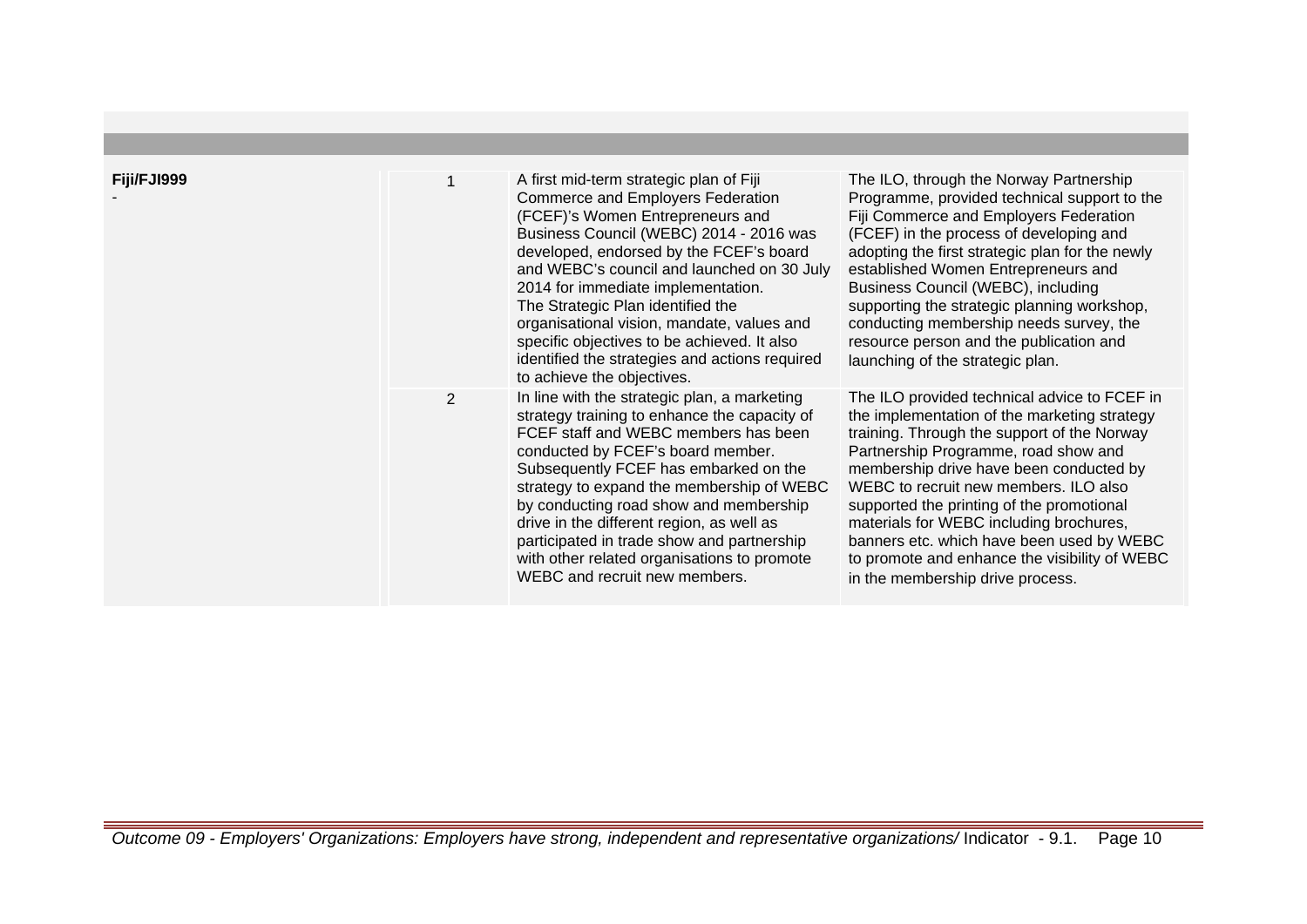| | | | |
|---|---|---|---|
| **Fiji/FJI999**<br>- | 1 | A first mid-term strategic plan of Fiji Commerce and Employers Federation (FCEF)'s Women Entrepreneurs and Business Council (WEBC) 2014 - 2016 was developed, endorsed by the FCEF's board and WEBC's council and launched on 30 July 2014 for immediate implementation.<br>The Strategic Plan identified the organisational vision, mandate, values and specific objectives to be achieved. It also identified the strategies and actions required to achieve the objectives. | The ILO, through the Norway Partnership Programme, provided technical support to the Fiji Commerce and Employers Federation (FCEF) in the process of developing and adopting the first strategic plan for the newly established Women Entrepreneurs and Business Council (WEBC), including supporting the strategic planning workshop, conducting membership needs survey, the resource person and the publication and launching of the strategic plan. |
| | 2 | In line with the strategic plan, a marketing strategy training to enhance the capacity of FCEF staff and WEBC members has been conducted by FCEF's board member. Subsequently FCEF has embarked on the strategy to expand the membership of WEBC by conducting road show and membership drive in the different region, as well as participated in trade show and partnership with other related organisations to promote WEBC and recruit new members. | The ILO provided technical advice to FCEF in the implementation of the marketing strategy training. Through the support of the Norway Partnership Programme, road show and membership drive have been conducted by WEBC to recruit new members. ILO also supported the printing of the promotional materials for WEBC including brochures, banners etc. which have been used by WEBC to promote and enhance the visibility of WEBC in the membership drive process. |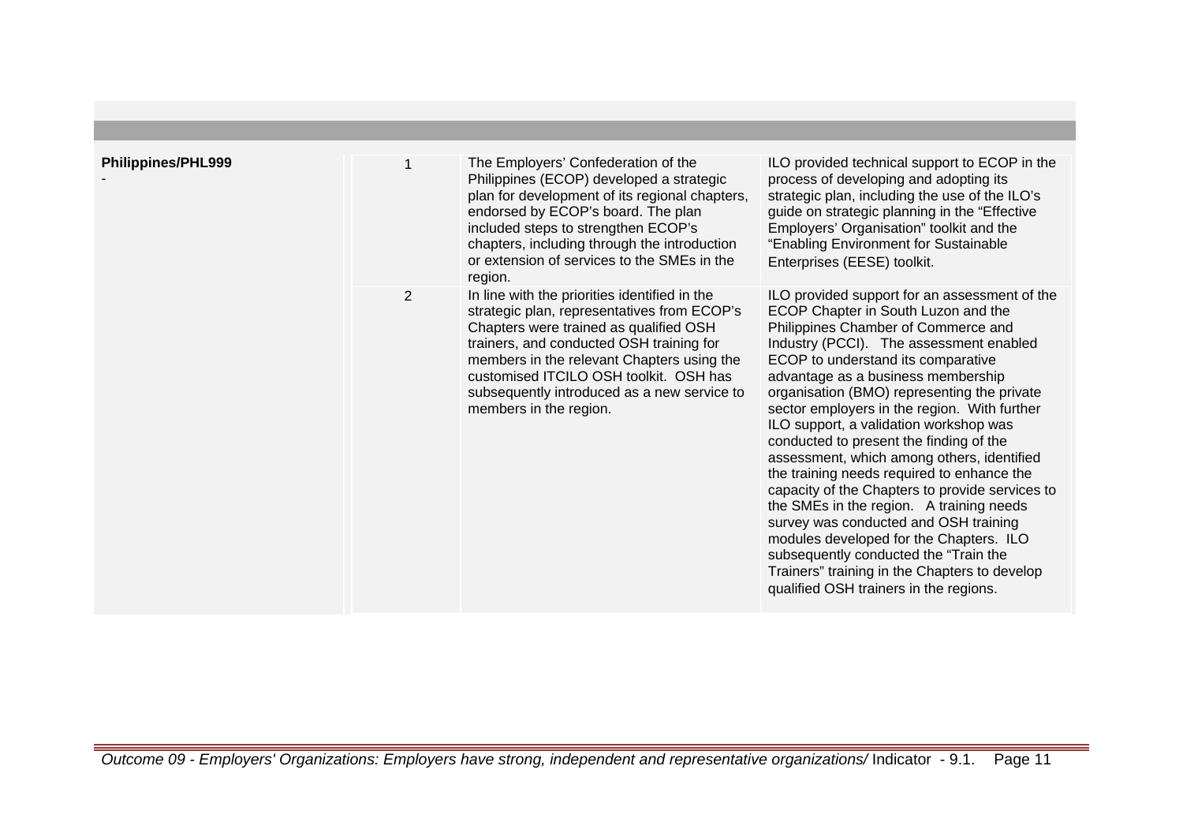| | | | |
|---|---|---|---|
| **Philippines/PHL999**<br>- | 1 | The Employers' Confederation of the Philippines (ECOP) developed a strategic plan for development of its regional chapters, endorsed by ECOP's board. The plan included steps to strengthen ECOP's chapters, including through the introduction or extension of services to the SMEs in the region. | ILO provided technical support to ECOP in the process of developing and adopting its strategic plan, including the use of the ILO's guide on strategic planning in the "Effective Employers' Organisation" toolkit and the "Enabling Environment for Sustainable Enterprises (EESE) toolkit. |
| | 2 | In line with the priorities identified in the strategic plan, representatives from ECOP's Chapters were trained as qualified OSH trainers, and conducted OSH training for members in the relevant Chapters using the customised ITCILO OSH toolkit. OSH has subsequently introduced as a new service to members in the region. | ILO provided support for an assessment of the ECOP Chapter in South Luzon and the Philippines Chamber of Commerce and Industry (PCCI). The assessment enabled ECOP to understand its comparative advantage as a business membership organisation (BMO) representing the private sector employers in the region. With further ILO support, a validation workshop was conducted to present the finding of the assessment, which among others, identified the training needs required to enhance the capacity of the Chapters to provide services to the SMEs in the region. A training needs survey was conducted and OSH training modules developed for the Chapters. ILO subsequently conducted the "Train the Trainers" training in the Chapters to develop qualified OSH trainers in the regions. |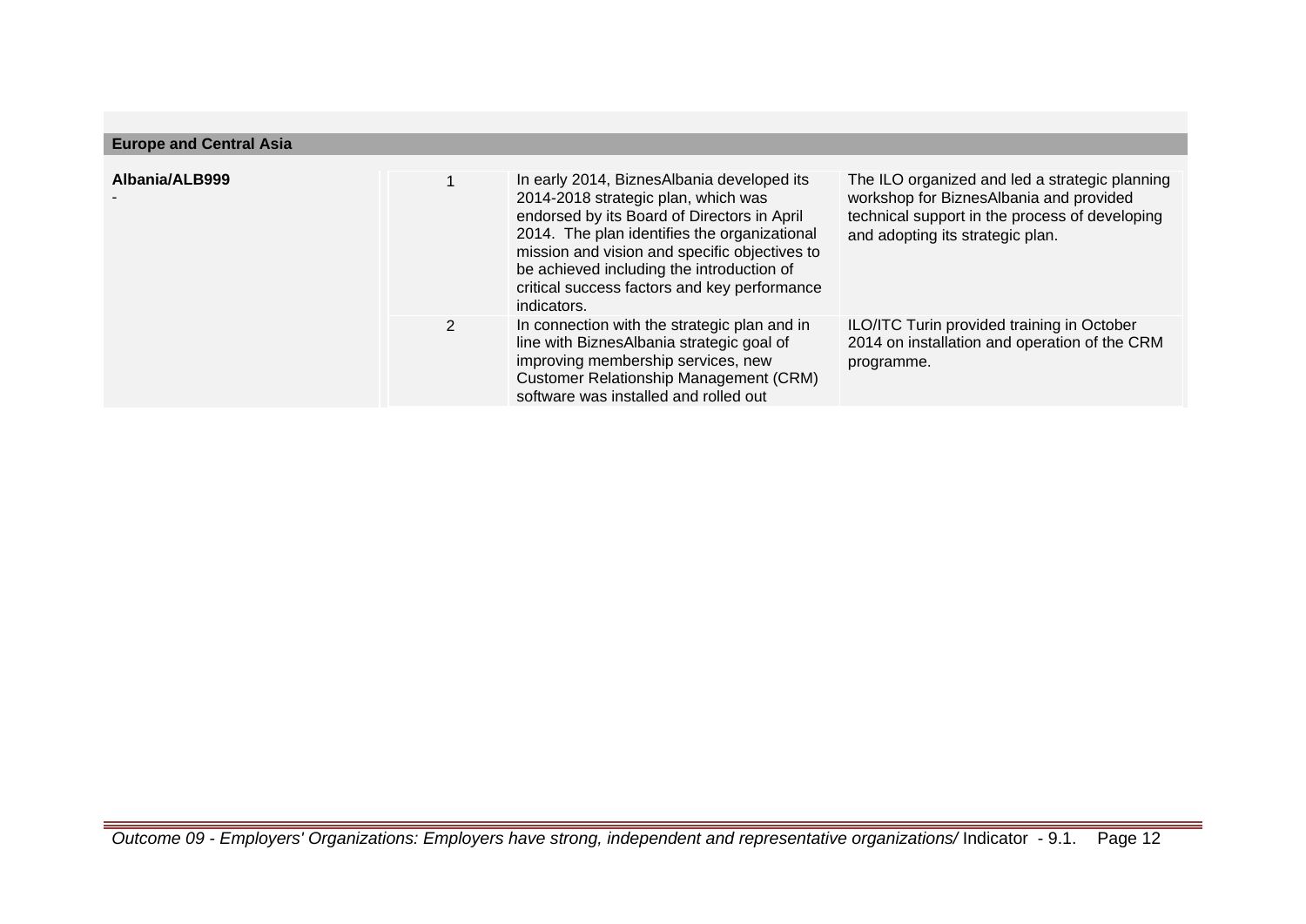## Europe and Central Asia

| | | | |
|---|---|---|---|
| **Albania/ALB999** - | 1 | In early 2014, BiznesAlbania developed its 2014-2018 strategic plan, which was endorsed by its Board of Directors in April 2014. The plan identifies the organizational mission and vision and specific objectives to be achieved including the introduction of critical success factors and key performance indicators. | The ILO organized and led a strategic planning workshop for BiznesAlbania and provided technical support in the process of developing and adopting its strategic plan. |
| | 2 | In connection with the strategic plan and in line with BiznesAlbania strategic goal of improving membership services, new Customer Relationship Management (CRM) software was installed and rolled out | ILO/ITC Turin provided training in October 2014 on installation and operation of the CRM programme. |

*Outcome 09 - Employers' Organizations: Employers have strong, independent and representative organizations/* Indicator - 9.1.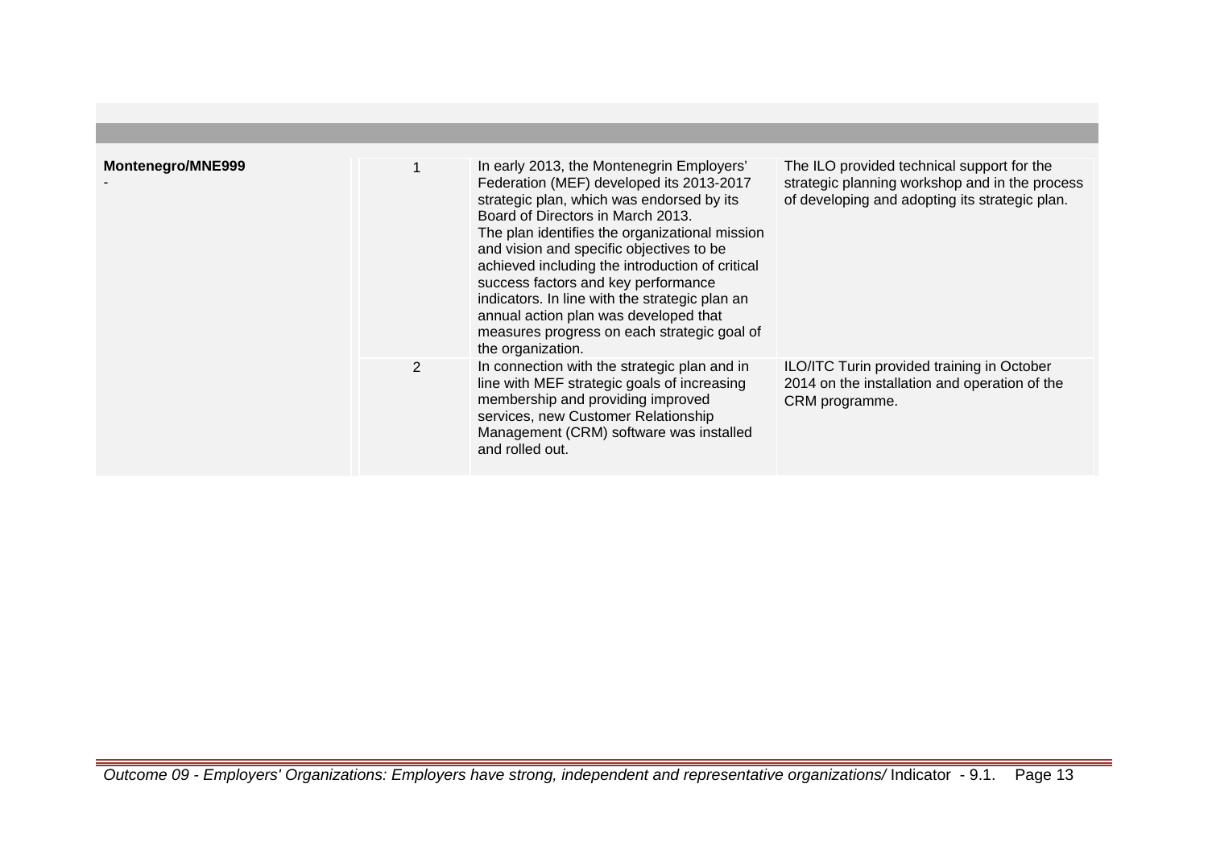| | | | |
|---|---|---|---|
| **Montenegro/MNE999**<br>- | 1 | In early 2013, the Montenegrin Employers' Federation (MEF) developed its 2013-2017 strategic plan, which was endorsed by its Board of Directors in March 2013.<br>The plan identifies the organizational mission and vision and specific objectives to be achieved including the introduction of critical success factors and key performance indicators. In line with the strategic plan an annual action plan was developed that measures progress on each strategic goal of the organization. | The ILO provided technical support for the strategic planning workshop and in the process of developing and adopting its strategic plan. |
| | 2 | In connection with the strategic plan and in line with MEF strategic goals of increasing membership and providing improved services, new Customer Relationship Management (CRM) software was installed and rolled out. | ILO/ITC Turin provided training in October 2014 on the installation and operation of the CRM programme. |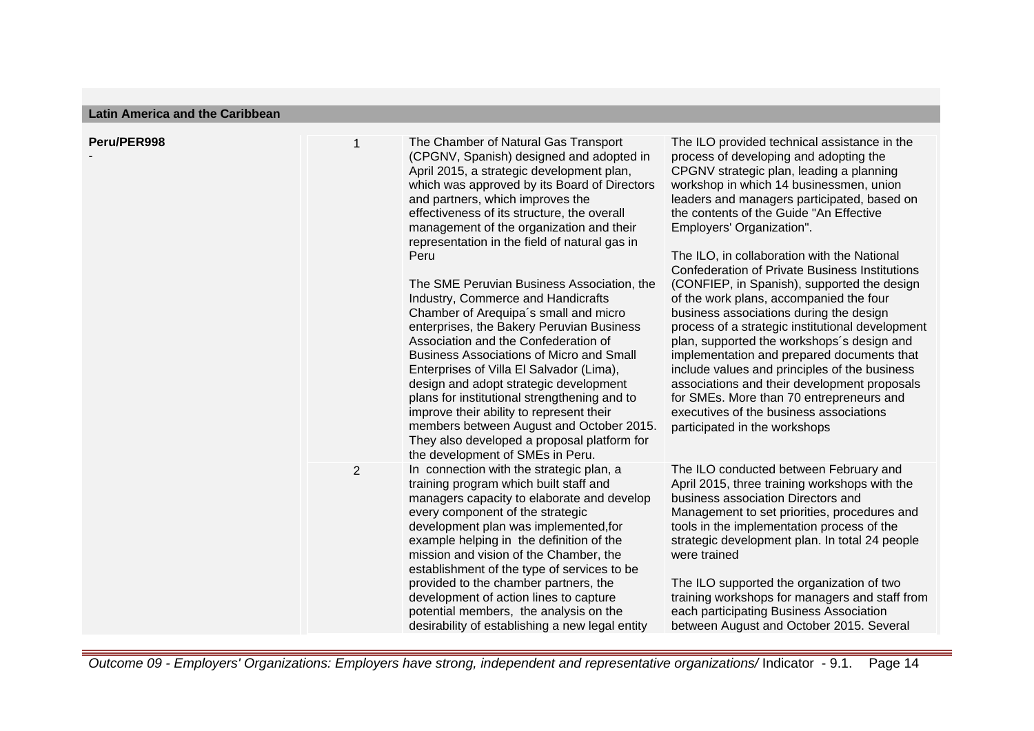**Latin America and the Caribbean**

| | | | |
|---|---|---|---|
| **Peru/PER998**<br>- | 1 | The Chamber of Natural Gas Transport (CPGNV, Spanish) designed and adopted in April 2015, a strategic development plan, which was approved by its Board of Directors and partners, which improves the effectiveness of its structure, the overall management of the organization and their representation in the field of natural gas in Peru<br><br>The SME Peruvian Business Association, the Industry, Commerce and Handicrafts Chamber of Arequipa´s small and micro enterprises, the Bakery Peruvian Business Association and the Confederation of Business Associations of Micro and Small Enterprises of Villa El Salvador (Lima), design and adopt strategic development plans for institutional strengthening and to improve their ability to represent their members between August and October 2015. They also developed a proposal platform for the development of SMEs in Peru. | The ILO provided technical assistance in the process of developing and adopting the CPGNV strategic plan, leading a planning workshop in which 14 businessmen, union leaders and managers participated, based on the contents of the Guide "An Effective Employers' Organization".<br><br>The ILO, in collaboration with the National Confederation of Private Business Institutions (CONFIEP, in Spanish), supported the design of the work plans, accompanied the four business associations during the design process of a strategic institutional development plan, supported the workshops´s design and implementation and prepared documents that include values and principles of the business associations and their development proposals for SMEs. More than 70 entrepreneurs and executives of the business associations participated in the workshops |
| | 2 | In connection with the strategic plan, a training program which built staff and managers capacity to elaborate and develop every component of the strategic development plan was implemented,for example helping in the definition of the mission and vision of the Chamber, the establishment of the type of services to be provided to the chamber partners, the development of action lines to capture potential members, the analysis on the desirability of establishing a new legal entity | The ILO conducted between February and April 2015, three training workshops with the business association Directors and Management to set priorities, procedures and tools in the implementation process of the strategic development plan. In total 24 people were trained<br><br>The ILO supported the organization of two training workshops for managers and staff from each participating Business Association between August and October 2015. Several |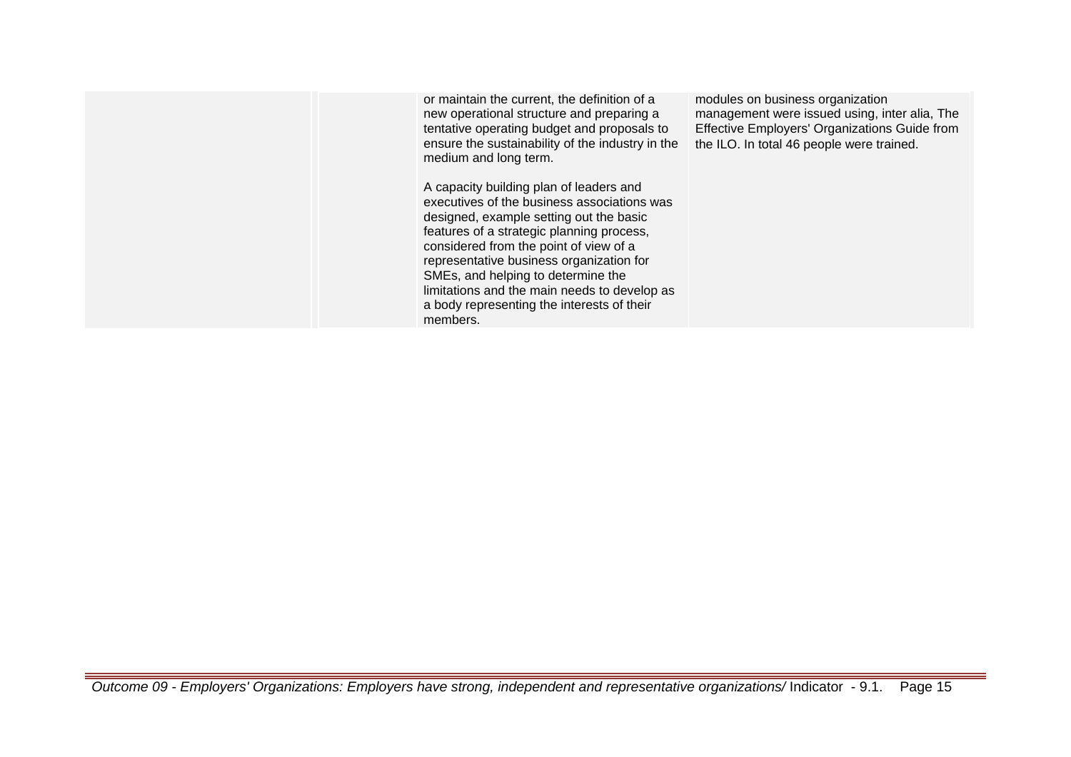| | | | |
|---|---|---|---|
| | | or maintain the current, the definition of a new operational structure and preparing a tentative operating budget and proposals to ensure the sustainability of the industry in the medium and long term.<br><br>A capacity building plan of leaders and executives of the business associations was designed, example setting out the basic features of a strategic planning process, considered from the point of view of a representative business organization for SMEs, and helping to determine the limitations and the main needs to develop as a body representing the interests of their members. | modules on business organization management were issued using, inter alia, The Effective Employers' Organizations Guide from the ILO. In total 46 people were trained. |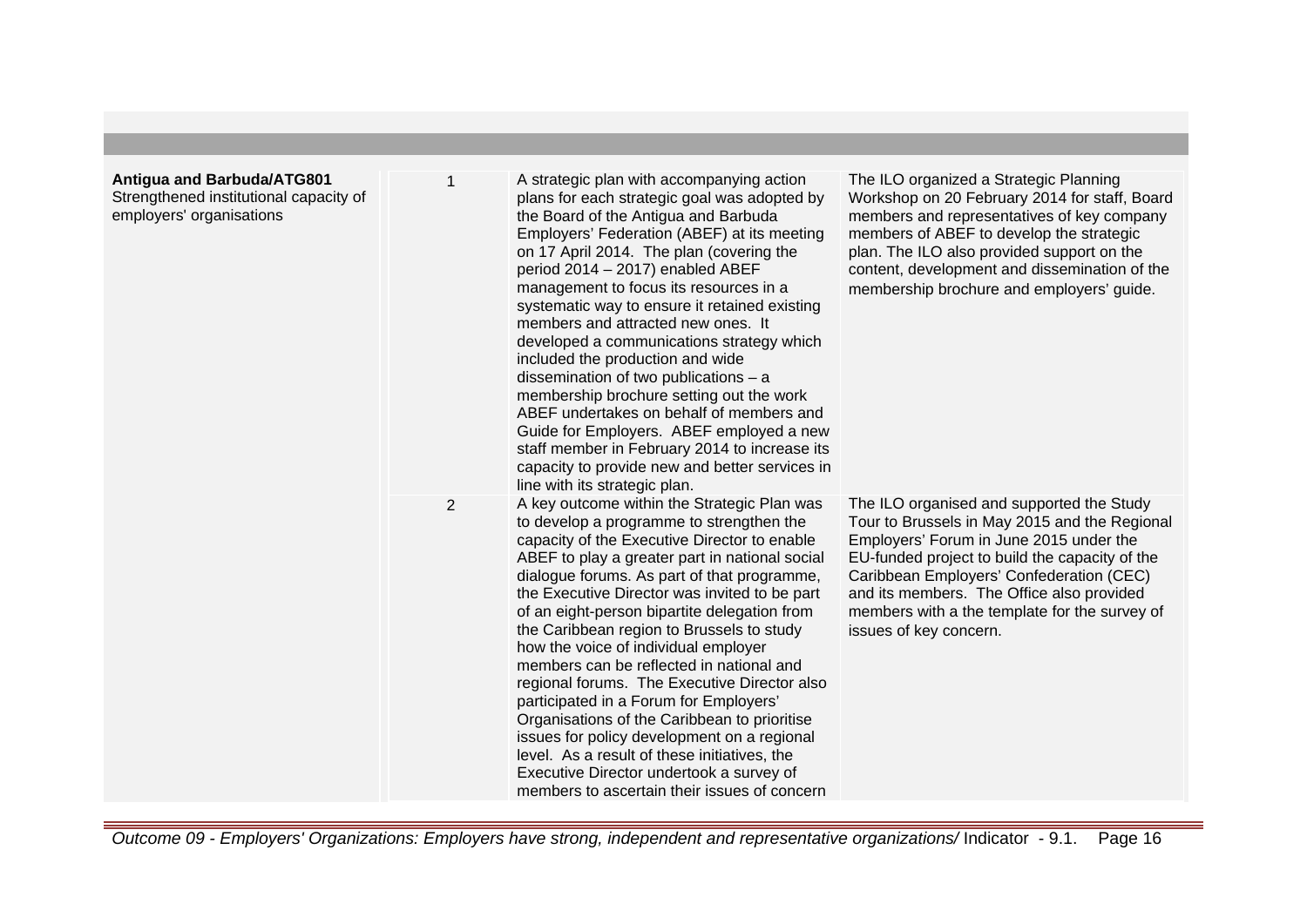| | | | |
|---|---|---|---|
| **Antigua and Barbuda/ATG801**<br>Strengthened institutional capacity of employers' organisations | 1 | A strategic plan with accompanying action plans for each strategic goal was adopted by the Board of the Antigua and Barbuda Employers' Federation (ABEF) at its meeting on 17 April 2014. The plan (covering the period 2014 – 2017) enabled ABEF management to focus its resources in a systematic way to ensure it retained existing members and attracted new ones. It developed a communications strategy which included the production and wide dissemination of two publications – a membership brochure setting out the work ABEF undertakes on behalf of members and Guide for Employers. ABEF employed a new staff member in February 2014 to increase its capacity to provide new and better services in line with its strategic plan. | The ILO organized a Strategic Planning Workshop on 20 February 2014 for staff, Board members and representatives of key company members of ABEF to develop the strategic plan. The ILO also provided support on the content, development and dissemination of the membership brochure and employers' guide. |
| | 2 | A key outcome within the Strategic Plan was to develop a programme to strengthen the capacity of the Executive Director to enable ABEF to play a greater part in national social dialogue forums. As part of that programme, the Executive Director was invited to be part of an eight-person bipartite delegation from the Caribbean region to Brussels to study how the voice of individual employer members can be reflected in national and regional forums. The Executive Director also participated in a Forum for Employers' Organisations of the Caribbean to prioritise issues for policy development on a regional level. As a result of these initiatives, the Executive Director undertook a survey of members to ascertain their issues of concern | The ILO organised and supported the Study Tour to Brussels in May 2015 and the Regional Employers' Forum in June 2015 under the EU-funded project to build the capacity of the Caribbean Employers' Confederation (CEC) and its members. The Office also provided members with a the template for the survey of issues of key concern. |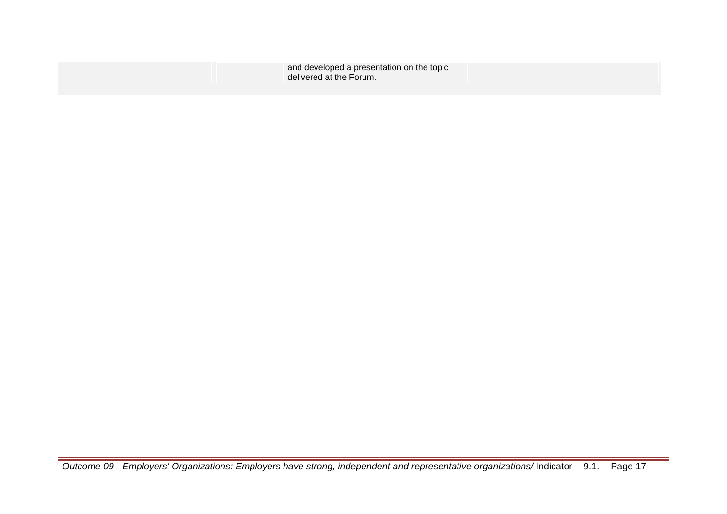| | | | |
|---|---|---|---|
| | | and developed a presentation on the topic delivered at the Forum. | |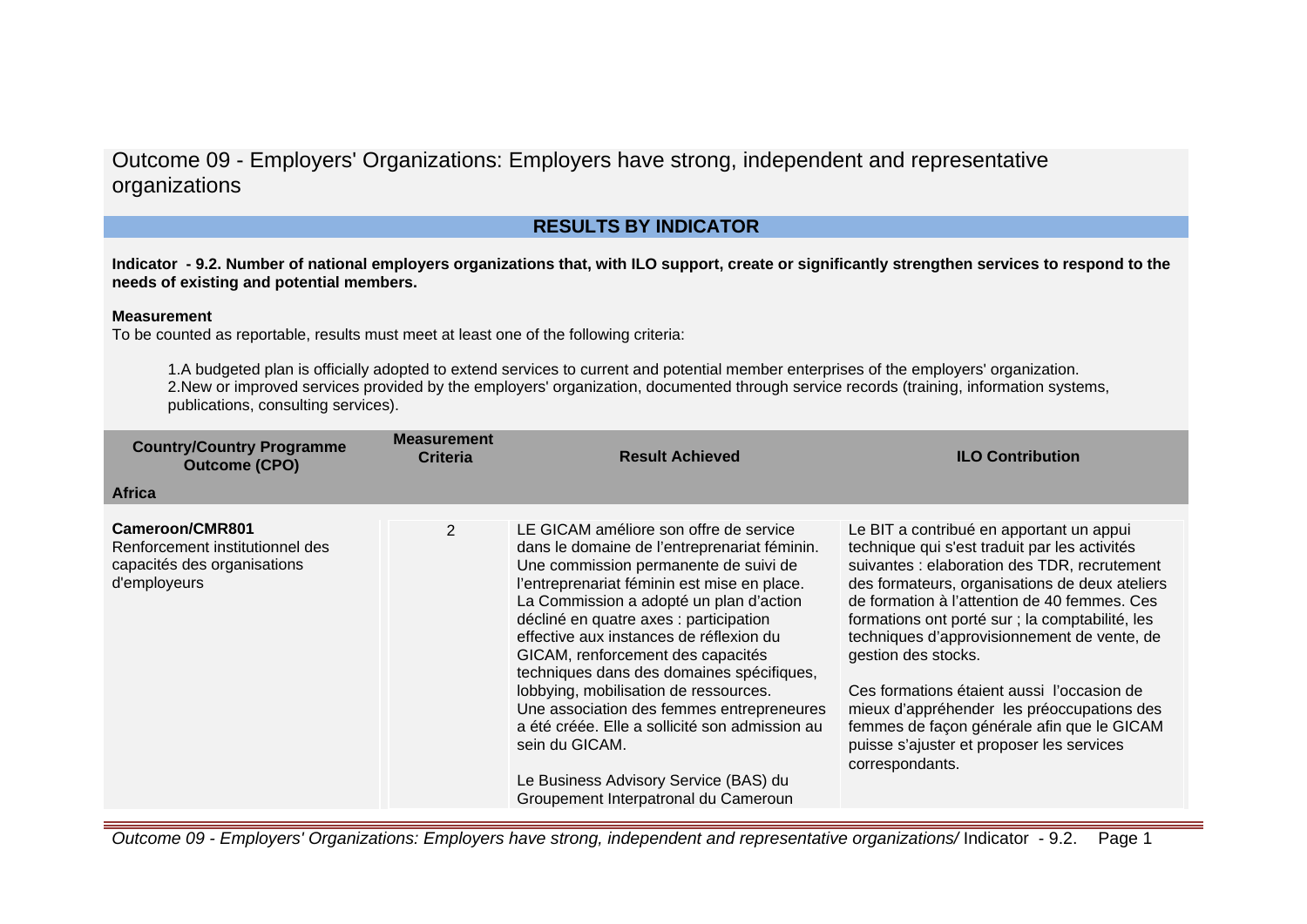# Outcome 09 - Employers' Organizations: Employers have strong, independent and representative organizations

## RESULTS BY INDICATOR

**Indicator - 9.2. Number of national employers organizations that, with ILO support, create or significantly strengthen services to respond to the needs of existing and potential members.**

**Measurement**

To be counted as reportable, results must meet at least one of the following criteria:

1. A budgeted plan is officially adopted to extend services to current and potential member enterprises of the employers' organization.
2. New or improved services provided by the employers' organization, documented through service records (training, information systems, publications, consulting services).

| Country/Country Programme Outcome (CPO) | Measurement Criteria | Result Achieved | ILO Contribution |
|---|---|---|---|
| **Africa** | | | |
| **Cameroon/CMR801**<br>Renforcement institutionnel des capacités des organisations d'employeurs | 2 | LE GICAM améliore son offre de service dans le domaine de l'entreprenariat féminin. Une commission permanente de suivi de l'entreprenariat féminin est mise en place. La Commission a adopté un plan d'action décliné en quatre axes : participation effective aux instances de réflexion du GICAM, renforcement des capacités techniques dans des domaines spécifiques, lobbying, mobilisation de ressources. Une association des femmes entrepreneures a été créée. Elle a sollicité son admission au sein du GICAM.<br><br>Le Business Advisory Service (BAS) du Groupement Interpatronal du Cameroun | Le BIT a contribué en apportant un appui technique qui s'est traduit par les activités suivantes : elaboration des TDR, recrutement des formateurs, organisations de deux ateliers de formation à l'attention de 40 femmes. Ces formations ont porté sur ; la comptabilité, les techniques d'approvisionnement de vente, de gestion des stocks.<br><br>Ces formations étaient aussi l'occasion de mieux d'appréhender les préoccupations des femmes de façon générale afin que le GICAM puisse s'ajuster et proposer les services correspondants. |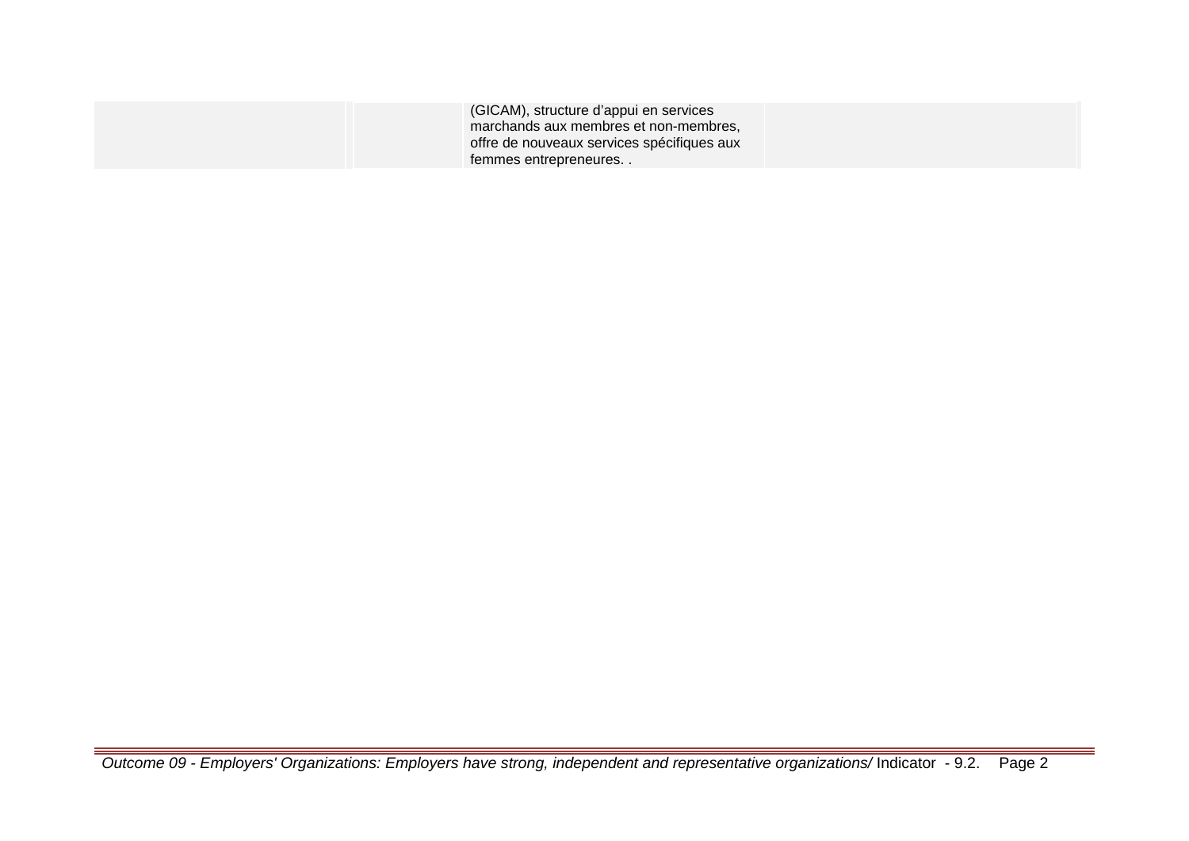| | | | |
|---|---|---|---|
| | | (GICAM), structure d'appui en services marchands aux membres et non-membres, offre de nouveaux services spécifiques aux femmes entrepreneures. . | |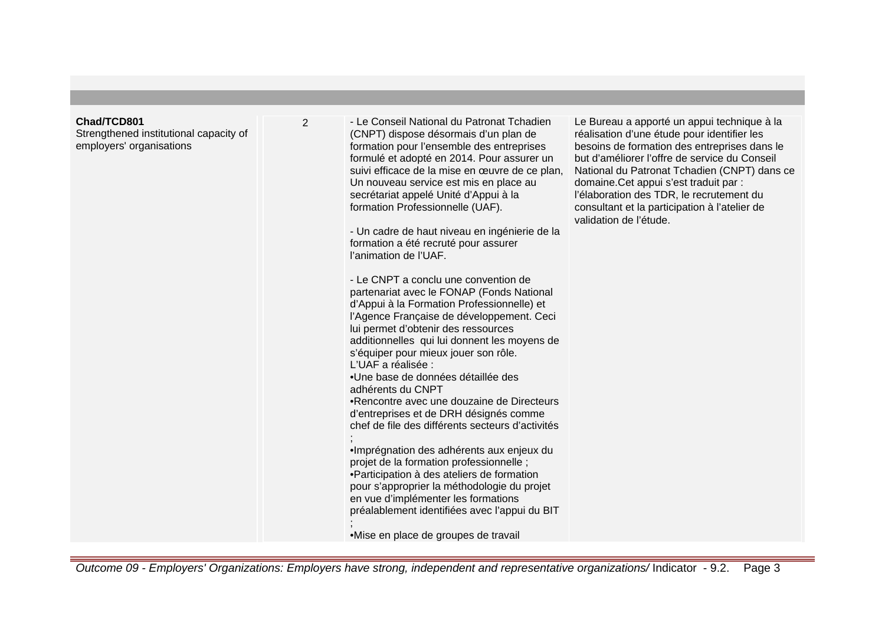| | | | |
|---|---|---|---|
| **Chad/TCD801**<br>Strengthened institutional capacity of employers' organisations | 2 | - Le Conseil National du Patronat Tchadien (CNPT) dispose désormais d'un plan de formation pour l'ensemble des entreprises formulé et adopté en 2014. Pour assurer un suivi efficace de la mise en œuvre de ce plan, Un nouveau service est mis en place au secrétariat appelé Unité d'Appui à la formation Professionnelle (UAF).<br><br>- Un cadre de haut niveau en ingénierie de la formation a été recruté pour assurer l'animation de l'UAF.<br><br>- Le CNPT a conclu une convention de partenariat avec le FONAP (Fonds National d'Appui à la Formation Professionnelle) et l'Agence Française de développement. Ceci lui permet d'obtenir des ressources additionnelles qui lui donnent les moyens de s'équiper pour mieux jouer son rôle.<br>L'UAF a réalisée :<br>•Une base de données détaillée des adhérents du CNPT<br>•Rencontre avec une douzaine de Directeurs d'entreprises et de DRH désignés comme chef de file des différents secteurs d'activités ;<br>•Imprégnation des adhérents aux enjeux du projet de la formation professionnelle ;<br>•Participation à des ateliers de formation pour s'approprier la méthodologie du projet en vue d'implémenter les formations préalablement identifiées avec l'appui du BIT ;<br>•Mise en place de groupes de travail | Le Bureau a apporté un appui technique à la réalisation d'une étude pour identifier les besoins de formation des entreprises dans le but d'améliorer l'offre de service du Conseil National du Patronat Tchadien (CNPT) dans ce domaine.Cet appui s'est traduit par : l'élaboration des TDR, le recrutement du consultant et la participation à l'atelier de validation de l'étude. |

*Outcome 09 - Employers' Organizations: Employers have strong, independent and representative organizations/* Indicator - 9.2.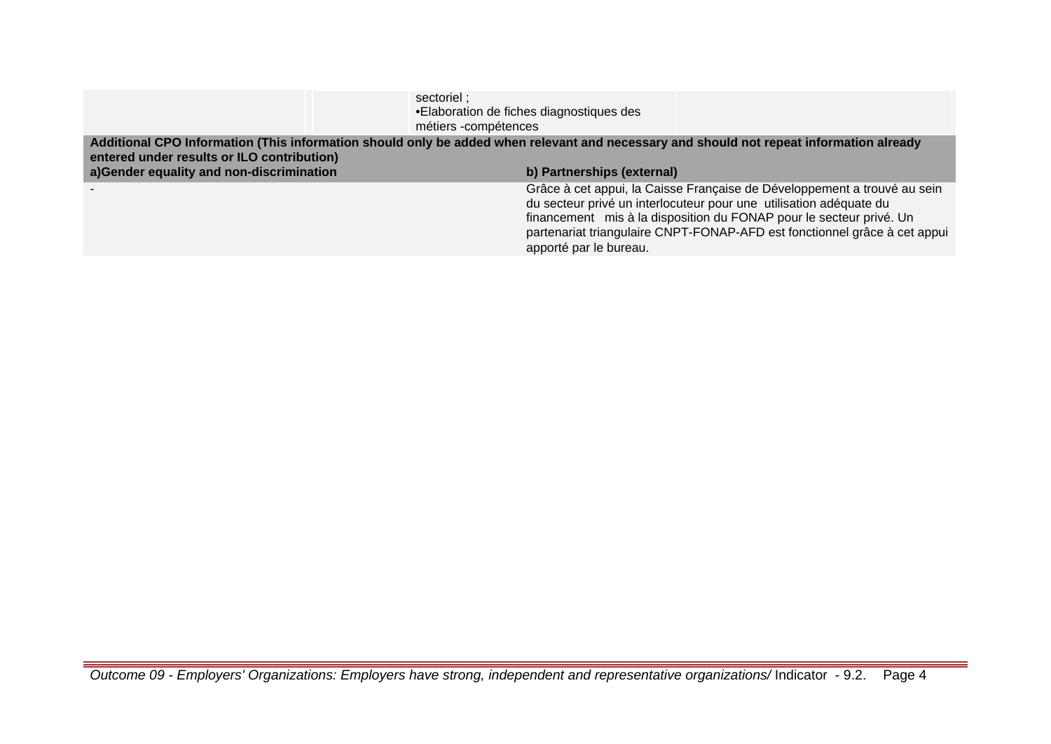|  |  | sectoriel ;<br>•Elaboration de fiches diagnostiques des métiers -compétences |  |
|---|---|---|---|

**Additional CPO Information (This information should only be added when relevant and necessary and should not repeat information already entered under results or ILO contribution)**

| a)Gender equality and non-discrimination | b) Partnerships (external) |
|---|---|
| - | Grâce à cet appui, la Caisse Française de Développement a trouvé au sein du secteur privé un interlocuteur pour une utilisation adéquate du financement mis à la disposition du FONAP pour le secteur privé. Un partenariat triangulaire CNPT-FONAP-AFD est fonctionnel grâce à cet appui apporté par le bureau. |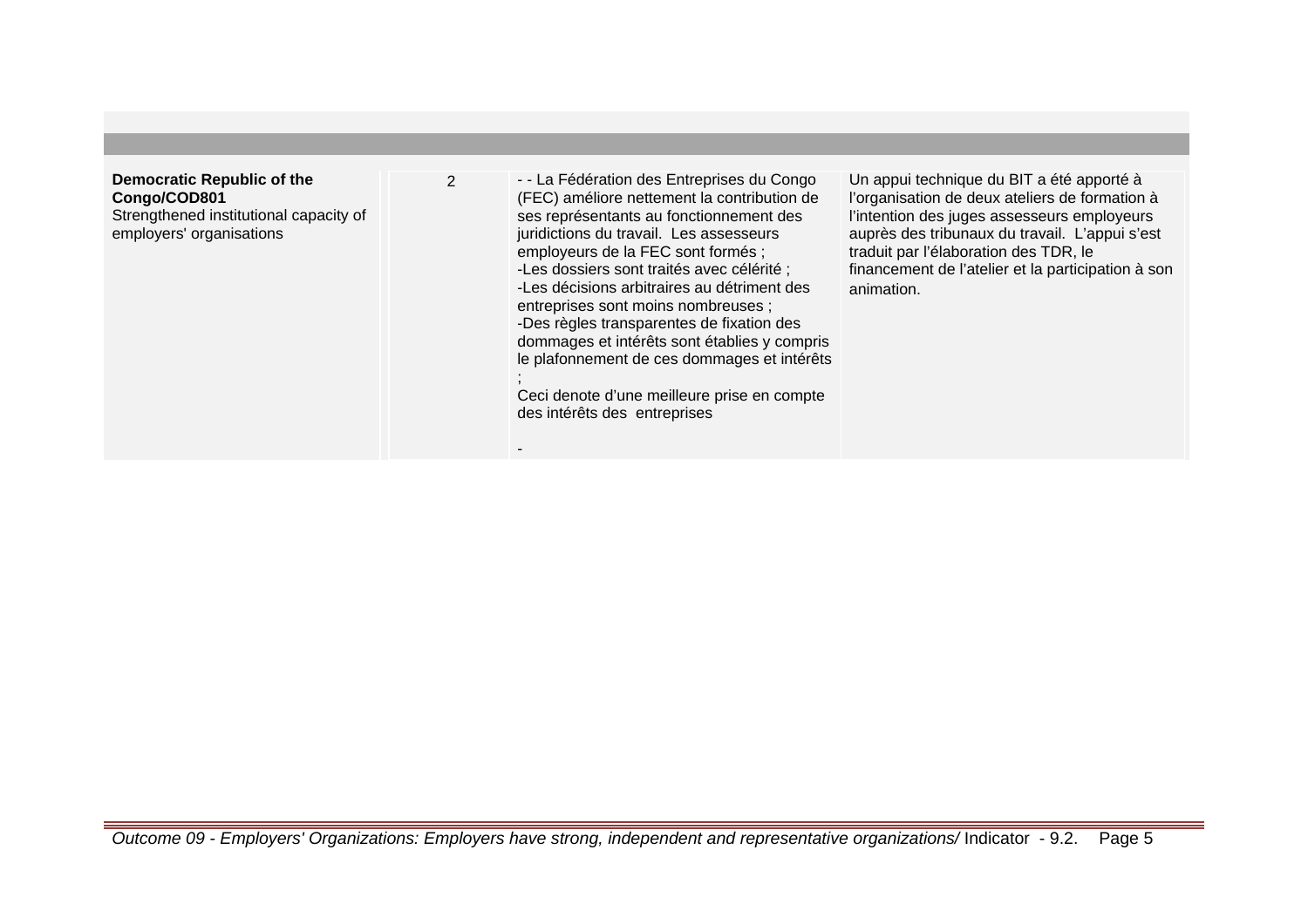| | | | |
|---|---|---|---|
| **Democratic Republic of the Congo/COD801**<br>Strengthened institutional capacity of employers' organisations | 2 | - - La Fédération des Entreprises du Congo (FEC) améliore nettement la contribution de ses représentants au fonctionnement des juridictions du travail. Les assesseurs employeurs de la FEC sont formés ;<br>-Les dossiers sont traités avec célérité ;<br>-Les décisions arbitraires au détriment des entreprises sont moins nombreuses ;<br>-Des règles transparentes de fixation des dommages et intérêts sont établies y compris le plafonnement de ces dommages et intérêts ;<br>Ceci denote d'une meilleure prise en compte des intérêts des entreprises<br><br>- | Un appui technique du BIT a été apporté à l'organisation de deux ateliers de formation à l'intention des juges assesseurs employeurs auprès des tribunaux du travail. L'appui s'est traduit par l'élaboration des TDR, le financement de l'atelier et la participation à son animation. |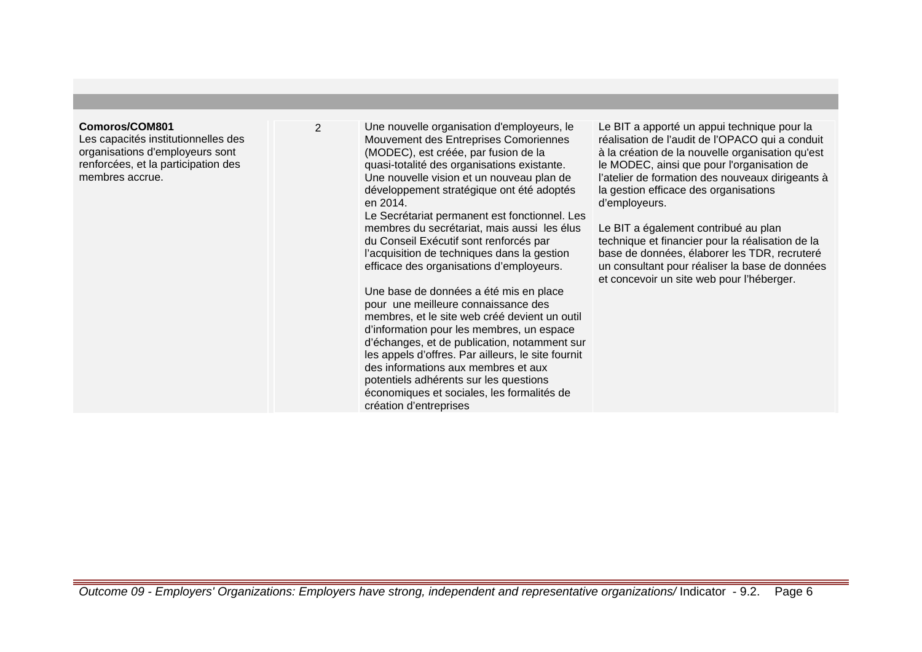| | | | |
|---|---|---|---|
| **Comoros/COM801**<br>Les capacités institutionnelles des organisations d'employeurs sont renforcées, et la participation des membres accrue. | 2 | Une nouvelle organisation d'employeurs, le Mouvement des Entreprises Comoriennes (MODEC), est créée, par fusion de la quasi-totalité des organisations existante. Une nouvelle vision et un nouveau plan de développement stratégique ont été adoptés en 2014.<br>Le Secrétariat permanent est fonctionnel. Les membres du secrétariat, mais aussi les élus du Conseil Exécutif sont renforcés par l'acquisition de techniques dans la gestion efficace des organisations d'employeurs.<br><br>Une base de données a été mis en place pour une meilleure connaissance des membres, et le site web créé devient un outil d'information pour les membres, un espace d'échanges, et de publication, notamment sur les appels d'offres. Par ailleurs, le site fournit des informations aux membres et aux potentiels adhérents sur les questions économiques et sociales, les formalités de création d'entreprises | Le BIT a apporté un appui technique pour la réalisation de l'audit de l'OPACO qui a conduit à la création de la nouvelle organisation qu'est le MODEC, ainsi que pour l'organisation de l'atelier de formation des nouveaux dirigeants à la gestion efficace des organisations d'employeurs.<br><br>Le BIT a également contribué au plan technique et financier pour la réalisation de la base de données, élaborer les TDR, recruteré un consultant pour réaliser la base de données et concevoir un site web pour l'héberger. |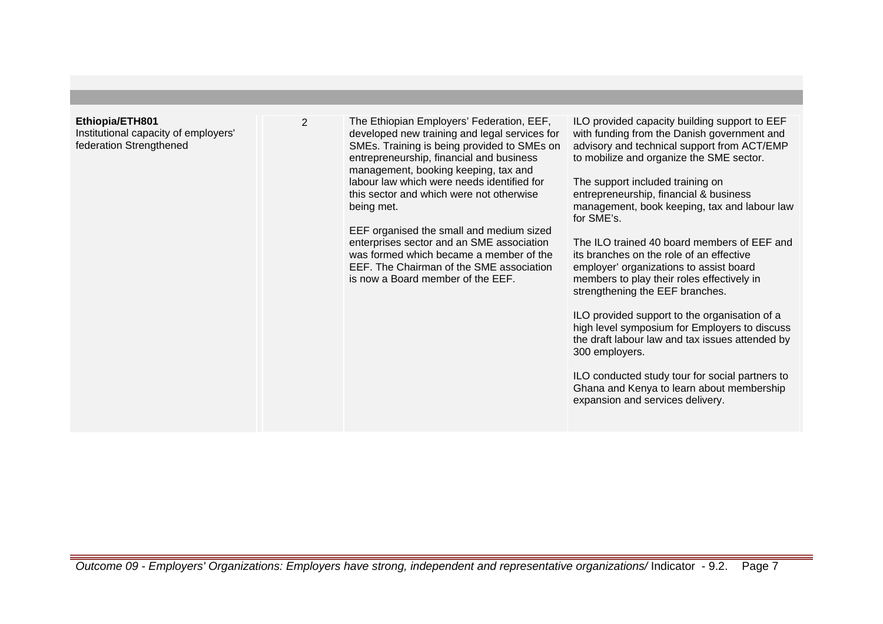| | | | |
|---|---|---|---|
| **Ethiopia/ETH801**<br>Institutional capacity of employers' federation Strengthened | 2 | The Ethiopian Employers' Federation, EEF, developed new training and legal services for SMEs. Training is being provided to SMEs on entrepreneurship, financial and business management, booking keeping, tax and labour law which were needs identified for this sector and which were not otherwise being met.<br><br>EEF organised the small and medium sized enterprises sector and an SME association was formed which became a member of the EEF. The Chairman of the SME association is now a Board member of the EEF. | ILO provided capacity building support to EEF with funding from the Danish government and advisory and technical support from ACT/EMP to mobilize and organize the SME sector.<br><br>The support included training on entrepreneurship, financial & business management, book keeping, tax and labour law for SME's.<br><br>The ILO trained 40 board members of EEF and its branches on the role of an effective employer' organizations to assist board members to play their roles effectively in strengthening the EEF branches.<br><br>ILO provided support to the organisation of a high level symposium for Employers to discuss the draft labour law and tax issues attended by 300 employers.<br><br>ILO conducted study tour for social partners to Ghana and Kenya to learn about membership expansion and services delivery. |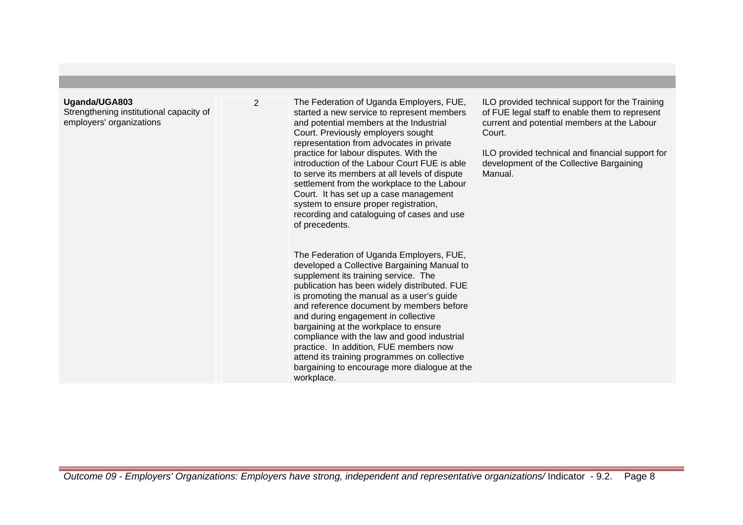| | | | |
|---|---|---|---|
| **Uganda/UGA803**<br>Strengthening institutional capacity of employers' organizations | 2 | The Federation of Uganda Employers, FUE, started a new service to represent members and potential members at the Industrial Court. Previously employers sought representation from advocates in private practice for labour disputes. With the introduction of the Labour Court FUE is able to serve its members at all levels of dispute settlement from the workplace to the Labour Court. It has set up a case management system to ensure proper registration, recording and cataloguing of cases and use of precedents.<br><br>The Federation of Uganda Employers, FUE, developed a Collective Bargaining Manual to supplement its training service. The publication has been widely distributed. FUE is promoting the manual as a user's guide and reference document by members before and during engagement in collective bargaining at the workplace to ensure compliance with the law and good industrial practice. In addition, FUE members now attend its training programmes on collective bargaining to encourage more dialogue at the workplace. | ILO provided technical support for the Training of FUE legal staff to enable them to represent current and potential members at the Labour Court.<br><br>ILO provided technical and financial support for development of the Collective Bargaining Manual. |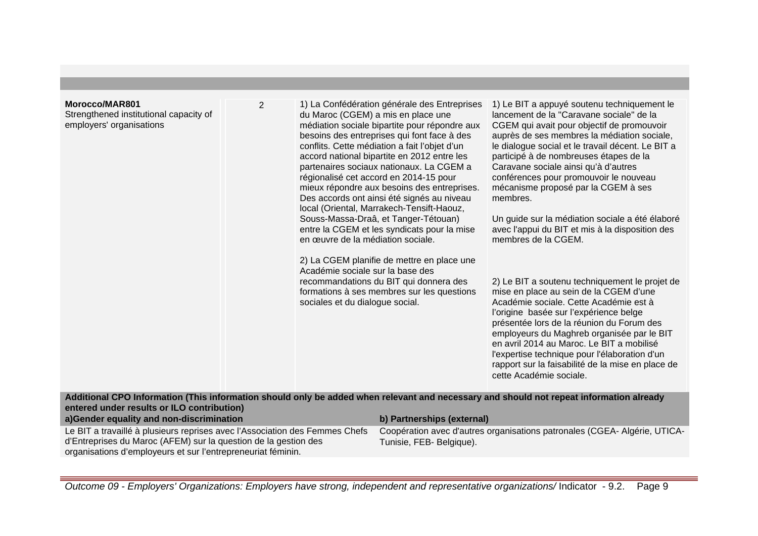| | | | |
|---|---|---|---|
| **Morocco/MAR801**<br>Strengthened institutional capacity of employers' organisations | 2 | 1) La Confédération générale des Entreprises du Maroc (CGEM) a mis en place une médiation sociale bipartite pour répondre aux besoins des entreprises qui font face à des conflits. Cette médiation a fait l'objet d'un accord national bipartite en 2012 entre les partenaires sociaux nationaux. La CGEM a régionalisé cet accord en 2014-15 pour mieux répondre aux besoins des entreprises. Des accords ont ainsi été signés au niveau local (Oriental, Marrakech-Tensift-Haouz, Souss-Massa-Draâ, et Tanger-Tétouan) entre la CGEM et les syndicats pour la mise en œuvre de la médiation sociale.<br><br>2) La CGEM planifie de mettre en place une Académie sociale sur la base des recommandations du BIT qui donnera des formations à ses membres sur les questions sociales et du dialogue social. | 1) Le BIT a appuyé soutenu techniquement le lancement de la "Caravane sociale" de la CGEM qui avait pour objectif de promouvoir auprès de ses membres la médiation sociale, le dialogue social et le travail décent. Le BIT a participé à de nombreuses étapes de la Caravane sociale ainsi qu'à d'autres conférences pour promouvoir le nouveau mécanisme proposé par la CGEM à ses membres.<br><br>Un guide sur la médiation sociale a été élaboré avec l'appui du BIT et mis à la disposition des membres de la CGEM.<br><br>2) Le BIT a soutenu techniquement le projet de mise en place au sein de la CGEM d'une Académie sociale. Cette Académie est à l'origine basée sur l'expérience belge présentée lors de la réunion du Forum des employeurs du Maghreb organisée par le BIT en avril 2014 au Maroc. Le BIT a mobilisé l'expertise technique pour l'élaboration d'un rapport sur la faisabilité de la mise en place de cette Académie sociale. |

**Additional CPO Information (This information should only be added when relevant and necessary and should not repeat information already entered under results or ILO contribution)**

| a)Gender equality and non-discrimination | b) Partnerships (external) |
|---|---|
| Le BIT a travaillé à plusieurs reprises avec l'Association des Femmes Chefs d'Entreprises du Maroc (AFEM) sur la question de la gestion des organisations d'employeurs et sur l'entrepreneuriat féminin. | Coopération avec d'autres organisations patronales (CGEA- Algérie, UTICA-Tunisie, FEB- Belgique). |

*Outcome 09 - Employers' Organizations: Employers have strong, independent and representative organizations/* Indicator - 9.2.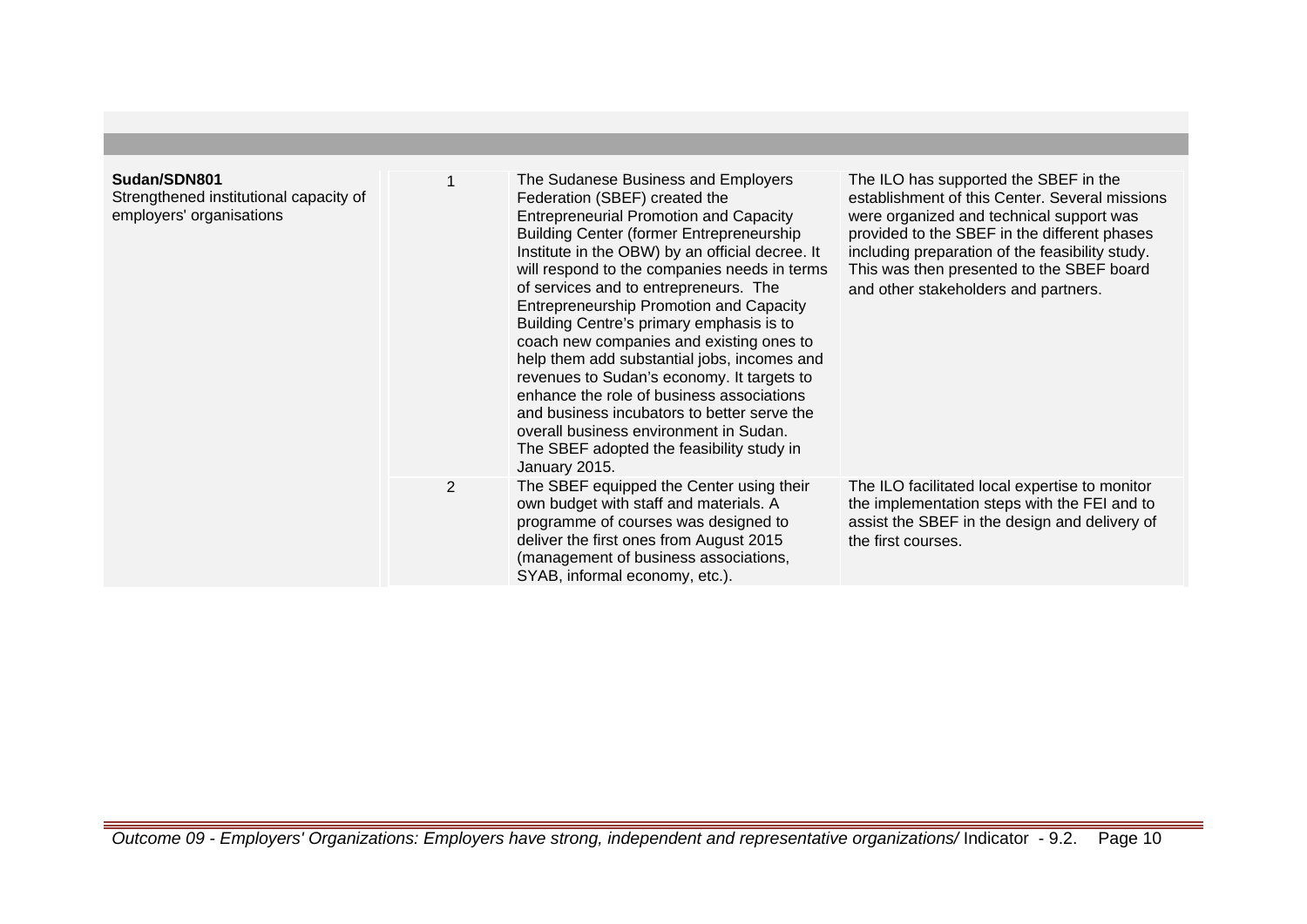| | | | |
|---|---|---|---|
| **Sudan/SDN801**<br>Strengthened institutional capacity of employers' organisations | 1 | The Sudanese Business and Employers Federation (SBEF) created the Entrepreneurial Promotion and Capacity Building Center (former Entrepreneurship Institute in the OBW) by an official decree. It will respond to the companies needs in terms of services and to entrepreneurs. The Entrepreneurship Promotion and Capacity Building Centre's primary emphasis is to coach new companies and existing ones to help them add substantial jobs, incomes and revenues to Sudan's economy. It targets to enhance the role of business associations and business incubators to better serve the overall business environment in Sudan. The SBEF adopted the feasibility study in January 2015. | The ILO has supported the SBEF in the establishment of this Center. Several missions were organized and technical support was provided to the SBEF in the different phases including preparation of the feasibility study. This was then presented to the SBEF board and other stakeholders and partners. |
| | 2 | The SBEF equipped the Center using their own budget with staff and materials. A programme of courses was designed to deliver the first ones from August 2015 (management of business associations, SYAB, informal economy, etc.). | The ILO facilitated local expertise to monitor the implementation steps with the FEI and to assist the SBEF in the design and delivery of the first courses. |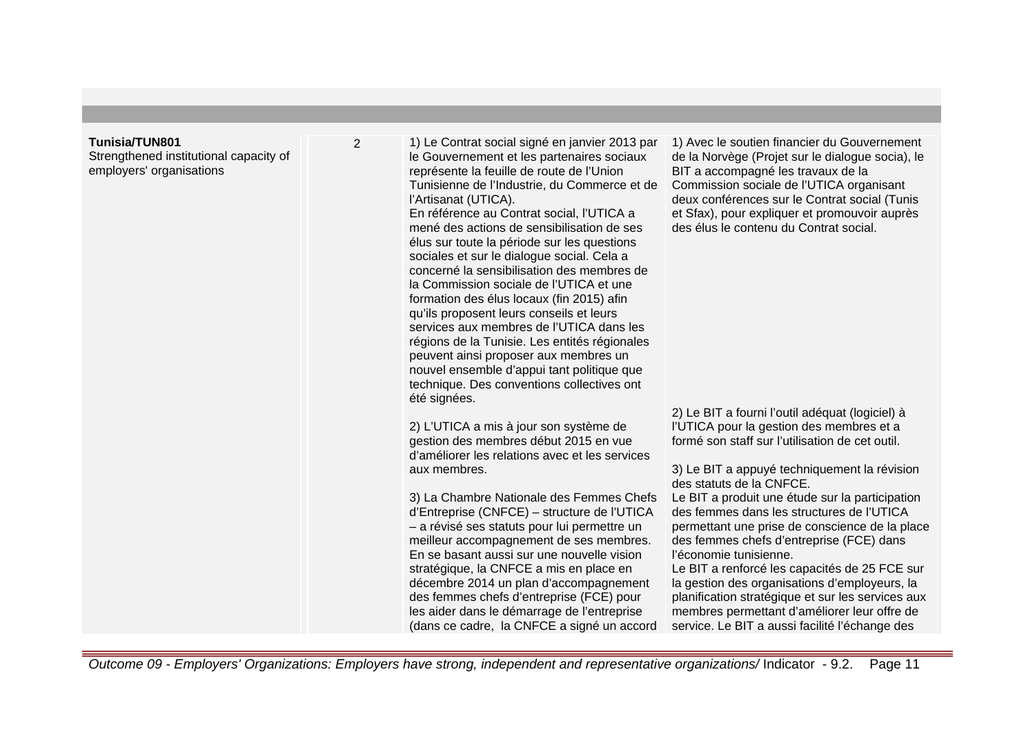| | | | |
|---|---|---|---|
| **Tunisia/TUN801**<br>Strengthened institutional capacity of employers' organisations | 2 | 1) Le Contrat social signé en janvier 2013 par le Gouvernement et les partenaires sociaux représente la feuille de route de l'Union Tunisienne de l'Industrie, du Commerce et de l'Artisanat (UTICA).<br>En référence au Contrat social, l'UTICA a mené des actions de sensibilisation de ses élus sur toute la période sur les questions sociales et sur le dialogue social. Cela a concerné la sensibilisation des membres de la Commission sociale de l'UTICA et une formation des élus locaux (fin 2015) afin qu'ils proposent leurs conseils et leurs services aux membres de l'UTICA dans les régions de la Tunisie. Les entités régionales peuvent ainsi proposer aux membres un nouvel ensemble d'appui tant politique que technique. Des conventions collectives ont été signées.<br><br>2) L'UTICA a mis à jour son système de gestion des membres début 2015 en vue d'améliorer les relations avec et les services aux membres.<br><br>3) La Chambre Nationale des Femmes Chefs d'Entreprise (CNFCE) – structure de l'UTICA – a révisé ses statuts pour lui permettre un meilleur accompagnement de ses membres. En se basant aussi sur une nouvelle vision stratégique, la CNFCE a mis en place en décembre 2014 un plan d'accompagnement des femmes chefs d'entreprise (FCE) pour les aider dans le démarrage de l'entreprise (dans ce cadre, la CNFCE a signé un accord | 1) Avec le soutien financier du Gouvernement de la Norvège (Projet sur le dialogue socia), le BIT a accompagné les travaux de la Commission sociale de l'UTICA organisant deux conférences sur le Contrat social (Tunis et Sfax), pour expliquer et promouvoir auprès des élus le contenu du Contrat social.<br><br>2) Le BIT a fourni l'outil adéquat (logiciel) à l'UTICA pour la gestion des membres et a formé son staff sur l'utilisation de cet outil.<br><br>3) Le BIT a appuyé techniquement la révision des statuts de la CNFCE.<br>Le BIT a produit une étude sur la participation des femmes dans les structures de l'UTICA permettant une prise de conscience de la place des femmes chefs d'entreprise (FCE) dans l'économie tunisienne.<br>Le BIT a renforcé les capacités de 25 FCE sur la gestion des organisations d'employeurs, la planification stratégique et sur les services aux membres permettant d'améliorer leur offre de service. Le BIT a aussi facilité l'échange des |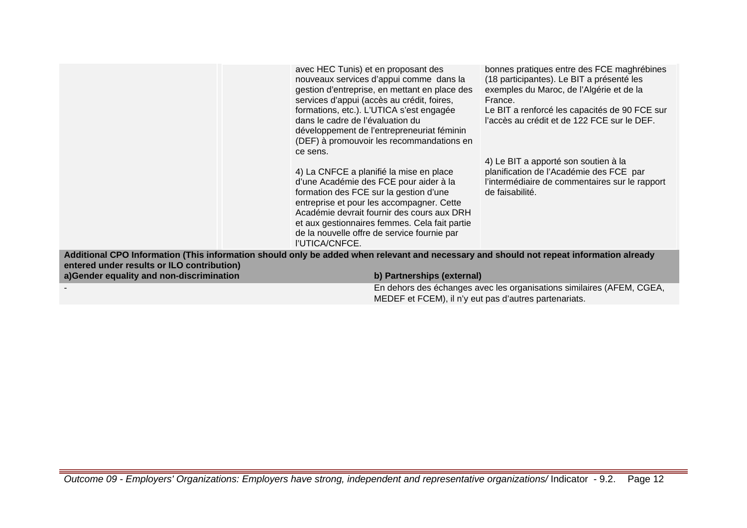| | | | |
|---|---|---|---|
| | | avec HEC Tunis) et en proposant des nouveaux services d'appui comme dans la gestion d'entreprise, en mettant en place des services d'appui (accès au crédit, foires, formations, etc.). L'UTICA s'est engagée dans le cadre de l'évaluation du développement de l'entrepreneuriat féminin (DEF) à promouvoir les recommandations en ce sens.<br><br>4) La CNFCE a planifié la mise en place d'une Académie des FCE pour aider à la formation des FCE sur la gestion d'une entreprise et pour les accompagner. Cette Académie devrait fournir des cours aux DRH et aux gestionnaires femmes. Cela fait partie de la nouvelle offre de service fournie par l'UTICA/CNFCE. | bonnes pratiques entre des FCE maghrébines (18 participantes). Le BIT a présenté les exemples du Maroc, de l'Algérie et de la France.<br>Le BIT a renforcé les capacités de 90 FCE sur l'accès au crédit et de 122 FCE sur le DEF.<br><br>4) Le BIT a apporté son soutien à la planification de l'Académie des FCE par l'intermédiaire de commentaires sur le rapport de faisabilité. |

**Additional CPO Information (This information should only be added when relevant and necessary and should not repeat information already entered under results or ILO contribution)**

| a)Gender equality and non-discrimination | b) Partnerships (external) |
|---|---|
| - | En dehors des échanges avec les organisations similaires (AFEM, CGEA, MEDEF et FCEM), il n'y eut pas d'autres partenariats. |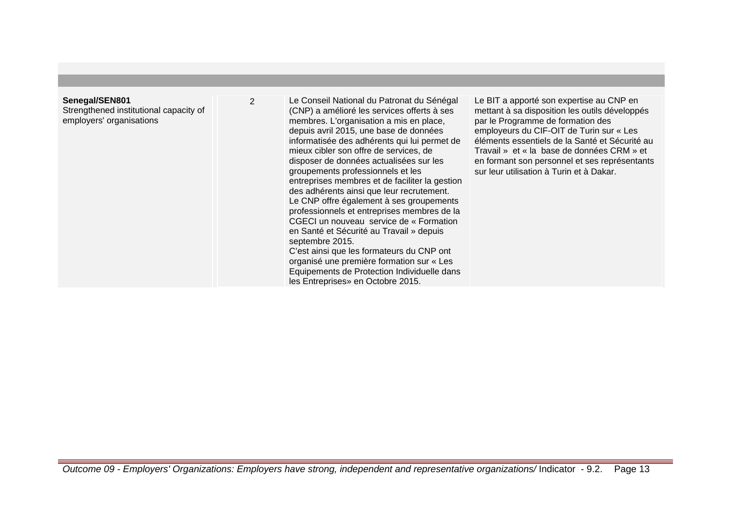| | | | |
|---|---|---|---|
| **Senegal/SEN801**<br>Strengthened institutional capacity of employers' organisations | 2 | Le Conseil National du Patronat du Sénégal (CNP) a amélioré les services offerts à ses membres. L'organisation a mis en place, depuis avril 2015, une base de données informatisée des adhérents qui lui permet de mieux cibler son offre de services, de disposer de données actualisées sur les groupements professionnels et les entreprises membres et de faciliter la gestion des adhérents ainsi que leur recrutement.<br>Le CNP offre également à ses groupements professionnels et entreprises membres de la CGECI un nouveau service de « Formation en Santé et Sécurité au Travail » depuis septembre 2015.<br>C'est ainsi que les formateurs du CNP ont organisé une première formation sur « Les Equipements de Protection Individuelle dans les Entreprises» en Octobre 2015. | Le BIT a apporté son expertise au CNP en mettant à sa disposition les outils développés par le Programme de formation des employeurs du CIF-OIT de Turin sur « Les éléments essentiels de la Santé et Sécurité au Travail » et « la base de données CRM » et en formant son personnel et ses représentants sur leur utilisation à Turin et à Dakar. |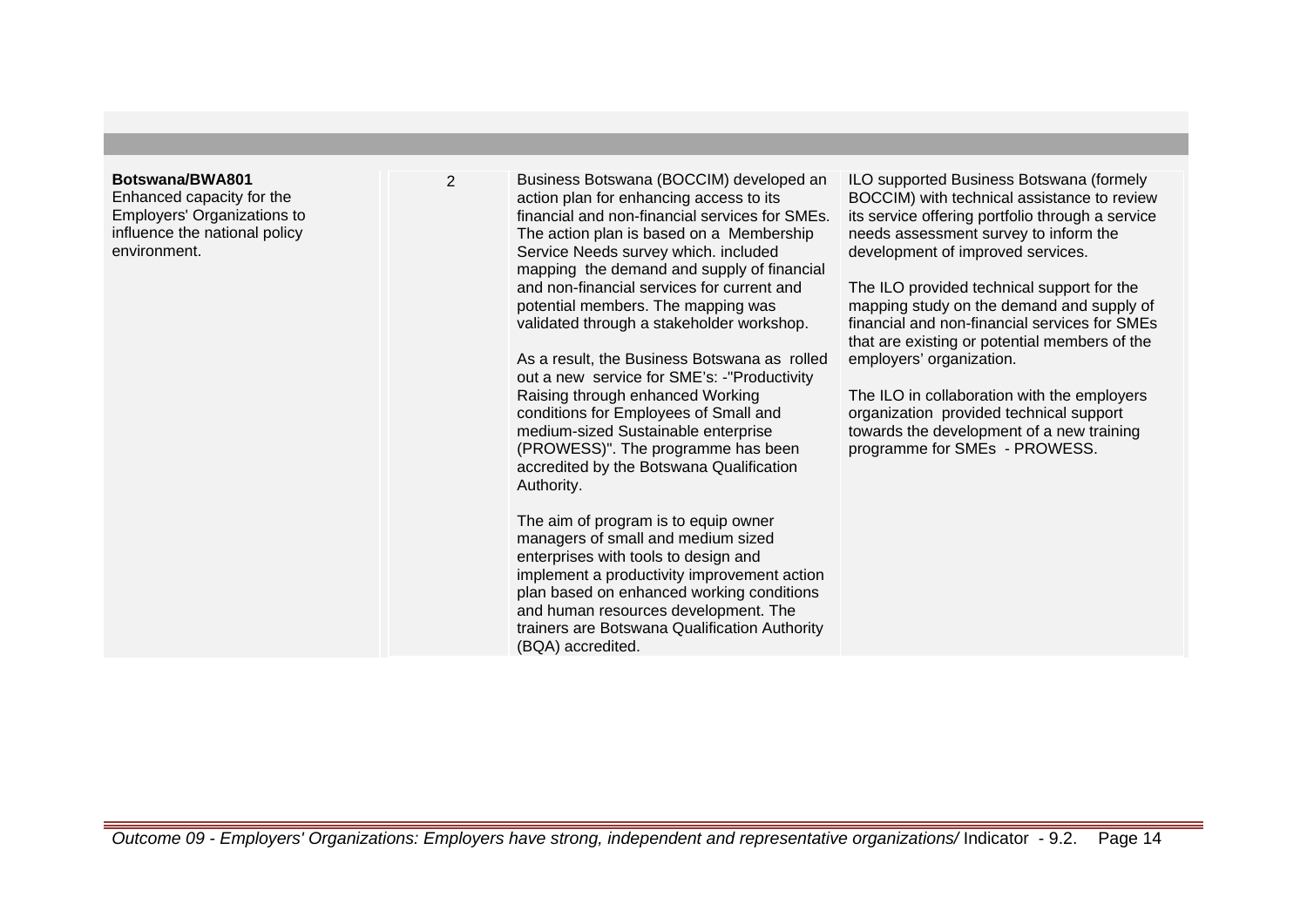| | | | |
|---|---|---|---|
| **Botswana/BWA801**<br>Enhanced capacity for the Employers' Organizations to influence the national policy environment. | 2 | Business Botswana (BOCCIM) developed an action plan for enhancing access to its financial and non-financial services for SMEs. The action plan is based on a Membership Service Needs survey which. included mapping the demand and supply of financial and non-financial services for current and potential members. The mapping was validated through a stakeholder workshop.<br><br>As a result, the Business Botswana as rolled out a new service for SME's: -"Productivity Raising through enhanced Working conditions for Employees of Small and medium-sized Sustainable enterprise (PROWESS)". The programme has been accredited by the Botswana Qualification Authority.<br><br>The aim of program is to equip owner managers of small and medium sized enterprises with tools to design and implement a productivity improvement action plan based on enhanced working conditions and human resources development. The trainers are Botswana Qualification Authority (BQA) accredited. | ILO supported Business Botswana (formely BOCCIM) with technical assistance to review its service offering portfolio through a service needs assessment survey to inform the development of improved services.<br><br>The ILO provided technical support for the mapping study on the demand and supply of financial and non-financial services for SMEs that are existing or potential members of the employers' organization.<br><br>The ILO in collaboration with the employers organization provided technical support towards the development of a new training programme for SMEs - PROWESS. |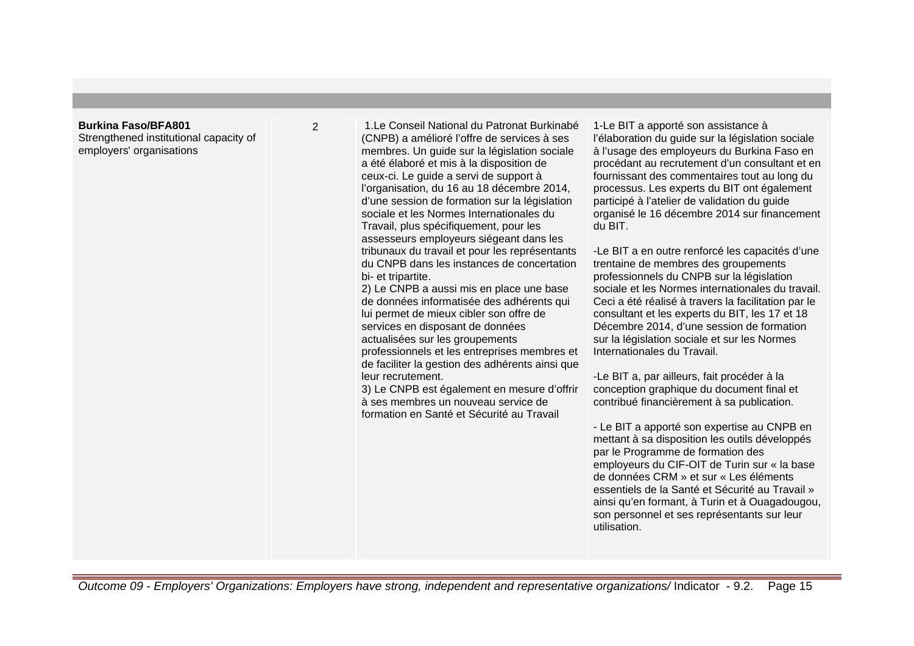| | | | |
|---|---|---|---|
| **Burkina Faso/BFA801**<br>Strengthened institutional capacity of employers' organisations | 2 | 1.Le Conseil National du Patronat Burkinabé (CNPB) a amélioré l'offre de services à ses membres. Un guide sur la législation sociale a été élaboré et mis à la disposition de ceux-ci. Le guide a servi de support à l'organisation, du 16 au 18 décembre 2014, d'une session de formation sur la législation sociale et les Normes Internationales du Travail, plus spécifiquement, pour les assesseurs employeurs siégeant dans les tribunaux du travail et pour les représentants du CNPB dans les instances de concertation bi- et tripartite.<br>2) Le CNPB a aussi mis en place une base de données informatisée des adhérents qui lui permet de mieux cibler son offre de services en disposant de données actualisées sur les groupements professionnels et les entreprises membres et de faciliter la gestion des adhérents ainsi que leur recrutement.<br>3) Le CNPB est également en mesure d'offrir à ses membres un nouveau service de formation en Santé et Sécurité au Travail | 1-Le BIT a apporté son assistance à l'élaboration du guide sur la législation sociale à l'usage des employeurs du Burkina Faso en procédant au recrutement d'un consultant et en fournissant des commentaires tout au long du processus. Les experts du BIT ont également participé à l'atelier de validation du guide organisé le 16 décembre 2014 sur financement du BIT.<br><br>-Le BIT a en outre renforcé les capacités d'une trentaine de membres des groupements professionnels du CNPB sur la législation sociale et les Normes internationales du travail. Ceci a été réalisé à travers la facilitation par le consultant et les experts du BIT, les 17 et 18 Décembre 2014, d'une session de formation sur la législation sociale et sur les Normes Internationales du Travail.<br><br>-Le BIT a, par ailleurs, fait procéder à la conception graphique du document final et contribué financièrement à sa publication.<br><br>- Le BIT a apporté son expertise au CNPB en mettant à sa disposition les outils développés par le Programme de formation des employeurs du CIF-OIT de Turin sur « la base de données CRM » et sur « Les éléments essentiels de la Santé et Sécurité au Travail » ainsi qu'en formant, à Turin et à Ouagadougou, son personnel et ses représentants sur leur utilisation. |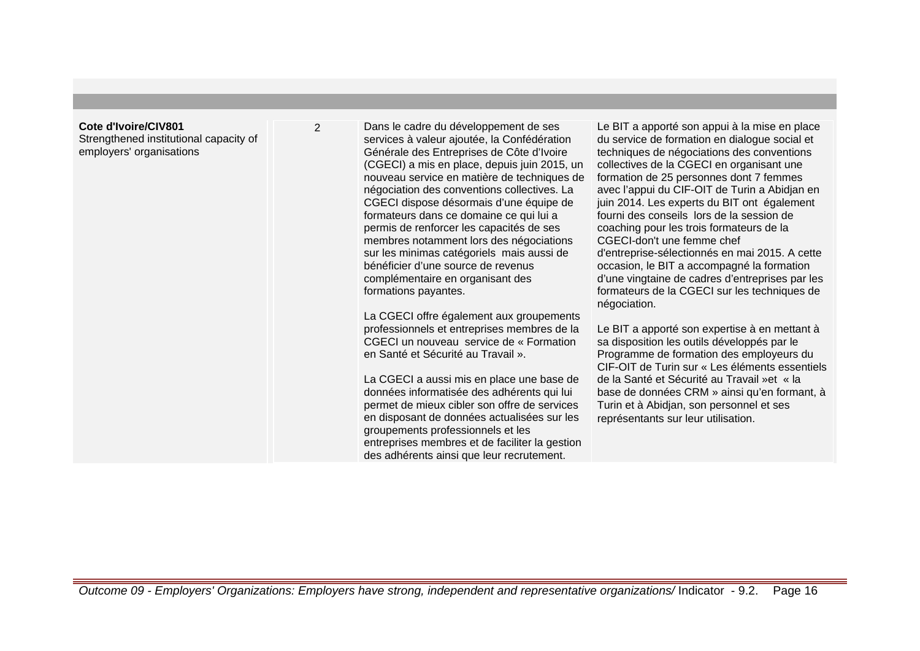| | | | |
|---|---|---|---|
| **Cote d'Ivoire/CIV801**<br>Strengthened institutional capacity of employers' organisations | 2 | Dans le cadre du développement de ses services à valeur ajoutée, la Confédération Générale des Entreprises de Côte d'Ivoire (CGECI) a mis en place, depuis juin 2015, un nouveau service en matière de techniques de négociation des conventions collectives. La CGECI dispose désormais d'une équipe de formateurs dans ce domaine ce qui lui a permis de renforcer les capacités de ses membres notamment lors des négociations sur les minimas catégoriels mais aussi de bénéficier d'une source de revenus complémentaire en organisant des formations payantes.<br><br>La CGECI offre également aux groupements professionnels et entreprises membres de la CGECI un nouveau service de « Formation en Santé et Sécurité au Travail ».<br><br>La CGECI a aussi mis en place une base de données informatisée des adhérents qui lui permet de mieux cibler son offre de services en disposant de données actualisées sur les groupements professionnels et les entreprises membres et de faciliter la gestion des adhérents ainsi que leur recrutement. | Le BIT a apporté son appui à la mise en place du service de formation en dialogue social et techniques de négociations des conventions collectives de la CGECI en organisant une formation de 25 personnes dont 7 femmes avec l'appui du CIF-OIT de Turin a Abidjan en juin 2014. Les experts du BIT ont également fourni des conseils lors de la session de coaching pour les trois formateurs de la CGECI-don't une femme chef d'entreprise-sélectionnés en mai 2015. A cette occasion, le BIT a accompagné la formation d'une vingtaine de cadres d'entreprises par les formateurs de la CGECI sur les techniques de négociation.<br><br>Le BIT a apporté son expertise à en mettant à sa disposition les outils développés par le Programme de formation des employeurs du CIF-OIT de Turin sur « Les éléments essentiels de la Santé et Sécurité au Travail »et « la base de données CRM » ainsi qu'en formant, à Turin et à Abidjan, son personnel et ses représentants sur leur utilisation. |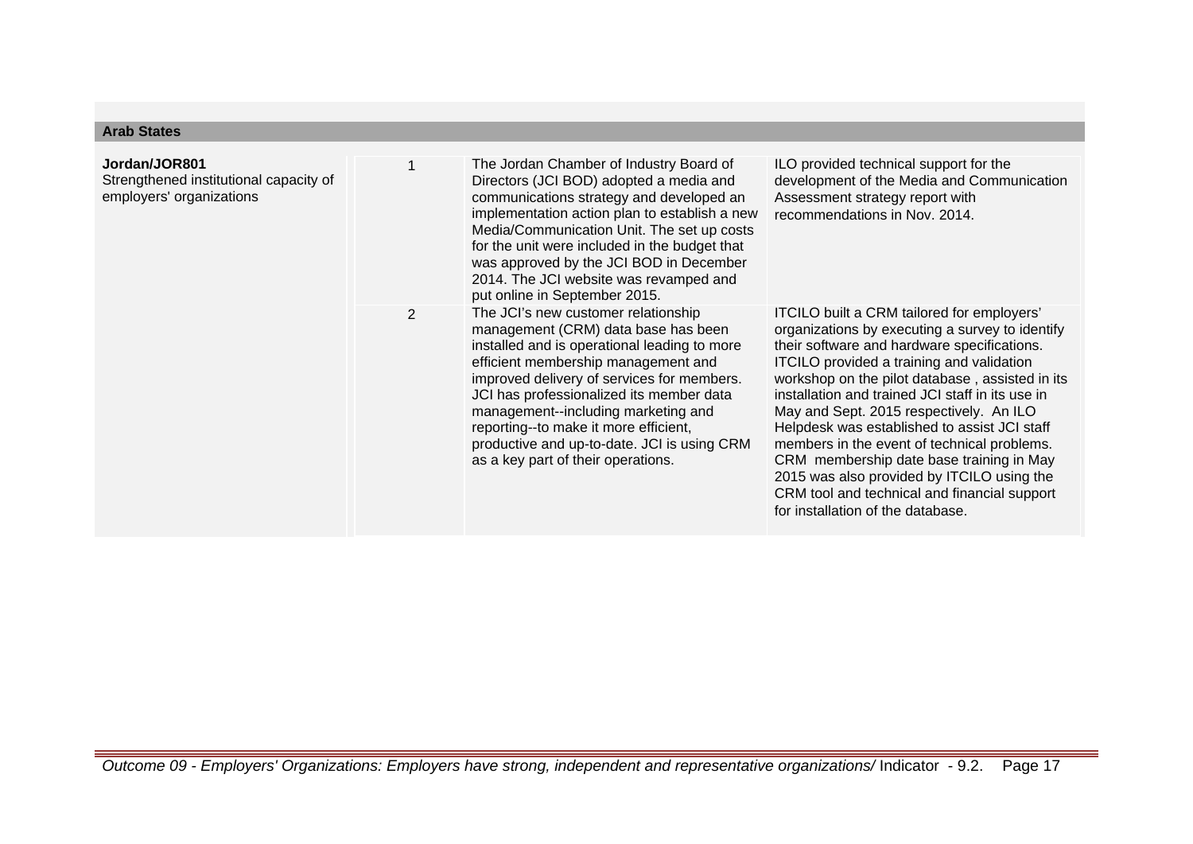**Arab States**

| | | | |
|---|---|---|---|
| **Jordan/JOR801**<br>Strengthened institutional capacity of employers' organizations | 1 | The Jordan Chamber of Industry Board of Directors (JCI BOD) adopted a media and communications strategy and developed an implementation action plan to establish a new Media/Communication Unit. The set up costs for the unit were included in the budget that was approved by the JCI BOD in December 2014. The JCI website was revamped and put online in September 2015. | ILO provided technical support for the development of the Media and Communication Assessment strategy report with recommendations in Nov. 2014. |
| | 2 | The JCI's new customer relationship management (CRM) data base has been installed and is operational leading to more efficient membership management and improved delivery of services for members. JCI has professionalized its member data management--including marketing and reporting--to make it more efficient, productive and up-to-date. JCI is using CRM as a key part of their operations. | ITCILO built a CRM tailored for employers' organizations by executing a survey to identify their software and hardware specifications. ITCILO provided a training and validation workshop on the pilot database , assisted in its installation and trained JCI staff in its use in May and Sept. 2015 respectively. An ILO Helpdesk was established to assist JCI staff members in the event of technical problems. CRM membership date base training in May 2015 was also provided by ITCILO using the CRM tool and technical and financial support for installation of the database. |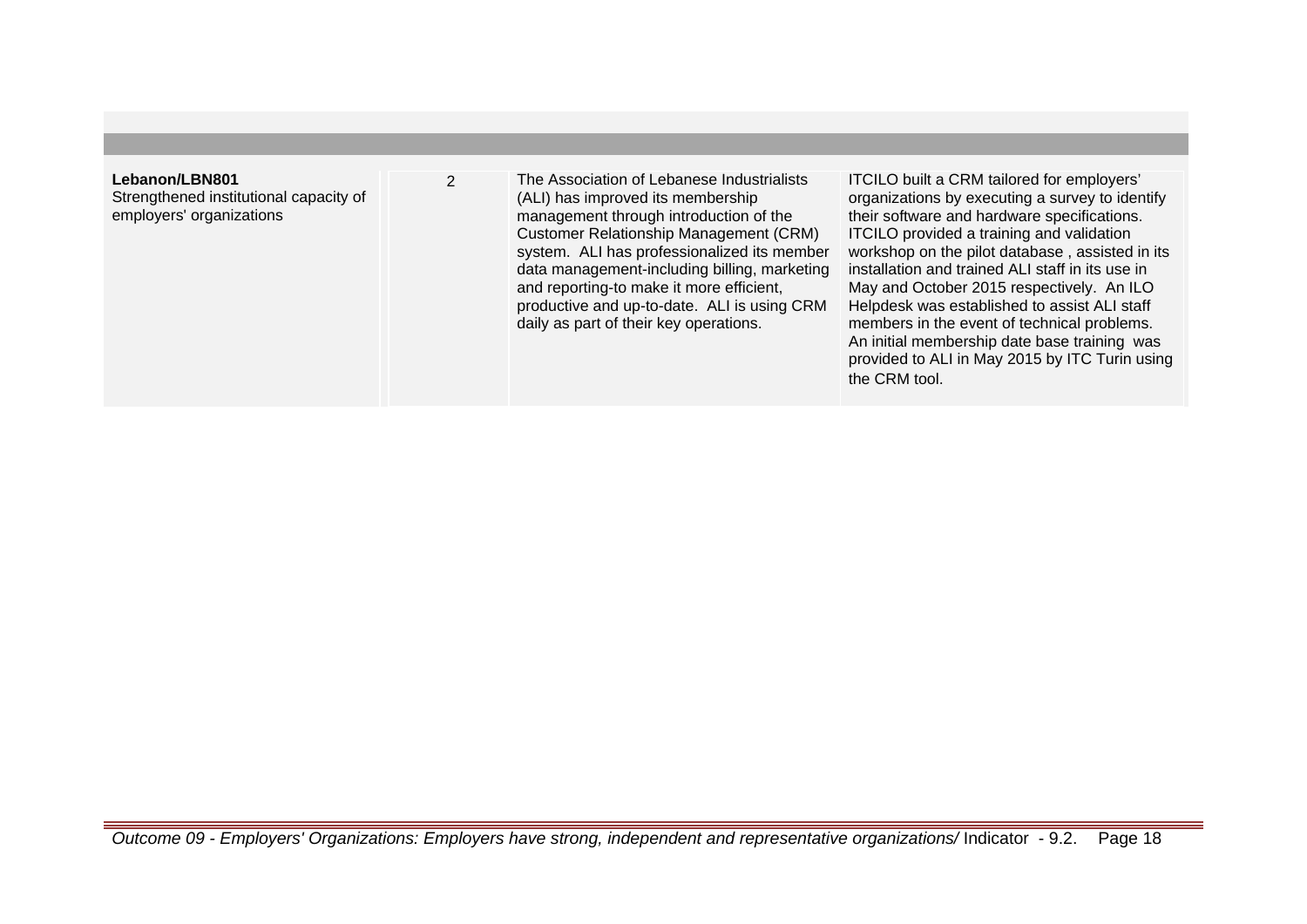| | | | |
|---|---|---|---|
| **Lebanon/LBN801**<br>Strengthened institutional capacity of employers' organizations | 2 | The Association of Lebanese Industrialists (ALI) has improved its membership management through introduction of the Customer Relationship Management (CRM) system. ALI has professionalized its member data management-including billing, marketing and reporting-to make it more efficient, productive and up-to-date. ALI is using CRM daily as part of their key operations. | ITCILO built a CRM tailored for employers' organizations by executing a survey to identify their software and hardware specifications. ITCILO provided a training and validation workshop on the pilot database , assisted in its installation and trained ALI staff in its use in May and October 2015 respectively. An ILO Helpdesk was established to assist ALI staff members in the event of technical problems. An initial membership date base training was provided to ALI in May 2015 by ITC Turin using the CRM tool. |

*Outcome 09 - Employers' Organizations: Employers have strong, independent and representative organizations/* Indicator - 9.2.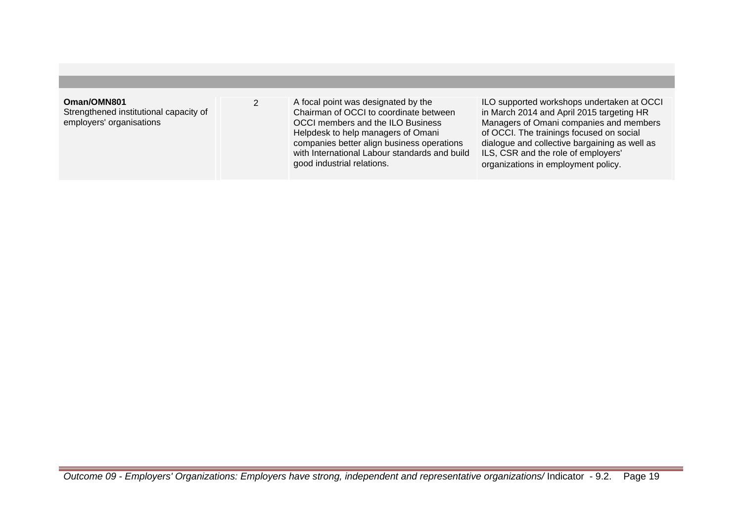| | | | |
|---|---|---|---|
| **Oman/OMN801**<br>Strengthened institutional capacity of employers' organisations | 2 | A focal point was designated by the Chairman of OCCI to coordinate between OCCI members and the ILO Business Helpdesk to help managers of Omani companies better align business operations with International Labour standards and build good industrial relations. | ILO supported workshops undertaken at OCCI in March 2014 and April 2015 targeting HR Managers of Omani companies and members of OCCI. The trainings focused on social dialogue and collective bargaining as well as ILS, CSR and the role of employers' organizations in employment policy. |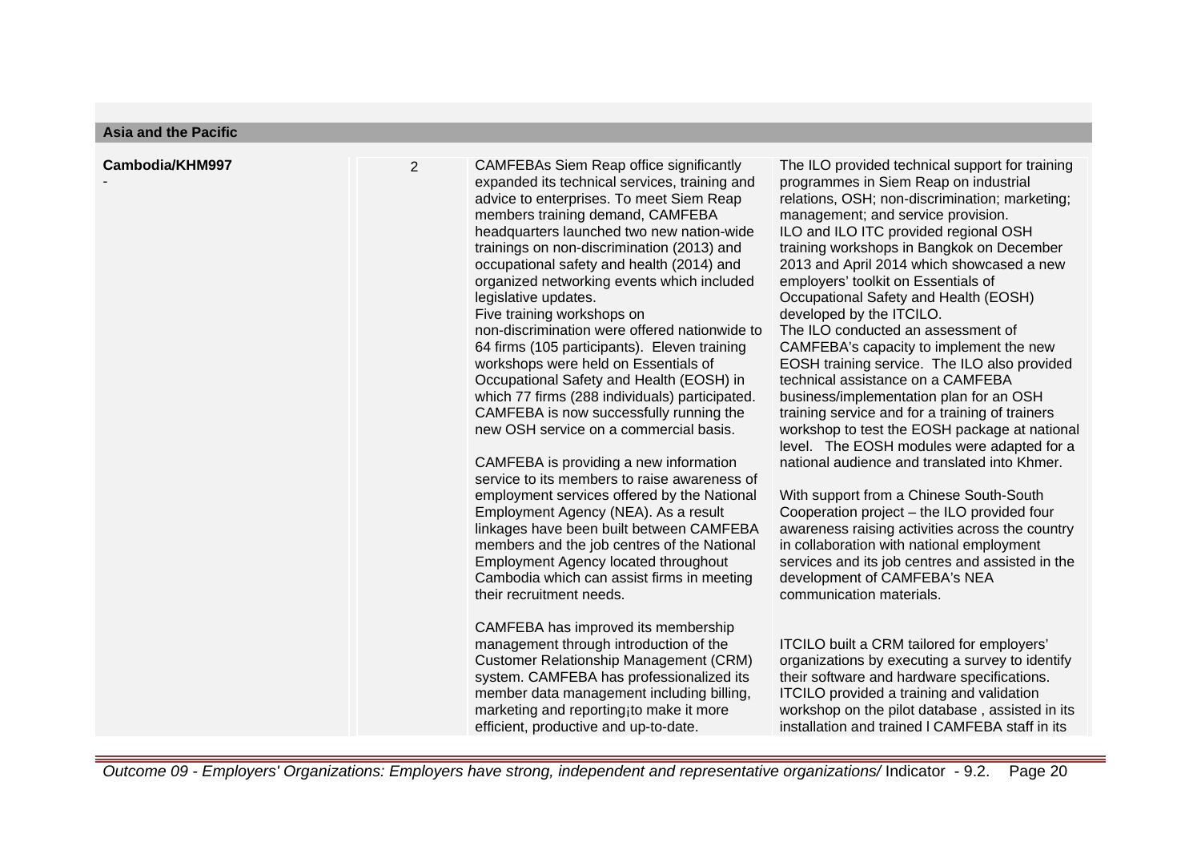**Asia and the Pacific**

| | | | |
|---|---|---|---|
| **Cambodia/KHM997**<br>- | 2 | CAMFEBAs Siem Reap office significantly expanded its technical services, training and advice to enterprises. To meet Siem Reap members training demand, CAMFEBA headquarters launched two new nation-wide trainings on non-discrimination (2013) and occupational safety and health (2014) and organized networking events which included legislative updates.<br>Five training workshops on non-discrimination were offered nationwide to 64 firms (105 participants). Eleven training workshops were held on Essentials of Occupational Safety and Health (EOSH) in which 77 firms (288 individuals) participated. CAMFEBA is now successfully running the new OSH service on a commercial basis.<br><br>CAMFEBA is providing a new information service to its members to raise awareness of employment services offered by the National Employment Agency (NEA). As a result linkages have been built between CAMFEBA members and the job centres of the National Employment Agency located throughout Cambodia which can assist firms in meeting their recruitment needs.<br><br>CAMFEBA has improved its membership management through introduction of the Customer Relationship Management (CRM) system. CAMFEBA has professionalized its member data management including billing, marketing and reporting¡to make it more efficient, productive and up-to-date. | The ILO provided technical support for training programmes in Siem Reap on industrial relations, OSH; non-discrimination; marketing; management; and service provision.<br>ILO and ILO ITC provided regional OSH training workshops in Bangkok on December 2013 and April 2014 which showcased a new employers' toolkit on Essentials of Occupational Safety and Health (EOSH) developed by the ITCILO.<br>The ILO conducted an assessment of CAMFEBA's capacity to implement the new EOSH training service. The ILO also provided technical assistance on a CAMFEBA business/implementation plan for an OSH training service and for a training of trainers workshop to test the EOSH package at national level. The EOSH modules were adapted for a national audience and translated into Khmer.<br><br>With support from a Chinese South-South Cooperation project – the ILO provided four awareness raising activities across the country in collaboration with national employment services and its job centres and assisted in the development of CAMFEBA's NEA communication materials.<br><br>ITCILO built a CRM tailored for employers' organizations by executing a survey to identify their software and hardware specifications. ITCILO provided a training and validation workshop on the pilot database , assisted in its installation and trained l CAMFEBA staff in its |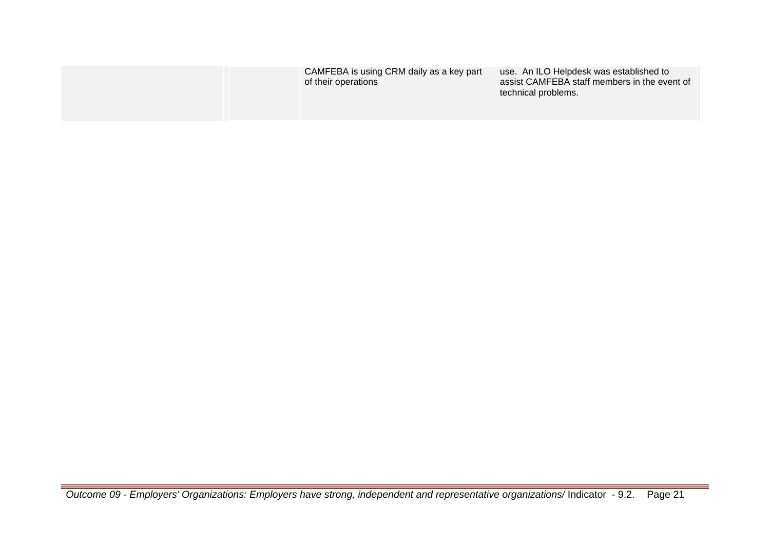| | | | |
|---|---|---|---|
| | | CAMFEBA is using CRM daily as a key part of their operations | use. An ILO Helpdesk was established to assist CAMFEBA staff members in the event of technical problems. |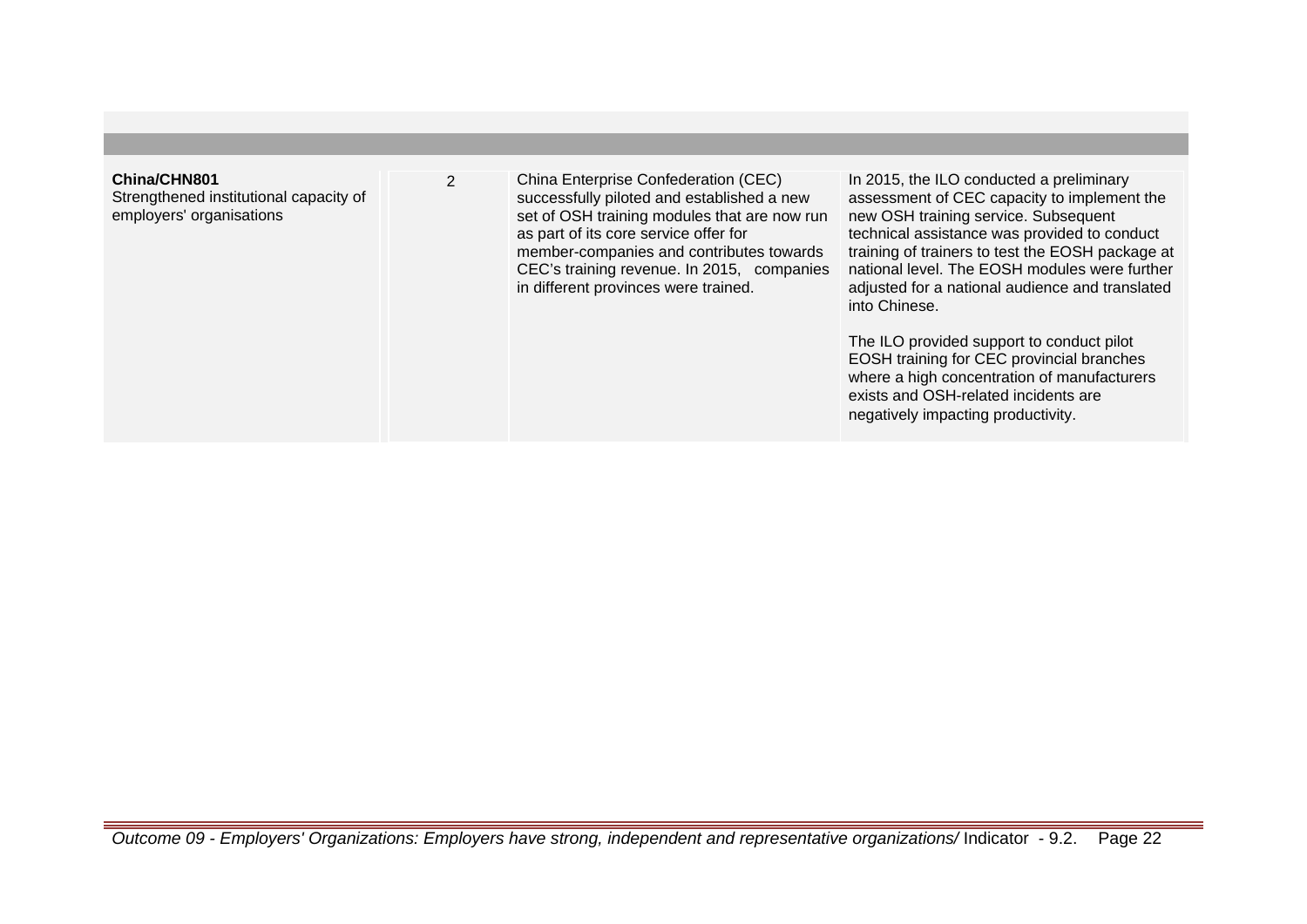| | | | |
|---|---|---|---|
| **China/CHN801**<br>Strengthened institutional capacity of employers' organisations | 2 | China Enterprise Confederation (CEC) successfully piloted and established a new set of OSH training modules that are now run as part of its core service offer for member-companies and contributes towards CEC's training revenue. In 2015, companies in different provinces were trained. | In 2015, the ILO conducted a preliminary assessment of CEC capacity to implement the new OSH training service. Subsequent technical assistance was provided to conduct training of trainers to test the EOSH package at national level. The EOSH modules were further adjusted for a national audience and translated into Chinese.<br><br>The ILO provided support to conduct pilot EOSH training for CEC provincial branches where a high concentration of manufacturers exists and OSH-related incidents are negatively impacting productivity. |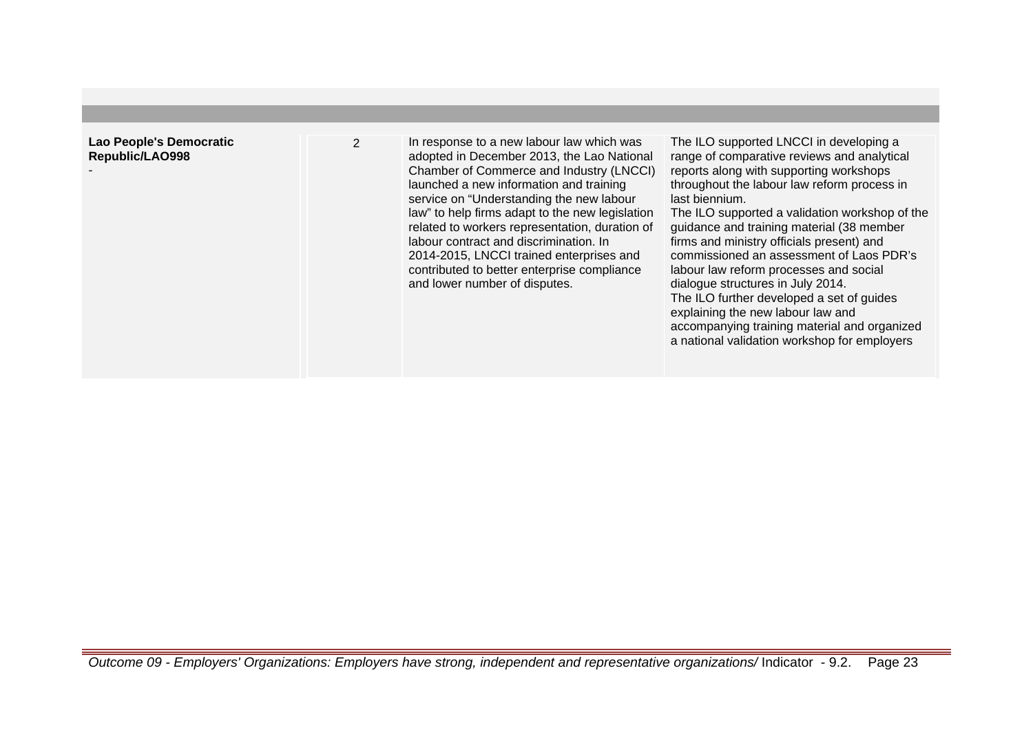| | | | |
|---|---|---|---|
| **Lao People's Democratic Republic/LAO998**<br>- | 2 | In response to a new labour law which was adopted in December 2013, the Lao National Chamber of Commerce and Industry (LNCCI) launched a new information and training service on “Understanding the new labour law” to help firms adapt to the new legislation related to workers representation, duration of labour contract and discrimination. In 2014-2015, LNCCI trained enterprises and contributed to better enterprise compliance and lower number of disputes. | The ILO supported LNCCI in developing a range of comparative reviews and analytical reports along with supporting workshops throughout the labour law reform process in last biennium.<br>The ILO supported a validation workshop of the guidance and training material (38 member firms and ministry officials present) and commissioned an assessment of Laos PDR's labour law reform processes and social dialogue structures in July 2014.<br>The ILO further developed a set of guides explaining the new labour law and accompanying training material and organized a national validation workshop for employers |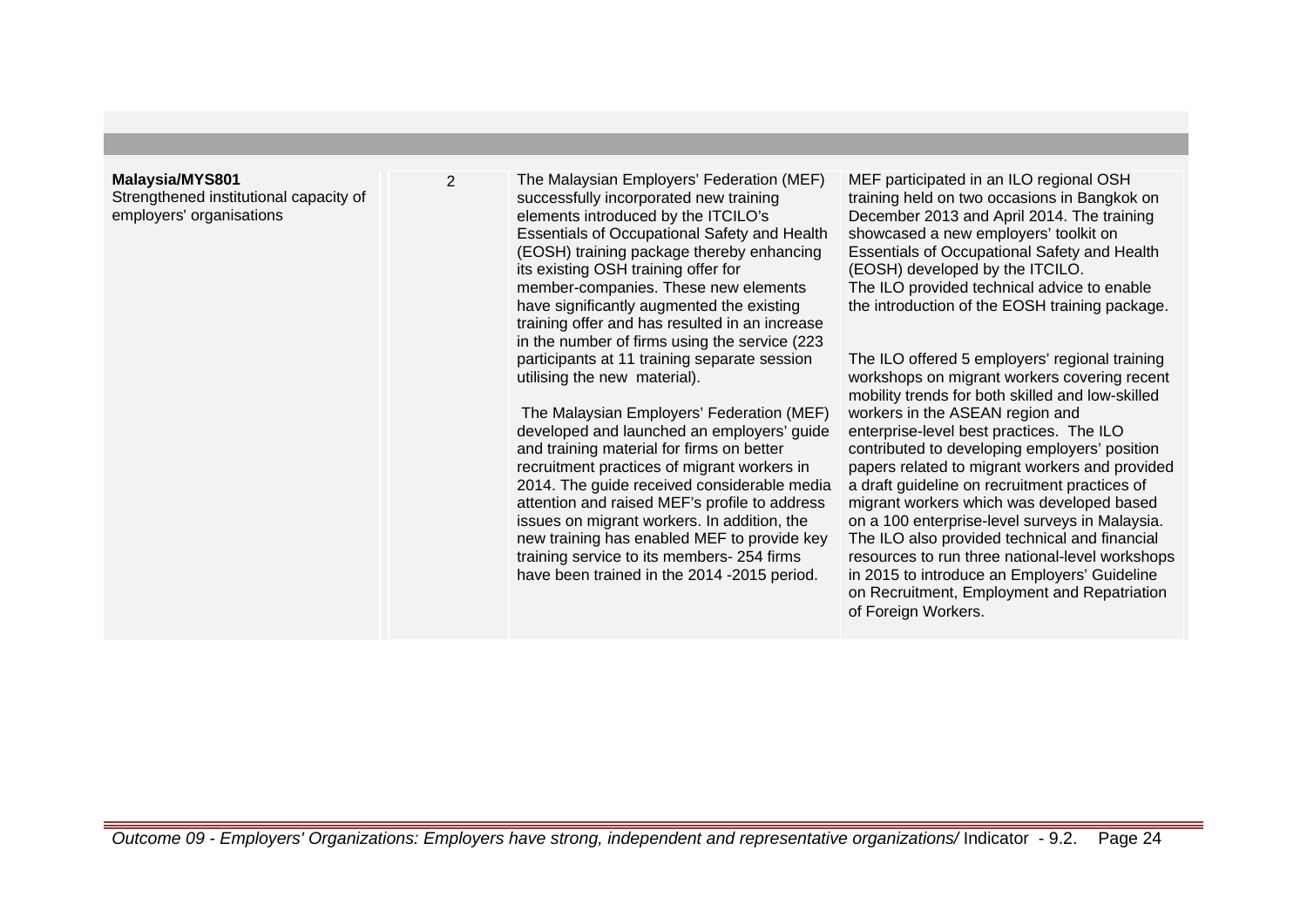| | | | |
|---|---|---|---|
| **Malaysia/MYS801**<br>Strengthened institutional capacity of employers' organisations | 2 | The Malaysian Employers' Federation (MEF) successfully incorporated new training elements introduced by the ITCILO's Essentials of Occupational Safety and Health (EOSH) training package thereby enhancing its existing OSH training offer for member-companies. These new elements have significantly augmented the existing training offer and has resulted in an increase in the number of firms using the service (223 participants at 11 training separate session utilising the new material).<br><br>The Malaysian Employers' Federation (MEF) developed and launched an employers' guide and training material for firms on better recruitment practices of migrant workers in 2014. The guide received considerable media attention and raised MEF's profile to address issues on migrant workers. In addition, the new training has enabled MEF to provide key training service to its members- 254 firms have been trained in the 2014 -2015 period. | MEF participated in an ILO regional OSH training held on two occasions in Bangkok on December 2013 and April 2014. The training showcased a new employers' toolkit on Essentials of Occupational Safety and Health (EOSH) developed by the ITCILO.<br>The ILO provided technical advice to enable the introduction of the EOSH training package.<br><br>The ILO offered 5 employers' regional training workshops on migrant workers covering recent mobility trends for both skilled and low-skilled workers in the ASEAN region and enterprise-level best practices. The ILO contributed to developing employers' position papers related to migrant workers and provided a draft guideline on recruitment practices of migrant workers which was developed based on a 100 enterprise-level surveys in Malaysia. The ILO also provided technical and financial resources to run three national-level workshops in 2015 to introduce an Employers' Guideline on Recruitment, Employment and Repatriation of Foreign Workers. |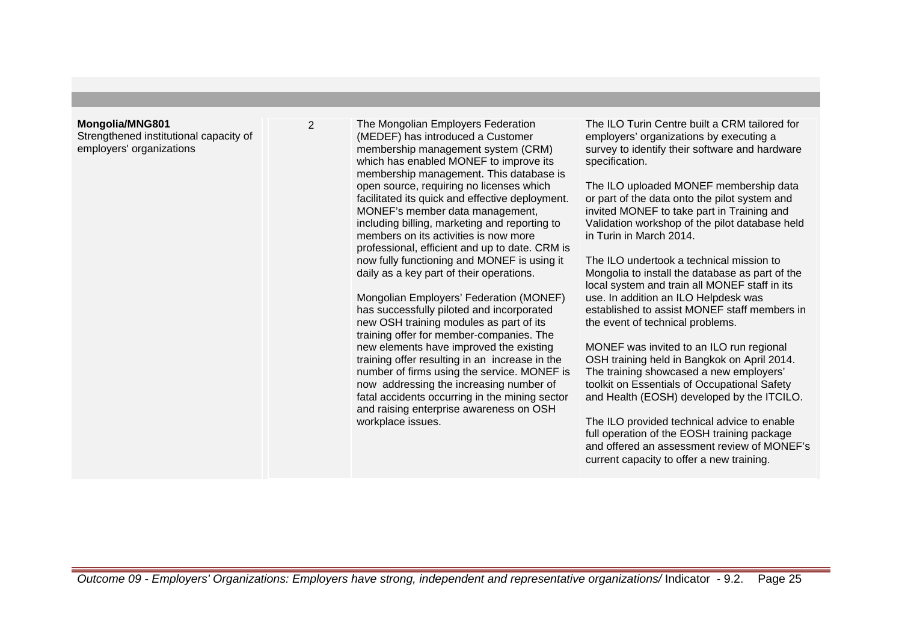| | | | |
|---|---|---|---|
| **Mongolia/MNG801**<br>Strengthened institutional capacity of employers' organizations | 2 | The Mongolian Employers Federation (MEDEF) has introduced a Customer membership management system (CRM) which has enabled MONEF to improve its membership management. This database is open source, requiring no licenses which facilitated its quick and effective deployment. MONEF's member data management, including billing, marketing and reporting to members on its activities is now more professional, efficient and up to date. CRM is now fully functioning and MONEF is using it daily as a key part of their operations.<br><br>Mongolian Employers' Federation (MONEF) has successfully piloted and incorporated new OSH training modules as part of its training offer for member-companies. The new elements have improved the existing training offer resulting in an increase in the number of firms using the service. MONEF is now addressing the increasing number of fatal accidents occurring in the mining sector and raising enterprise awareness on OSH workplace issues. | The ILO Turin Centre built a CRM tailored for employers' organizations by executing a survey to identify their software and hardware specification.<br><br>The ILO uploaded MONEF membership data or part of the data onto the pilot system and invited MONEF to take part in Training and Validation workshop of the pilot database held in Turin in March 2014.<br><br>The ILO undertook a technical mission to Mongolia to install the database as part of the local system and train all MONEF staff in its use. In addition an ILO Helpdesk was established to assist MONEF staff members in the event of technical problems.<br><br>MONEF was invited to an ILO run regional OSH training held in Bangkok on April 2014. The training showcased a new employers' toolkit on Essentials of Occupational Safety and Health (EOSH) developed by the ITCILO.<br><br>The ILO provided technical advice to enable full operation of the EOSH training package and offered an assessment review of MONEF's current capacity to offer a new training. |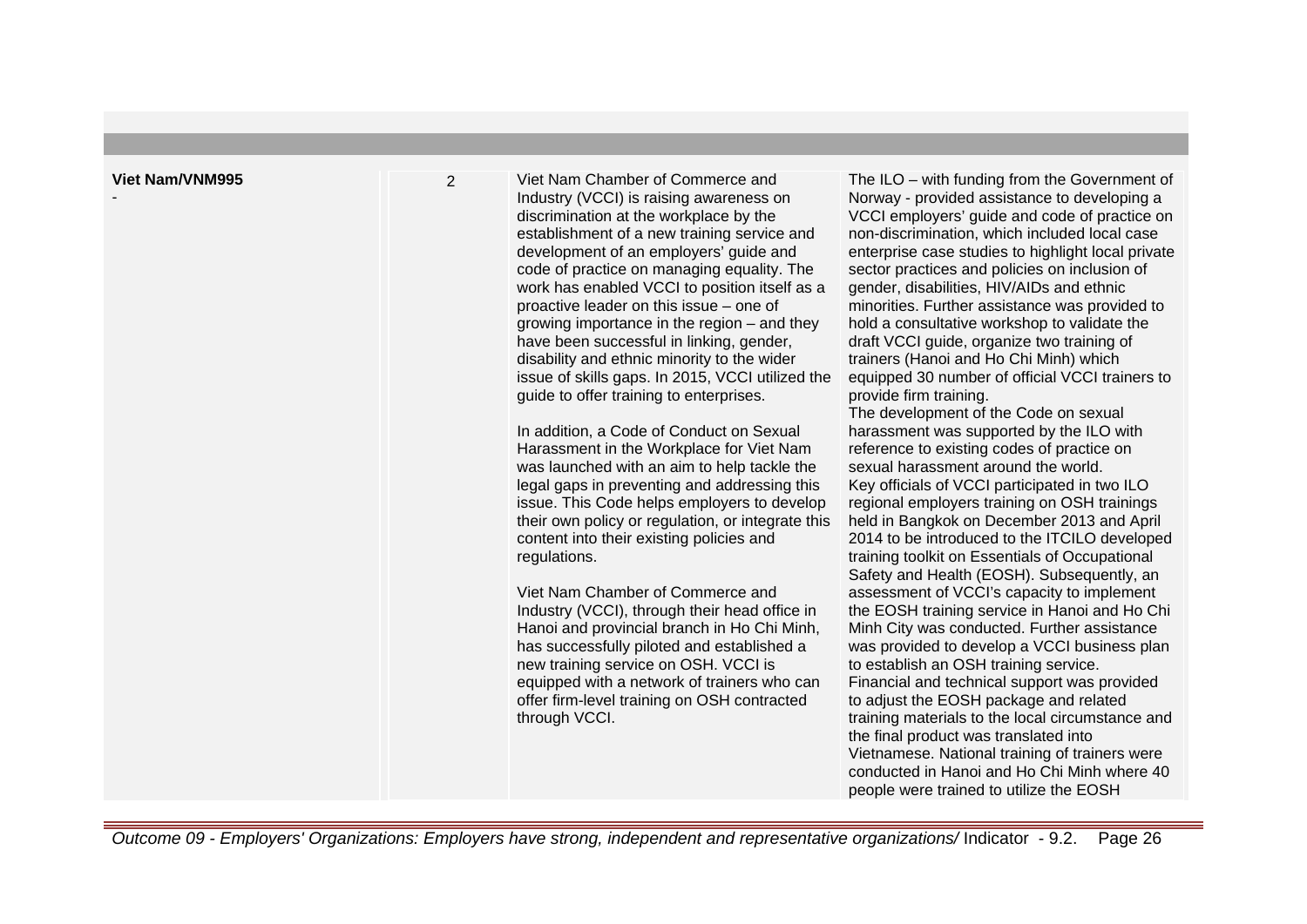| | | | |
|---|---|---|---|
| **Viet Nam/VNM995**<br>- | 2 | Viet Nam Chamber of Commerce and Industry (VCCI) is raising awareness on discrimination at the workplace by the establishment of a new training service and development of an employers' guide and code of practice on managing equality. The work has enabled VCCI to position itself as a proactive leader on this issue – one of growing importance in the region – and they have been successful in linking, gender, disability and ethnic minority to the wider issue of skills gaps. In 2015, VCCI utilized the guide to offer training to enterprises.<br><br>In addition, a Code of Conduct on Sexual Harassment in the Workplace for Viet Nam was launched with an aim to help tackle the legal gaps in preventing and addressing this issue. This Code helps employers to develop their own policy or regulation, or integrate this content into their existing policies and regulations.<br><br>Viet Nam Chamber of Commerce and Industry (VCCI), through their head office in Hanoi and provincial branch in Ho Chi Minh, has successfully piloted and established a new training service on OSH. VCCI is equipped with a network of trainers who can offer firm-level training on OSH contracted through VCCI. | The ILO – with funding from the Government of Norway - provided assistance to developing a VCCI employers' guide and code of practice on non-discrimination, which included local case enterprise case studies to highlight local private sector practices and policies on inclusion of gender, disabilities, HIV/AIDs and ethnic minorities. Further assistance was provided to hold a consultative workshop to validate the draft VCCI guide, organize two training of trainers (Hanoi and Ho Chi Minh) which equipped 30 number of official VCCI trainers to provide firm training.<br>The development of the Code on sexual harassment was supported by the ILO with reference to existing codes of practice on sexual harassment around the world.<br>Key officials of VCCI participated in two ILO regional employers training on OSH trainings held in Bangkok on December 2013 and April 2014 to be introduced to the ITCILO developed training toolkit on Essentials of Occupational Safety and Health (EOSH). Subsequently, an assessment of VCCI's capacity to implement the EOSH training service in Hanoi and Ho Chi Minh City was conducted. Further assistance was provided to develop a VCCI business plan to establish an OSH training service.<br>Financial and technical support was provided to adjust the EOSH package and related training materials to the local circumstance and the final product was translated into Vietnamese. National training of trainers were conducted in Hanoi and Ho Chi Minh where 40 people were trained to utilize the EOSH |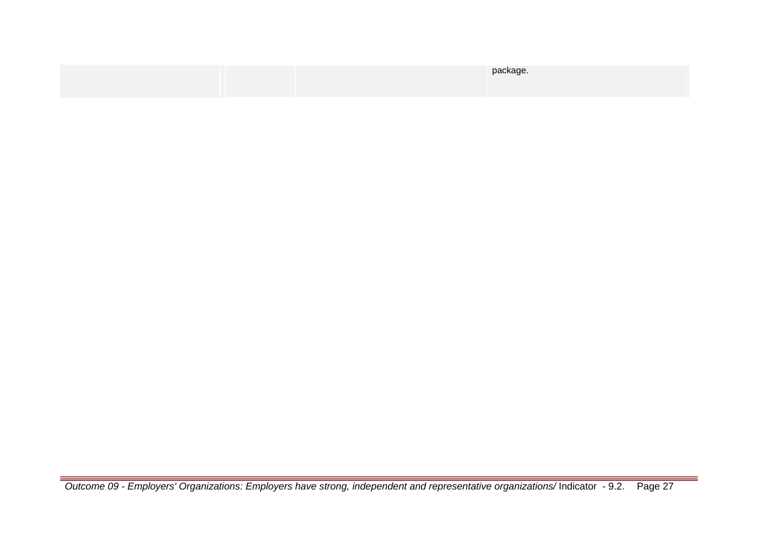| | | | |
|---|---|---|---|
| | | | package. |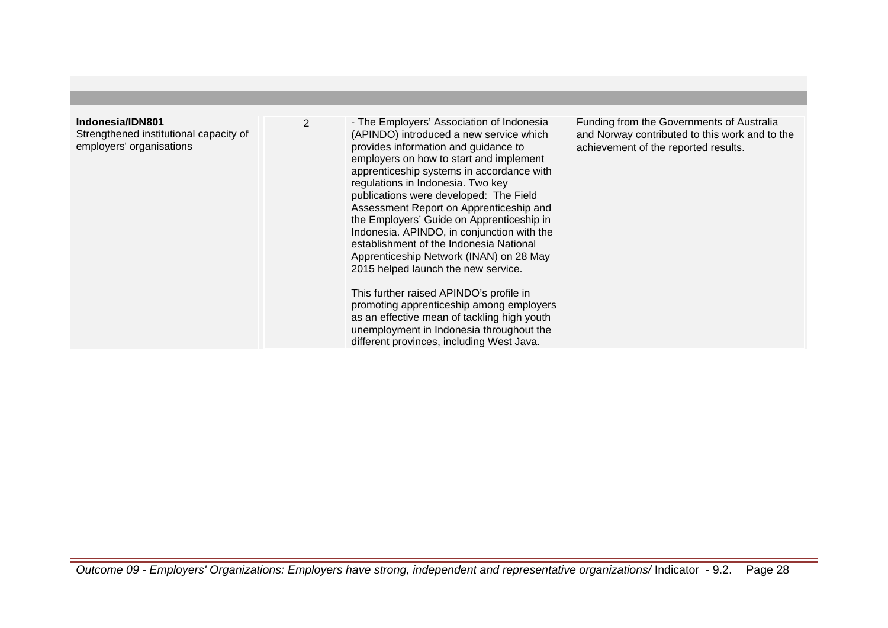| | | | |
|---|---|---|---|
| **Indonesia/IDN801**<br>Strengthened institutional capacity of employers' organisations | 2 | - The Employers' Association of Indonesia (APINDO) introduced a new service which provides information and guidance to employers on how to start and implement apprenticeship systems in accordance with regulations in Indonesia. Two key publications were developed: The Field Assessment Report on Apprenticeship and the Employers' Guide on Apprenticeship in Indonesia. APINDO, in conjunction with the establishment of the Indonesia National Apprenticeship Network (INAN) on 28 May 2015 helped launch the new service.<br><br>This further raised APINDO's profile in promoting apprenticeship among employers as an effective mean of tackling high youth unemployment in Indonesia throughout the different provinces, including West Java. | Funding from the Governments of Australia and Norway contributed to this work and to the achievement of the reported results. |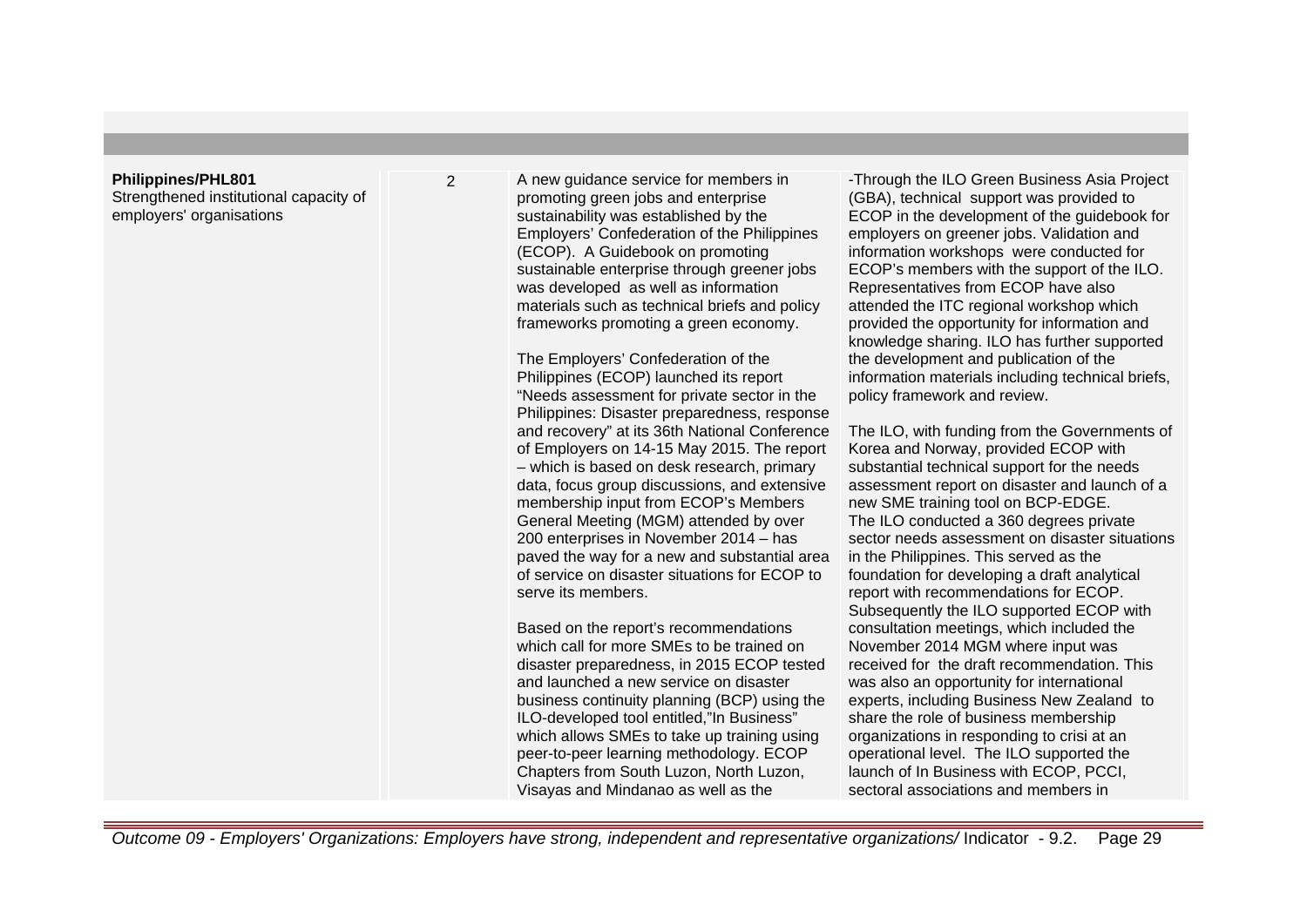| | | | |
|---|---|---|---|
| **Philippines/PHL801**<br>Strengthened institutional capacity of employers' organisations | 2 | A new guidance service for members in promoting green jobs and enterprise sustainability was established by the Employers' Confederation of the Philippines (ECOP). A Guidebook on promoting sustainable enterprise through greener jobs was developed as well as information materials such as technical briefs and policy frameworks promoting a green economy.<br><br>The Employers' Confederation of the Philippines (ECOP) launched its report "Needs assessment for private sector in the Philippines: Disaster preparedness, response and recovery" at its 36th National Conference of Employers on 14-15 May 2015. The report – which is based on desk research, primary data, focus group discussions, and extensive membership input from ECOP's Members General Meeting (MGM) attended by over 200 enterprises in November 2014 – has paved the way for a new and substantial area of service on disaster situations for ECOP to serve its members.<br><br>Based on the report's recommendations which call for more SMEs to be trained on disaster preparedness, in 2015 ECOP tested and launched a new service on disaster business continuity planning (BCP) using the ILO-developed tool entitled,"In Business" which allows SMEs to take up training using peer-to-peer learning methodology. ECOP Chapters from South Luzon, North Luzon, Visayas and Mindanao as well as the | -Through the ILO Green Business Asia Project (GBA), technical support was provided to ECOP in the development of the guidebook for employers on greener jobs. Validation and information workshops were conducted for ECOP's members with the support of the ILO. Representatives from ECOP have also attended the ITC regional workshop which provided the opportunity for information and knowledge sharing. ILO has further supported the development and publication of the information materials including technical briefs, policy framework and review.<br><br>The ILO, with funding from the Governments of Korea and Norway, provided ECOP with substantial technical support for the needs assessment report on disaster and launch of a new SME training tool on BCP-EDGE.<br>The ILO conducted a 360 degrees private sector needs assessment on disaster situations in the Philippines. This served as the foundation for developing a draft analytical report with recommendations for ECOP. Subsequently the ILO supported ECOP with consultation meetings, which included the November 2014 MGM where input was received for the draft recommendation. This was also an opportunity for international experts, including Business New Zealand to share the role of business membership organizations in responding to crisi at an operational level. The ILO supported the launch of In Business with ECOP, PCCI, sectoral associations and members in |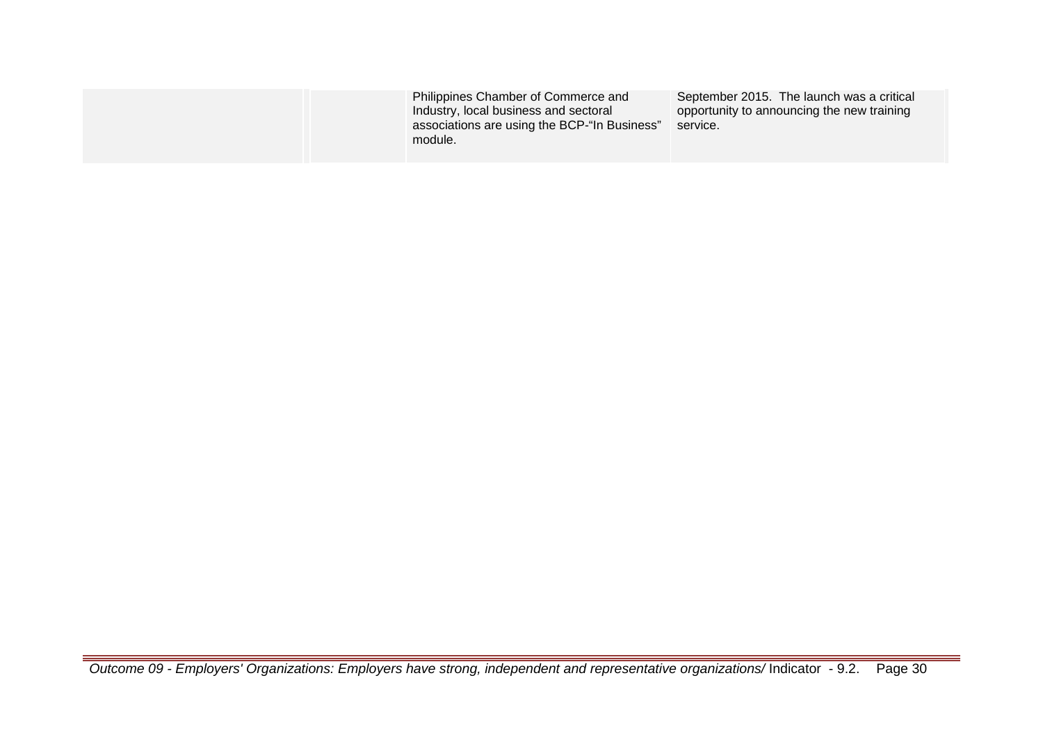| | | | |
|---|---|---|---|
| | | Philippines Chamber of Commerce and Industry, local business and sectoral associations are using the BCP-"In Business" module. | September 2015. The launch was a critical opportunity to announcing the new training service. |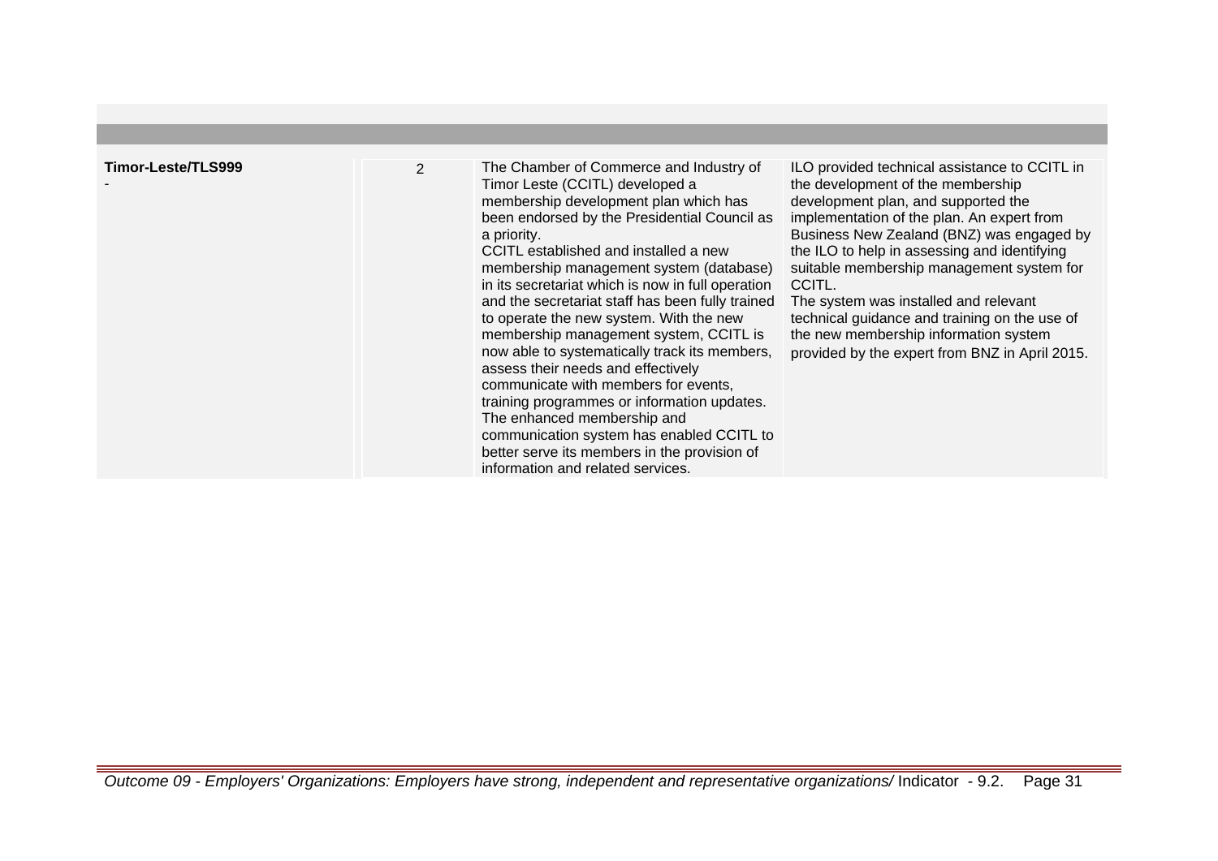| | | | |
|---|---|---|---|
| **Timor-Leste/TLS999**<br>- | 2 | The Chamber of Commerce and Industry of Timor Leste (CCITL) developed a membership development plan which has been endorsed by the Presidential Council as a priority.<br>CCITL established and installed a new membership management system (database) in its secretariat which is now in full operation and the secretariat staff has been fully trained to operate the new system. With the new membership management system, CCITL is now able to systematically track its members, assess their needs and effectively communicate with members for events, training programmes or information updates. The enhanced membership and communication system has enabled CCITL to better serve its members in the provision of information and related services. | ILO provided technical assistance to CCITL in the development of the membership development plan, and supported the implementation of the plan. An expert from Business New Zealand (BNZ) was engaged by the ILO to help in assessing and identifying suitable membership management system for CCITL.<br>The system was installed and relevant technical guidance and training on the use of the new membership information system provided by the expert from BNZ in April 2015. |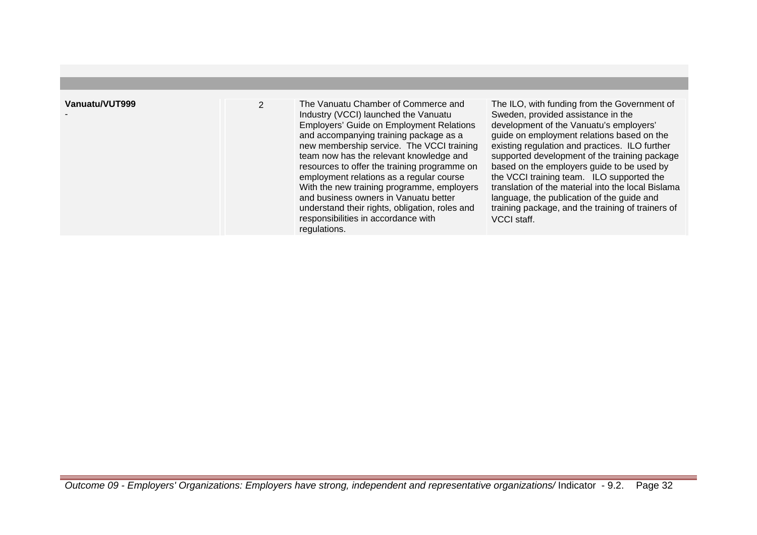| | | | |
|---|---|---|---|
| **Vanuatu/VUT999**<br>- | 2 | The Vanuatu Chamber of Commerce and Industry (VCCI) launched the Vanuatu Employers' Guide on Employment Relations and accompanying training package as a new membership service. The VCCI training team now has the relevant knowledge and resources to offer the training programme on employment relations as a regular course With the new training programme, employers and business owners in Vanuatu better understand their rights, obligation, roles and responsibilities in accordance with regulations. | The ILO, with funding from the Government of Sweden, provided assistance in the development of the Vanuatu's employers' guide on employment relations based on the existing regulation and practices. ILO further supported development of the training package based on the employers guide to be used by the VCCI training team. ILO supported the translation of the material into the local Bislama language, the publication of the guide and training package, and the training of trainers of VCCI staff. |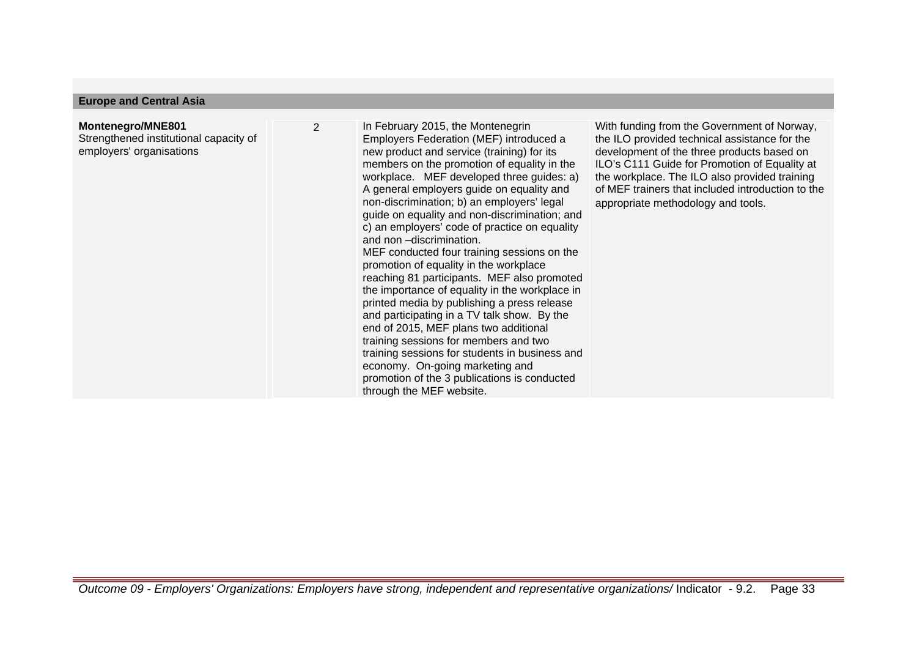| Europe and Central Asia | | | |
|---|---|---|---|
| **Montenegro/MNE801**<br>Strengthened institutional capacity of employers' organisations | 2 | In February 2015, the Montenegrin Employers Federation (MEF) introduced a new product and service (training) for its members on the promotion of equality in the workplace. MEF developed three guides: a) A general employers guide on equality and non-discrimination; b) an employers' legal guide on equality and non-discrimination; and c) an employers' code of practice on equality and non –discrimination.<br>MEF conducted four training sessions on the promotion of equality in the workplace reaching 81 participants. MEF also promoted the importance of equality in the workplace in printed media by publishing a press release and participating in a TV talk show. By the end of 2015, MEF plans two additional training sessions for members and two training sessions for students in business and economy. On-going marketing and promotion of the 3 publications is conducted through the MEF website. | With funding from the Government of Norway, the ILO provided technical assistance for the development of the three products based on ILO's C111 Guide for Promotion of Equality at the workplace. The ILO also provided training of MEF trainers that included introduction to the appropriate methodology and tools. |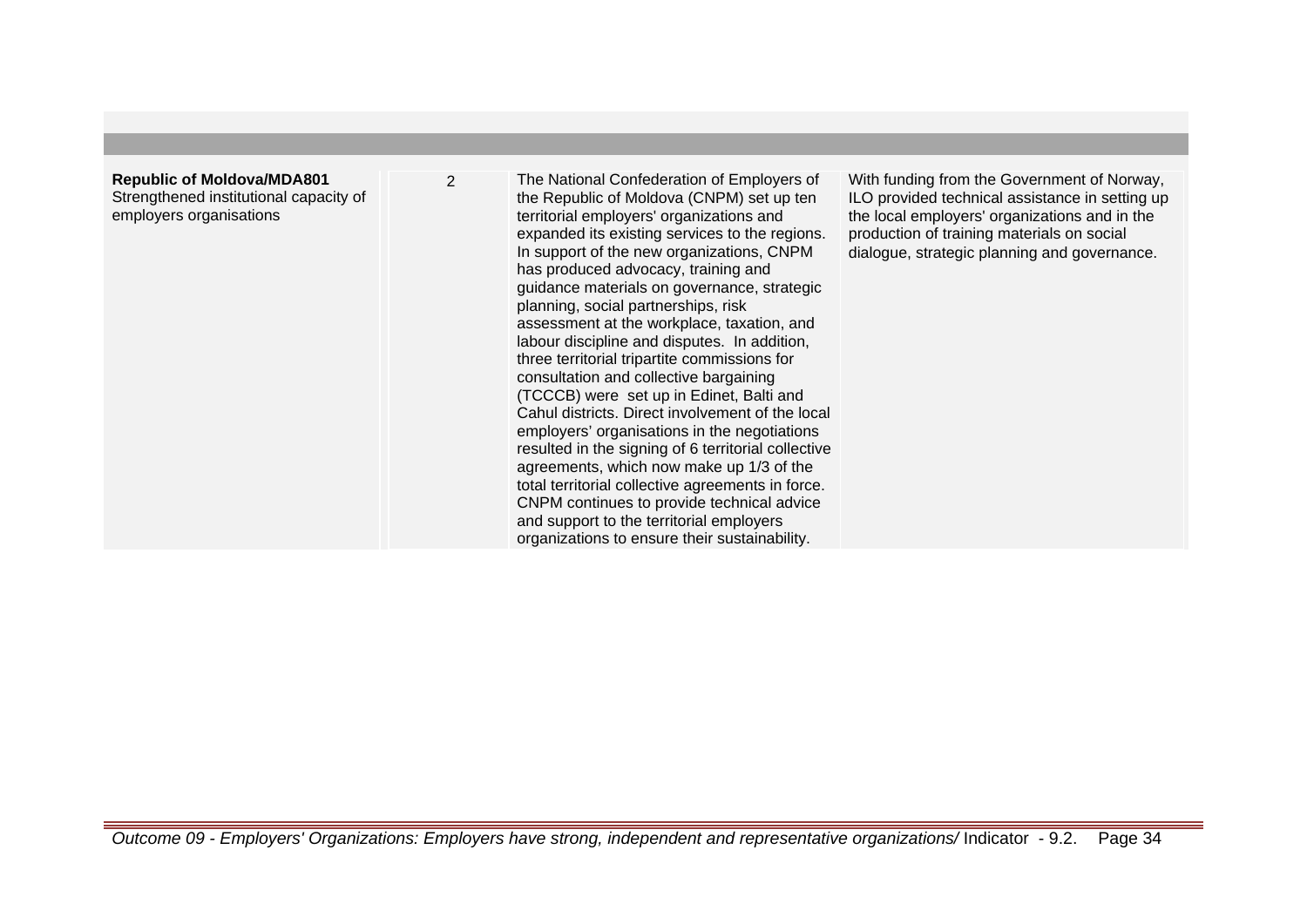| | | | |
|---|---|---|---|
| **Republic of Moldova/MDA801**<br>Strengthened institutional capacity of employers organisations | 2 | The National Confederation of Employers of the Republic of Moldova (CNPM) set up ten territorial employers' organizations and expanded its existing services to the regions. In support of the new organizations, CNPM has produced advocacy, training and guidance materials on governance, strategic planning, social partnerships, risk assessment at the workplace, taxation, and labour discipline and disputes. In addition, three territorial tripartite commissions for consultation and collective bargaining (TCCCB) were set up in Edinet, Balti and Cahul districts. Direct involvement of the local employers' organisations in the negotiations resulted in the signing of 6 territorial collective agreements, which now make up 1/3 of the total territorial collective agreements in force. CNPM continues to provide technical advice and support to the territorial employers organizations to ensure their sustainability. | With funding from the Government of Norway, ILO provided technical assistance in setting up the local employers' organizations and in the production of training materials on social dialogue, strategic planning and governance. |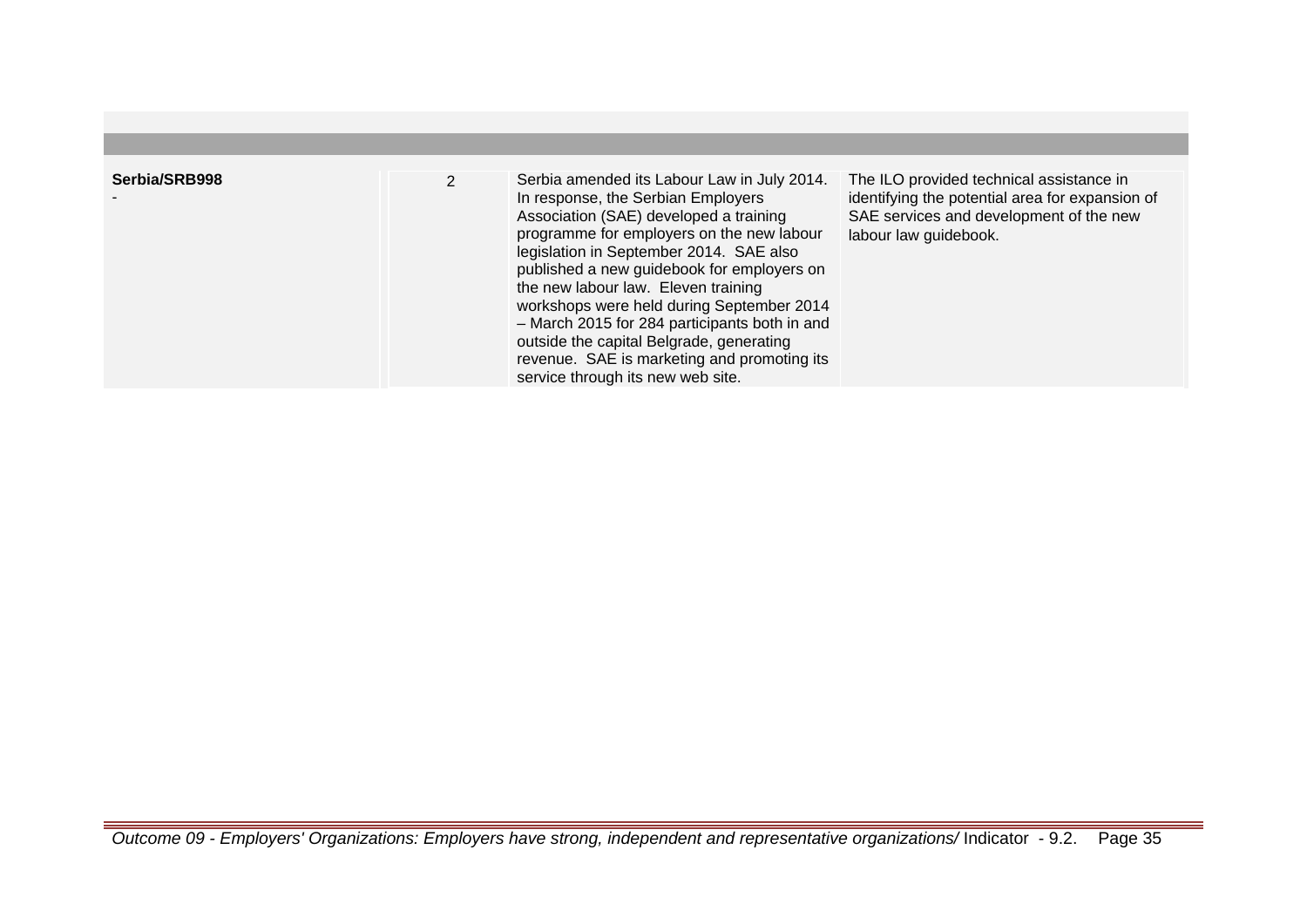| | | | |
|---|---|---|---|
| **Serbia/SRB998**<br>- | 2 | Serbia amended its Labour Law in July 2014. In response, the Serbian Employers Association (SAE) developed a training programme for employers on the new labour legislation in September 2014. SAE also published a new guidebook for employers on the new labour law. Eleven training workshops were held during September 2014 – March 2015 for 284 participants both in and outside the capital Belgrade, generating revenue. SAE is marketing and promoting its service through its new web site. | The ILO provided technical assistance in identifying the potential area for expansion of SAE services and development of the new labour law guidebook. |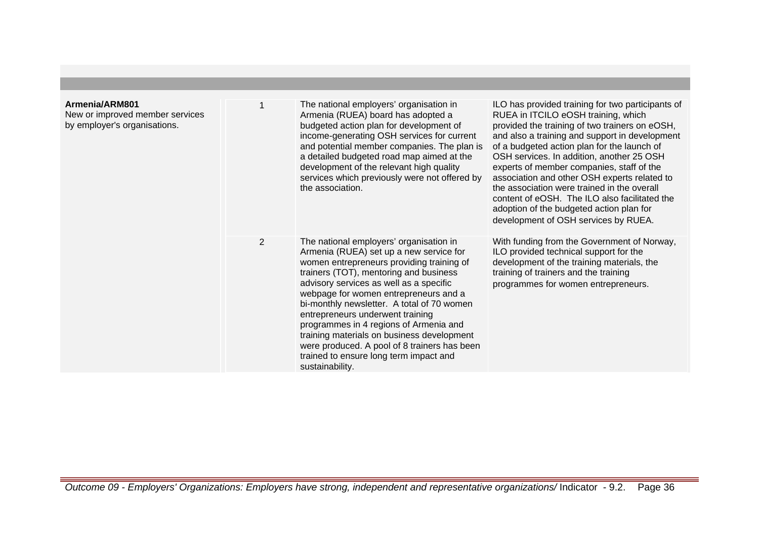| | | | |
|---|---|---|---|
| **Armenia/ARM801**<br>New or improved member services by employer's organisations. | 1 | The national employers' organisation in Armenia (RUEA) board has adopted a budgeted action plan for development of income-generating OSH services for current and potential member companies. The plan is a detailed budgeted road map aimed at the development of the relevant high quality services which previously were not offered by the association. | ILO has provided training for two participants of RUEA in ITCILO eOSH training, which provided the training of two trainers on eOSH, and also a training and support in development of a budgeted action plan for the launch of OSH services. In addition, another 25 OSH experts of member companies, staff of the association and other OSH experts related to the association were trained in the overall content of eOSH. The ILO also facilitated the adoption of the budgeted action plan for development of OSH services by RUEA. |
| | 2 | The national employers' organisation in Armenia (RUEA) set up a new service for women entrepreneurs providing training of trainers (TOT), mentoring and business advisory services as well as a specific webpage for women entrepreneurs and a bi-monthly newsletter. A total of 70 women entrepreneurs underwent training programmes in 4 regions of Armenia and training materials on business development were produced. A pool of 8 trainers has been trained to ensure long term impact and sustainability. | With funding from the Government of Norway, ILO provided technical support for the development of the training materials, the training of trainers and the training programmes for women entrepreneurs. |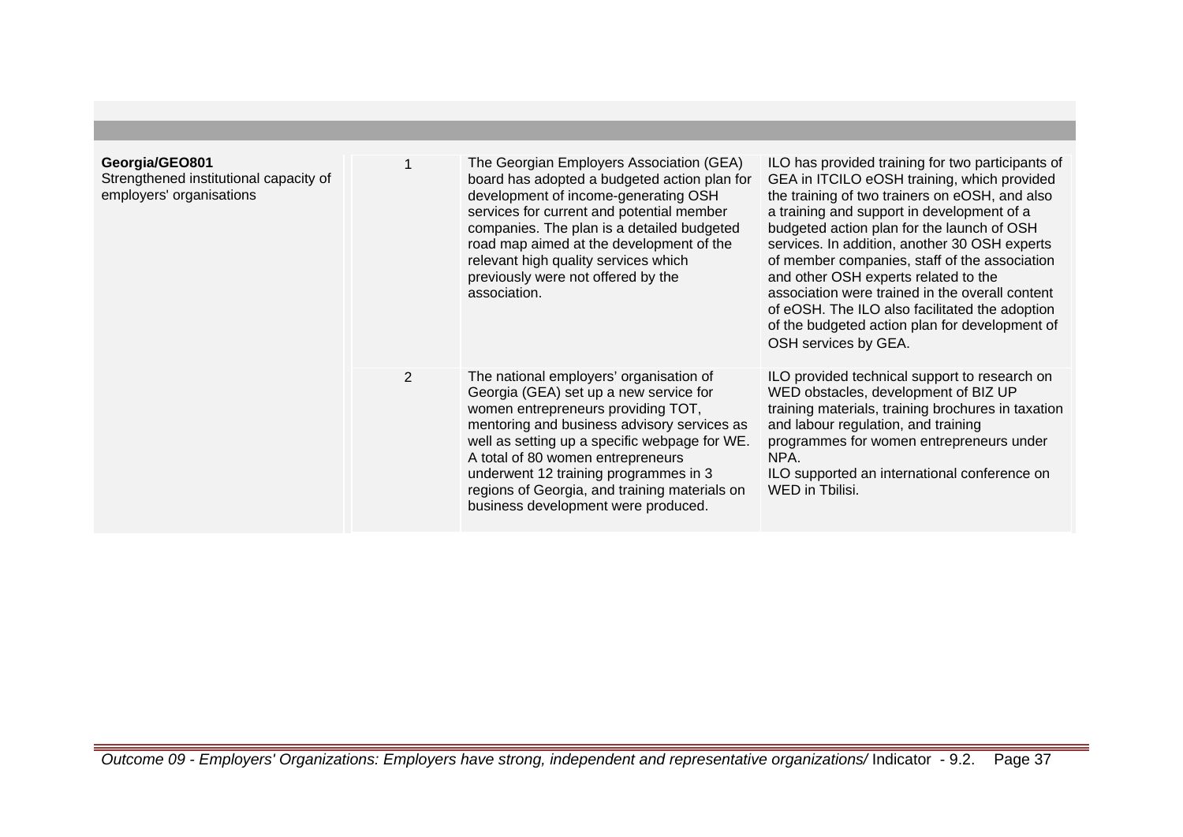| | | | |
|---|---|---|---|
| **Georgia/GEO801**<br>Strengthened institutional capacity of employers' organisations | 1 | The Georgian Employers Association (GEA) board has adopted a budgeted action plan for development of income-generating OSH services for current and potential member companies. The plan is a detailed budgeted road map aimed at the development of the relevant high quality services which previously were not offered by the association. | ILO has provided training for two participants of GEA in ITCILO eOSH training, which provided the training of two trainers on eOSH, and also a training and support in development of a budgeted action plan for the launch of OSH services. In addition, another 30 OSH experts of member companies, staff of the association and other OSH experts related to the association were trained in the overall content of eOSH. The ILO also facilitated the adoption of the budgeted action plan for development of OSH services by GEA. |
| | 2 | The national employers' organisation of Georgia (GEA) set up a new service for women entrepreneurs providing TOT, mentoring and business advisory services as well as setting up a specific webpage for WE. A total of 80 women entrepreneurs underwent 12 training programmes in 3 regions of Georgia, and training materials on business development were produced. | ILO provided technical support to research on WED obstacles, development of BIZ UP training materials, training brochures in taxation and labour regulation, and training programmes for women entrepreneurs under NPA.<br>ILO supported an international conference on WED in Tbilisi. |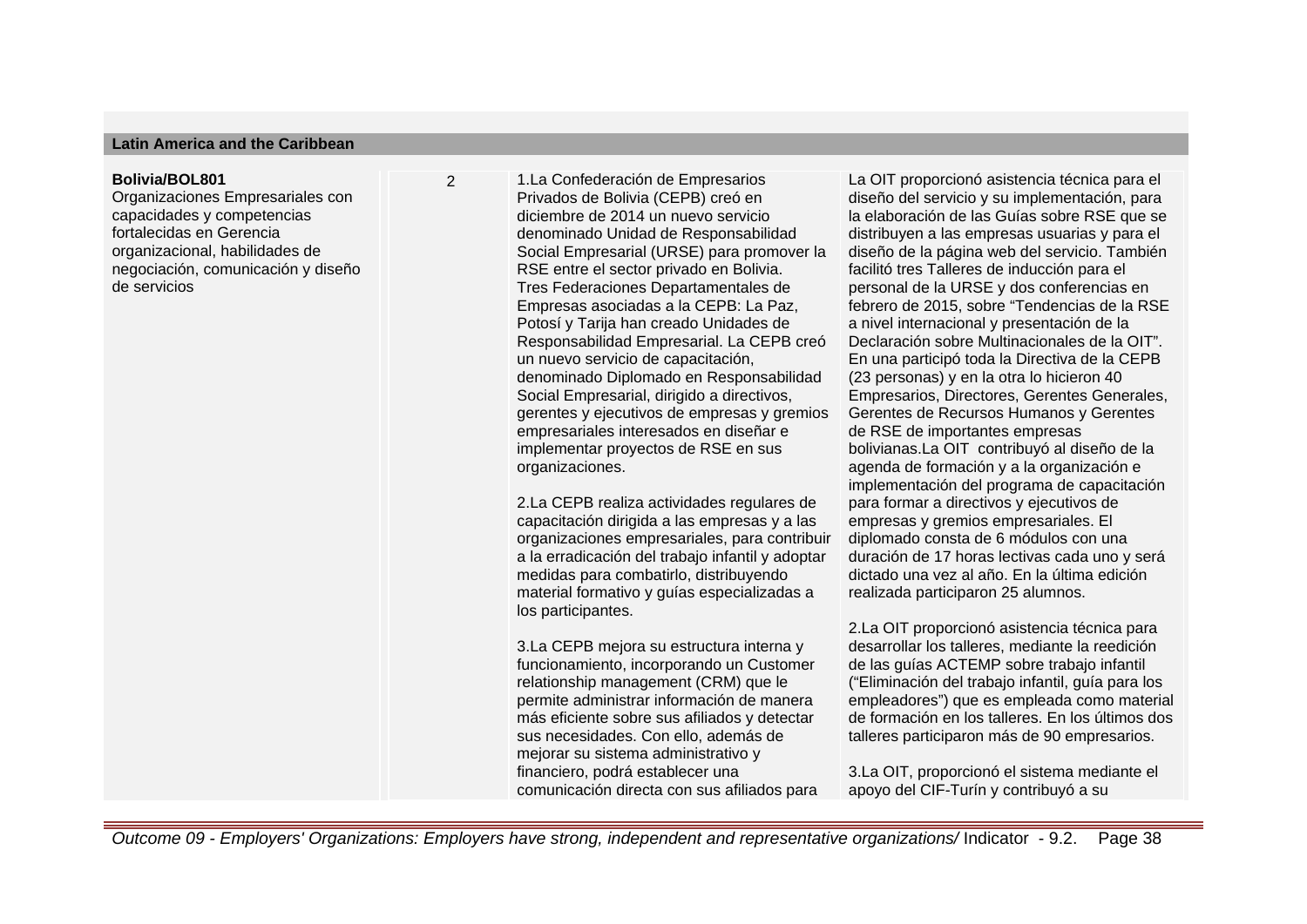## Latin America and the Caribbean

| | | | |
|---|---|---|---|
| **Bolivia/BOL801**<br>Organizaciones Empresariales con capacidades y competencias fortalecidas en Gerencia organizacional, habilidades de negociación, comunicación y diseño de servicios | 2 | 1.La Confederación de Empresarios Privados de Bolivia (CEPB) creó en diciembre de 2014 un nuevo servicio denominado Unidad de Responsabilidad Social Empresarial (URSE) para promover la RSE entre el sector privado en Bolivia. Tres Federaciones Departamentales de Empresas asociadas a la CEPB: La Paz, Potosí y Tarija han creado Unidades de Responsabilidad Empresarial. La CEPB creó un nuevo servicio de capacitación, denominado Diplomado en Responsabilidad Social Empresarial, dirigido a directivos, gerentes y ejecutivos de empresas y gremios empresariales interesados en diseñar e implementar proyectos de RSE en sus organizaciones.<br><br>2.La CEPB realiza actividades regulares de capacitación dirigida a las empresas y a las organizaciones empresariales, para contribuir a la erradicación del trabajo infantil y adoptar medidas para combatirlo, distribuyendo material formativo y guías especializadas a los participantes.<br><br>3.La CEPB mejora su estructura interna y funcionamiento, incorporando un Customer relationship management (CRM) que le permite administrar información de manera más eficiente sobre sus afiliados y detectar sus necesidades. Con ello, además de mejorar su sistema administrativo y financiero, podrá establecer una comunicación directa con sus afiliados para | La OIT proporcionó asistencia técnica para el diseño del servicio y su implementación, para la elaboración de las Guías sobre RSE que se distribuyen a las empresas usuarias y para el diseño de la página web del servicio. También facilitó tres Talleres de inducción para el personal de la URSE y dos conferencias en febrero de 2015, sobre "Tendencias de la RSE a nivel internacional y presentación de la Declaración sobre Multinacionales de la OIT". En una participó toda la Directiva de la CEPB (23 personas) y en la otra lo hicieron 40 Empresarios, Directores, Gerentes Generales, Gerentes de Recursos Humanos y Gerentes de RSE de importantes empresas bolivianas.La OIT contribuyó al diseño de la agenda de formación y a la organización e implementación del programa de capacitación para formar a directivos y ejecutivos de empresas y gremios empresariales. El diplomado consta de 6 módulos con una duración de 17 horas lectivas cada uno y será dictado una vez al año. En la última edición realizada participaron 25 alumnos.<br><br>2.La OIT proporcionó asistencia técnica para desarrollar los talleres, mediante la reedición de las guías ACTEMP sobre trabajo infantil ("Eliminación del trabajo infantil, guía para los empleadores") que es empleada como material de formación en los talleres. En los últimos dos talleres participaron más de 90 empresarios.<br><br>3.La OIT, proporcionó el sistema mediante el apoyo del CIF-Turín y contribuyó a su |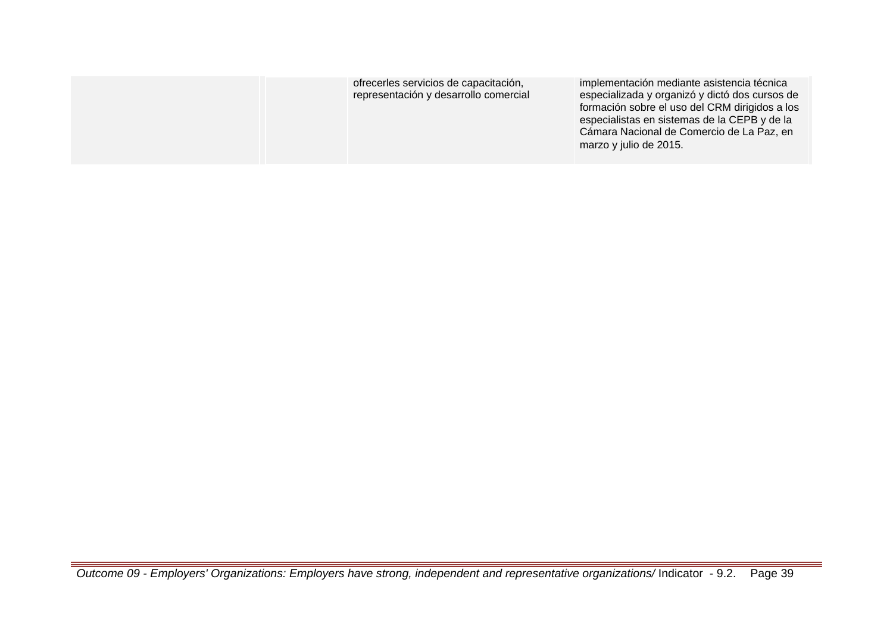| | | | |
|---|---|---|---|
| | | ofrecerles servicios de capacitación, representación y desarrollo comercial | implementación mediante asistencia técnica especializada y organizó y dictó dos cursos de formación sobre el uso del CRM dirigidos a los especialistas en sistemas de la CEPB y de la Cámara Nacional de Comercio de La Paz, en marzo y julio de 2015. |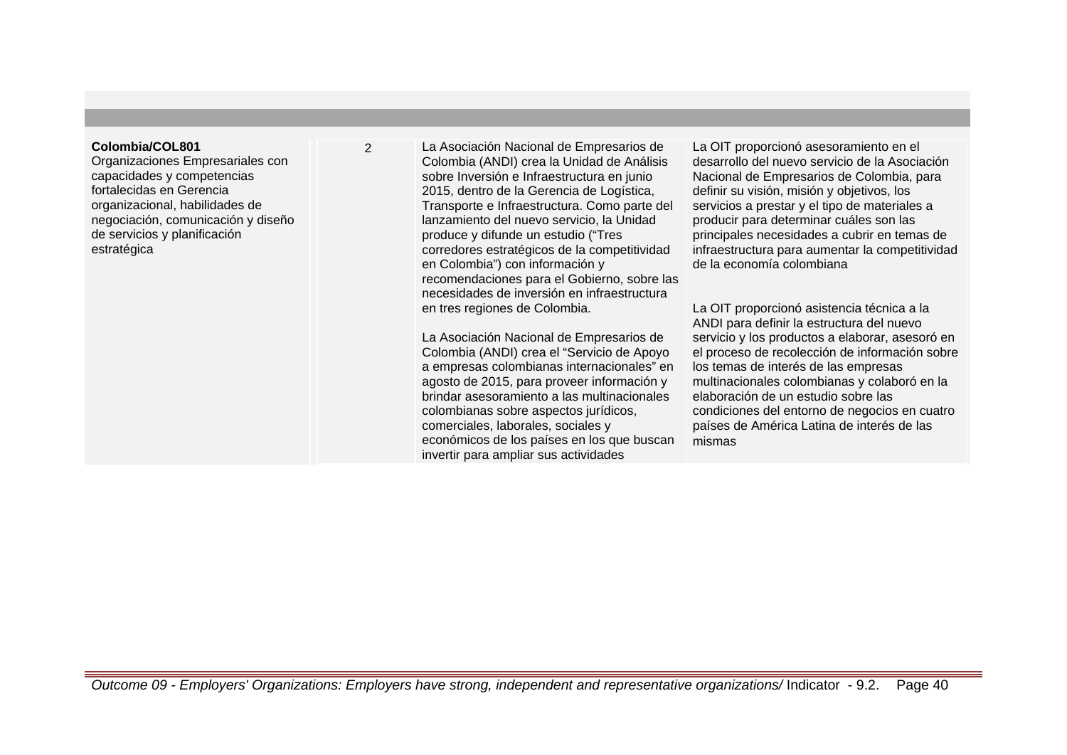| | | | |
|---|---|---|---|
| **Colombia/COL801**<br>Organizaciones Empresariales con capacidades y competencias fortalecidas en Gerencia organizacional, habilidades de negociación, comunicación y diseño de servicios y planificación estratégica | 2 | La Asociación Nacional de Empresarios de Colombia (ANDI) crea la Unidad de Análisis sobre Inversión e Infraestructura en junio 2015, dentro de la Gerencia de Logística, Transporte e Infraestructura. Como parte del lanzamiento del nuevo servicio, la Unidad produce y difunde un estudio ("Tres corredores estratégicos de la competitividad en Colombia") con información y recomendaciones para el Gobierno, sobre las necesidades de inversión en infraestructura en tres regiones de Colombia.<br><br>La Asociación Nacional de Empresarios de Colombia (ANDI) crea el "Servicio de Apoyo a empresas colombianas internacionales" en agosto de 2015, para proveer información y brindar asesoramiento a las multinacionales colombianas sobre aspectos jurídicos, comerciales, laborales, sociales y económicos de los países en los que buscan invertir para ampliar sus actividades | La OIT proporcionó asesoramiento en el desarrollo del nuevo servicio de la Asociación Nacional de Empresarios de Colombia, para definir su visión, misión y objetivos, los servicios a prestar y el tipo de materiales a producir para determinar cuáles son las principales necesidades a cubrir en temas de infraestructura para aumentar la competitividad de la economía colombiana<br><br>La OIT proporcionó asistencia técnica a la ANDI para definir la estructura del nuevo servicio y los productos a elaborar, asesoró en el proceso de recolección de información sobre los temas de interés de las empresas multinacionales colombianas y colaboró en la elaboración de un estudio sobre las condiciones del entorno de negocios en cuatro países de América Latina de interés de las mismas |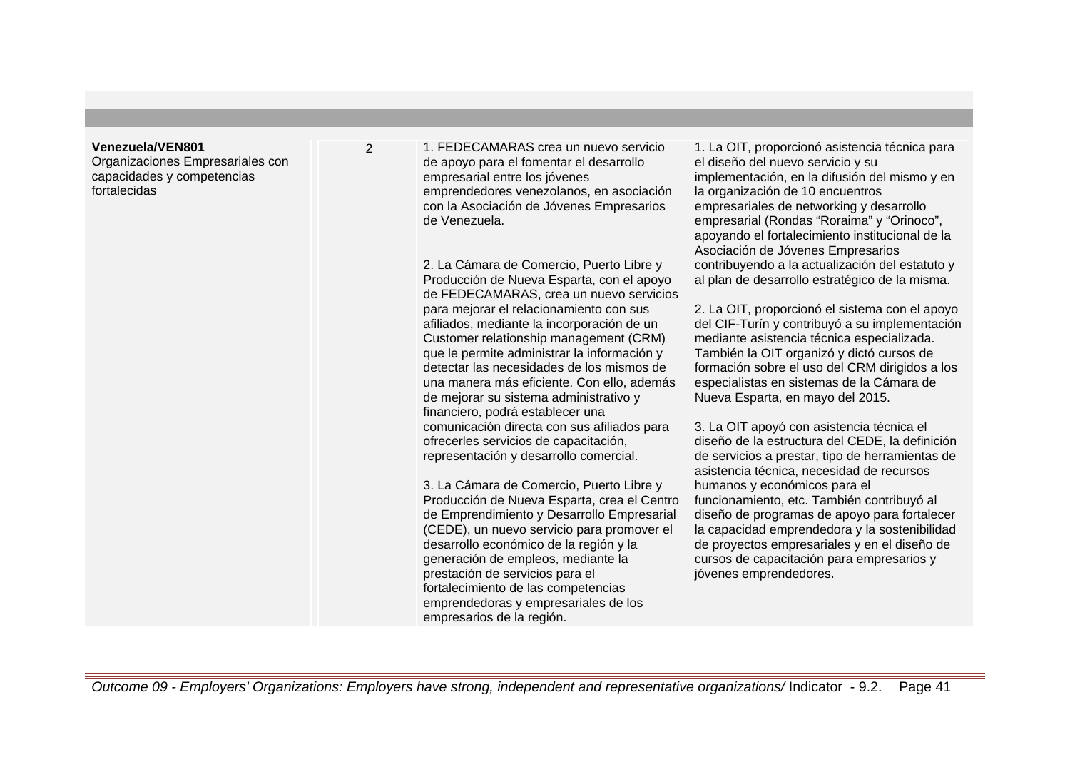| | | | |
|---|---|---|---|
| **Venezuela/VEN801**<br>Organizaciones Empresariales con capacidades y competencias fortalecidas | 2 | 1. FEDECAMARAS crea un nuevo servicio de apoyo para el fomentar el desarrollo empresarial entre los jóvenes emprendedores venezolanos, en asociación con la Asociación de Jóvenes Empresarios de Venezuela.<br><br>2. La Cámara de Comercio, Puerto Libre y Producción de Nueva Esparta, con el apoyo de FEDECAMARAS, crea un nuevo servicios para mejorar el relacionamiento con sus afiliados, mediante la incorporación de un Customer relationship management (CRM) que le permite administrar la información y detectar las necesidades de los mismos de una manera más eficiente. Con ello, además de mejorar su sistema administrativo y financiero, podrá establecer una comunicación directa con sus afiliados para ofrecerles servicios de capacitación, representación y desarrollo comercial.<br><br>3. La Cámara de Comercio, Puerto Libre y Producción de Nueva Esparta, crea el Centro de Emprendimiento y Desarrollo Empresarial (CEDE), un nuevo servicio para promover el desarrollo económico de la región y la generación de empleos, mediante la prestación de servicios para el fortalecimiento de las competencias emprendedoras y empresariales de los empresarios de la región. | 1. La OIT, proporcionó asistencia técnica para el diseño del nuevo servicio y su implementación, en la difusión del mismo y en la organización de 10 encuentros empresariales de networking y desarrollo empresarial (Rondas "Roraima" y "Orinoco", apoyando el fortalecimiento institucional de la Asociación de Jóvenes Empresarios contribuyendo a la actualización del estatuto y al plan de desarrollo estratégico de la misma.<br><br>2. La OIT, proporcionó el sistema con el apoyo del CIF-Turín y contribuyó a su implementación mediante asistencia técnica especializada. También la OIT organizó y dictó cursos de formación sobre el uso del CRM dirigidos a los especialistas en sistemas de la Cámara de Nueva Esparta, en mayo del 2015.<br><br>3. La OIT apoyó con asistencia técnica el diseño de la estructura del CEDE, la definición de servicios a prestar, tipo de herramientas de asistencia técnica, necesidad de recursos humanos y económicos para el funcionamiento, etc. También contribuyó al diseño de programas de apoyo para fortalecer la capacidad emprendedora y la sostenibilidad de proyectos empresariales y en el diseño de cursos de capacitación para empresarios y jóvenes emprendedores. |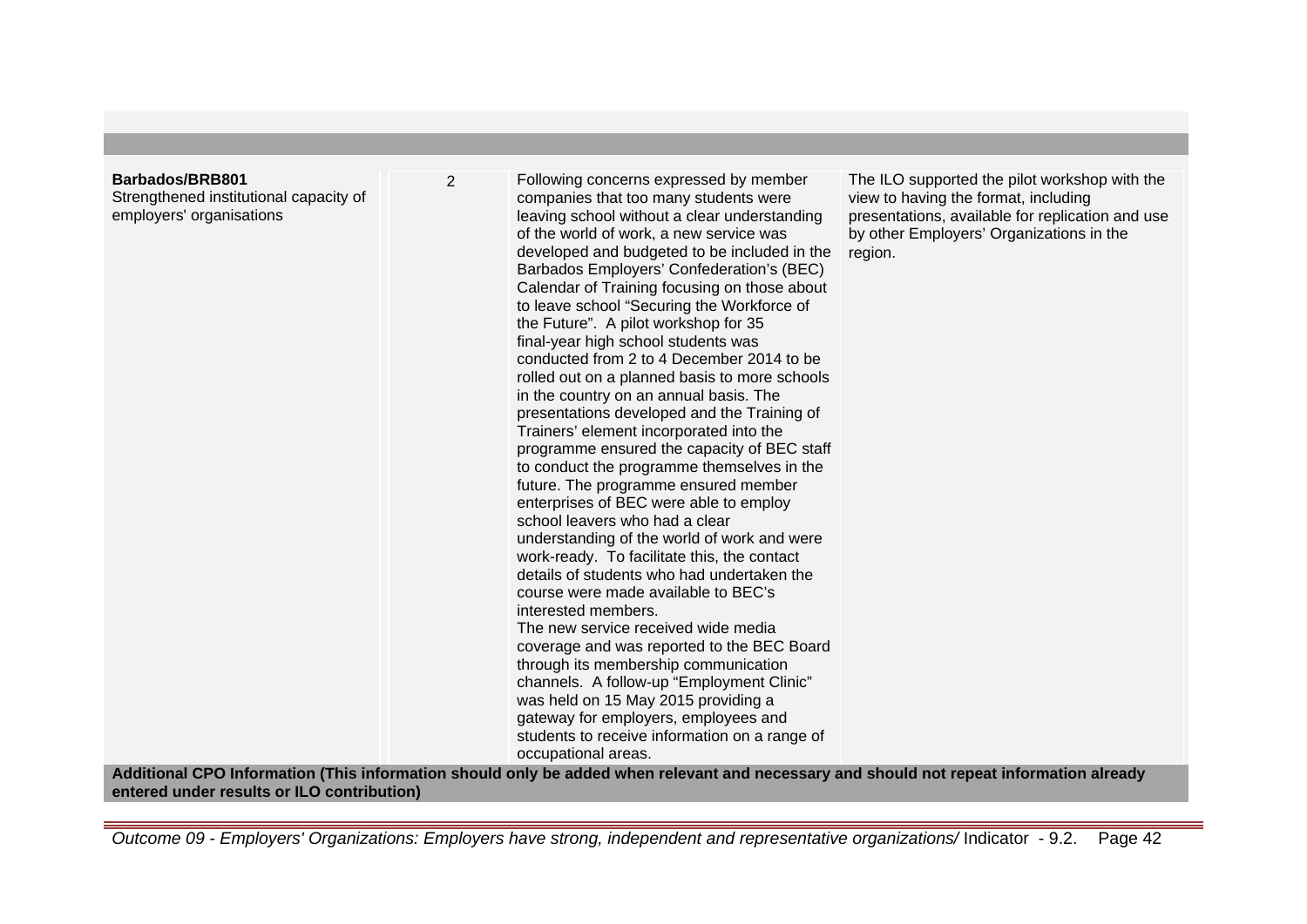| | | | |
|---|---|---|---|
| **Barbados/BRB801**<br>Strengthened institutional capacity of employers' organisations | 2 | Following concerns expressed by member companies that too many students were leaving school without a clear understanding of the world of work, a new service was developed and budgeted to be included in the Barbados Employers' Confederation's (BEC) Calendar of Training focusing on those about to leave school "Securing the Workforce of the Future". A pilot workshop for 35 final-year high school students was conducted from 2 to 4 December 2014 to be rolled out on a planned basis to more schools in the country on an annual basis. The presentations developed and the Training of Trainers' element incorporated into the programme ensured the capacity of BEC staff to conduct the programme themselves in the future. The programme ensured member enterprises of BEC were able to employ school leavers who had a clear understanding of the world of work and were work-ready. To facilitate this, the contact details of students who had undertaken the course were made available to BEC's interested members.<br>The new service received wide media coverage and was reported to the BEC Board through its membership communication channels. A follow-up "Employment Clinic" was held on 15 May 2015 providing a gateway for employers, employees and students to receive information on a range of occupational areas. | The ILO supported the pilot workshop with the view to having the format, including presentations, available for replication and use by other Employers' Organizations in the region. |

**Additional CPO Information (This information should only be added when relevant and necessary and should not repeat information already entered under results or ILO contribution)**

*Outcome 09 - Employers' Organizations: Employers have strong, independent and representative organizations/* Indicator - 9.2.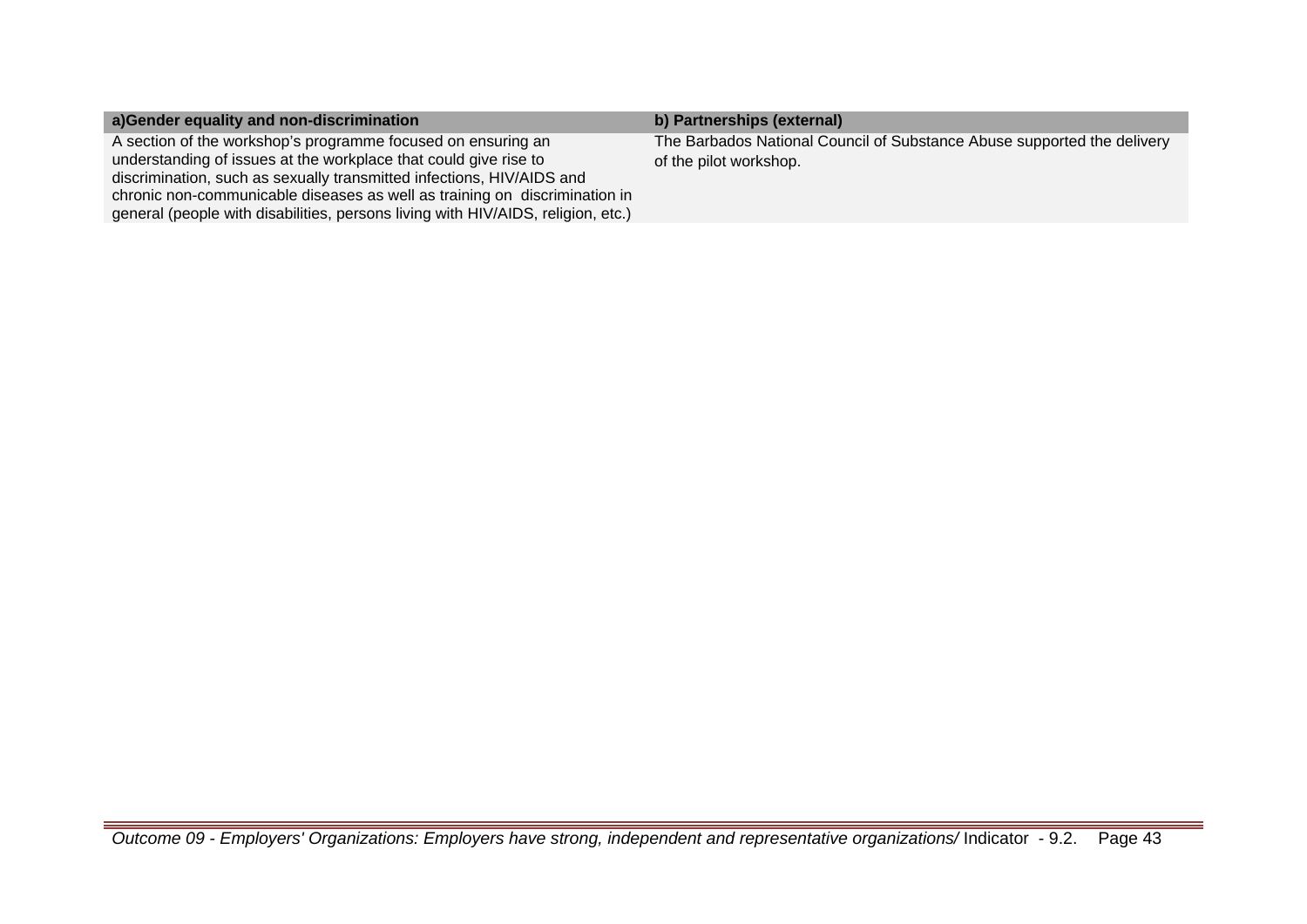| a)Gender equality and non-discrimination | b) Partnerships (external) |
|---|---|
| A section of the workshop's programme focused on ensuring an understanding of issues at the workplace that could give rise to discrimination, such as sexually transmitted infections, HIV/AIDS and chronic non-communicable diseases as well as training on discrimination in general (people with disabilities, persons living with HIV/AIDS, religion, etc.) | The Barbados National Council of Substance Abuse supported the delivery of the pilot workshop. |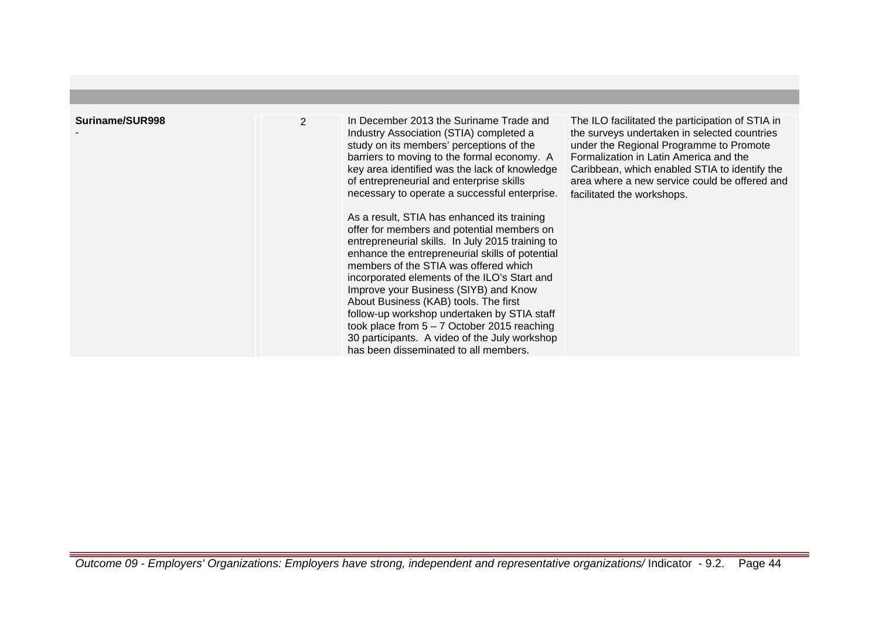| | | | |
|---|---|---|---|
| **Suriname/SUR998**<br>- | 2 | In December 2013 the Suriname Trade and Industry Association (STIA) completed a study on its members' perceptions of the barriers to moving to the formal economy. A key area identified was the lack of knowledge of entrepreneurial and enterprise skills necessary to operate a successful enterprise.<br><br>As a result, STIA has enhanced its training offer for members and potential members on entrepreneurial skills. In July 2015 training to enhance the entrepreneurial skills of potential members of the STIA was offered which incorporated elements of the ILO's Start and Improve your Business (SIYB) and Know About Business (KAB) tools. The first follow-up workshop undertaken by STIA staff took place from 5 – 7 October 2015 reaching 30 participants. A video of the July workshop has been disseminated to all members. | The ILO facilitated the participation of STIA in the surveys undertaken in selected countries under the Regional Programme to Promote Formalization in Latin America and the Caribbean, which enabled STIA to identify the area where a new service could be offered and facilitated the workshops. |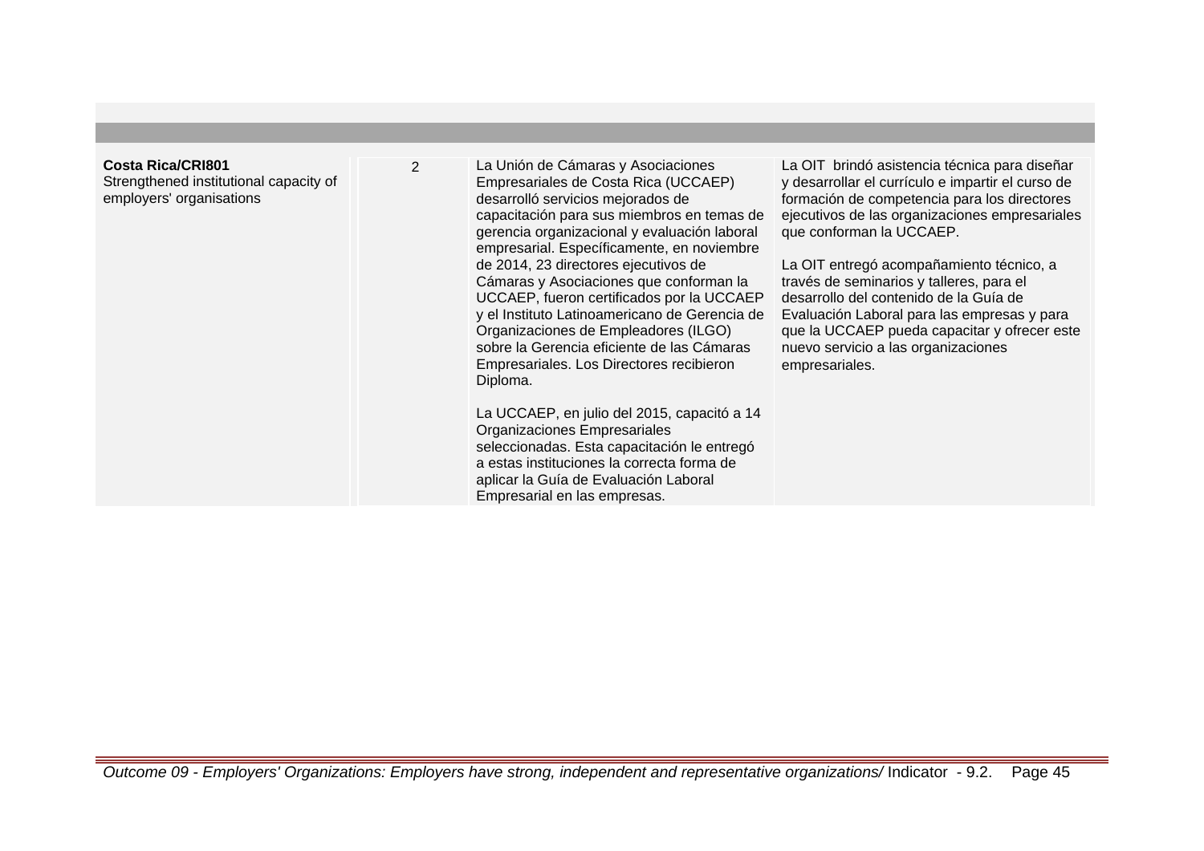| | | | |
|---|---|---|---|
| **Costa Rica/CRI801**<br>Strengthened institutional capacity of employers' organisations | 2 | La Unión de Cámaras y Asociaciones Empresariales de Costa Rica (UCCAEP) desarrolló servicios mejorados de capacitación para sus miembros en temas de gerencia organizacional y evaluación laboral empresarial. Específicamente, en noviembre de 2014, 23 directores ejecutivos de Cámaras y Asociaciones que conforman la UCCAEP, fueron certificados por la UCCAEP y el Instituto Latinoamericano de Gerencia de Organizaciones de Empleadores (ILGO) sobre la Gerencia eficiente de las Cámaras Empresariales. Los Directores recibieron Diploma.<br><br>La UCCAEP, en julio del 2015, capacitó a 14 Organizaciones Empresariales seleccionadas. Esta capacitación le entregó a estas instituciones la correcta forma de aplicar la Guía de Evaluación Laboral Empresarial en las empresas. | La OIT brindó asistencia técnica para diseñar y desarrollar el currículo e impartir el curso de formación de competencia para los directores ejecutivos de las organizaciones empresariales que conforman la UCCAEP.<br><br>La OIT entregó acompañamiento técnico, a través de seminarios y talleres, para el desarrollo del contenido de la Guía de Evaluación Laboral para las empresas y para que la UCCAEP pueda capacitar y ofrecer este nuevo servicio a las organizaciones empresariales. |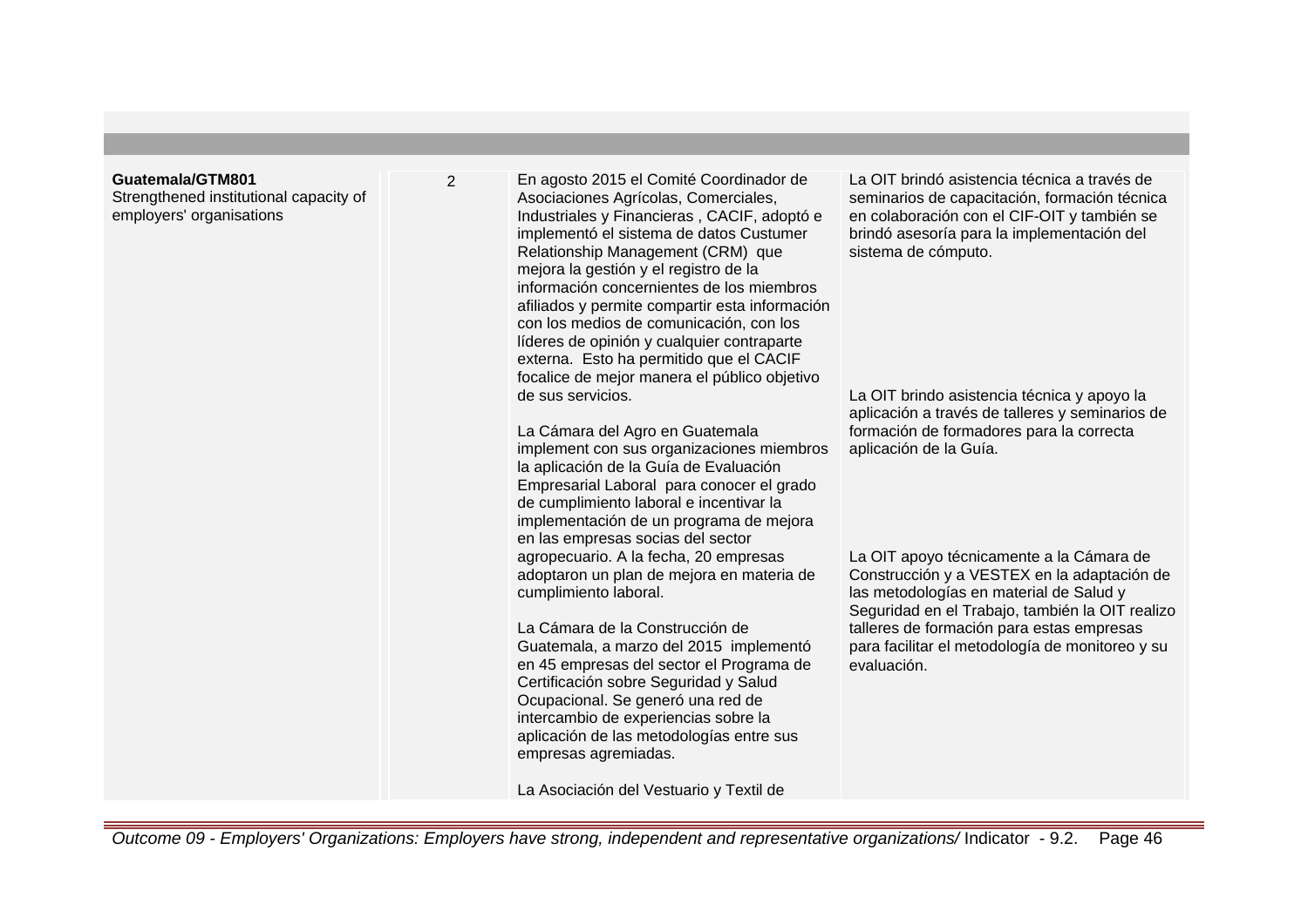| | | | |
|---|---|---|---|
| **Guatemala/GTM801**<br>Strengthened institutional capacity of employers' organisations | 2 | En agosto 2015 el Comité Coordinador de Asociaciones Agrícolas, Comerciales, Industriales y Financieras , CACIF, adoptó e implementó el sistema de datos Custumer Relationship Management (CRM) que mejora la gestión y el registro de la información concernientes de los miembros afiliados y permite compartir esta información con los medios de comunicación, con los líderes de opinión y cualquier contraparte externa. Esto ha permitido que el CACIF focalice de mejor manera el público objetivo de sus servicios.<br><br>La Cámara del Agro en Guatemala implement con sus organizaciones miembros la aplicación de la Guía de Evaluación Empresarial Laboral para conocer el grado de cumplimiento laboral e incentivar la implementación de un programa de mejora en las empresas socias del sector agropecuario. A la fecha, 20 empresas adoptaron un plan de mejora en materia de cumplimiento laboral.<br><br>La Cámara de la Construcción de Guatemala, a marzo del 2015 implementó en 45 empresas del sector el Programa de Certificación sobre Seguridad y Salud Ocupacional. Se generó una red de intercambio de experiencias sobre la aplicación de las metodologías entre sus empresas agremiadas.<br><br>La Asociación del Vestuario y Textil de | La OIT brindó asistencia técnica a través de seminarios de capacitación, formación técnica en colaboración con el CIF-OIT y también se brindó asesoría para la implementación del sistema de cómputo.<br><br>La OIT brindo asistencia técnica y apoyo la aplicación a través de talleres y seminarios de formación de formadores para la correcta aplicación de la Guía.<br><br>La OIT apoyo técnicamente a la Cámara de Construcción y a VESTEX en la adaptación de las metodologías en material de Salud y Seguridad en el Trabajo, también la OIT realizo talleres de formación para estas empresas para facilitar el metodología de monitoreo y su evaluación. |

*Outcome 09 - Employers' Organizations: Employers have strong, independent and representative organizations/* Indicator - 9.2.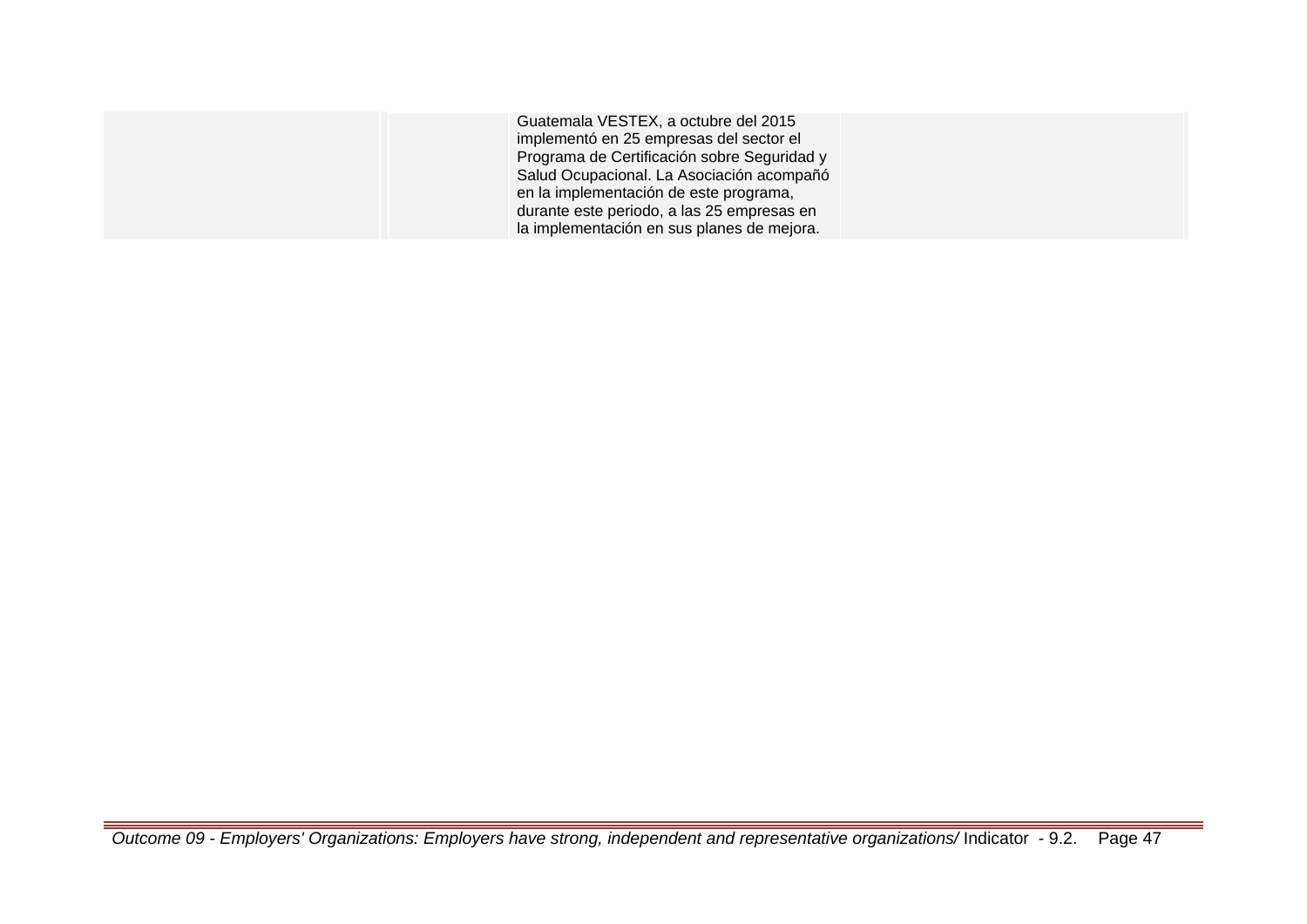| | | | | |
|---|---|---|---|---|
| | | | Guatemala VESTEX, a octubre del 2015 implementó en 25 empresas del sector el Programa de Certificación sobre Seguridad y Salud Ocupacional. La Asociación acompañó en la implementación de este programa, durante este periodo, a las 25 empresas en la implementación en sus planes de mejora. | |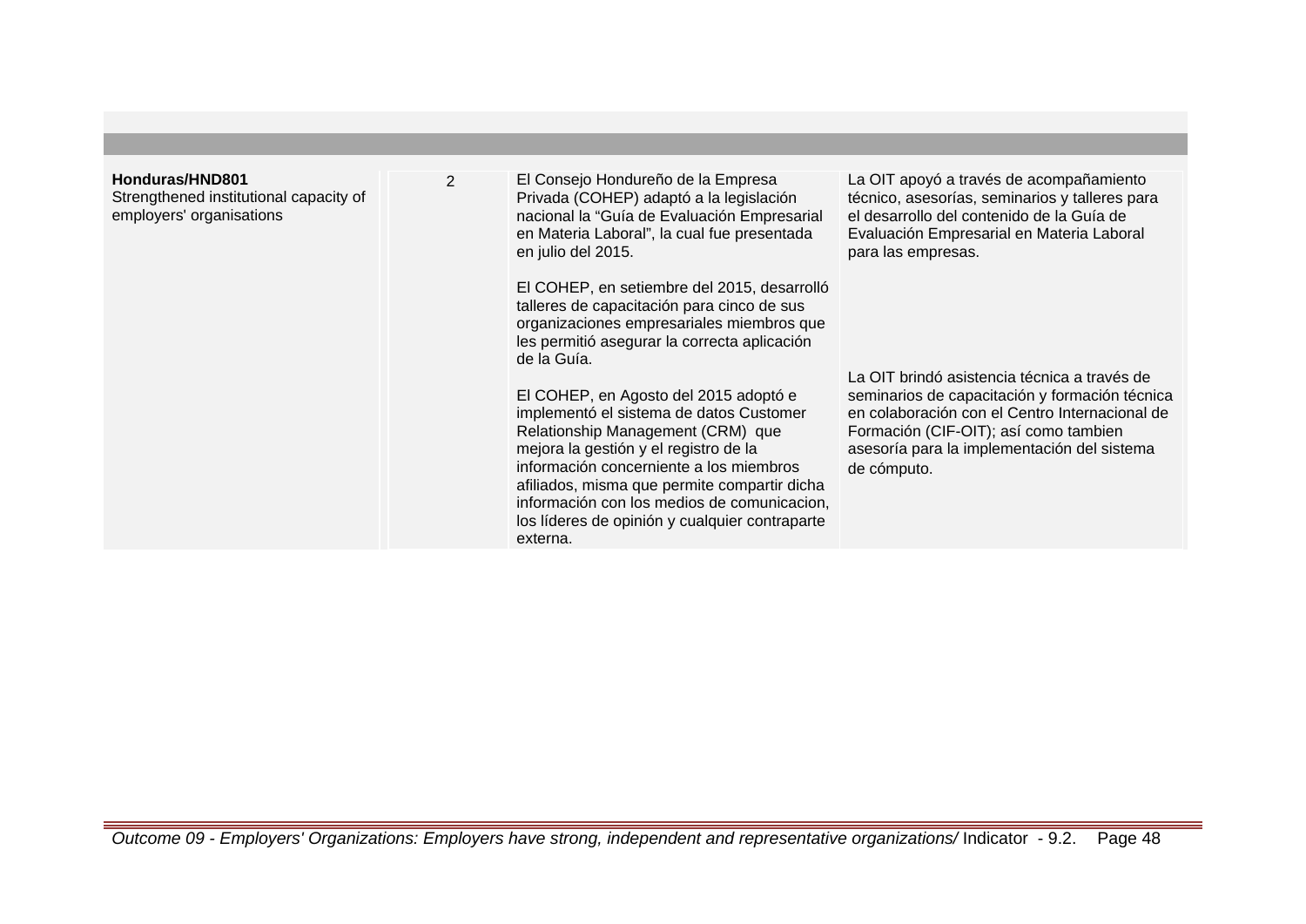| | | | |
|---|---|---|---|
| **Honduras/HND801**<br>Strengthened institutional capacity of employers' organisations | 2 | El Consejo Hondureño de la Empresa Privada (COHEP) adaptó a la legislación nacional la “Guía de Evaluación Empresarial en Materia Laboral”, la cual fue presentada en julio del 2015.<br><br>El COHEP, en setiembre del 2015, desarrolló talleres de capacitación para cinco de sus organizaciones empresariales miembros que les permitió asegurar la correcta aplicación de la Guía.<br><br>El COHEP, en Agosto del 2015 adoptó e implementó el sistema de datos Customer Relationship Management (CRM) que mejora la gestión y el registro de la información concerniente a los miembros afiliados, misma que permite compartir dicha información con los medios de comunicacion, los líderes de opinión y cualquier contraparte externa. | La OIT apoyó a través de acompañamiento técnico, asesorías, seminarios y talleres para el desarrollo del contenido de la Guía de Evaluación Empresarial en Materia Laboral para las empresas.<br><br>La OIT brindó asistencia técnica a través de seminarios de capacitación y formación técnica en colaboración con el Centro Internacional de Formación (CIF-OIT); así como tambien asesoría para la implementación del sistema de cómputo. |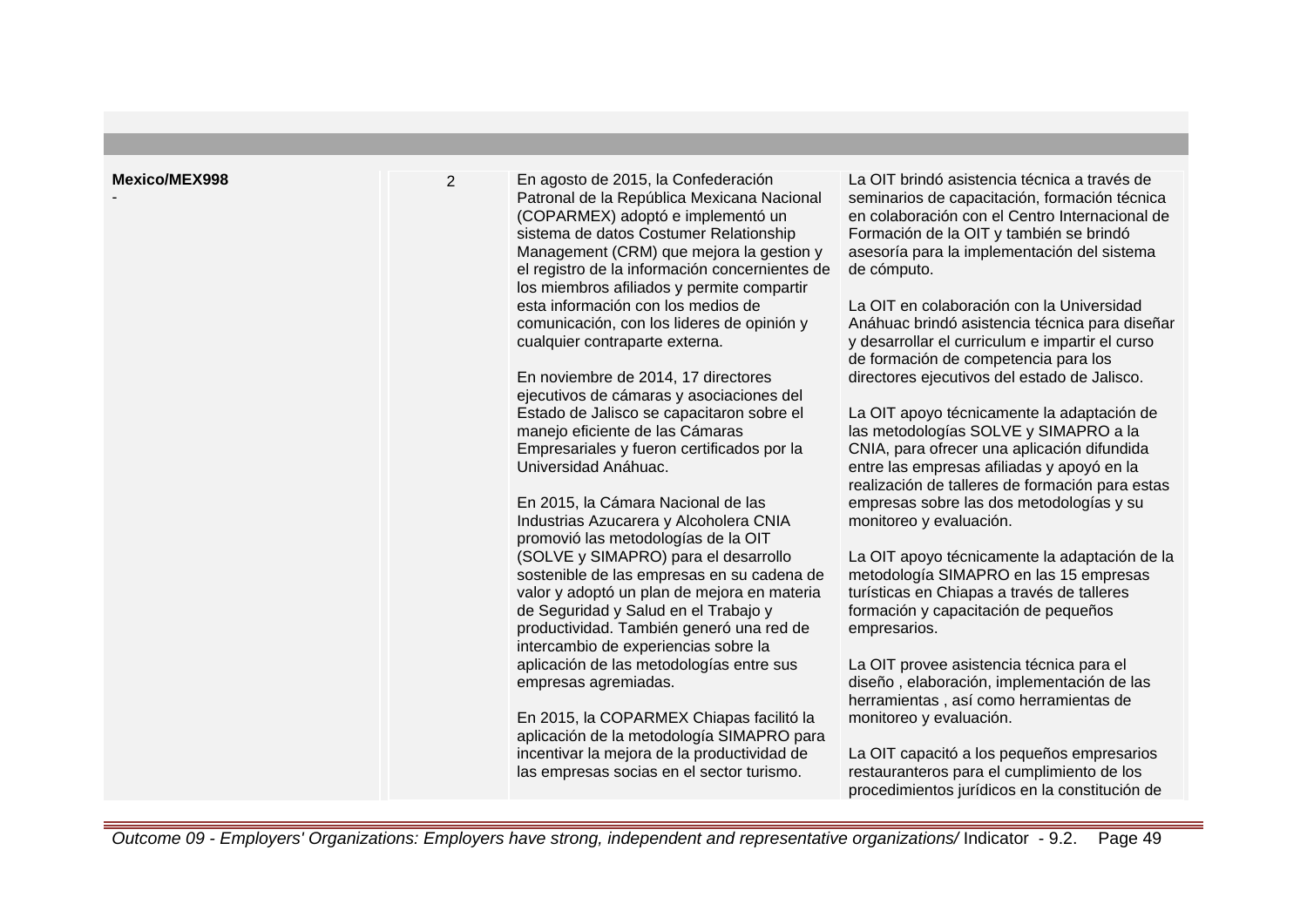| | | | |
|---|---|---|---|
| **Mexico/MEX998**<br>- | 2 | En agosto de 2015, la Confederación Patronal de la República Mexicana Nacional (COPARMEX) adoptó e implementó un sistema de datos Costumer Relationship Management (CRM) que mejora la gestion y el registro de la información concernientes de los miembros afiliados y permite compartir esta información con los medios de comunicación, con los lideres de opinión y cualquier contraparte externa.<br><br>En noviembre de 2014, 17 directores ejecutivos de cámaras y asociaciones del Estado de Jalisco se capacitaron sobre el manejo eficiente de las Cámaras Empresariales y fueron certificados por la Universidad Anáhuac.<br><br>En 2015, la Cámara Nacional de las Industrias Azucarera y Alcoholera CNIA promovió las metodologías de la OIT (SOLVE y SIMAPRO) para el desarrollo sostenible de las empresas en su cadena de valor y adoptó un plan de mejora en materia de Seguridad y Salud en el Trabajo y productividad. También generó una red de intercambio de experiencias sobre la aplicación de las metodologías entre sus empresas agremiadas.<br><br>En 2015, la COPARMEX Chiapas facilitó la aplicación de la metodología SIMAPRO para incentivar la mejora de la productividad de las empresas socias en el sector turismo. | La OIT brindó asistencia técnica a través de seminarios de capacitación, formación técnica en colaboración con el Centro Internacional de Formación de la OIT y también se brindó asesoría para la implementación del sistema de cómputo.<br><br>La OIT en colaboración con la Universidad Anáhuac brindó asistencia técnica para diseñar y desarrollar el curriculum e impartir el curso de formación de competencia para los directores ejecutivos del estado de Jalisco.<br><br>La OIT apoyo técnicamente la adaptación de las metodologías SOLVE y SIMAPRO a la CNIA, para ofrecer una aplicación difundida entre las empresas afiliadas y apoyó en la realización de talleres de formación para estas empresas sobre las dos metodologías y su monitoreo y evaluación.<br><br>La OIT apoyo técnicamente la adaptación de la metodología SIMAPRO en las 15 empresas turísticas en Chiapas a través de talleres formación y capacitación de pequeños empresarios.<br><br>La OIT provee asistencia técnica para el diseño , elaboración, implementación de las herramientas , así como herramientas de monitoreo y evaluación.<br><br>La OIT capacitó a los pequeños empresarios restauranteros para el cumplimiento de los procedimientos jurídicos en la constitución de |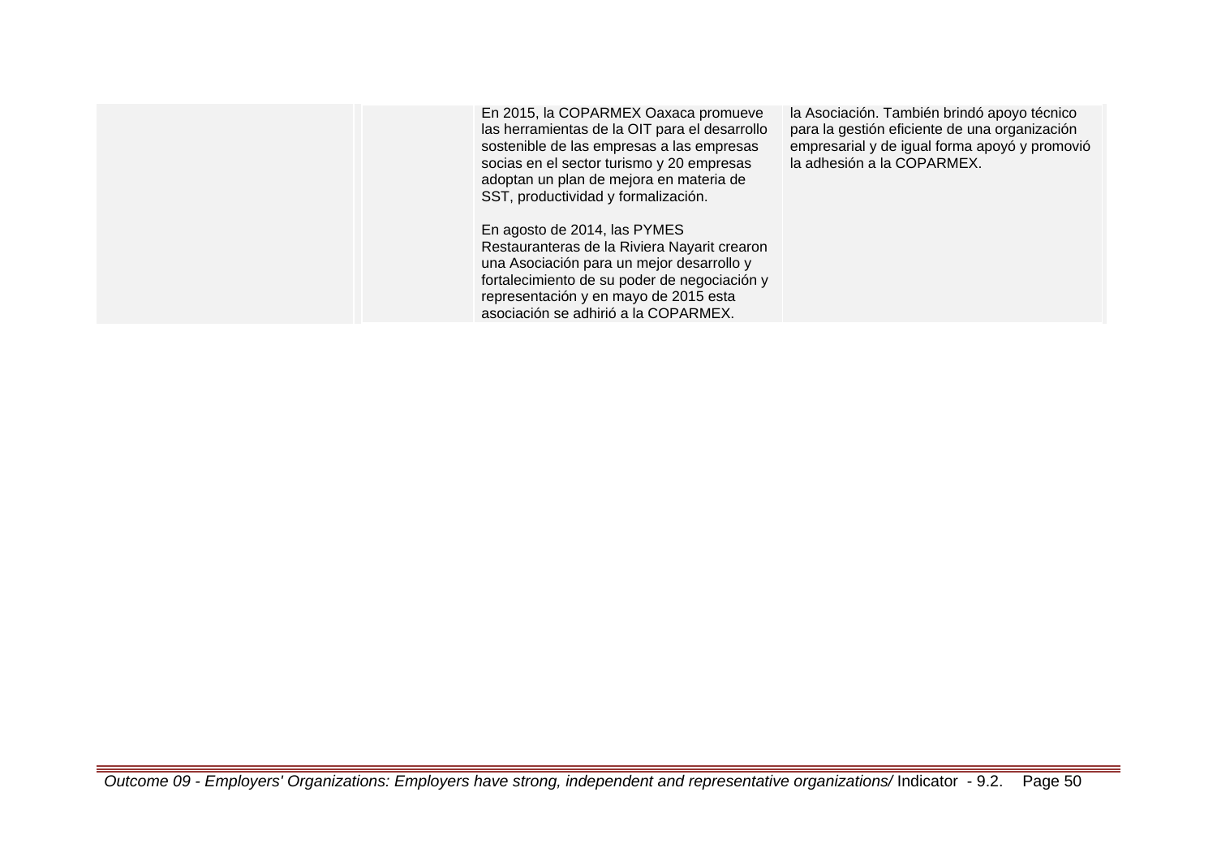| | | | |
|---|---|---|---|
| | | En 2015, la COPARMEX Oaxaca promueve las herramientas de la OIT para el desarrollo sostenible de las empresas a las empresas socias en el sector turismo y 20 empresas adoptan un plan de mejora en materia de SST, productividad y formalización.<br><br>En agosto de 2014, las PYMES Restauranteras de la Riviera Nayarit crearon una Asociación para un mejor desarrollo y fortalecimiento de su poder de negociación y representación y en mayo de 2015 esta asociación se adhirió a la COPARMEX. | la Asociación. También brindó apoyo técnico para la gestión eficiente de una organización empresarial y de igual forma apoyó y promovió la adhesión a la COPARMEX. |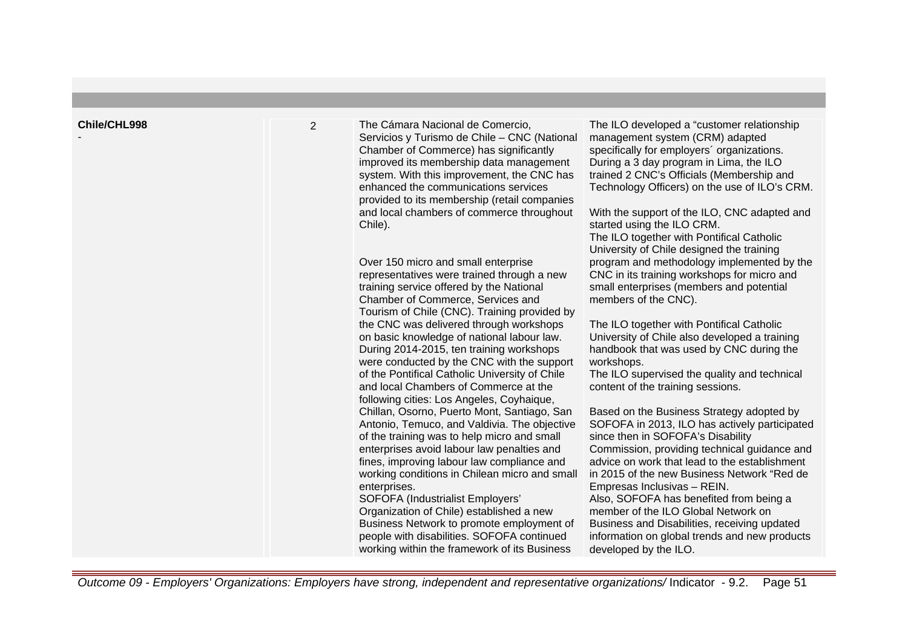| | | | |
|---|---|---|---|
| **Chile/CHL998**<br>- | 2 | The Cámara Nacional de Comercio, Servicios y Turismo de Chile – CNC (National Chamber of Commerce) has significantly improved its membership data management system. With this improvement, the CNC has enhanced the communications services provided to its membership (retail companies and local chambers of commerce throughout Chile).<br><br>Over 150 micro and small enterprise representatives were trained through a new training service offered by the National Chamber of Commerce, Services and Tourism of Chile (CNC). Training provided by the CNC was delivered through workshops on basic knowledge of national labour law. During 2014-2015, ten training workshops were conducted by the CNC with the support of the Pontifical Catholic University of Chile and local Chambers of Commerce at the following cities: Los Angeles, Coyhaique, Chillan, Osorno, Puerto Mont, Santiago, San Antonio, Temuco, and Valdivia. The objective of the training was to help micro and small enterprises avoid labour law penalties and fines, improving labour law compliance and working conditions in Chilean micro and small enterprises.<br>SOFOFA (Industrialist Employers' Organization of Chile) established a new Business Network to promote employment of people with disabilities. SOFOFA continued working within the framework of its Business | The ILO developed a "customer relationship management system (CRM) adapted specifically for employers´ organizations. During a 3 day program in Lima, the ILO trained 2 CNC's Officials (Membership and Technology Officers) on the use of ILO's CRM.<br><br>With the support of the ILO, CNC adapted and started using the ILO CRM.<br>The ILO together with Pontifical Catholic University of Chile designed the training program and methodology implemented by the CNC in its training workshops for micro and small enterprises (members and potential members of the CNC).<br><br>The ILO together with Pontifical Catholic University of Chile also developed a training handbook that was used by CNC during the workshops.<br>The ILO supervised the quality and technical content of the training sessions.<br><br>Based on the Business Strategy adopted by SOFOFA in 2013, ILO has actively participated since then in SOFOFA's Disability Commission, providing technical guidance and advice on work that lead to the establishment in 2015 of the new Business Network "Red de Empresas Inclusivas – REIN.<br>Also, SOFOFA has benefited from being a member of the ILO Global Network on Business and Disabilities, receiving updated information on global trends and new products developed by the ILO. |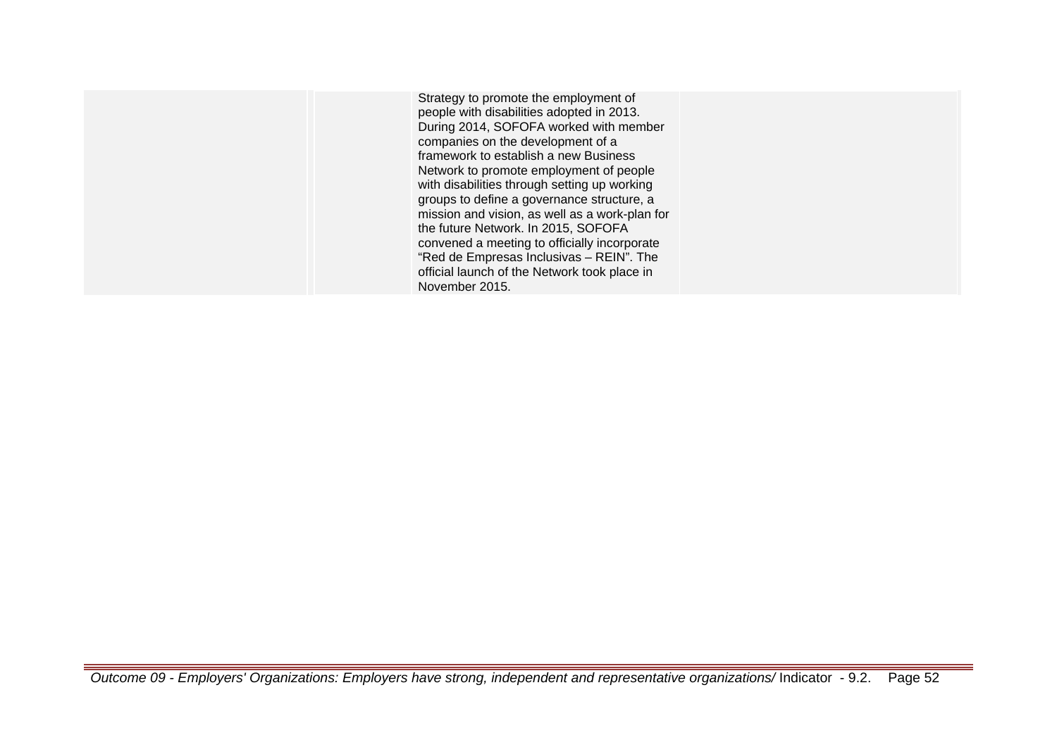| | | | |
|---|---|---|---|
| | | Strategy to promote the employment of people with disabilities adopted in 2013. During 2014, SOFOFA worked with member companies on the development of a framework to establish a new Business Network to promote employment of people with disabilities through setting up working groups to define a governance structure, a mission and vision, as well as a work-plan for the future Network. In 2015, SOFOFA convened a meeting to officially incorporate "Red de Empresas Inclusivas – REIN". The official launch of the Network took place in November 2015. | |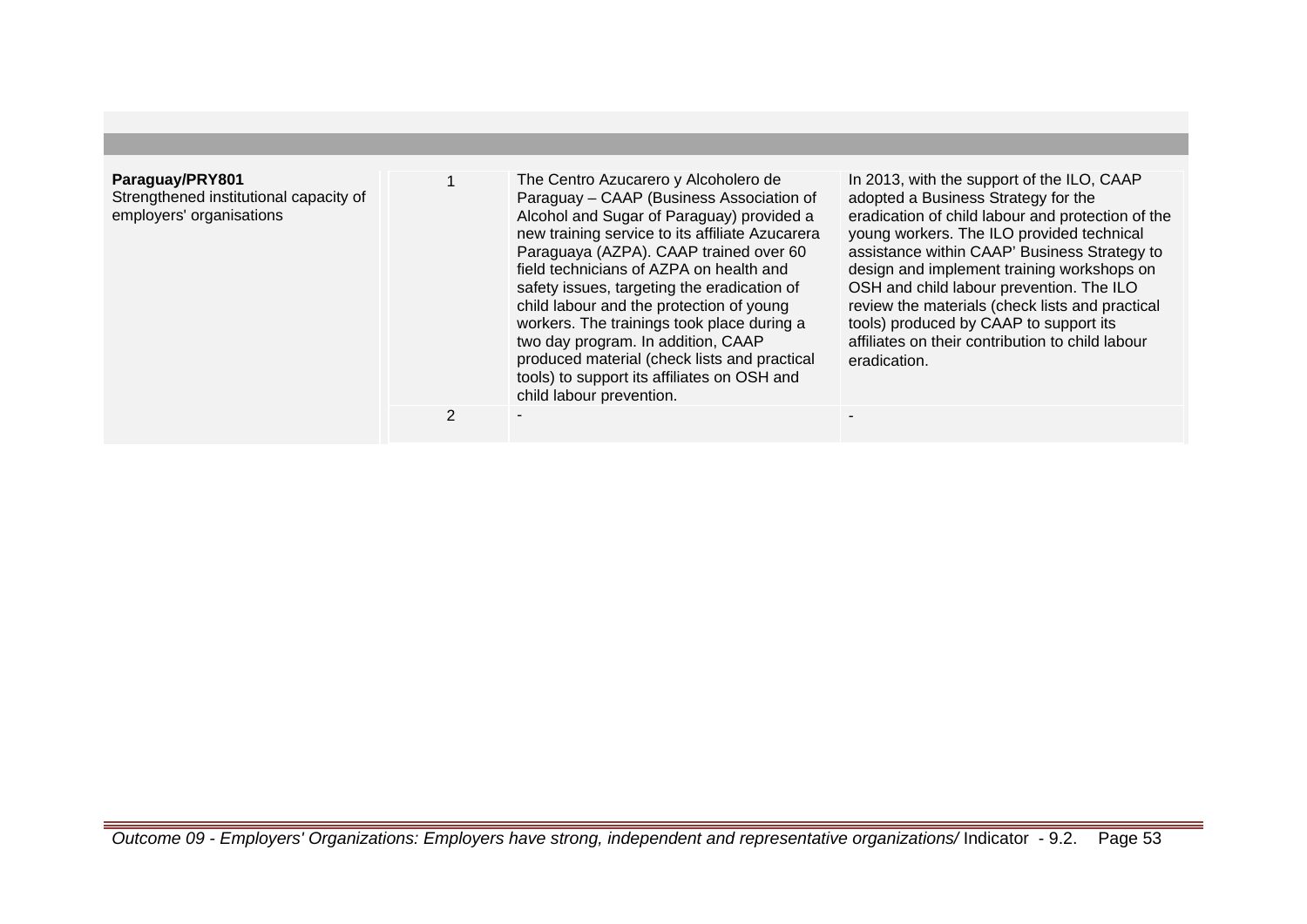| | | | |
|---|---|---|---|
| **Paraguay/PRY801**<br>Strengthened institutional capacity of employers' organisations | 1 | The Centro Azucarero y Alcoholero de Paraguay – CAAP (Business Association of Alcohol and Sugar of Paraguay) provided a new training service to its affiliate Azucarera Paraguaya (AZPA). CAAP trained over 60 field technicians of AZPA on health and safety issues, targeting the eradication of child labour and the protection of young workers. The trainings took place during a two day program. In addition, CAAP produced material (check lists and practical tools) to support its affiliates on OSH and child labour prevention. | In 2013, with the support of the ILO, CAAP adopted a Business Strategy for the eradication of child labour and protection of the young workers. The ILO provided technical assistance within CAAP' Business Strategy to design and implement training workshops on OSH and child labour prevention. The ILO review the materials (check lists and practical tools) produced by CAAP to support its affiliates on their contribution to child labour eradication. |
| | 2 | - | - |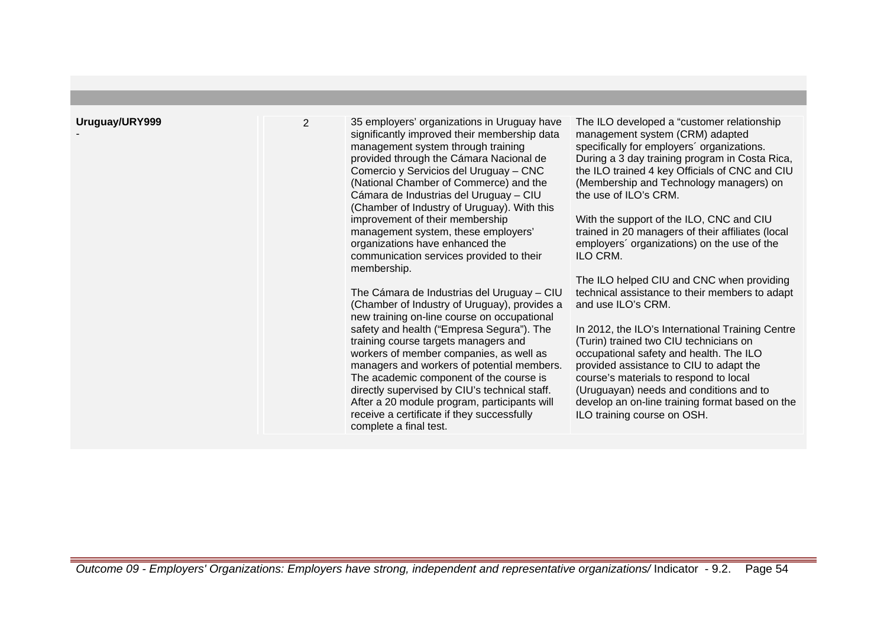| | | | |
|---|---|---|---|
| **Uruguay/URY999**<br>- | 2 | 35 employers' organizations in Uruguay have significantly improved their membership data management system through training provided through the Cámara Nacional de Comercio y Servicios del Uruguay – CNC (National Chamber of Commerce) and the Cámara de Industrias del Uruguay – CIU (Chamber of Industry of Uruguay). With this improvement of their membership management system, these employers' organizations have enhanced the communication services provided to their membership.<br><br>The Cámara de Industrias del Uruguay – CIU (Chamber of Industry of Uruguay), provides a new training on-line course on occupational safety and health ("Empresa Segura"). The training course targets managers and workers of member companies, as well as managers and workers of potential members. The academic component of the course is directly supervised by CIU's technical staff. After a 20 module program, participants will receive a certificate if they successfully complete a final test. | The ILO developed a "customer relationship management system (CRM) adapted specifically for employers´ organizations. During a 3 day training program in Costa Rica, the ILO trained 4 key Officials of CNC and CIU (Membership and Technology managers) on the use of ILO's CRM.<br><br>With the support of the ILO, CNC and CIU trained in 20 managers of their affiliates (local employers´ organizations) on the use of the ILO CRM.<br><br>The ILO helped CIU and CNC when providing technical assistance to their members to adapt and use ILO's CRM.<br><br>In 2012, the ILO's International Training Centre (Turin) trained two CIU technicians on occupational safety and health. The ILO provided assistance to CIU to adapt the course's materials to respond to local (Uruguayan) needs and conditions and to develop an on-line training format based on the ILO training course on OSH. |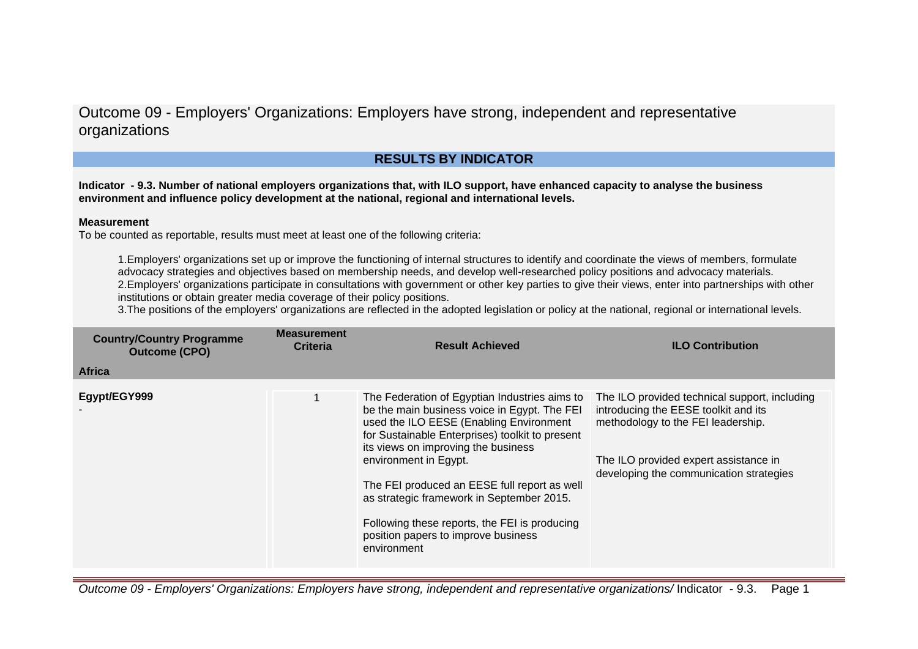# Outcome 09 - Employers' Organizations: Employers have strong, independent and representative organizations

## RESULTS BY INDICATOR

**Indicator - 9.3. Number of national employers organizations that, with ILO support, have enhanced capacity to analyse the business environment and influence policy development at the national, regional and international levels.**

**Measurement**

To be counted as reportable, results must meet at least one of the following criteria:

1. Employers' organizations set up or improve the functioning of internal structures to identify and coordinate the views of members, formulate advocacy strategies and objectives based on membership needs, and develop well-researched policy positions and advocacy materials.
2. Employers' organizations participate in consultations with government or other key parties to give their views, enter into partnerships with other institutions or obtain greater media coverage of their policy positions.
3. The positions of the employers' organizations are reflected in the adopted legislation or policy at the national, regional or international levels.

| Country/Country Programme Outcome (CPO) | Measurement Criteria | Result Achieved | ILO Contribution |
|---|---|---|---|
| **Africa** | | | |
| **Egypt/EGY999**<br>- | 1 | The Federation of Egyptian Industries aims to be the main business voice in Egypt. The FEI used the ILO EESE (Enabling Environment for Sustainable Enterprises) toolkit to present its views on improving the business environment in Egypt.<br><br>The FEI produced an EESE full report as well as strategic framework in September 2015.<br><br>Following these reports, the FEI is producing position papers to improve business environment | The ILO provided technical support, including introducing the EESE toolkit and its methodology to the FEI leadership.<br><br>The ILO provided expert assistance in developing the communication strategies |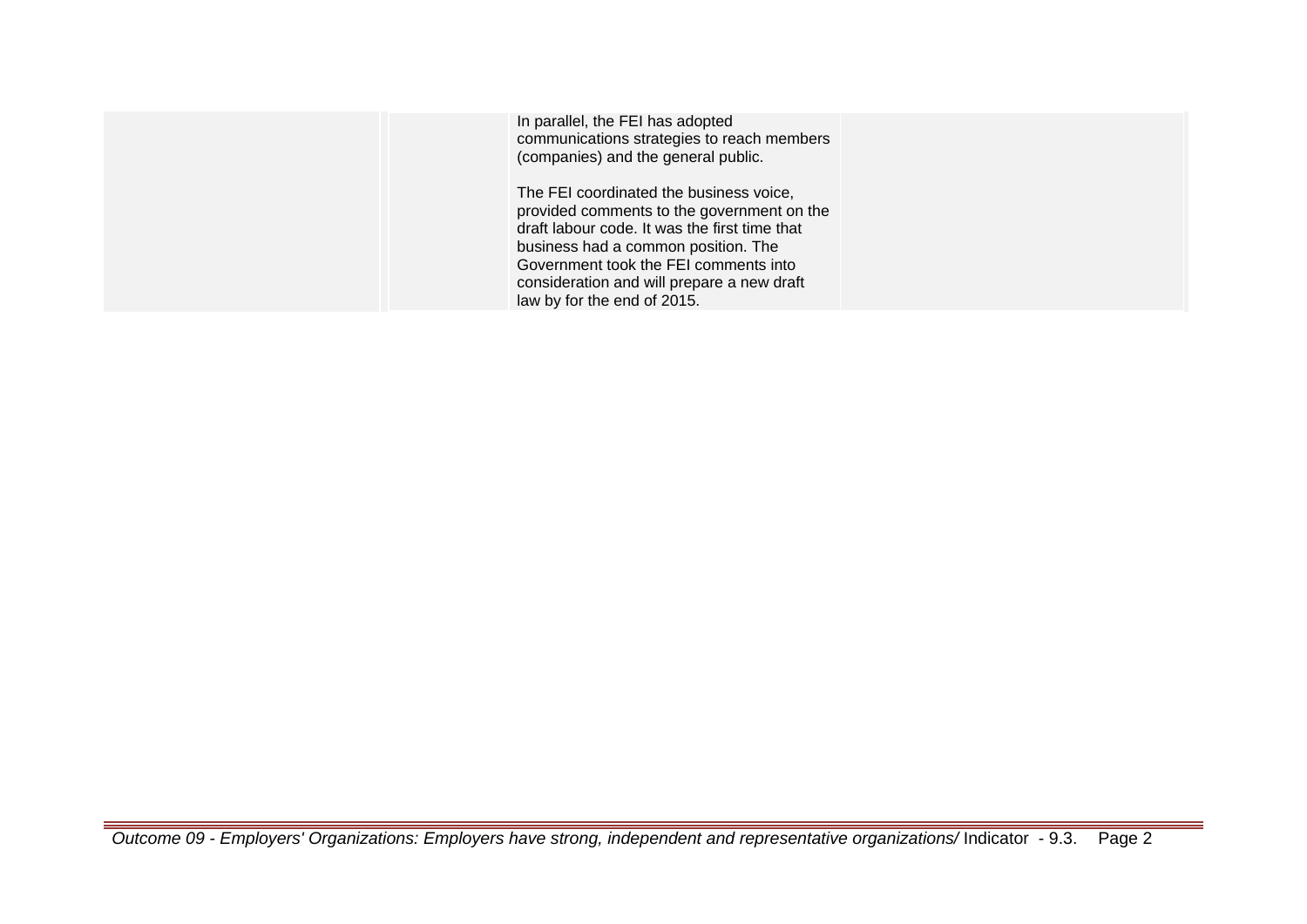| | | | |
|---|---|---|---|
| | | In parallel, the FEI has adopted communications strategies to reach members (companies) and the general public.<br><br>The FEI coordinated the business voice, provided comments to the government on the draft labour code. It was the first time that business had a common position. The Government took the FEI comments into consideration and will prepare a new draft law by for the end of 2015. | |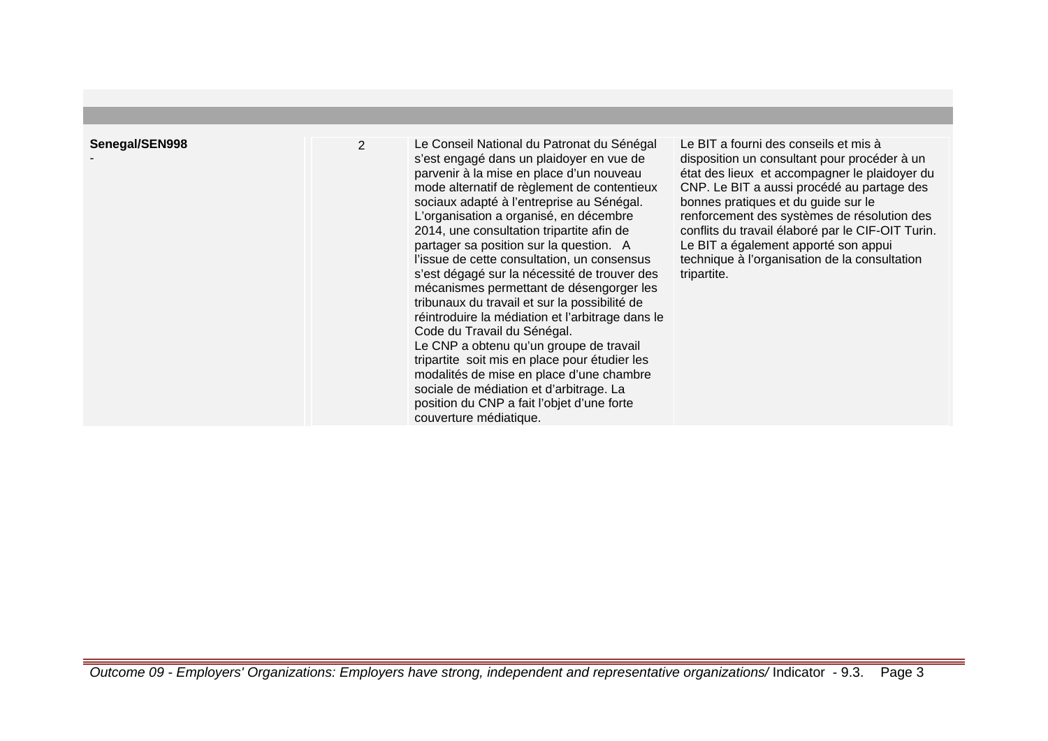| | | | |
|---|---|---|---|
| **Senegal/SEN998**<br>- | 2 | Le Conseil National du Patronat du Sénégal s'est engagé dans un plaidoyer en vue de parvenir à la mise en place d'un nouveau mode alternatif de règlement de contentieux sociaux adapté à l'entreprise au Sénégal. L'organisation a organisé, en décembre 2014, une consultation tripartite afin de partager sa position sur la question. A l'issue de cette consultation, un consensus s'est dégagé sur la nécessité de trouver des mécanismes permettant de désengorger les tribunaux du travail et sur la possibilité de réintroduire la médiation et l'arbitrage dans le Code du Travail du Sénégal.<br>Le CNP a obtenu qu'un groupe de travail tripartite soit mis en place pour étudier les modalités de mise en place d'une chambre sociale de médiation et d'arbitrage. La position du CNP a fait l'objet d'une forte couverture médiatique. | Le BIT a fourni des conseils et mis à disposition un consultant pour procéder à un état des lieux et accompagner le plaidoyer du CNP. Le BIT a aussi procédé au partage des bonnes pratiques et du guide sur le renforcement des systèmes de résolution des conflits du travail élaboré par le CIF-OIT Turin. Le BIT a également apporté son appui technique à l'organisation de la consultation tripartite. |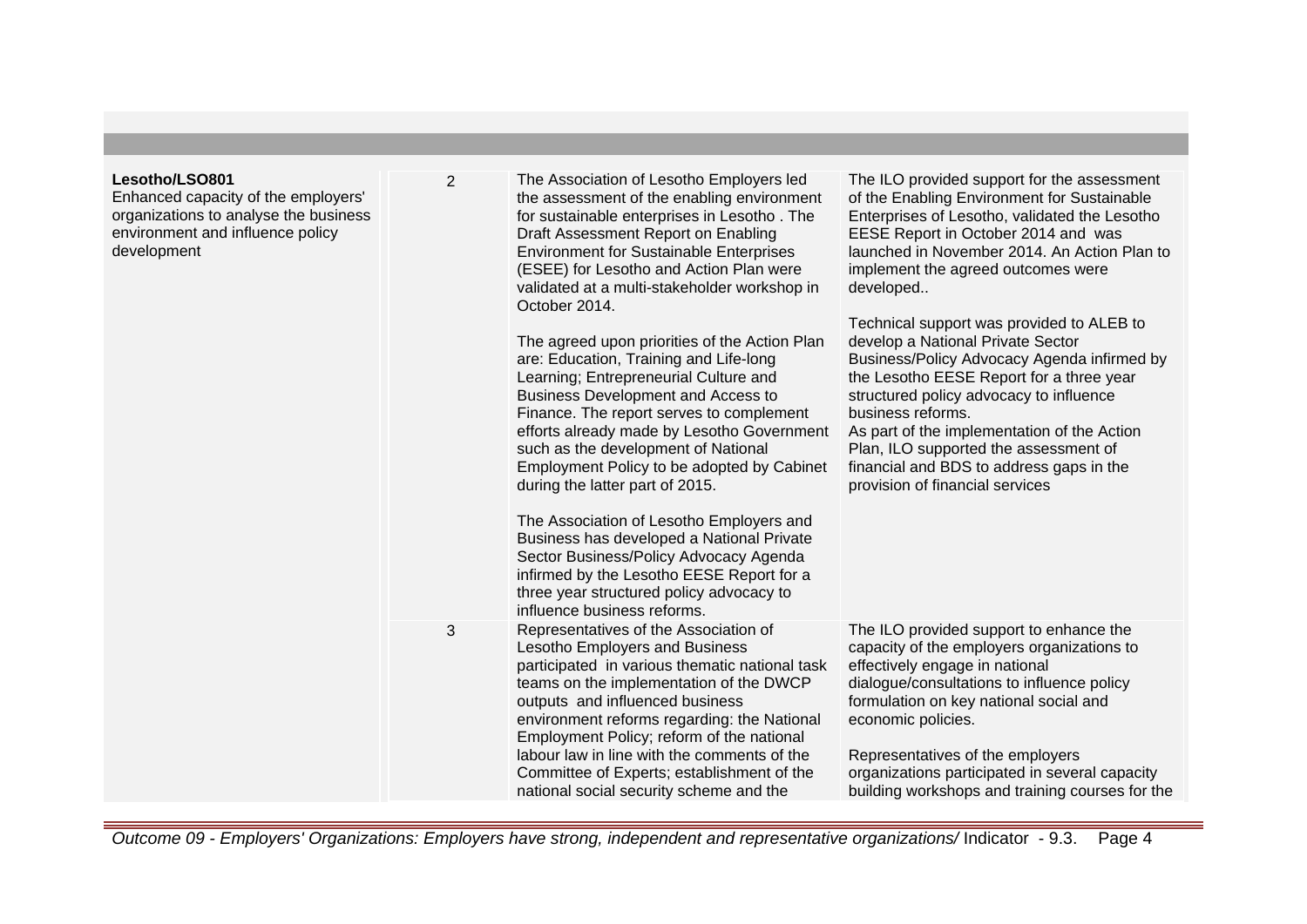| | | | |
|---|---|---|---|
| **Lesotho/LSO801**<br>Enhanced capacity of the employers' organizations to analyse the business environment and influence policy development | 2 | The Association of Lesotho Employers led the assessment of the enabling environment for sustainable enterprises in Lesotho . The Draft Assessment Report on Enabling Environment for Sustainable Enterprises (ESEE) for Lesotho and Action Plan were validated at a multi-stakeholder workshop in October 2014.<br><br>The agreed upon priorities of the Action Plan are: Education, Training and Life-long Learning; Entrepreneurial Culture and Business Development and Access to Finance. The report serves to complement efforts already made by Lesotho Government such as the development of National Employment Policy to be adopted by Cabinet during the latter part of 2015.<br><br>The Association of Lesotho Employers and Business has developed a National Private Sector Business/Policy Advocacy Agenda infirmed by the Lesotho EESE Report for a three year structured policy advocacy to influence business reforms. | The ILO provided support for the assessment of the Enabling Environment for Sustainable Enterprises of Lesotho, validated the Lesotho EESE Report in October 2014 and was launched in November 2014. An Action Plan to implement the agreed outcomes were developed..<br><br>Technical support was provided to ALEB to develop a National Private Sector Business/Policy Advocacy Agenda infirmed by the Lesotho EESE Report for a three year structured policy advocacy to influence business reforms.<br>As part of the implementation of the Action Plan, ILO supported the assessment of financial and BDS to address gaps in the provision of financial services |
| | 3 | Representatives of the Association of Lesotho Employers and Business participated in various thematic national task teams on the implementation of the DWCP outputs and influenced business environment reforms regarding: the National Employment Policy; reform of the national labour law in line with the comments of the Committee of Experts; establishment of the national social security scheme and the | The ILO provided support to enhance the capacity of the employers organizations to effectively engage in national dialogue/consultations to influence policy formulation on key national social and economic policies.<br><br>Representatives of the employers organizations participated in several capacity building workshops and training courses for the |

*Outcome 09 - Employers' Organizations: Employers have strong, independent and representative organizations/* Indicator - 9.3.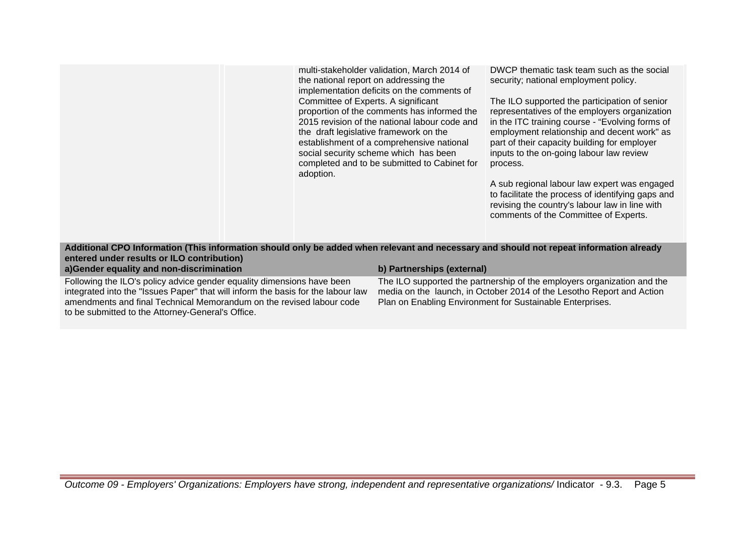| | | | |
|---|---|---|---|
| | | multi-stakeholder validation, March 2014 of the national report on addressing the implementation deficits on the comments of Committee of Experts. A significant proportion of the comments has informed the 2015 revision of the national labour code and the draft legislative framework on the establishment of a comprehensive national social security scheme which has been completed and to be submitted to Cabinet for adoption. | DWCP thematic task team such as the social security; national employment policy.<br><br>The ILO supported the participation of senior representatives of the employers organization in the ITC training course - "Evolving forms of employment relationship and decent work" as part of their capacity building for employer inputs to the on-going labour law review process.<br><br>A sub regional labour law expert was engaged to facilitate the process of identifying gaps and revising the country's labour law in line with comments of the Committee of Experts. |

**Additional CPO Information (This information should only be added when relevant and necessary and should not repeat information already entered under results or ILO contribution)**

| a)Gender equality and non-discrimination | b) Partnerships (external) |
|---|---|
| Following the ILO's policy advice gender equality dimensions have been integrated into the "Issues Paper" that will inform the basis for the labour law amendments and final Technical Memorandum on the revised labour code to be submitted to the Attorney-General's Office. | The ILO supported the partnership of the employers organization and the media on the launch, in October 2014 of the Lesotho Report and Action Plan on Enabling Environment for Sustainable Enterprises. |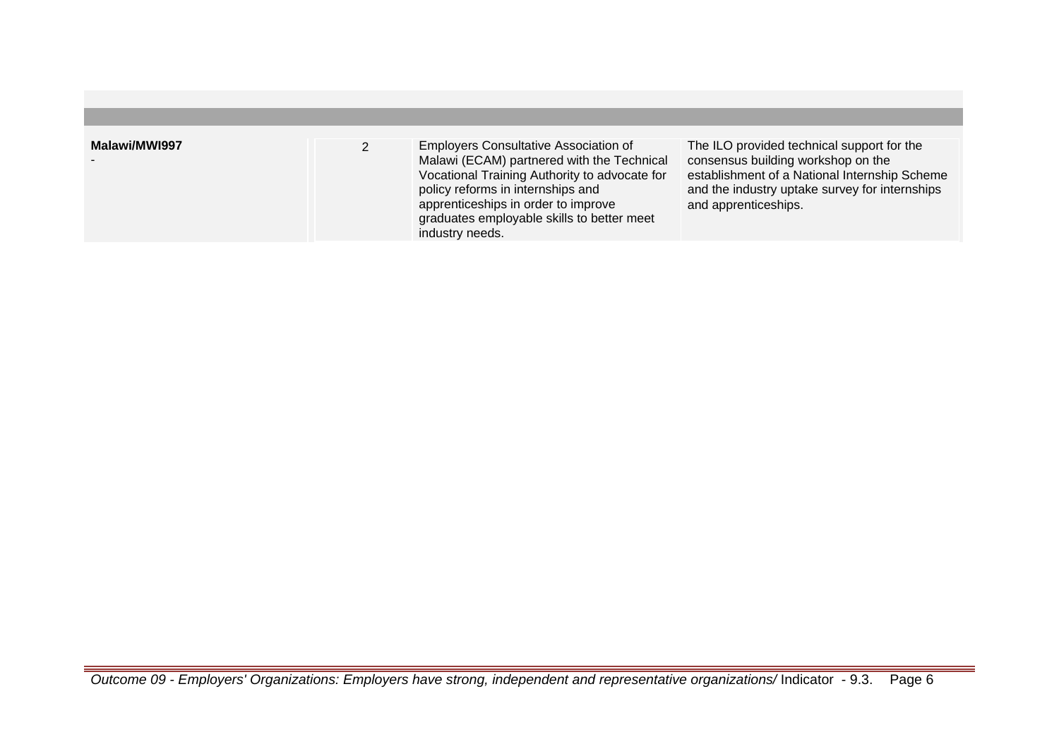| | | | |
|---|---|---|---|
| **Malawi/MWI997**<br>- | 2 | Employers Consultative Association of Malawi (ECAM) partnered with the Technical Vocational Training Authority to advocate for policy reforms in internships and apprenticeships in order to improve graduates employable skills to better meet industry needs. | The ILO provided technical support for the consensus building workshop on the establishment of a National Internship Scheme and the industry uptake survey for internships and apprenticeships. |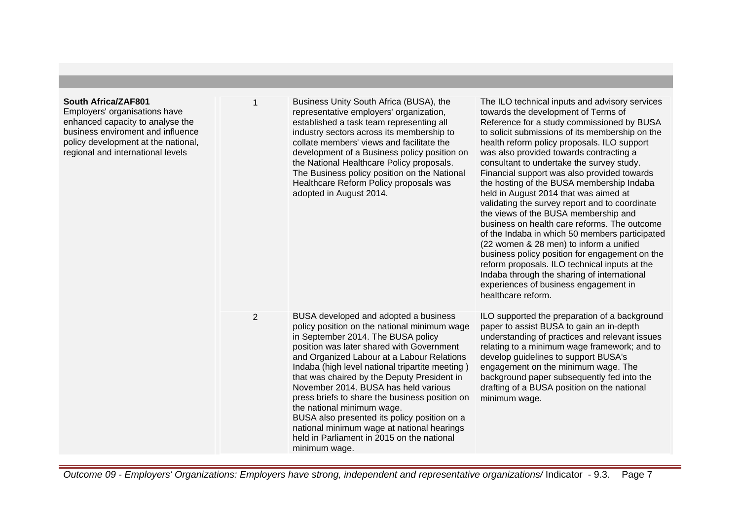| | | | |
|---|---|---|---|
| **South Africa/ZAF801**<br>Employers' organisations have enhanced capacity to analyse the business enviroment and influence policy development at the national, regional and international levels | 1 | Business Unity South Africa (BUSA), the representative employers' organization, established a task team representing all industry sectors across its membership to collate members' views and facilitate the development of a Business policy position on the National Healthcare Policy proposals. The Business policy position on the National Healthcare Reform Policy proposals was adopted in August 2014. | The ILO technical inputs and advisory services towards the development of Terms of Reference for a study commissioned by BUSA to solicit submissions of its membership on the health reform policy proposals. ILO support was also provided towards contracting a consultant to undertake the survey study. Financial support was also provided towards the hosting of the BUSA membership Indaba held in August 2014 that was aimed at validating the survey report and to coordinate the views of the BUSA membership and business on health care reforms. The outcome of the Indaba in which 50 members participated (22 women & 28 men) to inform a unified business policy position for engagement on the reform proposals. ILO technical inputs at the Indaba through the sharing of international experiences of business engagement in healthcare reform. |
| | 2 | BUSA developed and adopted a business policy position on the national minimum wage in September 2014. The BUSA policy position was later shared with Government and Organized Labour at a Labour Relations Indaba (high level national tripartite meeting ) that was chaired by the Deputy President in November 2014. BUSA has held various press briefs to share the business position on the national minimum wage.<br>BUSA also presented its policy position on a national minimum wage at national hearings held in Parliament in 2015 on the national minimum wage. | ILO supported the preparation of a background paper to assist BUSA to gain an in-depth understanding of practices and relevant issues relating to a minimum wage framework; and to develop guidelines to support BUSA's engagement on the minimum wage. The background paper subsequently fed into the drafting of a BUSA position on the national minimum wage. |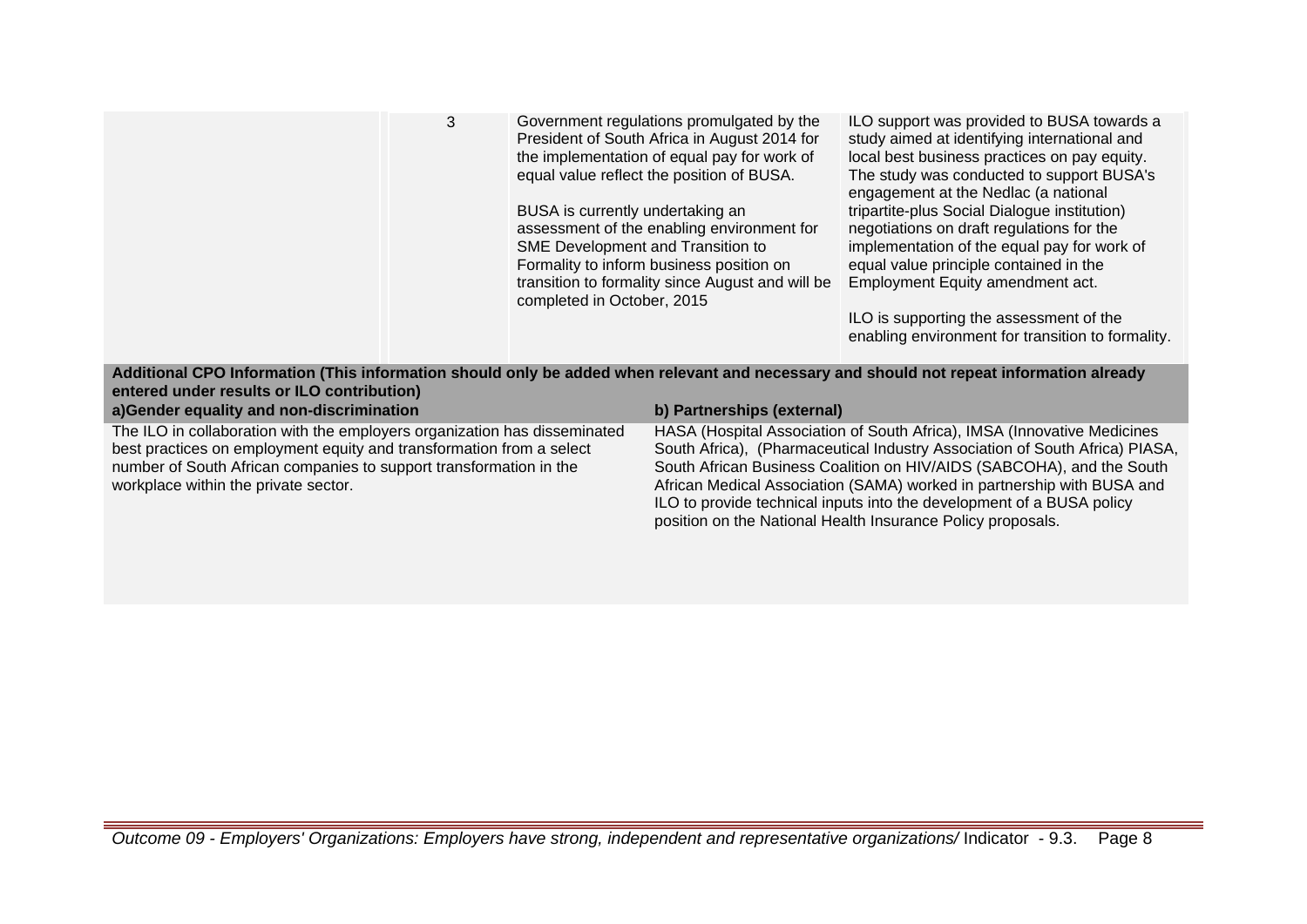| | | | |
|---|---|---|---|
| | 3 | Government regulations promulgated by the President of South Africa in August 2014 for the implementation of equal pay for work of equal value reflect the position of BUSA.<br><br>BUSA is currently undertaking an assessment of the enabling environment for SME Development and Transition to Formality to inform business position on transition to formality since August and will be completed in October, 2015 | ILO support was provided to BUSA towards a study aimed at identifying international and local best business practices on pay equity. The study was conducted to support BUSA's engagement at the Nedlac (a national tripartite-plus Social Dialogue institution) negotiations on draft regulations for the implementation of the equal pay for work of equal value principle contained in the Employment Equity amendment act.<br><br>ILO is supporting the assessment of the enabling environment for transition to formality. |

**Additional CPO Information (This information should only be added when relevant and necessary and should not repeat information already entered under results or ILO contribution)**

| a)Gender equality and non-discrimination | b) Partnerships (external) |
|---|---|
| The ILO in collaboration with the employers organization has disseminated best practices on employment equity and transformation from a select number of South African companies to support transformation in the workplace within the private sector. | HASA (Hospital Association of South Africa), IMSA (Innovative Medicines South Africa), (Pharmaceutical Industry Association of South Africa) PIASA, South African Business Coalition on HIV/AIDS (SABCOHA), and the South African Medical Association (SAMA) worked in partnership with BUSA and ILO to provide technical inputs into the development of a BUSA policy position on the National Health Insurance Policy proposals. |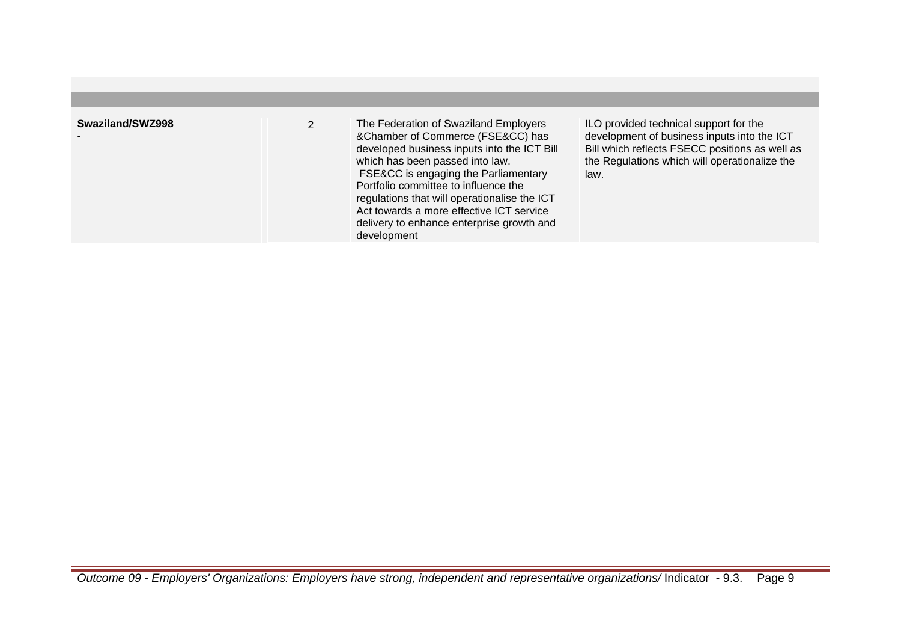| | | | |
|---|---|---|---|
| **Swaziland/SWZ998**<br>- | 2 | The Federation of Swaziland Employers &Chamber of Commerce (FSE&CC) has developed business inputs into the ICT Bill which has been passed into law.<br>FSE&CC is engaging the Parliamentary Portfolio committee to influence the regulations that will operationalise the ICT Act towards a more effective ICT service delivery to enhance enterprise growth and development | ILO provided technical support for the development of business inputs into the ICT Bill which reflects FSECC positions as well as the Regulations which will operationalize the law. |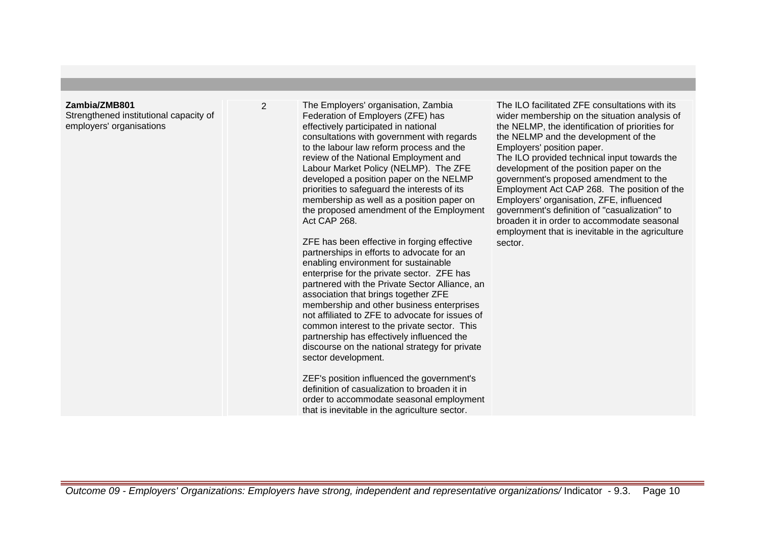| | | | |
|---|---|---|---|
| **Zambia/ZMB801**<br>Strengthened institutional capacity of employers' organisations | 2 | The Employers' organisation, Zambia Federation of Employers (ZFE) has effectively participated in national consultations with government with regards to the labour law reform process and the review of the National Employment and Labour Market Policy (NELMP). The ZFE developed a position paper on the NELMP priorities to safeguard the interests of its membership as well as a position paper on the proposed amendment of the Employment Act CAP 268.<br><br>ZFE has been effective in forging effective partnerships in efforts to advocate for an enabling environment for sustainable enterprise for the private sector. ZFE has partnered with the Private Sector Alliance, an association that brings together ZFE membership and other business enterprises not affiliated to ZFE to advocate for issues of common interest to the private sector. This partnership has effectively influenced the discourse on the national strategy for private sector development.<br><br>ZEF's position influenced the government's definition of casualization to broaden it in order to accommodate seasonal employment that is inevitable in the agriculture sector. | The ILO facilitated ZFE consultations with its wider membership on the situation analysis of the NELMP, the identification of priorities for the NELMP and the development of the Employers' position paper.<br>The ILO provided technical input towards the development of the position paper on the government's proposed amendment to the Employment Act CAP 268. The position of the Employers' organisation, ZFE, influenced government's definition of "casualization" to broaden it in order to accommodate seasonal employment that is inevitable in the agriculture sector. |

*Outcome 09 - Employers' Organizations: Employers have strong, independent and representative organizations/* Indicator - 9.3.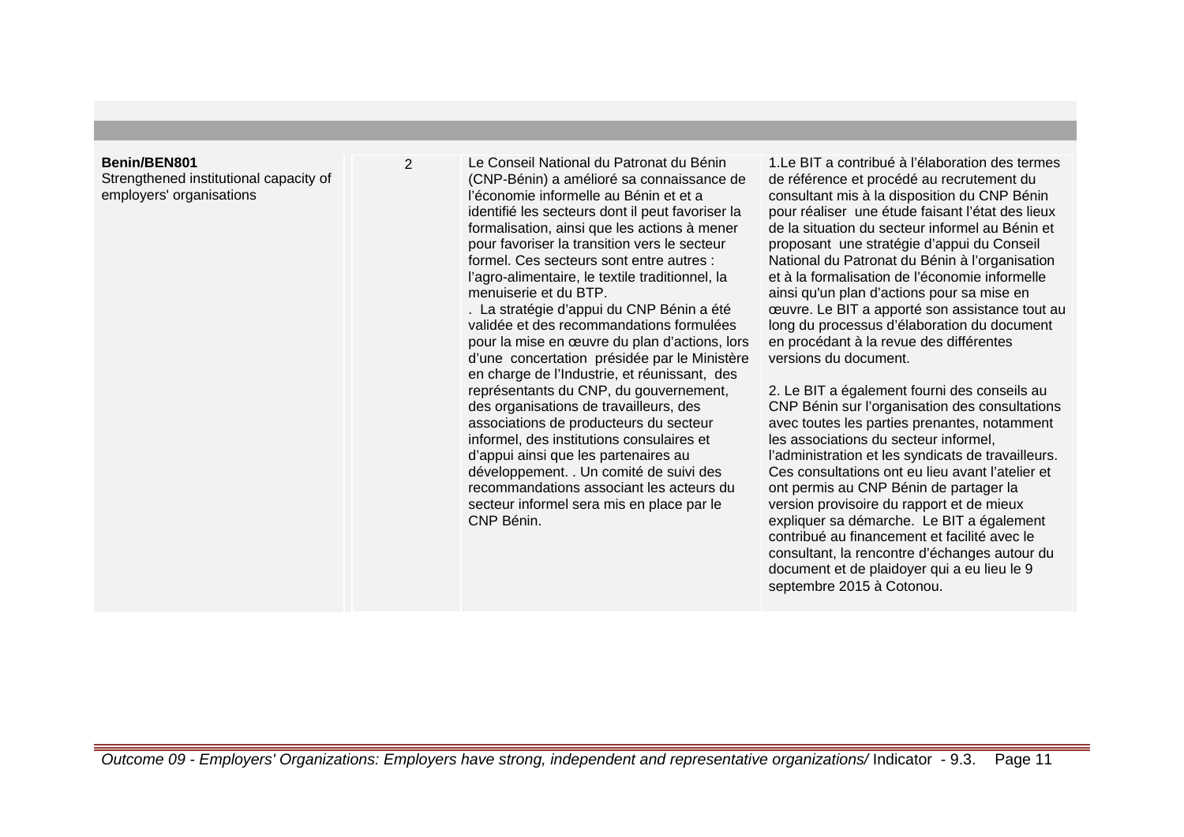| | | | |
|---|---|---|---|
| **Benin/BEN801**<br>Strengthened institutional capacity of employers' organisations | 2 | Le Conseil National du Patronat du Bénin (CNP-Bénin) a amélioré sa connaissance de l'économie informelle au Bénin et et a identifié les secteurs dont il peut favoriser la formalisation, ainsi que les actions à mener pour favoriser la transition vers le secteur formel. Ces secteurs sont entre autres : l'agro-alimentaire, le textile traditionnel, la menuiserie et du BTP.<br>. La stratégie d'appui du CNP Bénin a été validée et des recommandations formulées pour la mise en œuvre du plan d'actions, lors d'une concertation présidée par le Ministère en charge de l'Industrie, et réunissant, des représentants du CNP, du gouvernement, des organisations de travailleurs, des associations de producteurs du secteur informel, des institutions consulaires et d'appui ainsi que les partenaires au développement. . Un comité de suivi des recommandations associant les acteurs du secteur informel sera mis en place par le CNP Bénin. | 1.Le BIT a contribué à l'élaboration des termes de référence et procédé au recrutement du consultant mis à la disposition du CNP Bénin pour réaliser une étude faisant l'état des lieux de la situation du secteur informel au Bénin et proposant une stratégie d'appui du Conseil National du Patronat du Bénin à l'organisation et à la formalisation de l'économie informelle ainsi qu'un plan d'actions pour sa mise en œuvre. Le BIT a apporté son assistance tout au long du processus d'élaboration du document en procédant à la revue des différentes versions du document.<br><br>2. Le BIT a également fourni des conseils au CNP Bénin sur l'organisation des consultations avec toutes les parties prenantes, notamment les associations du secteur informel, l'administration et les syndicats de travailleurs. Ces consultations ont eu lieu avant l'atelier et ont permis au CNP Bénin de partager la version provisoire du rapport et de mieux expliquer sa démarche. Le BIT a également contribué au financement et facilité avec le consultant, la rencontre d'échanges autour du document et de plaidoyer qui a eu lieu le 9 septembre 2015 à Cotonou. |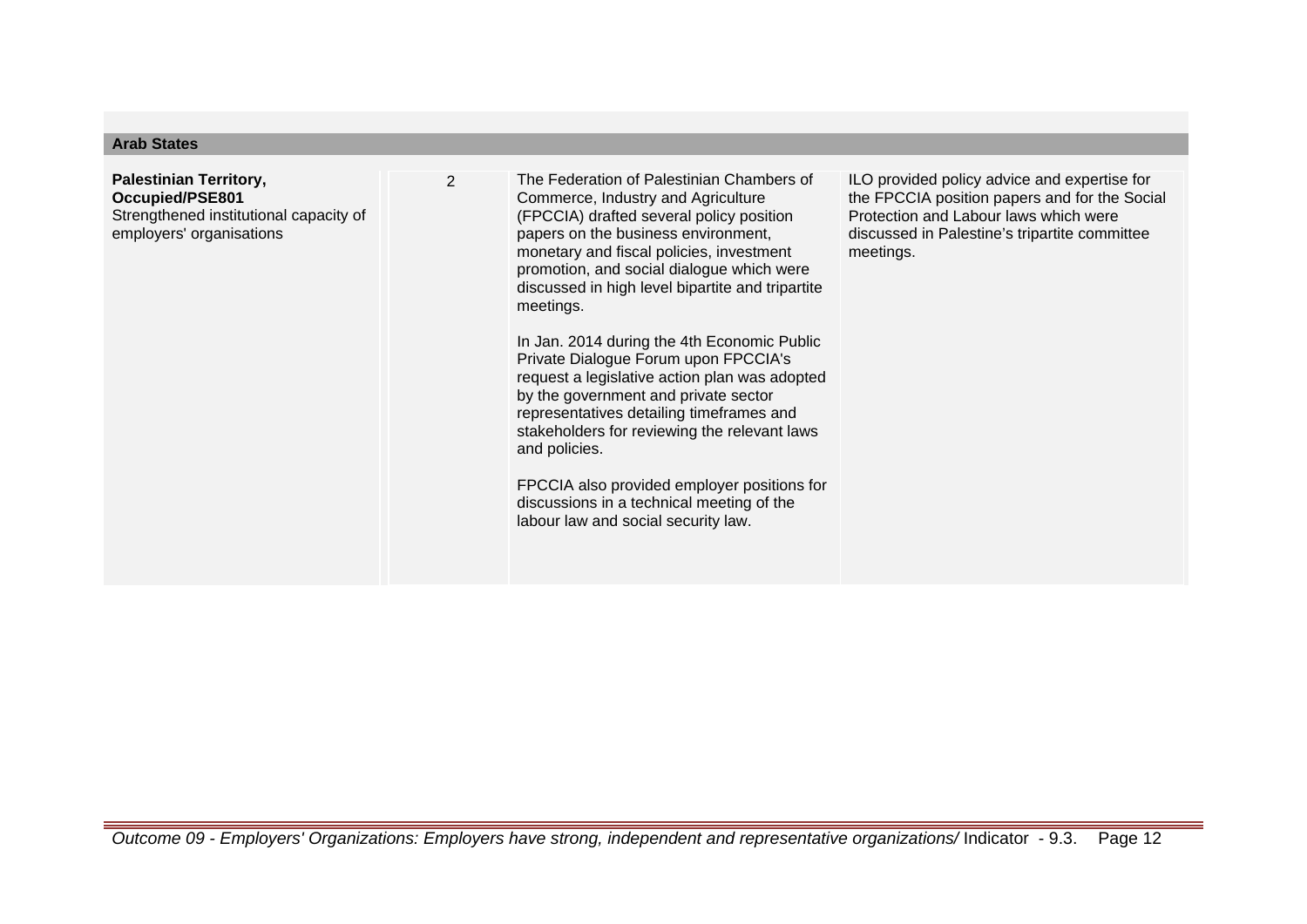**Arab States**

| | | | |
|---|---|---|---|
| **Palestinian Territory, Occupied/PSE801**<br>Strengthened institutional capacity of employers' organisations | 2 | The Federation of Palestinian Chambers of Commerce, Industry and Agriculture (FPCCIA) drafted several policy position papers on the business environment, monetary and fiscal policies, investment promotion, and social dialogue which were discussed in high level bipartite and tripartite meetings.<br><br>In Jan. 2014 during the 4th Economic Public Private Dialogue Forum upon FPCCIA's request a legislative action plan was adopted by the government and private sector representatives detailing timeframes and stakeholders for reviewing the relevant laws and policies.<br><br>FPCCIA also provided employer positions for discussions in a technical meeting of the labour law and social security law. | ILO provided policy advice and expertise for the FPCCIA position papers and for the Social Protection and Labour laws which were discussed in Palestine's tripartite committee meetings. |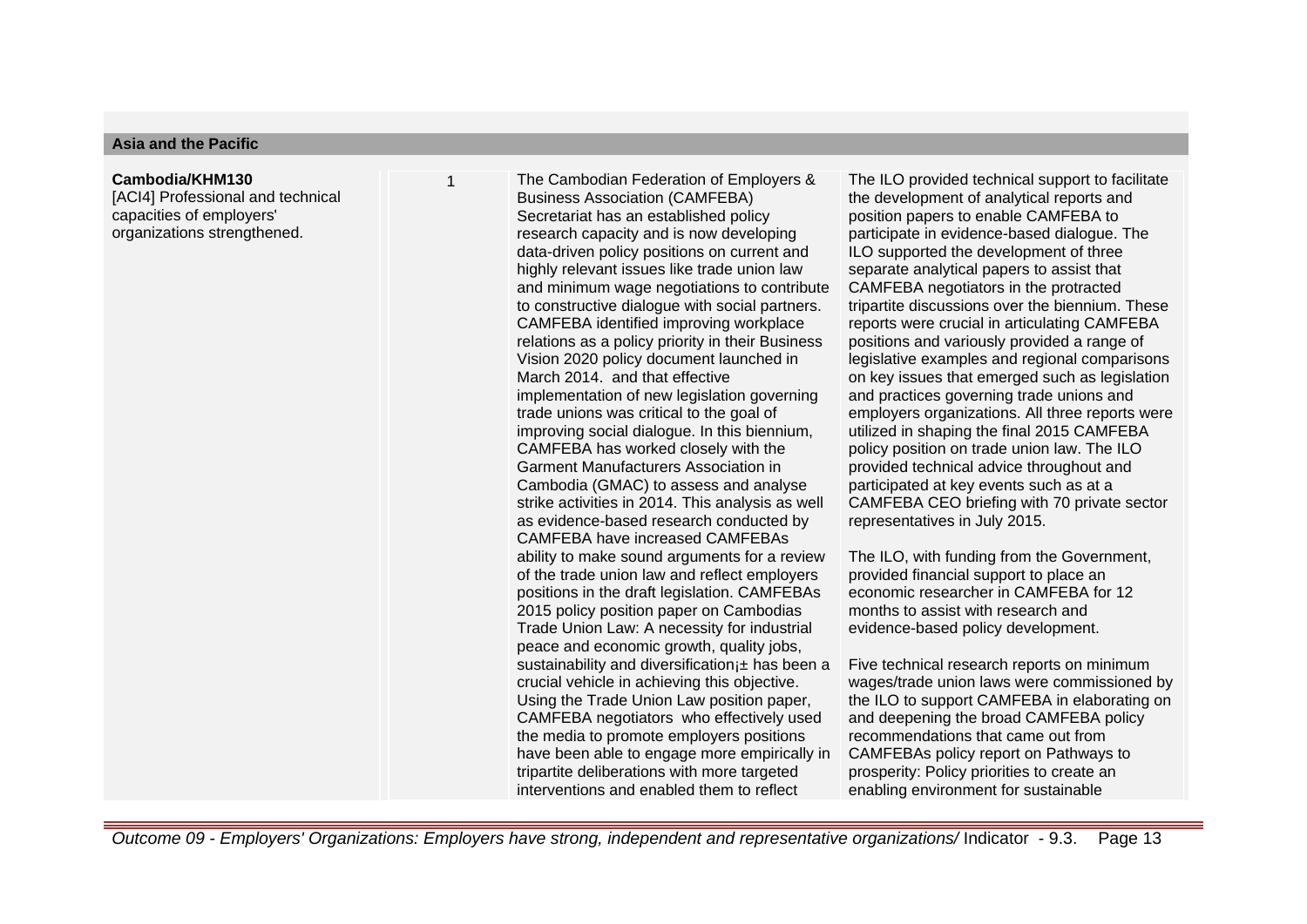## Asia and the Pacific

| | | | |
|---|---|---|---|
| **Cambodia/KHM130**<br>[ACI4] Professional and technical capacities of employers' organizations strengthened. | 1 | The Cambodian Federation of Employers & Business Association (CAMFEBA) Secretariat has an established policy research capacity and is now developing data-driven policy positions on current and highly relevant issues like trade union law and minimum wage negotiations to contribute to constructive dialogue with social partners. CAMFEBA identified improving workplace relations as a policy priority in their Business Vision 2020 policy document launched in March 2014. and that effective implementation of new legislation governing trade unions was critical to the goal of improving social dialogue. In this biennium, CAMFEBA has worked closely with the Garment Manufacturers Association in Cambodia (GMAC) to assess and analyse strike activities in 2014. This analysis as well as evidence-based research conducted by CAMFEBA have increased CAMFEBAs ability to make sound arguments for a review of the trade union law and reflect employers positions in the draft legislation. CAMFEBAs 2015 policy position paper on Cambodias Trade Union Law: A necessity for industrial peace and economic growth, quality jobs, sustainability and diversification¡± has been a crucial vehicle in achieving this objective. Using the Trade Union Law position paper, CAMFEBA negotiators who effectively used the media to promote employers positions have been able to engage more empirically in tripartite deliberations with more targeted interventions and enabled them to reflect | The ILO provided technical support to facilitate the development of analytical reports and position papers to enable CAMFEBA to participate in evidence-based dialogue. The ILO supported the development of three separate analytical papers to assist that CAMFEBA negotiators in the protracted tripartite discussions over the biennium. These reports were crucial in articulating CAMFEBA positions and variously provided a range of legislative examples and regional comparisons on key issues that emerged such as legislation and practices governing trade unions and employers organizations. All three reports were utilized in shaping the final 2015 CAMFEBA policy position on trade union law. The ILO provided technical advice throughout and participated at key events such as at a CAMFEBA CEO briefing with 70 private sector representatives in July 2015.<br><br>The ILO, with funding from the Government, provided financial support to place an economic researcher in CAMFEBA for 12 months to assist with research and evidence-based policy development.<br><br>Five technical research reports on minimum wages/trade union laws were commissioned by the ILO to support CAMFEBA in elaborating on and deepening the broad CAMFEBA policy recommendations that came out from CAMFEBAs policy report on Pathways to prosperity: Policy priorities to create an enabling environment for sustainable |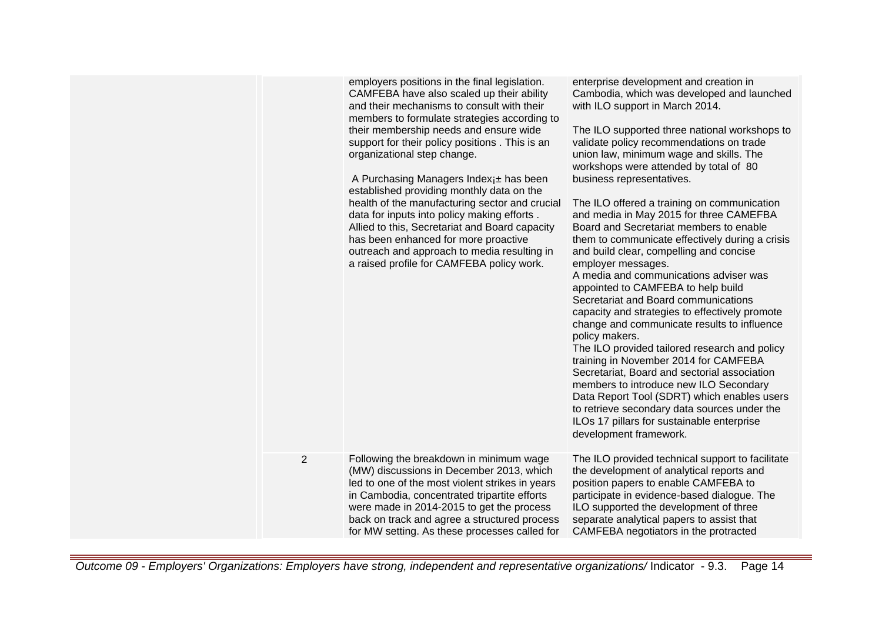| | | | |
|---|---|---|---|
| | | employers positions in the final legislation. CAMFEBA have also scaled up their ability and their mechanisms to consult with their members to formulate strategies according to their membership needs and ensure wide support for their policy positions . This is an organizational step change.<br><br>A Purchasing Managers Index¡± has been established providing monthly data on the health of the manufacturing sector and crucial data for inputs into policy making efforts . Allied to this, Secretariat and Board capacity has been enhanced for more proactive outreach and approach to media resulting in a raised profile for CAMFEBA policy work. | enterprise development and creation in Cambodia, which was developed and launched with ILO support in March 2014.<br><br>The ILO supported three national workshops to validate policy recommendations on trade union law, minimum wage and skills. The workshops were attended by total of 80 business representatives.<br><br>The ILO offered a training on communication and media in May 2015 for three CAMEFBA Board and Secretariat members to enable them to communicate effectively during a crisis and build clear, compelling and concise employer messages.<br>A media and communications adviser was appointed to CAMFEBA to help build Secretariat and Board communications capacity and strategies to effectively promote change and communicate results to influence policy makers.<br>The ILO provided tailored research and policy training in November 2014 for CAMFEBA Secretariat, Board and sectorial association members to introduce new ILO Secondary Data Report Tool (SDRT) which enables users to retrieve secondary data sources under the ILOs 17 pillars for sustainable enterprise development framework. |
| | 2 | Following the breakdown in minimum wage (MW) discussions in December 2013, which led to one of the most violent strikes in years in Cambodia, concentrated tripartite efforts were made in 2014-2015 to get the process back on track and agree a structured process for MW setting. As these processes called for | The ILO provided technical support to facilitate the development of analytical reports and position papers to enable CAMFEBA to participate in evidence-based dialogue. The ILO supported the development of three separate analytical papers to assist that CAMFEBA negotiators in the protracted |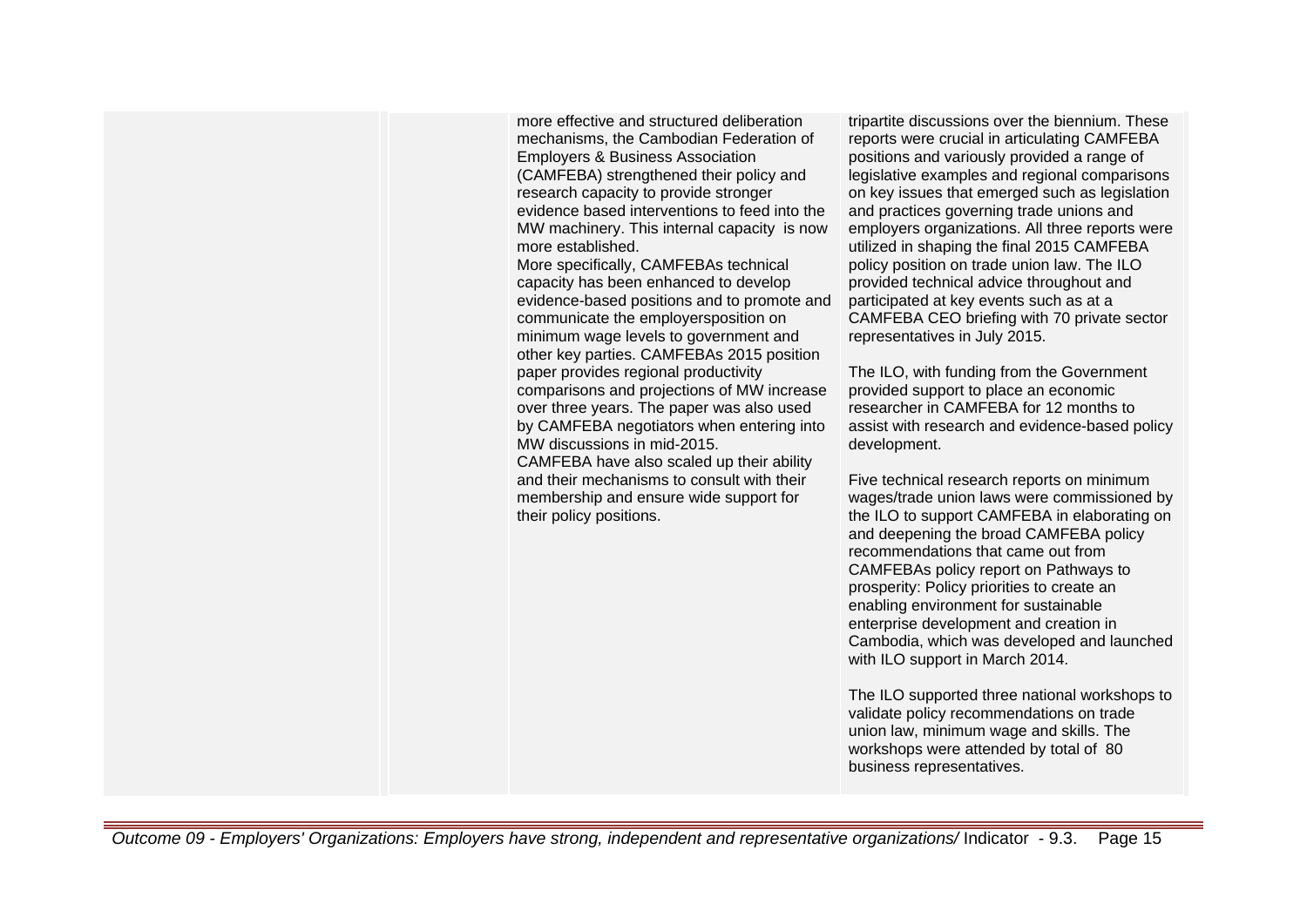| | | | |
|---|---|---|---|
| | | more effective and structured deliberation mechanisms, the Cambodian Federation of Employers & Business Association (CAMFEBA) strengthened their policy and research capacity to provide stronger evidence based interventions to feed into the MW machinery. This internal capacity is now more established.<br>More specifically, CAMFEBAs technical capacity has been enhanced to develop evidence-based positions and to promote and communicate the employersposition on minimum wage levels to government and other key parties. CAMFEBAs 2015 position paper provides regional productivity comparisons and projections of MW increase over three years. The paper was also used by CAMFEBA negotiators when entering into MW discussions in mid-2015.<br>CAMFEBA have also scaled up their ability and their mechanisms to consult with their membership and ensure wide support for their policy positions. | tripartite discussions over the biennium. These reports were crucial in articulating CAMFEBA positions and variously provided a range of legislative examples and regional comparisons on key issues that emerged such as legislation and practices governing trade unions and employers organizations. All three reports were utilized in shaping the final 2015 CAMFEBA policy position on trade union law. The ILO provided technical advice throughout and participated at key events such as at a CAMFEBA CEO briefing with 70 private sector representatives in July 2015.<br><br>The ILO, with funding from the Government provided support to place an economic researcher in CAMFEBA for 12 months to assist with research and evidence-based policy development.<br><br>Five technical research reports on minimum wages/trade union laws were commissioned by the ILO to support CAMFEBA in elaborating on and deepening the broad CAMFEBA policy recommendations that came out from CAMFEBAs policy report on Pathways to prosperity: Policy priorities to create an enabling environment for sustainable enterprise development and creation in Cambodia, which was developed and launched with ILO support in March 2014.<br><br>The ILO supported three national workshops to validate policy recommendations on trade union law, minimum wage and skills. The workshops were attended by total of 80 business representatives. |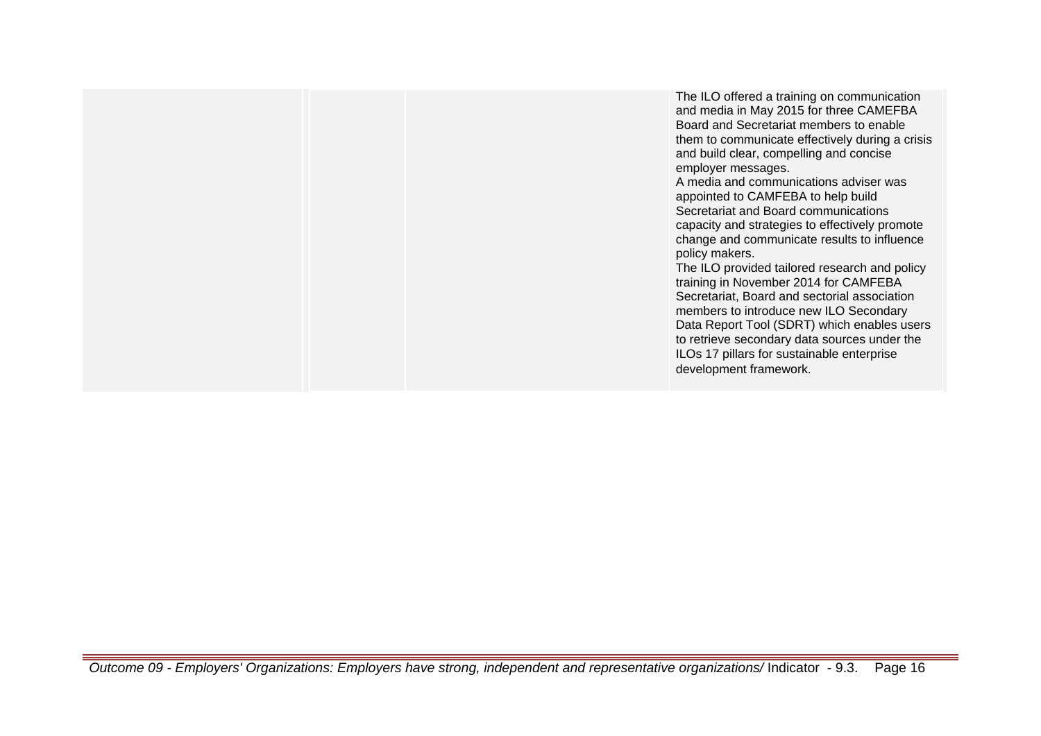| | | | |
|---|---|---|---|
| | | | The ILO offered a training on communication and media in May 2015 for three CAMEFBA Board and Secretariat members to enable them to communicate effectively during a crisis and build clear, compelling and concise employer messages.<br>A media and communications adviser was appointed to CAMFEBA to help build Secretariat and Board communications capacity and strategies to effectively promote change and communicate results to influence policy makers.<br>The ILO provided tailored research and policy training in November 2014 for CAMFEBA Secretariat, Board and sectorial association members to introduce new ILO Secondary Data Report Tool (SDRT) which enables users to retrieve secondary data sources under the ILOs 17 pillars for sustainable enterprise development framework. |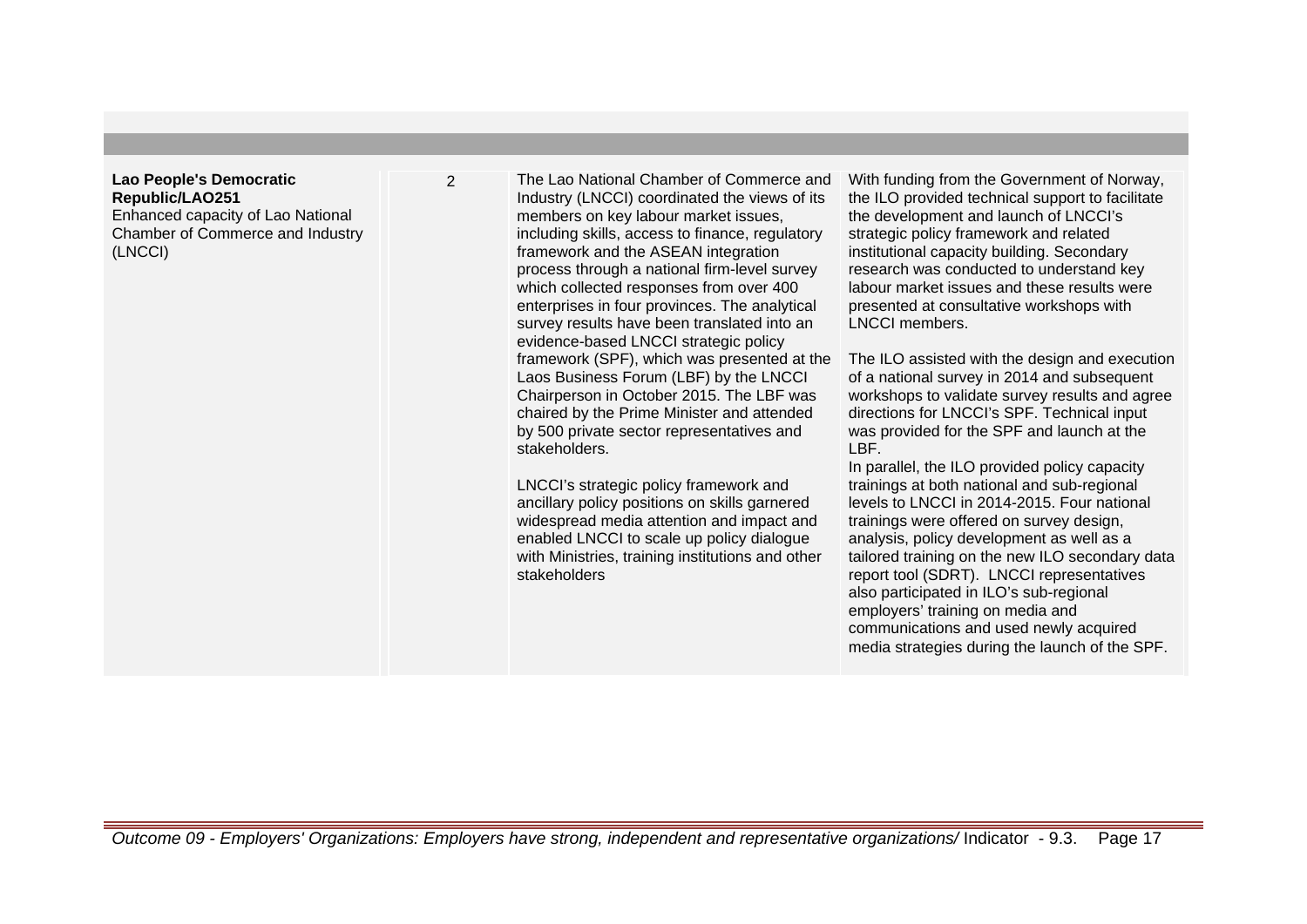| | | | |
|---|---|---|---|
| **Lao People's Democratic Republic/LAO251**<br>Enhanced capacity of Lao National Chamber of Commerce and Industry (LNCCI) | 2 | The Lao National Chamber of Commerce and Industry (LNCCI) coordinated the views of its members on key labour market issues, including skills, access to finance, regulatory framework and the ASEAN integration process through a national firm-level survey which collected responses from over 400 enterprises in four provinces. The analytical survey results have been translated into an evidence-based LNCCI strategic policy framework (SPF), which was presented at the Laos Business Forum (LBF) by the LNCCI Chairperson in October 2015. The LBF was chaired by the Prime Minister and attended by 500 private sector representatives and stakeholders.<br><br>LNCCI's strategic policy framework and ancillary policy positions on skills garnered widespread media attention and impact and enabled LNCCI to scale up policy dialogue with Ministries, training institutions and other stakeholders | With funding from the Government of Norway, the ILO provided technical support to facilitate the development and launch of LNCCI's strategic policy framework and related institutional capacity building. Secondary research was conducted to understand key labour market issues and these results were presented at consultative workshops with LNCCI members.<br><br>The ILO assisted with the design and execution of a national survey in 2014 and subsequent workshops to validate survey results and agree directions for LNCCI's SPF. Technical input was provided for the SPF and launch at the LBF.<br>In parallel, the ILO provided policy capacity trainings at both national and sub-regional levels to LNCCI in 2014-2015. Four national trainings were offered on survey design, analysis, policy development as well as a tailored training on the new ILO secondary data report tool (SDRT). LNCCI representatives also participated in ILO's sub-regional employers' training on media and communications and used newly acquired media strategies during the launch of the SPF. |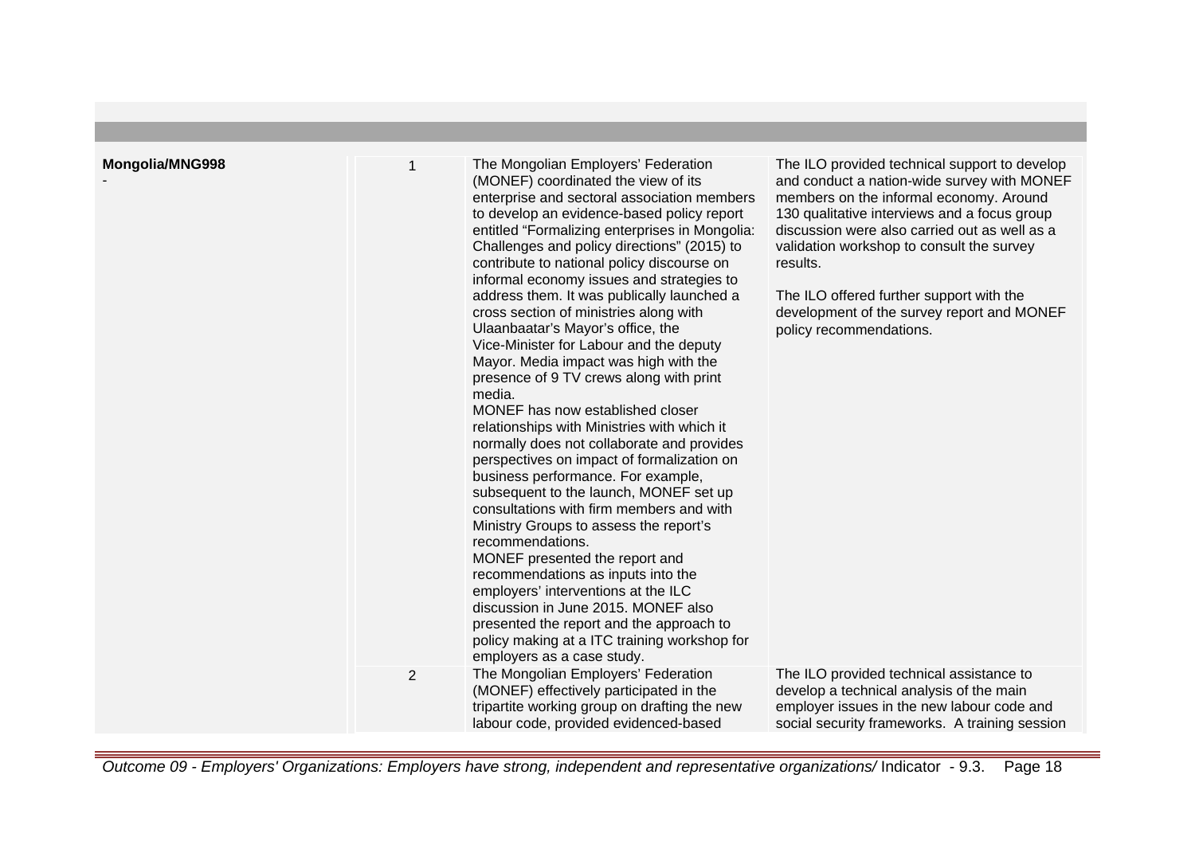| | | | |
|---|---|---|---|
| **Mongolia/MNG998**<br>- | 1 | The Mongolian Employers' Federation (MONEF) coordinated the view of its enterprise and sectoral association members to develop an evidence-based policy report entitled "Formalizing enterprises in Mongolia: Challenges and policy directions" (2015) to contribute to national policy discourse on informal economy issues and strategies to address them. It was publically launched a cross section of ministries along with Ulaanbaatar's Mayor's office, the Vice-Minister for Labour and the deputy Mayor. Media impact was high with the presence of 9 TV crews along with print media.<br>MONEF has now established closer relationships with Ministries with which it normally does not collaborate and provides perspectives on impact of formalization on business performance. For example, subsequent to the launch, MONEF set up consultations with firm members and with Ministry Groups to assess the report's recommendations.<br>MONEF presented the report and recommendations as inputs into the employers' interventions at the ILC discussion in June 2015. MONEF also presented the report and the approach to policy making at a ITC training workshop for employers as a case study. | The ILO provided technical support to develop and conduct a nation-wide survey with MONEF members on the informal economy. Around 130 qualitative interviews and a focus group discussion were also carried out as well as a validation workshop to consult the survey results.<br><br>The ILO offered further support with the development of the survey report and MONEF policy recommendations. |
| | 2 | The Mongolian Employers' Federation (MONEF) effectively participated in the tripartite working group on drafting the new labour code, provided evidenced-based | The ILO provided technical assistance to develop a technical analysis of the main employer issues in the new labour code and social security frameworks. A training session |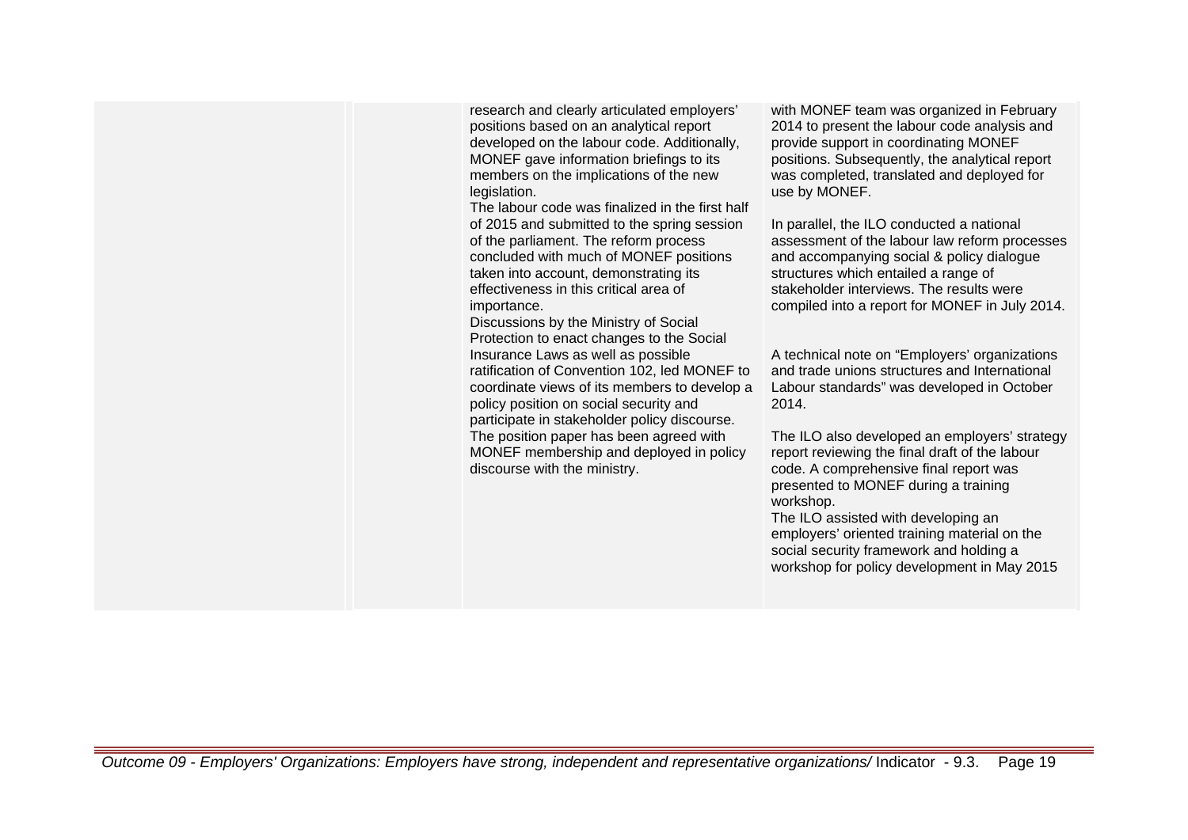| | | | |
|---|---|---|---|
| | | research and clearly articulated employers' positions based on an analytical report developed on the labour code. Additionally, MONEF gave information briefings to its members on the implications of the new legislation.<br>The labour code was finalized in the first half of 2015 and submitted to the spring session of the parliament. The reform process concluded with much of MONEF positions taken into account, demonstrating its effectiveness in this critical area of importance.<br>Discussions by the Ministry of Social Protection to enact changes to the Social Insurance Laws as well as possible ratification of Convention 102, led MONEF to coordinate views of its members to develop a policy position on social security and participate in stakeholder policy discourse. The position paper has been agreed with MONEF membership and deployed in policy discourse with the ministry. | with MONEF team was organized in February 2014 to present the labour code analysis and provide support in coordinating MONEF positions. Subsequently, the analytical report was completed, translated and deployed for use by MONEF.<br><br>In parallel, the ILO conducted a national assessment of the labour law reform processes and accompanying social & policy dialogue structures which entailed a range of stakeholder interviews. The results were compiled into a report for MONEF in July 2014.<br><br>A technical note on "Employers' organizations and trade unions structures and International Labour standards" was developed in October 2014.<br><br>The ILO also developed an employers' strategy report reviewing the final draft of the labour code. A comprehensive final report was presented to MONEF during a training workshop.<br>The ILO assisted with developing an employers' oriented training material on the social security framework and holding a workshop for policy development in May 2015 |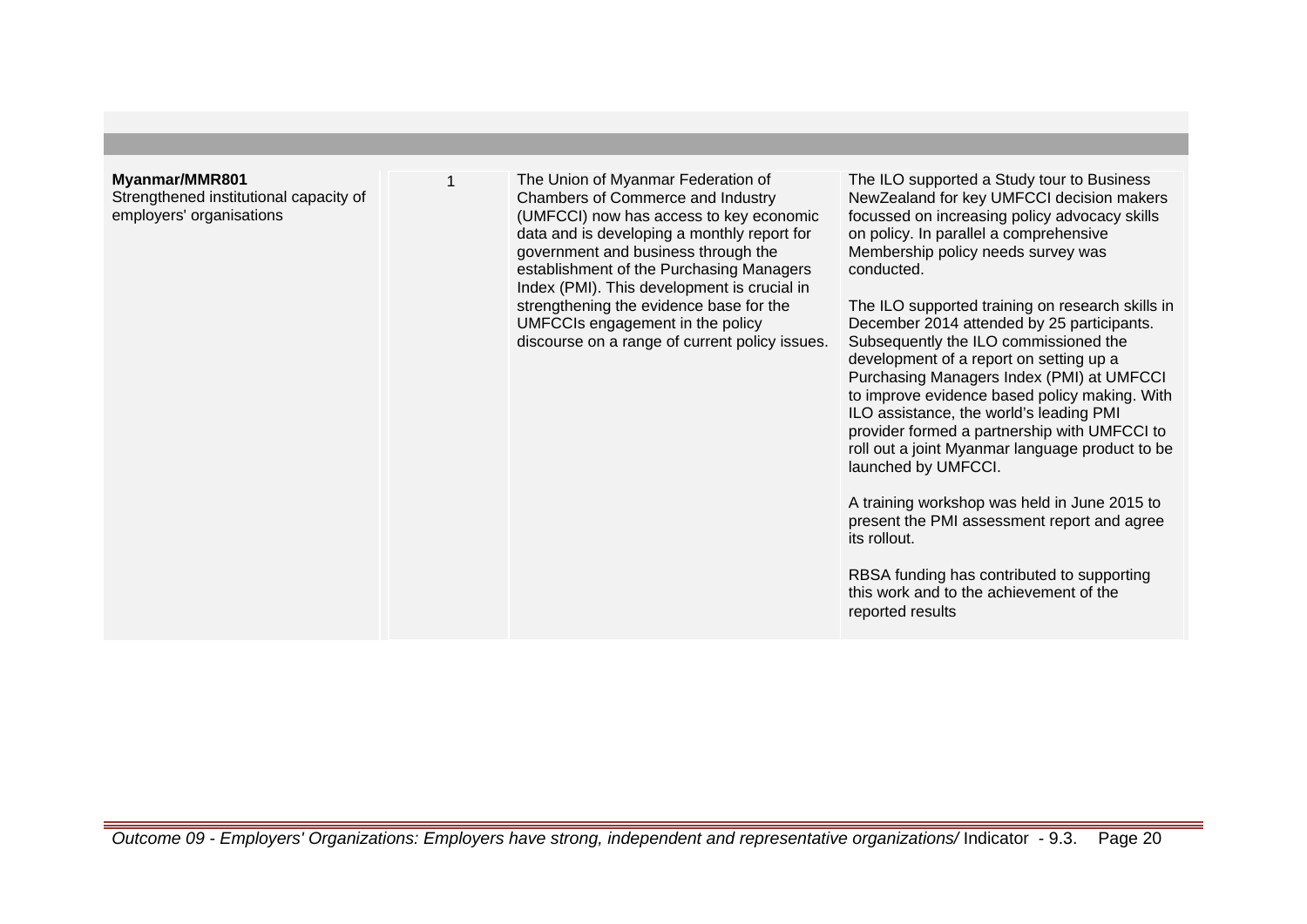| | | | |
|---|---|---|---|
| **Myanmar/MMR801**<br>Strengthened institutional capacity of employers' organisations | 1 | The Union of Myanmar Federation of Chambers of Commerce and Industry (UMFCCI) now has access to key economic data and is developing a monthly report for government and business through the establishment of the Purchasing Managers Index (PMI). This development is crucial in strengthening the evidence base for the UMFCCIs engagement in the policy discourse on a range of current policy issues. | The ILO supported a Study tour to Business NewZealand for key UMFCCI decision makers focussed on increasing policy advocacy skills on policy. In parallel a comprehensive Membership policy needs survey was conducted.<br><br>The ILO supported training on research skills in December 2014 attended by 25 participants. Subsequently the ILO commissioned the development of a report on setting up a Purchasing Managers Index (PMI) at UMFCCI to improve evidence based policy making. With ILO assistance, the world's leading PMI provider formed a partnership with UMFCCI to roll out a joint Myanmar language product to be launched by UMFCCI.<br><br>A training workshop was held in June 2015 to present the PMI assessment report and agree its rollout.<br><br>RBSA funding has contributed to supporting this work and to the achievement of the reported results |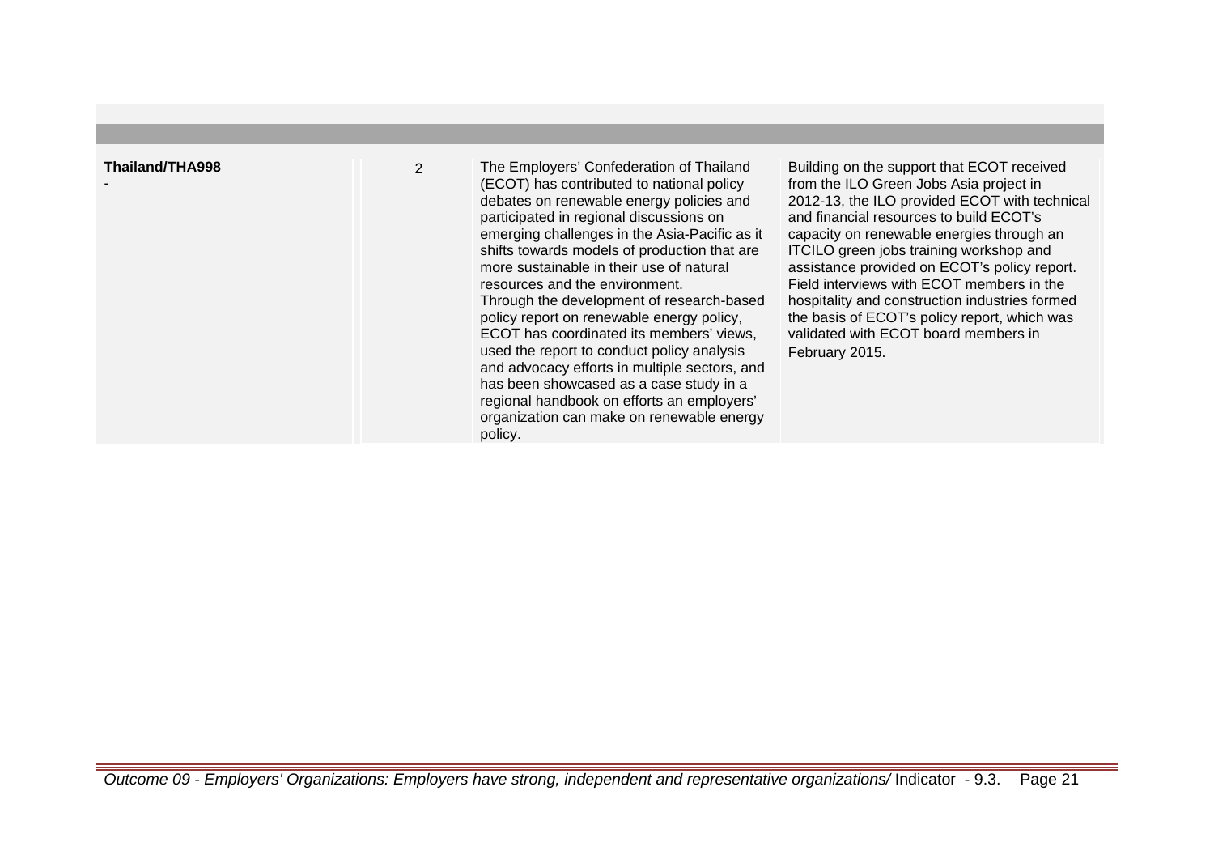| | | | |
|---|---|---|---|
| **Thailand/THA998**<br>- | 2 | The Employers' Confederation of Thailand (ECOT) has contributed to national policy debates on renewable energy policies and participated in regional discussions on emerging challenges in the Asia-Pacific as it shifts towards models of production that are more sustainable in their use of natural resources and the environment.<br>Through the development of research-based policy report on renewable energy policy, ECOT has coordinated its members' views, used the report to conduct policy analysis and advocacy efforts in multiple sectors, and has been showcased as a case study in a regional handbook on efforts an employers' organization can make on renewable energy policy. | Building on the support that ECOT received from the ILO Green Jobs Asia project in 2012-13, the ILO provided ECOT with technical and financial resources to build ECOT's capacity on renewable energies through an ITCILO green jobs training workshop and assistance provided on ECOT's policy report. Field interviews with ECOT members in the hospitality and construction industries formed the basis of ECOT's policy report, which was validated with ECOT board members in February 2015. |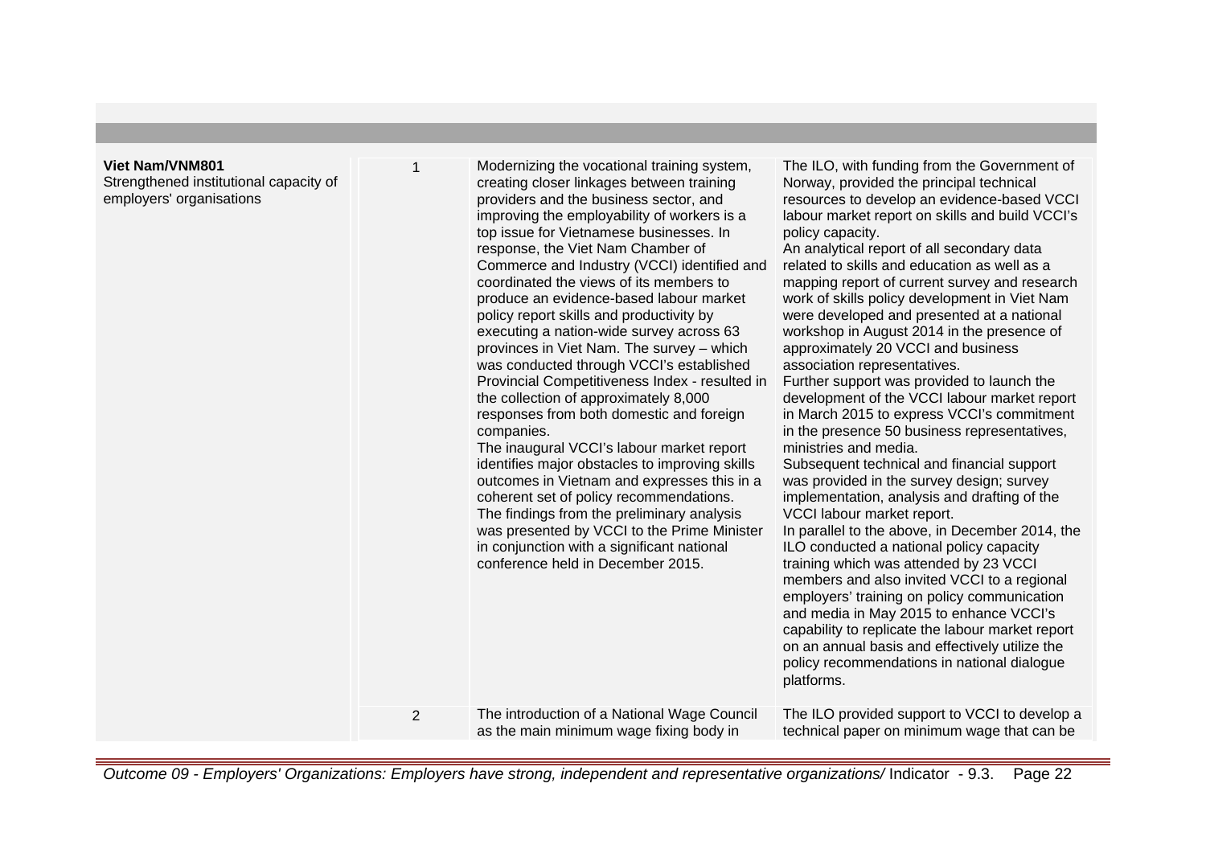| | | | |
|---|---|---|---|
| **Viet Nam/VNM801**<br>Strengthened institutional capacity of employers' organisations | 1 | Modernizing the vocational training system, creating closer linkages between training providers and the business sector, and improving the employability of workers is a top issue for Vietnamese businesses. In response, the Viet Nam Chamber of Commerce and Industry (VCCI) identified and coordinated the views of its members to produce an evidence-based labour market policy report skills and productivity by executing a nation-wide survey across 63 provinces in Viet Nam. The survey – which was conducted through VCCI's established Provincial Competitiveness Index - resulted in the collection of approximately 8,000 responses from both domestic and foreign companies.<br>The inaugural VCCI's labour market report identifies major obstacles to improving skills outcomes in Vietnam and expresses this in a coherent set of policy recommendations.<br>The findings from the preliminary analysis was presented by VCCI to the Prime Minister in conjunction with a significant national conference held in December 2015. | The ILO, with funding from the Government of Norway, provided the principal technical resources to develop an evidence-based VCCI labour market report on skills and build VCCI's policy capacity.<br>An analytical report of all secondary data related to skills and education as well as a mapping report of current survey and research work of skills policy development in Viet Nam were developed and presented at a national workshop in August 2014 in the presence of approximately 20 VCCI and business association representatives.<br>Further support was provided to launch the development of the VCCI labour market report in March 2015 to express VCCI's commitment in the presence 50 business representatives, ministries and media.<br>Subsequent technical and financial support was provided in the survey design; survey implementation, analysis and drafting of the VCCI labour market report.<br>In parallel to the above, in December 2014, the ILO conducted a national policy capacity training which was attended by 23 VCCI members and also invited VCCI to a regional employers' training on policy communication and media in May 2015 to enhance VCCI's capability to replicate the labour market report on an annual basis and effectively utilize the policy recommendations in national dialogue platforms. |
| | 2 | The introduction of a National Wage Council as the main minimum wage fixing body in | The ILO provided support to VCCI to develop a technical paper on minimum wage that can be |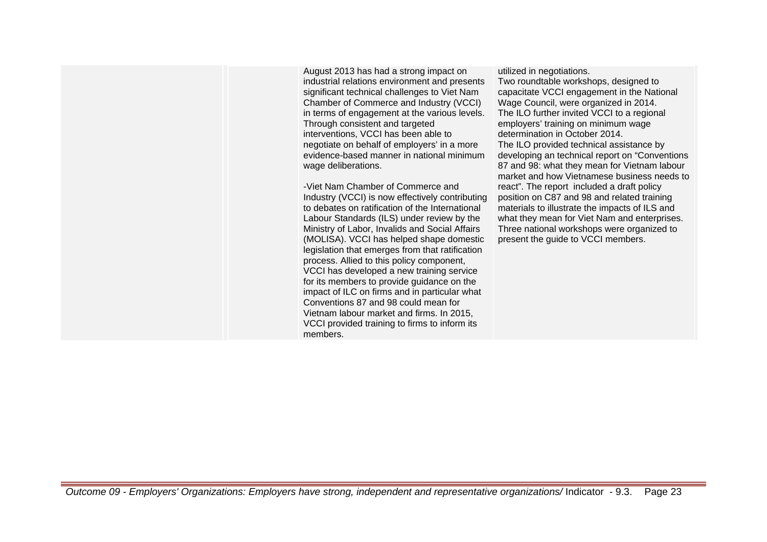| | | | |
|---|---|---|---|
| | | August 2013 has had a strong impact on industrial relations environment and presents significant technical challenges to Viet Nam Chamber of Commerce and Industry (VCCI) in terms of engagement at the various levels. Through consistent and targeted interventions, VCCI has been able to negotiate on behalf of employers' in a more evidence-based manner in national minimum wage deliberations.<br><br>-Viet Nam Chamber of Commerce and Industry (VCCI) is now effectively contributing to debates on ratification of the International Labour Standards (ILS) under review by the Ministry of Labor, Invalids and Social Affairs (MOLISA). VCCI has helped shape domestic legislation that emerges from that ratification process. Allied to this policy component, VCCI has developed a new training service for its members to provide guidance on the impact of ILC on firms and in particular what Conventions 87 and 98 could mean for Vietnam labour market and firms. In 2015, VCCI provided training to firms to inform its members. | utilized in negotiations.<br>Two roundtable workshops, designed to capacitate VCCI engagement in the National Wage Council, were organized in 2014.<br>The ILO further invited VCCI to a regional employers' training on minimum wage determination in October 2014.<br>The ILO provided technical assistance by developing an technical report on "Conventions 87 and 98: what they mean for Vietnam labour market and how Vietnamese business needs to react". The report included a draft policy position on C87 and 98 and related training materials to illustrate the impacts of ILS and what they mean for Viet Nam and enterprises. Three national workshops were organized to present the guide to VCCI members. |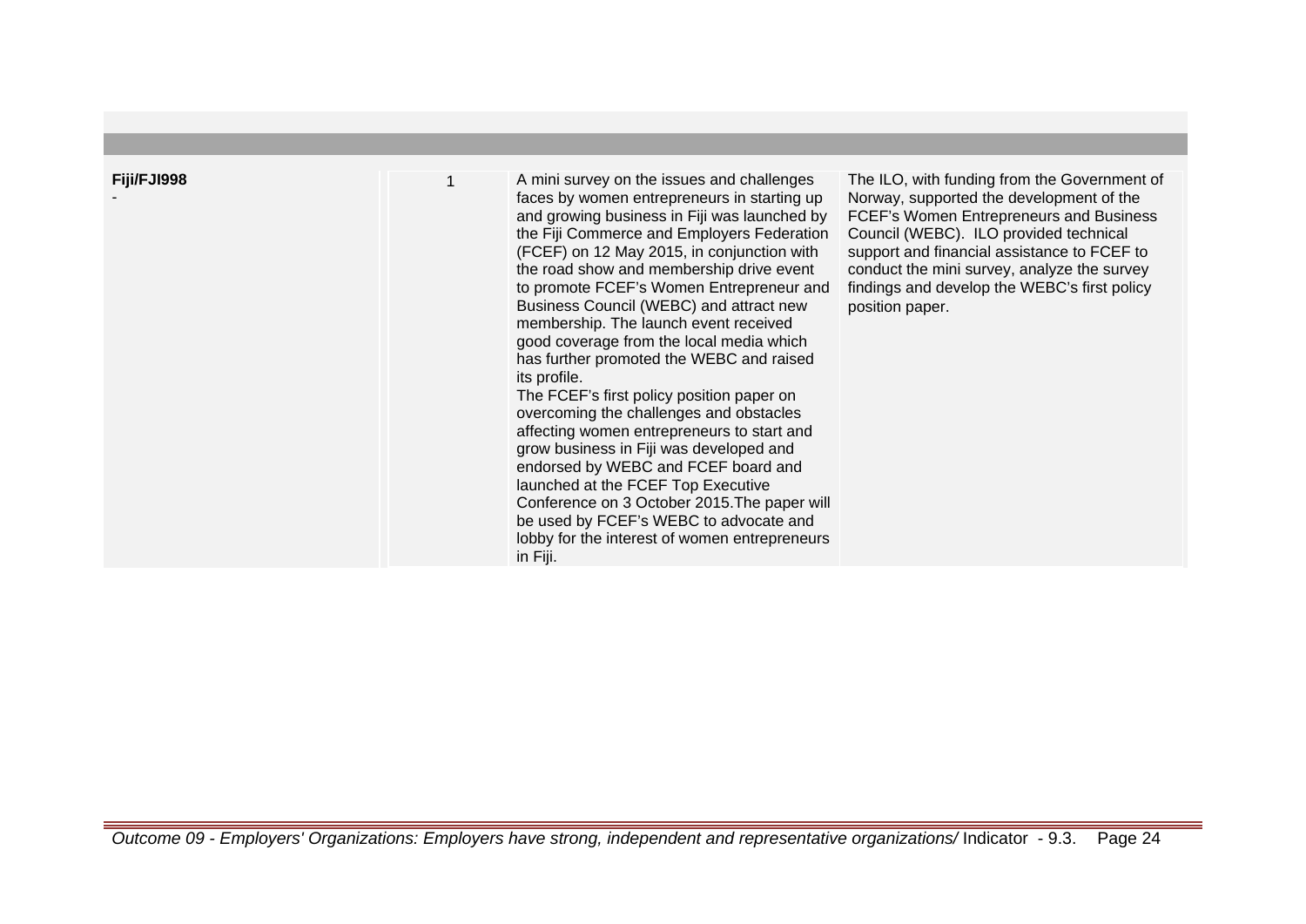| | | | |
|---|---|---|---|
| **Fiji/FJI998**<br>- | 1 | A mini survey on the issues and challenges faces by women entrepreneurs in starting up and growing business in Fiji was launched by the Fiji Commerce and Employers Federation (FCEF) on 12 May 2015, in conjunction with the road show and membership drive event to promote FCEF's Women Entrepreneur and Business Council (WEBC) and attract new membership. The launch event received good coverage from the local media which has further promoted the WEBC and raised its profile.<br>The FCEF's first policy position paper on overcoming the challenges and obstacles affecting women entrepreneurs to start and grow business in Fiji was developed and endorsed by WEBC and FCEF board and launched at the FCEF Top Executive Conference on 3 October 2015.The paper will be used by FCEF's WEBC to advocate and lobby for the interest of women entrepreneurs in Fiji. | The ILO, with funding from the Government of Norway, supported the development of the FCEF's Women Entrepreneurs and Business Council (WEBC). ILO provided technical support and financial assistance to FCEF to conduct the mini survey, analyze the survey findings and develop the WEBC's first policy position paper. |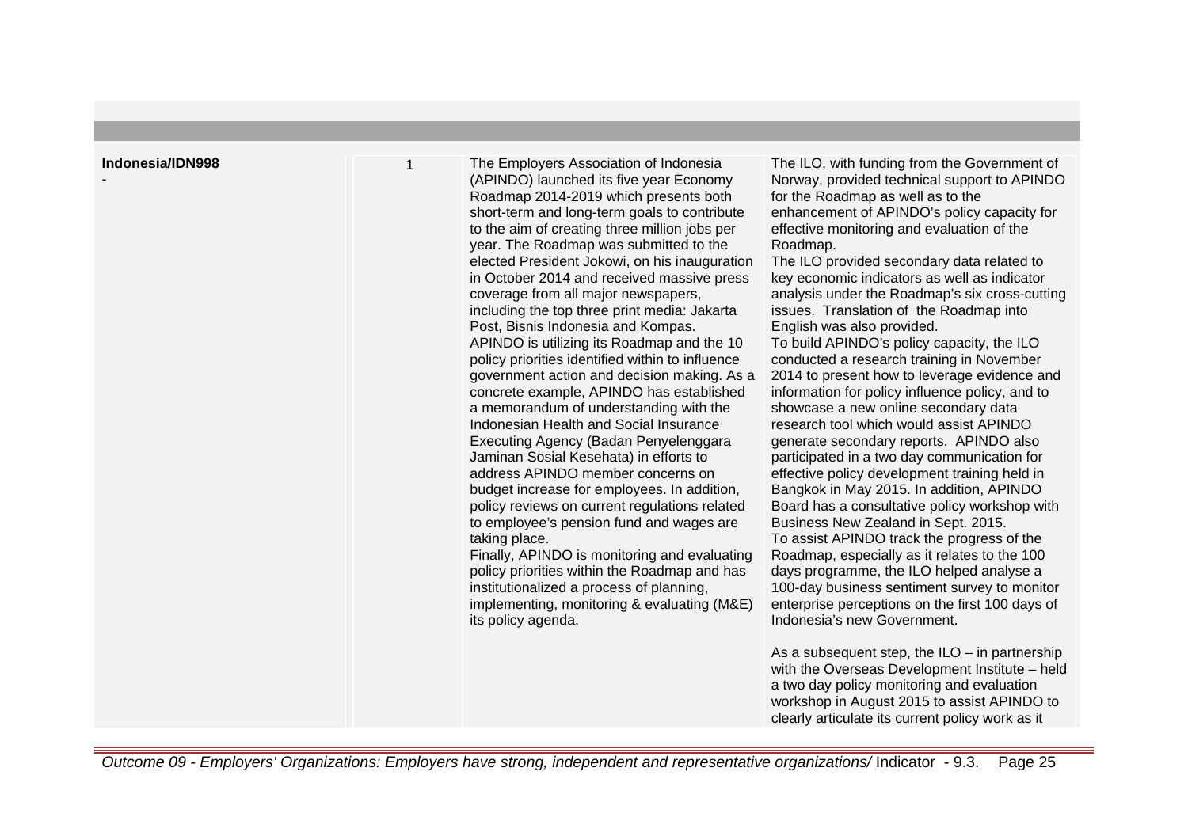| | | | |
|---|---|---|---|
| **Indonesia/IDN998**<br>- | 1 | The Employers Association of Indonesia (APINDO) launched its five year Economy Roadmap 2014-2019 which presents both short-term and long-term goals to contribute to the aim of creating three million jobs per year. The Roadmap was submitted to the elected President Jokowi, on his inauguration in October 2014 and received massive press coverage from all major newspapers, including the top three print media: Jakarta Post, Bisnis Indonesia and Kompas.<br>APINDO is utilizing its Roadmap and the 10 policy priorities identified within to influence government action and decision making. As a concrete example, APINDO has established a memorandum of understanding with the Indonesian Health and Social Insurance Executing Agency (Badan Penyelenggara Jaminan Sosial Kesehata) in efforts to address APINDO member concerns on budget increase for employees. In addition, policy reviews on current regulations related to employee's pension fund and wages are taking place.<br>Finally, APINDO is monitoring and evaluating policy priorities within the Roadmap and has institutionalized a process of planning, implementing, monitoring & evaluating (M&E) its policy agenda. | The ILO, with funding from the Government of Norway, provided technical support to APINDO for the Roadmap as well as to the enhancement of APINDO's policy capacity for effective monitoring and evaluation of the Roadmap.<br>The ILO provided secondary data related to key economic indicators as well as indicator analysis under the Roadmap's six cross-cutting issues. Translation of the Roadmap into English was also provided.<br>To build APINDO's policy capacity, the ILO conducted a research training in November 2014 to present how to leverage evidence and information for policy influence policy, and to showcase a new online secondary data research tool which would assist APINDO generate secondary reports. APINDO also participated in a two day communication for effective policy development training held in Bangkok in May 2015. In addition, APINDO Board has a consultative policy workshop with Business New Zealand in Sept. 2015.<br>To assist APINDO track the progress of the Roadmap, especially as it relates to the 100 days programme, the ILO helped analyse a 100-day business sentiment survey to monitor enterprise perceptions on the first 100 days of Indonesia's new Government.<br><br>As a subsequent step, the ILO – in partnership with the Overseas Development Institute – held a two day policy monitoring and evaluation workshop in August 2015 to assist APINDO to clearly articulate its current policy work as it |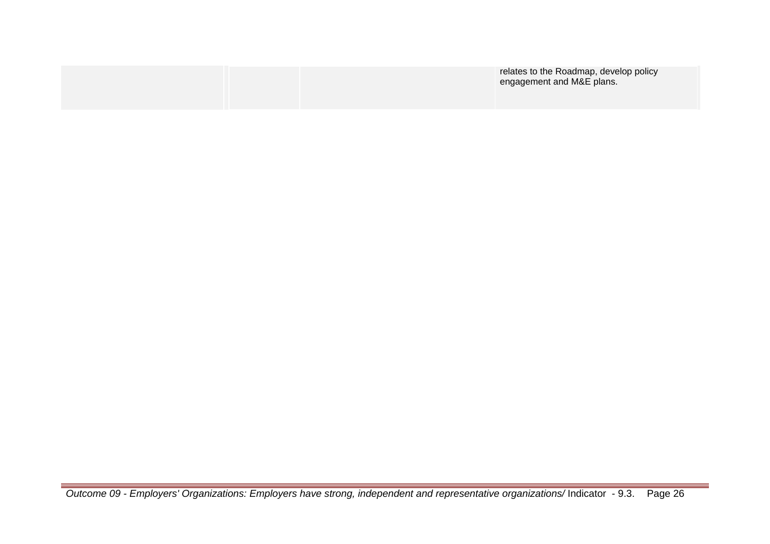| | | | |
|---|---|---|---|
| | | | relates to the Roadmap, develop policy engagement and M&E plans. |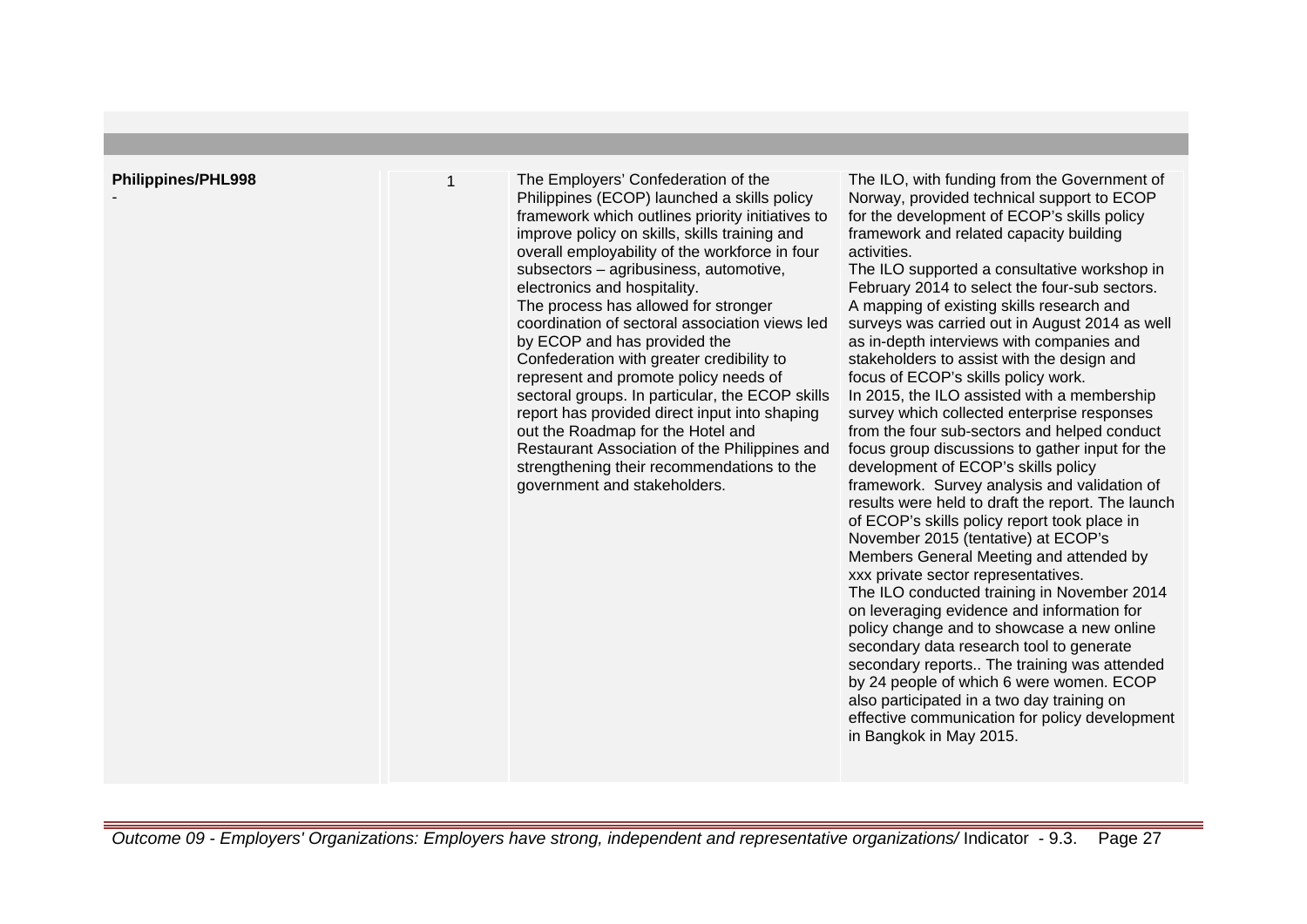| | | | |
|---|---|---|---|
| **Philippines/PHL998**<br>- | 1 | The Employers' Confederation of the Philippines (ECOP) launched a skills policy framework which outlines priority initiatives to improve policy on skills, skills training and overall employability of the workforce in four subsectors – agribusiness, automotive, electronics and hospitality.<br>The process has allowed for stronger coordination of sectoral association views led by ECOP and has provided the Confederation with greater credibility to represent and promote policy needs of sectoral groups. In particular, the ECOP skills report has provided direct input into shaping out the Roadmap for the Hotel and Restaurant Association of the Philippines and strengthening their recommendations to the government and stakeholders. | The ILO, with funding from the Government of Norway, provided technical support to ECOP for the development of ECOP's skills policy framework and related capacity building activities.<br>The ILO supported a consultative workshop in February 2014 to select the four-sub sectors. A mapping of existing skills research and surveys was carried out in August 2014 as well as in-depth interviews with companies and stakeholders to assist with the design and focus of ECOP's skills policy work.<br>In 2015, the ILO assisted with a membership survey which collected enterprise responses from the four sub-sectors and helped conduct focus group discussions to gather input for the development of ECOP's skills policy framework. Survey analysis and validation of results were held to draft the report. The launch of ECOP's skills policy report took place in November 2015 (tentative) at ECOP's Members General Meeting and attended by xxx private sector representatives.<br>The ILO conducted training in November 2014 on leveraging evidence and information for policy change and to showcase a new online secondary data research tool to generate secondary reports.. The training was attended by 24 people of which 6 were women. ECOP also participated in a two day training on effective communication for policy development in Bangkok in May 2015. |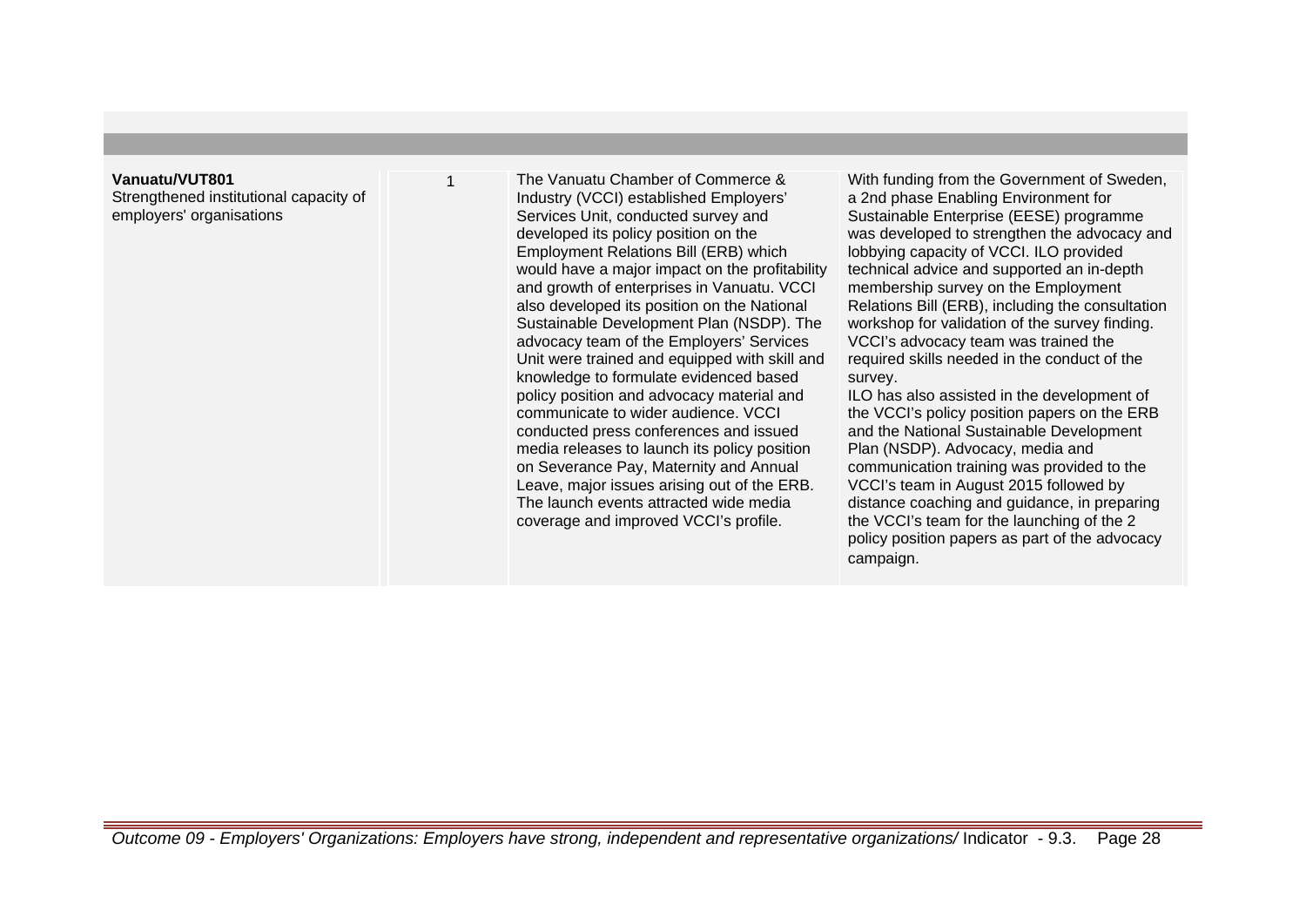| | | | |
|---|---|---|---|
| **Vanuatu/VUT801**<br>Strengthened institutional capacity of employers' organisations | 1 | The Vanuatu Chamber of Commerce & Industry (VCCI) established Employers' Services Unit, conducted survey and developed its policy position on the Employment Relations Bill (ERB) which would have a major impact on the profitability and growth of enterprises in Vanuatu. VCCI also developed its position on the National Sustainable Development Plan (NSDP). The advocacy team of the Employers' Services Unit were trained and equipped with skill and knowledge to formulate evidenced based policy position and advocacy material and communicate to wider audience. VCCI conducted press conferences and issued media releases to launch its policy position on Severance Pay, Maternity and Annual Leave, major issues arising out of the ERB. The launch events attracted wide media coverage and improved VCCI's profile. | With funding from the Government of Sweden, a 2nd phase Enabling Environment for Sustainable Enterprise (EESE) programme was developed to strengthen the advocacy and lobbying capacity of VCCI. ILO provided technical advice and supported an in-depth membership survey on the Employment Relations Bill (ERB), including the consultation workshop for validation of the survey finding. VCCI's advocacy team was trained the required skills needed in the conduct of the survey.<br>ILO has also assisted in the development of the VCCI's policy position papers on the ERB and the National Sustainable Development Plan (NSDP). Advocacy, media and communication training was provided to the VCCI's team in August 2015 followed by distance coaching and guidance, in preparing the VCCI's team for the launching of the 2 policy position papers as part of the advocacy campaign. |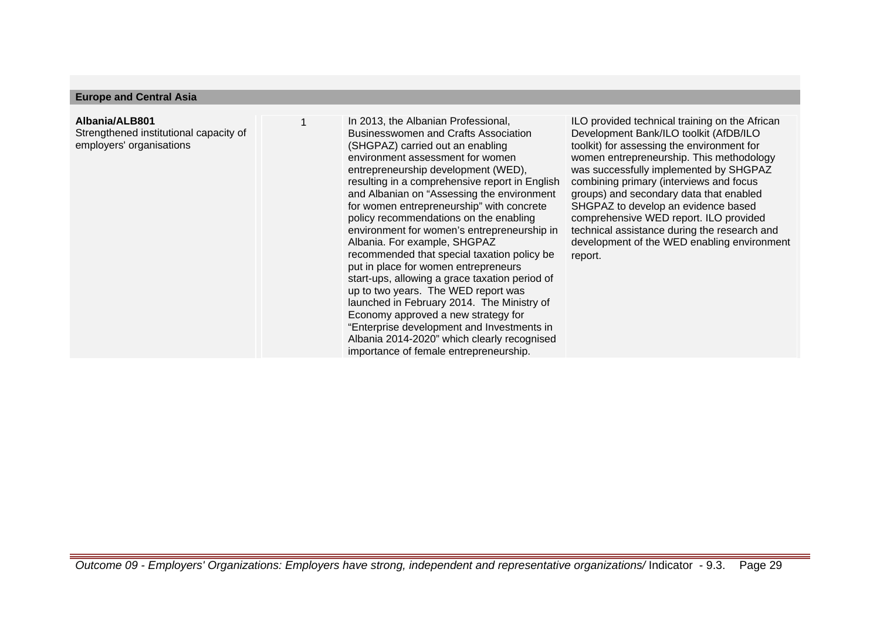| Europe and Central Asia | | | |
|---|---|---|---|
| **Albania/ALB801**<br>Strengthened institutional capacity of employers' organisations | 1 | In 2013, the Albanian Professional, Businesswomen and Crafts Association (SHGPAZ) carried out an enabling environment assessment for women entrepreneurship development (WED), resulting in a comprehensive report in English and Albanian on "Assessing the environment for women entrepreneurship" with concrete policy recommendations on the enabling environment for women's entrepreneurship in Albania. For example, SHGPAZ recommended that special taxation policy be put in place for women entrepreneurs start-ups, allowing a grace taxation period of up to two years. The WED report was launched in February 2014. The Ministry of Economy approved a new strategy for "Enterprise development and Investments in Albania 2014-2020" which clearly recognised importance of female entrepreneurship. | ILO provided technical training on the African Development Bank/ILO toolkit (AfDB/ILO toolkit) for assessing the environment for women entrepreneurship. This methodology was successfully implemented by SHGPAZ combining primary (interviews and focus groups) and secondary data that enabled SHGPAZ to develop an evidence based comprehensive WED report. ILO provided technical assistance during the research and development of the WED enabling environment report. |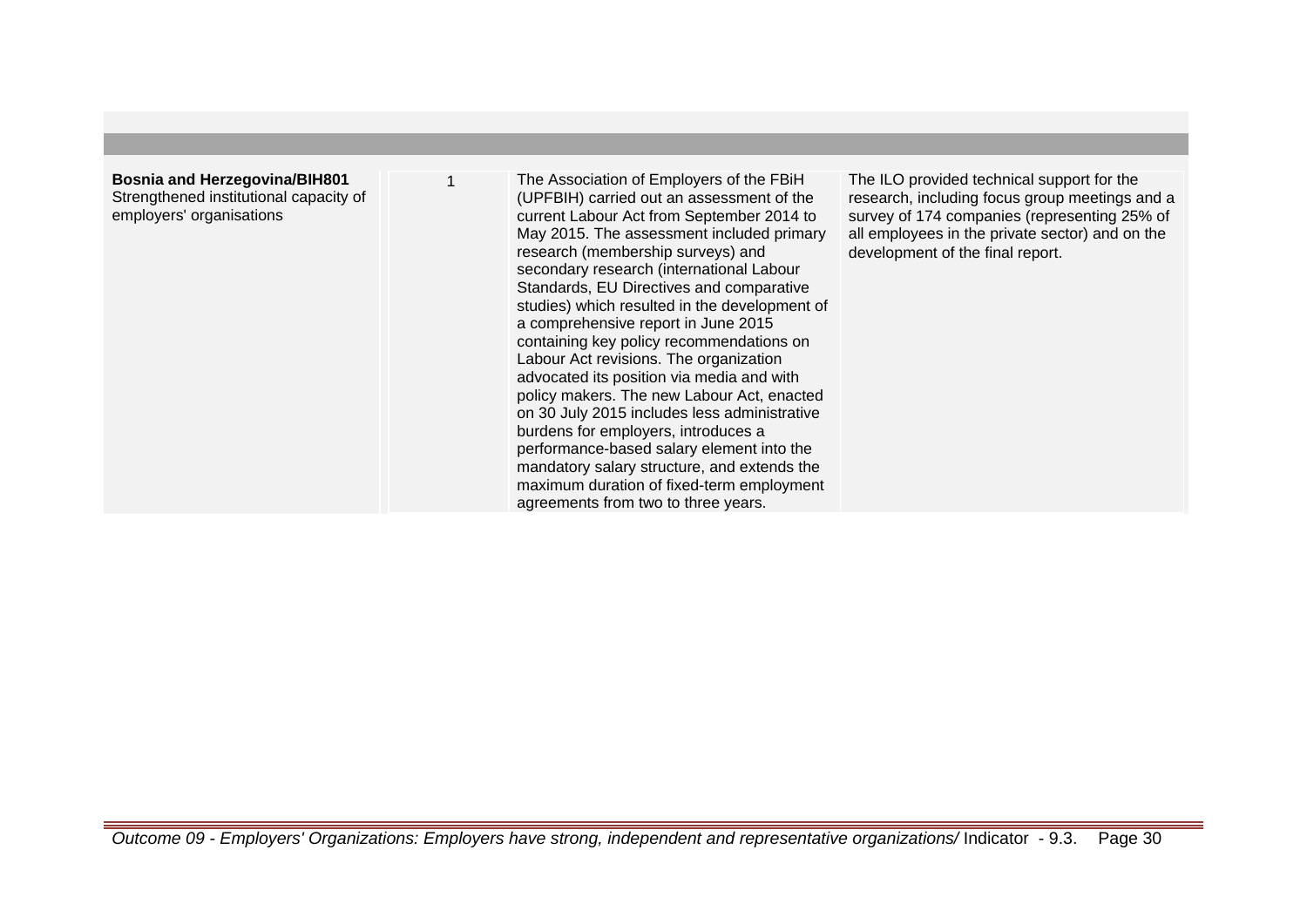| | | | |
|---|---|---|---|
| **Bosnia and Herzegovina/BIH801** Strengthened institutional capacity of employers' organisations | 1 | The Association of Employers of the FBiH (UPFBIH) carried out an assessment of the current Labour Act from September 2014 to May 2015. The assessment included primary research (membership surveys) and secondary research (international Labour Standards, EU Directives and comparative studies) which resulted in the development of a comprehensive report in June 2015 containing key policy recommendations on Labour Act revisions. The organization advocated its position via media and with policy makers. The new Labour Act, enacted on 30 July 2015 includes less administrative burdens for employers, introduces a performance-based salary element into the mandatory salary structure, and extends the maximum duration of fixed-term employment agreements from two to three years. | The ILO provided technical support for the research, including focus group meetings and a survey of 174 companies (representing 25% of all employees in the private sector) and on the development of the final report. |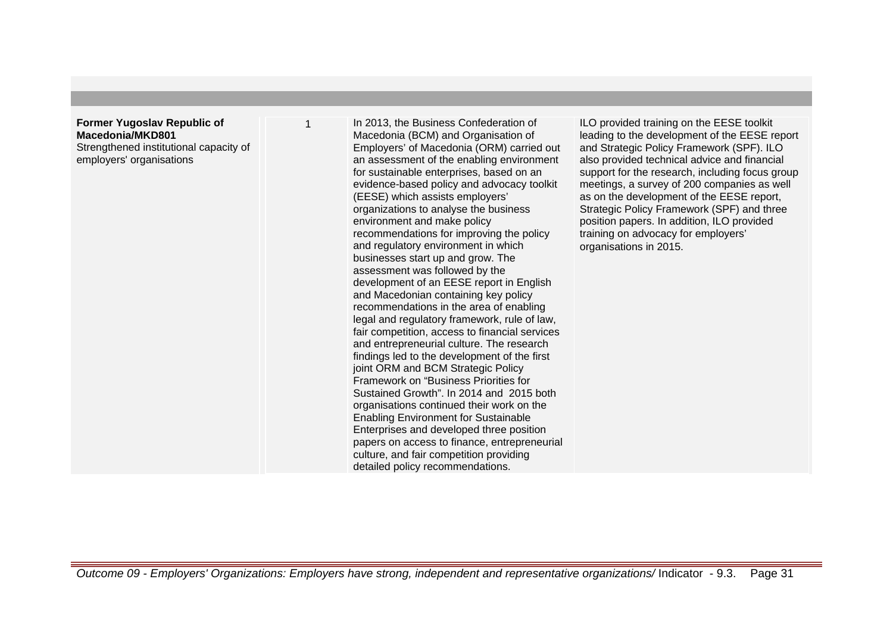| | | | |
|---|---|---|---|
| **Former Yugoslav Republic of Macedonia/MKD801**<br>Strengthened institutional capacity of employers' organisations | 1 | In 2013, the Business Confederation of Macedonia (BCM) and Organisation of Employers' of Macedonia (ORM) carried out an assessment of the enabling environment for sustainable enterprises, based on an evidence-based policy and advocacy toolkit (EESE) which assists employers' organizations to analyse the business environment and make policy recommendations for improving the policy and regulatory environment in which businesses start up and grow. The assessment was followed by the development of an EESE report in English and Macedonian containing key policy recommendations in the area of enabling legal and regulatory framework, rule of law, fair competition, access to financial services and entrepreneurial culture. The research findings led to the development of the first joint ORM and BCM Strategic Policy Framework on "Business Priorities for Sustained Growth". In 2014 and 2015 both organisations continued their work on the Enabling Environment for Sustainable Enterprises and developed three position papers on access to finance, entrepreneurial culture, and fair competition providing detailed policy recommendations. | ILO provided training on the EESE toolkit leading to the development of the EESE report and Strategic Policy Framework (SPF). ILO also provided technical advice and financial support for the research, including focus group meetings, a survey of 200 companies as well as on the development of the EESE report, Strategic Policy Framework (SPF) and three position papers. In addition, ILO provided training on advocacy for employers' organisations in 2015. |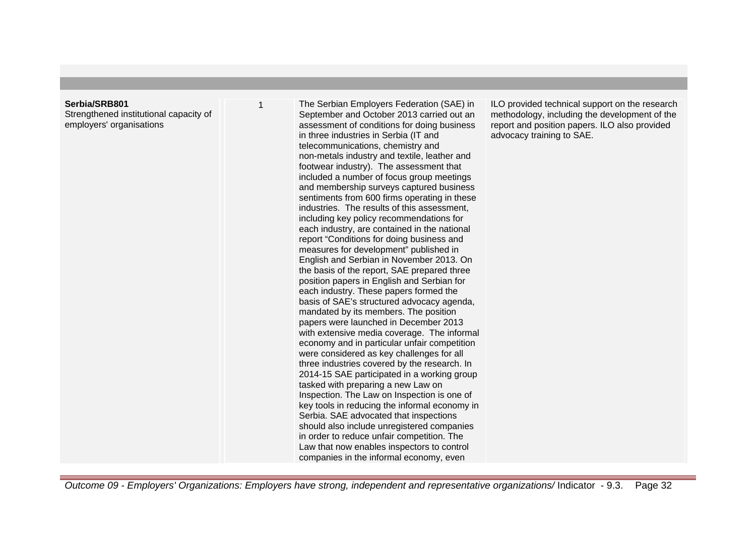| | | | |
|---|---|---|---|
| **Serbia/SRB801**<br>Strengthened institutional capacity of employers' organisations | 1 | The Serbian Employers Federation (SAE) in September and October 2013 carried out an assessment of conditions for doing business in three industries in Serbia (IT and telecommunications, chemistry and non-metals industry and textile, leather and footwear industry). The assessment that included a number of focus group meetings and membership surveys captured business sentiments from 600 firms operating in these industries. The results of this assessment, including key policy recommendations for each industry, are contained in the national report "Conditions for doing business and measures for development" published in English and Serbian in November 2013. On the basis of the report, SAE prepared three position papers in English and Serbian for each industry. These papers formed the basis of SAE's structured advocacy agenda, mandated by its members. The position papers were launched in December 2013 with extensive media coverage. The informal economy and in particular unfair competition were considered as key challenges for all three industries covered by the research. In 2014-15 SAE participated in a working group tasked with preparing a new Law on Inspection. The Law on Inspection is one of key tools in reducing the informal economy in Serbia. SAE advocated that inspections should also include unregistered companies in order to reduce unfair competition. The Law that now enables inspectors to control companies in the informal economy, even | ILO provided technical support on the research methodology, including the development of the report and position papers. ILO also provided advocacy training to SAE. |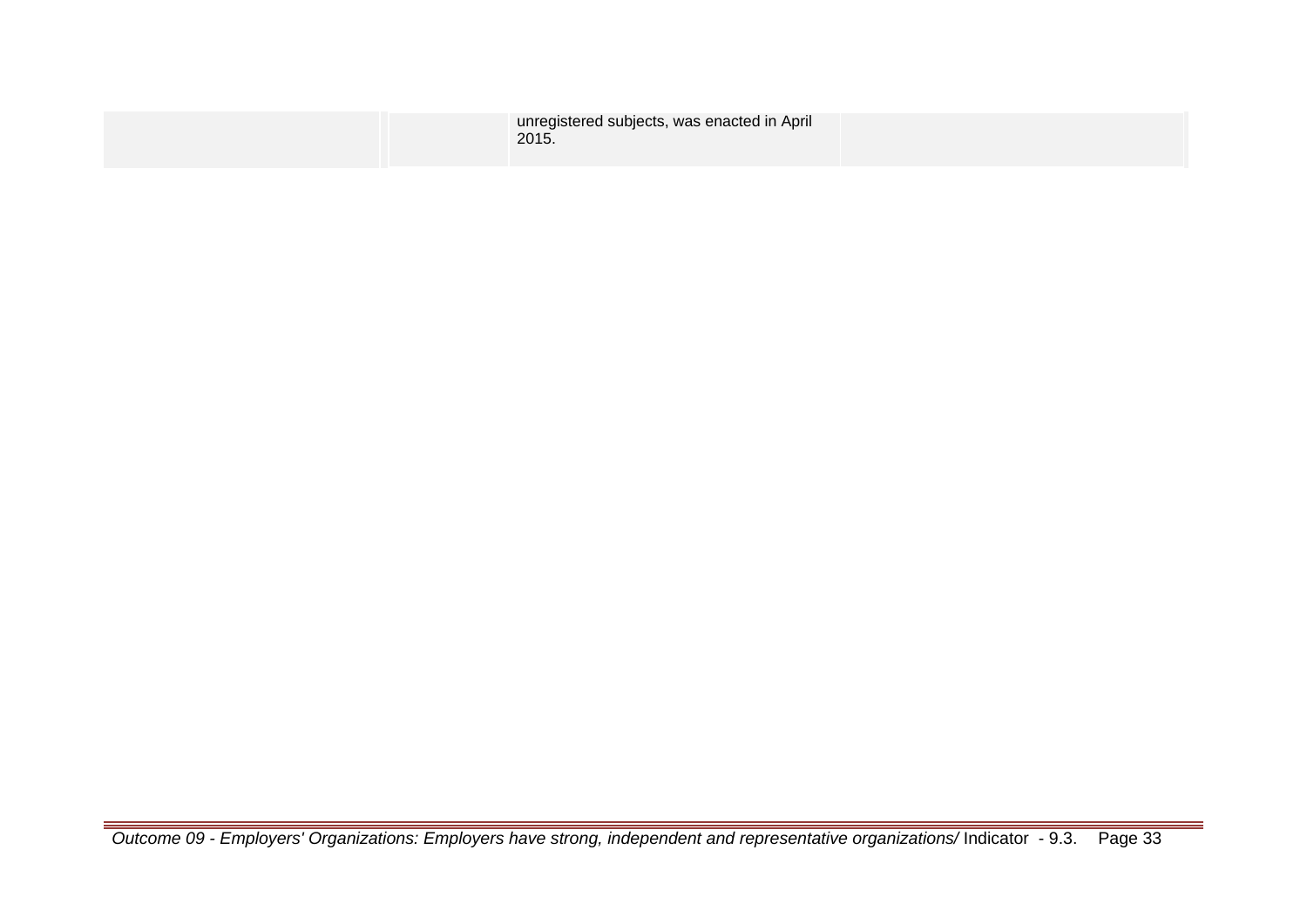| | | | |
|---|---|---|---|
| | | unregistered subjects, was enacted in April 2015. | |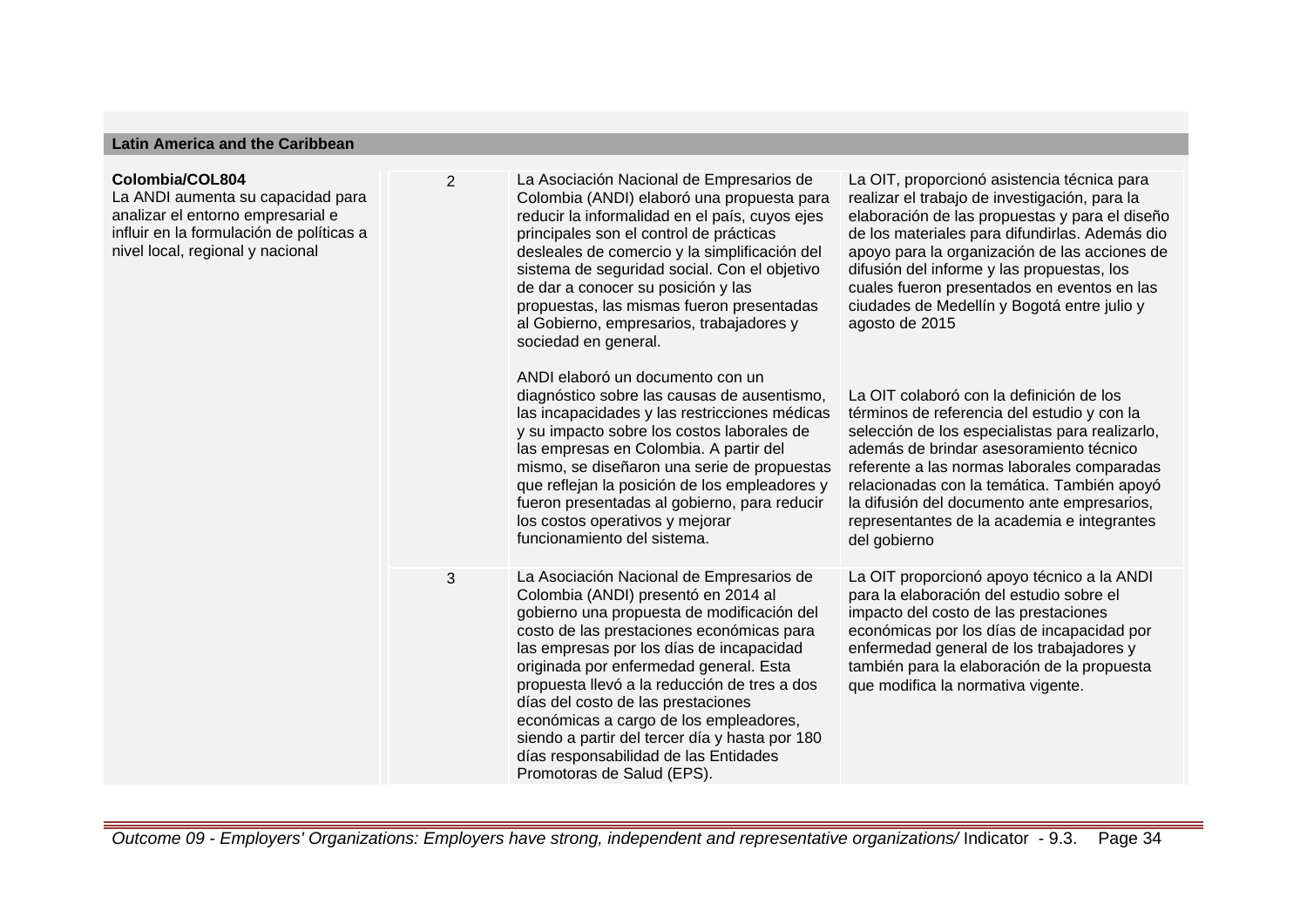## Latin America and the Caribbean

| | | | |
|---|---|---|---|
| **Colombia/COL804**<br>La ANDI aumenta su capacidad para analizar el entorno empresarial e influir en la formulación de políticas a nivel local, regional y nacional | 2 | La Asociación Nacional de Empresarios de Colombia (ANDI) elaboró una propuesta para reducir la informalidad en el país, cuyos ejes principales son el control de prácticas desleales de comercio y la simplificación del sistema de seguridad social. Con el objetivo de dar a conocer su posición y las propuestas, las mismas fueron presentadas al Gobierno, empresarios, trabajadores y sociedad en general.<br><br>ANDI elaboró un documento con un diagnóstico sobre las causas de ausentismo, las incapacidades y las restricciones médicas y su impacto sobre los costos laborales de las empresas en Colombia. A partir del mismo, se diseñaron una serie de propuestas que reflejan la posición de los empleadores y fueron presentadas al gobierno, para reducir los costos operativos y mejorar funcionamiento del sistema. | La OIT, proporcionó asistencia técnica para realizar el trabajo de investigación, para la elaboración de las propuestas y para el diseño de los materiales para difundirlas. Además dio apoyo para la organización de las acciones de difusión del informe y las propuestas, los cuales fueron presentados en eventos en las ciudades de Medellín y Bogotá entre julio y agosto de 2015<br><br>La OIT colaboró con la definición de los términos de referencia del estudio y con la selección de los especialistas para realizarlo, además de brindar asesoramiento técnico referente a las normas laborales comparadas relacionadas con la temática. También apoyó la difusión del documento ante empresarios, representantes de la academia e integrantes del gobierno |
| | 3 | La Asociación Nacional de Empresarios de Colombia (ANDI) presentó en 2014 al gobierno una propuesta de modificación del costo de las prestaciones económicas para las empresas por los días de incapacidad originada por enfermedad general. Esta propuesta llevó a la reducción de tres a dos días del costo de las prestaciones económicas a cargo de los empleadores, siendo a partir del tercer día y hasta por 180 días responsabilidad de las Entidades Promotoras de Salud (EPS). | La OIT proporcionó apoyo técnico a la ANDI para la elaboración del estudio sobre el impacto del costo de las prestaciones económicas por los días de incapacidad por enfermedad general de los trabajadores y también para la elaboración de la propuesta que modifica la normativa vigente. |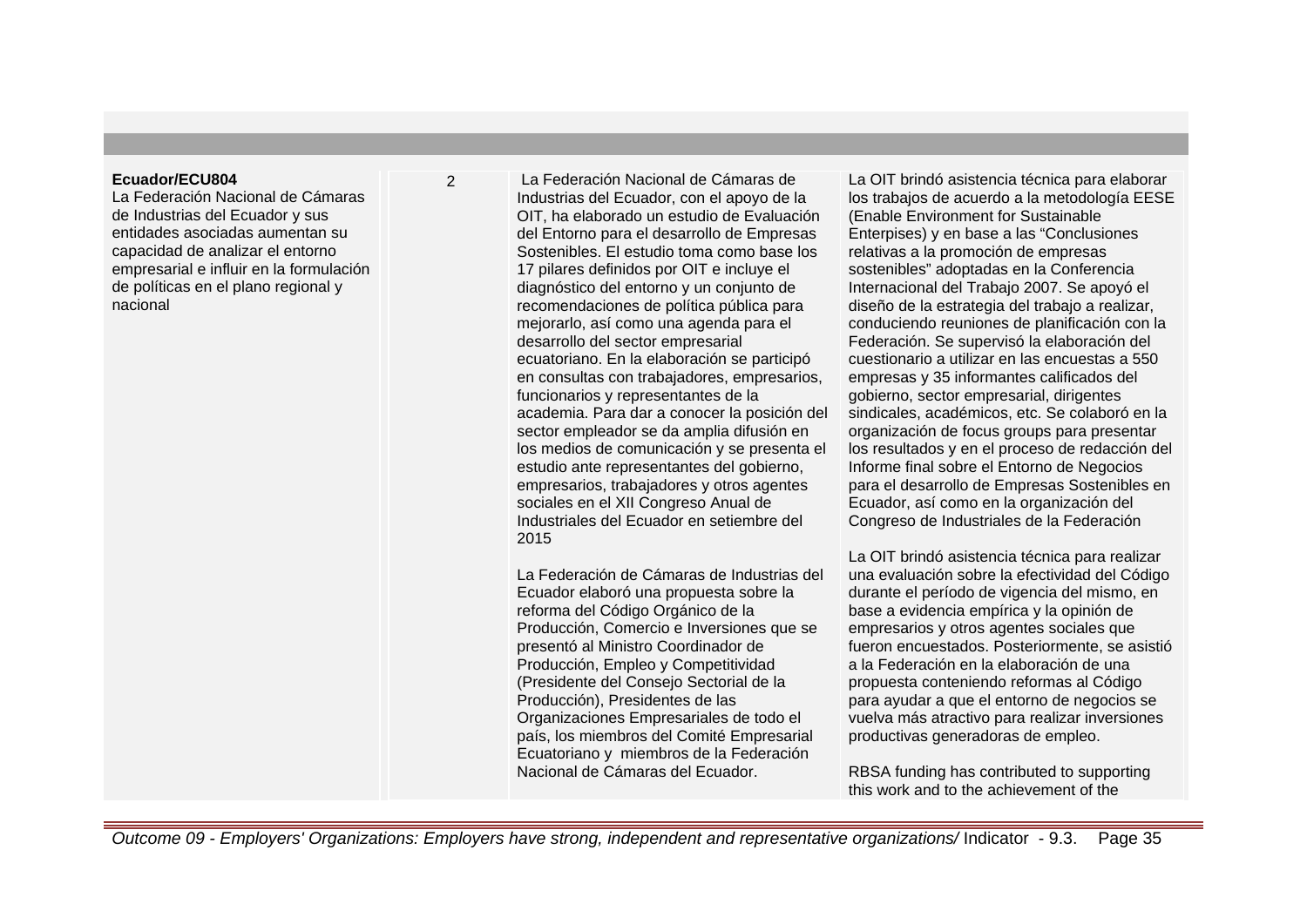| | | | |
|---|---|---|---|
| **Ecuador/ECU804**<br>La Federación Nacional de Cámaras de Industrias del Ecuador y sus entidades asociadas aumentan su capacidad de analizar el entorno empresarial e influir en la formulación de políticas en el plano regional y nacional | 2 | La Federación Nacional de Cámaras de Industrias del Ecuador, con el apoyo de la OIT, ha elaborado un estudio de Evaluación del Entorno para el desarrollo de Empresas Sostenibles. El estudio toma como base los 17 pilares definidos por OIT e incluye el diagnóstico del entorno y un conjunto de recomendaciones de política pública para mejorarlo, así como una agenda para el desarrollo del sector empresarial ecuatoriano. En la elaboración se participó en consultas con trabajadores, empresarios, funcionarios y representantes de la academia. Para dar a conocer la posición del sector empleador se da amplia difusión en los medios de comunicación y se presenta el estudio ante representantes del gobierno, empresarios, trabajadores y otros agentes sociales en el XII Congreso Anual de Industriales del Ecuador en setiembre del 2015<br><br>La Federación de Cámaras de Industrias del Ecuador elaboró una propuesta sobre la reforma del Código Orgánico de la Producción, Comercio e Inversiones que se presentó al Ministro Coordinador de Producción, Empleo y Competitividad (Presidente del Consejo Sectorial de la Producción), Presidentes de las Organizaciones Empresariales de todo el país, los miembros del Comité Empresarial Ecuatoriano y miembros de la Federación Nacional de Cámaras del Ecuador. | La OIT brindó asistencia técnica para elaborar los trabajos de acuerdo a la metodología EESE (Enable Environment for Sustainable Enterpises) y en base a las "Conclusiones relativas a la promoción de empresas sostenibles" adoptadas en la Conferencia Internacional del Trabajo 2007. Se apoyó el diseño de la estrategia del trabajo a realizar, conduciendo reuniones de planificación con la Federación. Se supervisó la elaboración del cuestionario a utilizar en las encuestas a 550 empresas y 35 informantes calificados del gobierno, sector empresarial, dirigentes sindicales, académicos, etc. Se colaboró en la organización de focus groups para presentar los resultados y en el proceso de redacción del Informe final sobre el Entorno de Negocios para el desarrollo de Empresas Sostenibles en Ecuador, así como en la organización del Congreso de Industriales de la Federación<br><br>La OIT brindó asistencia técnica para realizar una evaluación sobre la efectividad del Código durante el período de vigencia del mismo, en base a evidencia empírica y la opinión de empresarios y otros agentes sociales que fueron encuestados. Posteriormente, se asistió a la Federación en la elaboración de una propuesta conteniendo reformas al Código para ayudar a que el entorno de negocios se vuelva más atractivo para realizar inversiones productivas generadoras de empleo.<br><br>RBSA funding has contributed to supporting this work and to the achievement of the |

*Outcome 09 - Employers' Organizations: Employers have strong, independent and representative organizations/* Indicator - 9.3.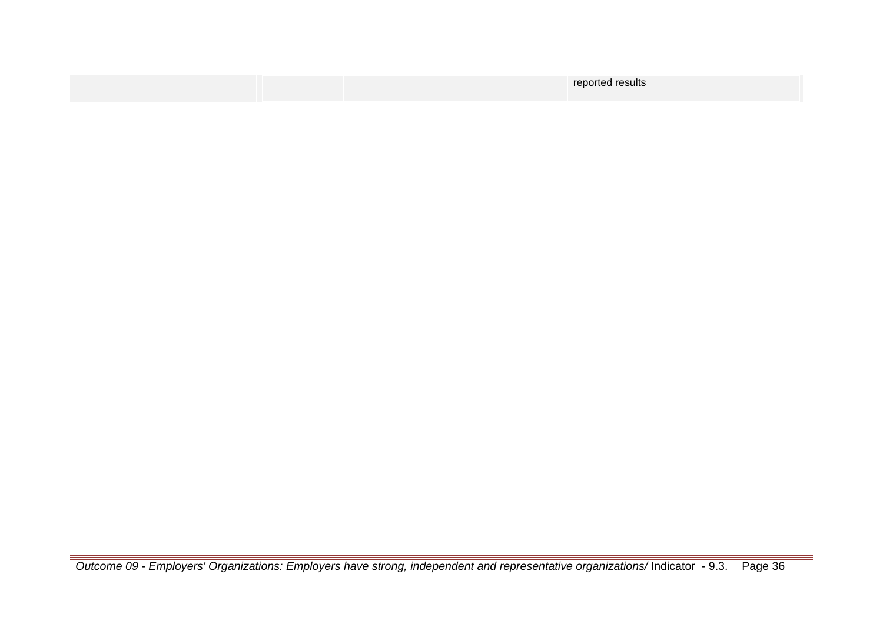| | | | |
|---|---|---|---|
| | | | reported results |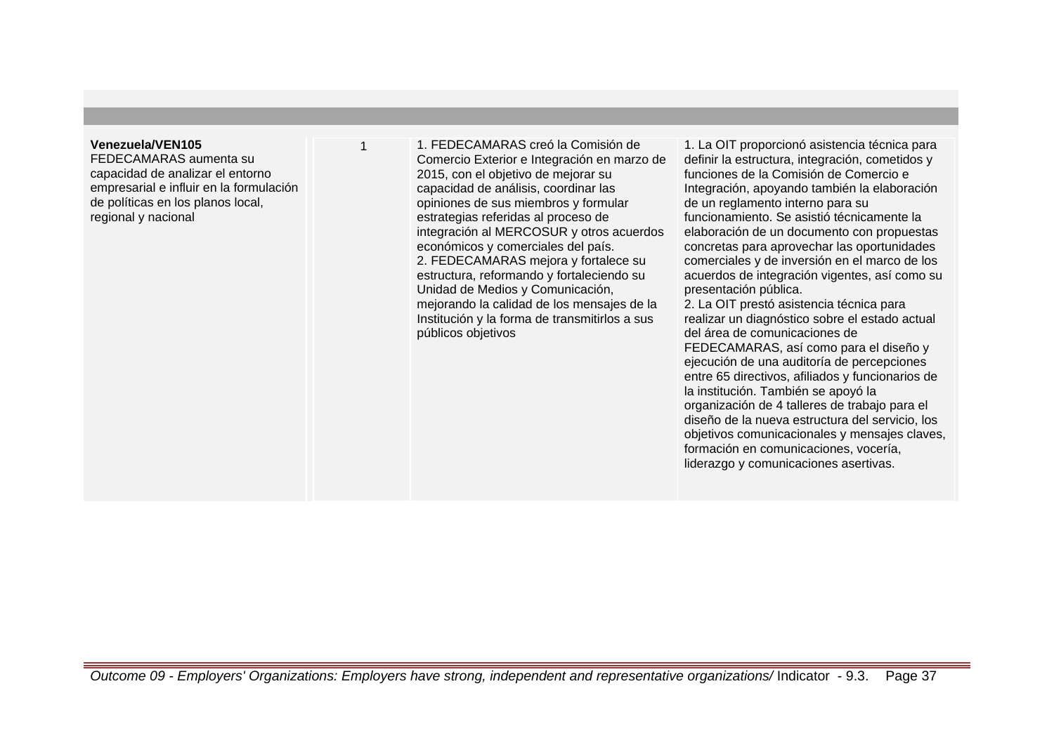| | | | |
|---|---|---|---|
| **Venezuela/VEN105**<br>FEDECAMARAS aumenta su capacidad de analizar el entorno empresarial e influir en la formulación de políticas en los planos local, regional y nacional | 1 | 1. FEDECAMARAS creó la Comisión de Comercio Exterior e Integración en marzo de 2015, con el objetivo de mejorar su capacidad de análisis, coordinar las opiniones de sus miembros y formular estrategias referidas al proceso de integración al MERCOSUR y otros acuerdos económicos y comerciales del país.<br>2. FEDECAMARAS mejora y fortalece su estructura, reformando y fortaleciendo su Unidad de Medios y Comunicación, mejorando la calidad de los mensajes de la Institución y la forma de transmitirlos a sus públicos objetivos | 1. La OIT proporcionó asistencia técnica para definir la estructura, integración, cometidos y funciones de la Comisión de Comercio e Integración, apoyando también la elaboración de un reglamento interno para su funcionamiento. Se asistió técnicamente la elaboración de un documento con propuestas concretas para aprovechar las oportunidades comerciales y de inversión en el marco de los acuerdos de integración vigentes, así como su presentación pública.<br>2. La OIT prestó asistencia técnica para realizar un diagnóstico sobre el estado actual del área de comunicaciones de FEDECAMARAS, así como para el diseño y ejecución de una auditoría de percepciones entre 65 directivos, afiliados y funcionarios de la institución. También se apoyó la organización de 4 talleres de trabajo para el diseño de la nueva estructura del servicio, los objetivos comunicacionales y mensajes claves, formación en comunicaciones, vocería, liderazgo y comunicaciones asertivas. |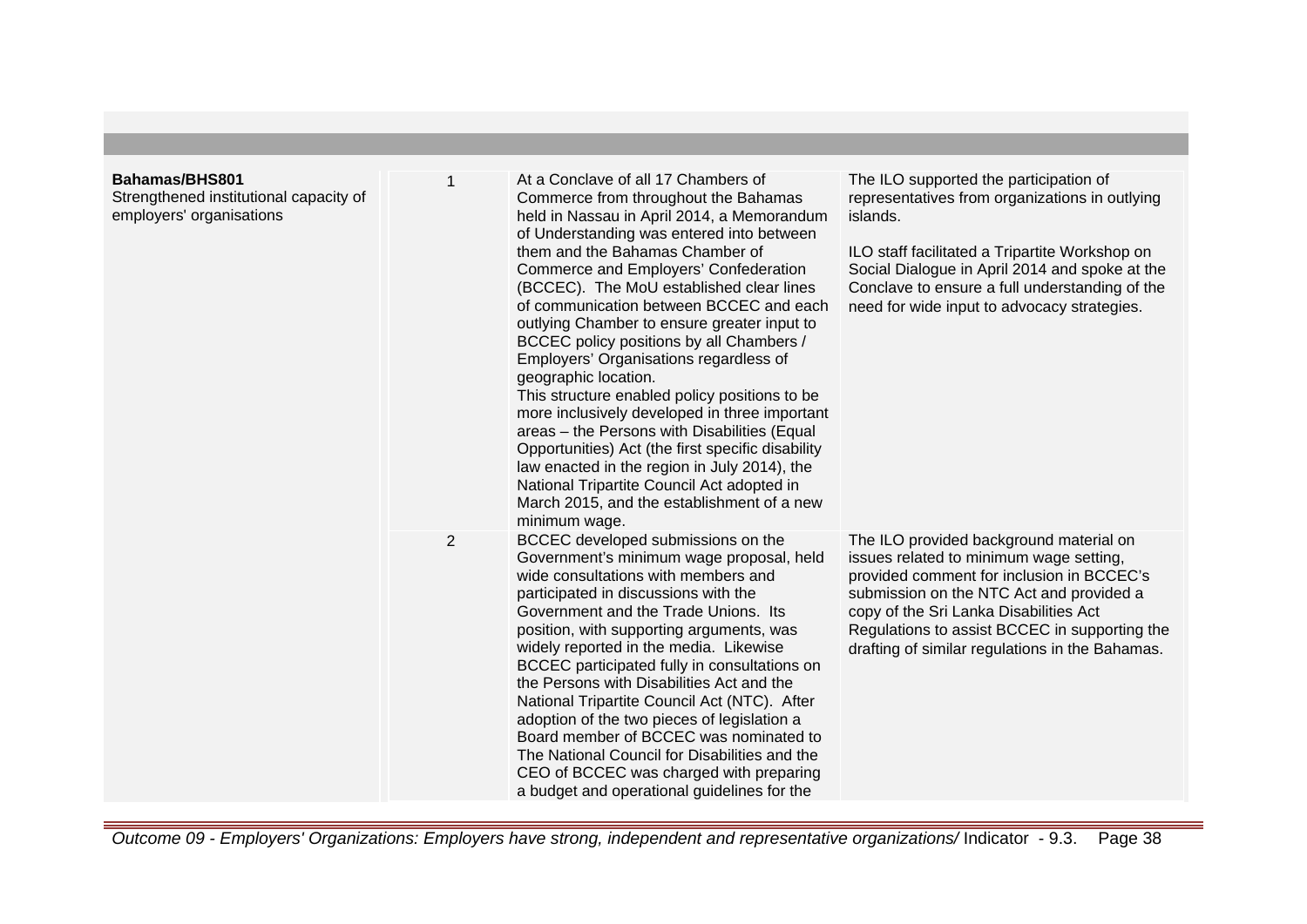| | | | |
|---|---|---|---|
| **Bahamas/BHS801**<br>Strengthened institutional capacity of employers' organisations | 1 | At a Conclave of all 17 Chambers of Commerce from throughout the Bahamas held in Nassau in April 2014, a Memorandum of Understanding was entered into between them and the Bahamas Chamber of Commerce and Employers' Confederation (BCCEC). The MoU established clear lines of communication between BCCEC and each outlying Chamber to ensure greater input to BCCEC policy positions by all Chambers / Employers' Organisations regardless of geographic location.<br>This structure enabled policy positions to be more inclusively developed in three important areas – the Persons with Disabilities (Equal Opportunities) Act (the first specific disability law enacted in the region in July 2014), the National Tripartite Council Act adopted in March 2015, and the establishment of a new minimum wage. | The ILO supported the participation of representatives from organizations in outlying islands.<br><br>ILO staff facilitated a Tripartite Workshop on Social Dialogue in April 2014 and spoke at the Conclave to ensure a full understanding of the need for wide input to advocacy strategies. |
| | 2 | BCCEC developed submissions on the Government's minimum wage proposal, held wide consultations with members and participated in discussions with the Government and the Trade Unions. Its position, with supporting arguments, was widely reported in the media. Likewise BCCEC participated fully in consultations on the Persons with Disabilities Act and the National Tripartite Council Act (NTC). After adoption of the two pieces of legislation a Board member of BCCEC was nominated to The National Council for Disabilities and the CEO of BCCEC was charged with preparing a budget and operational guidelines for the | The ILO provided background material on issues related to minimum wage setting, provided comment for inclusion in BCCEC's submission on the NTC Act and provided a copy of the Sri Lanka Disabilities Act Regulations to assist BCCEC in supporting the drafting of similar regulations in the Bahamas. |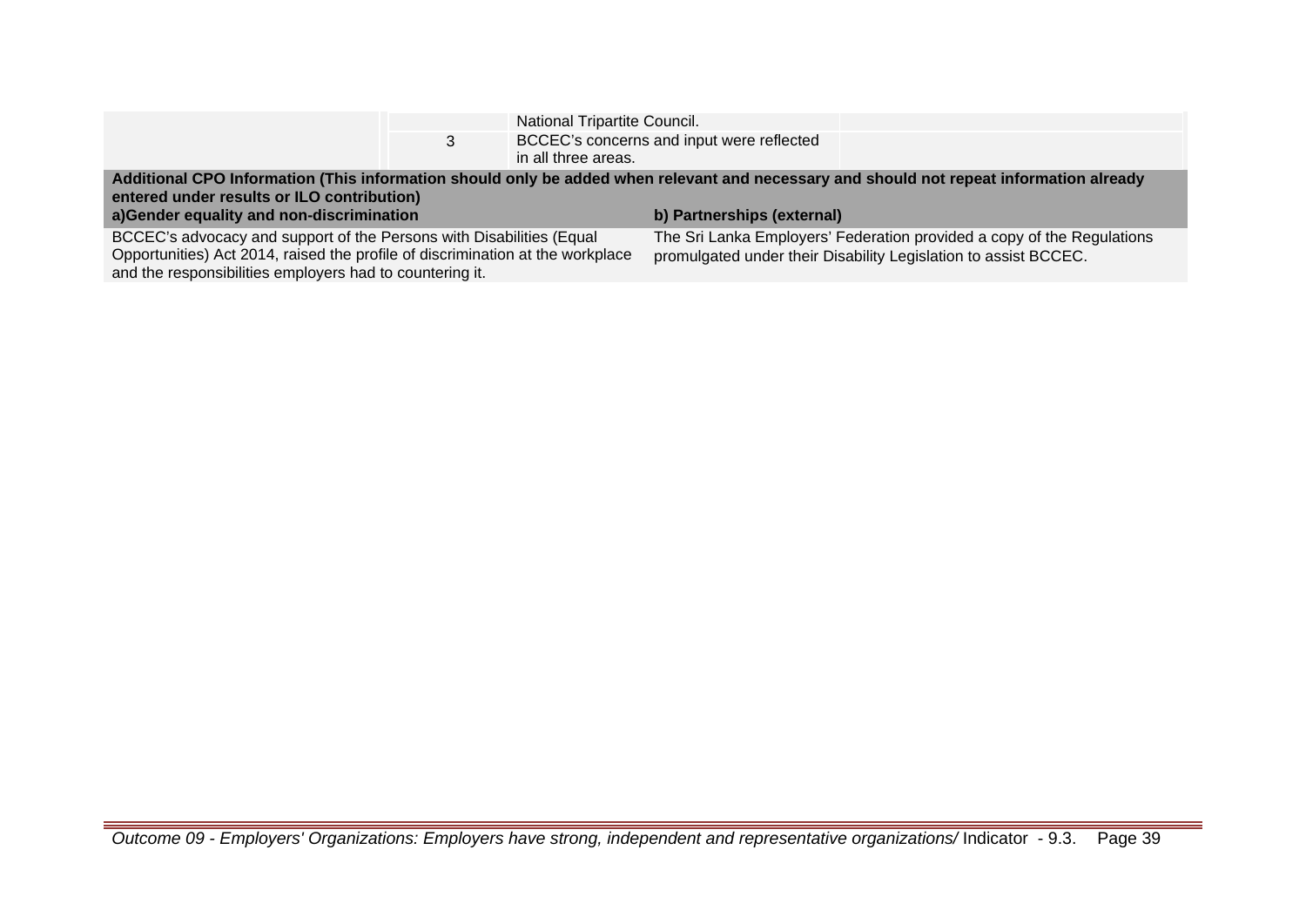| | | | |
|---|---|---|---|
| | | National Tripartite Council. | |
| | 3 | BCCEC's concerns and input were reflected in all three areas. | |

| **Additional CPO Information (This information should only be added when relevant and necessary and should not repeat information already entered under results or ILO contribution)** | |
|---|---|
| **a)Gender equality and non-discrimination** | **b) Partnerships (external)** |
| BCCEC's advocacy and support of the Persons with Disabilities (Equal Opportunities) Act 2014, raised the profile of discrimination at the workplace and the responsibilities employers had to countering it. | The Sri Lanka Employers' Federation provided a copy of the Regulations promulgated under their Disability Legislation to assist BCCEC. |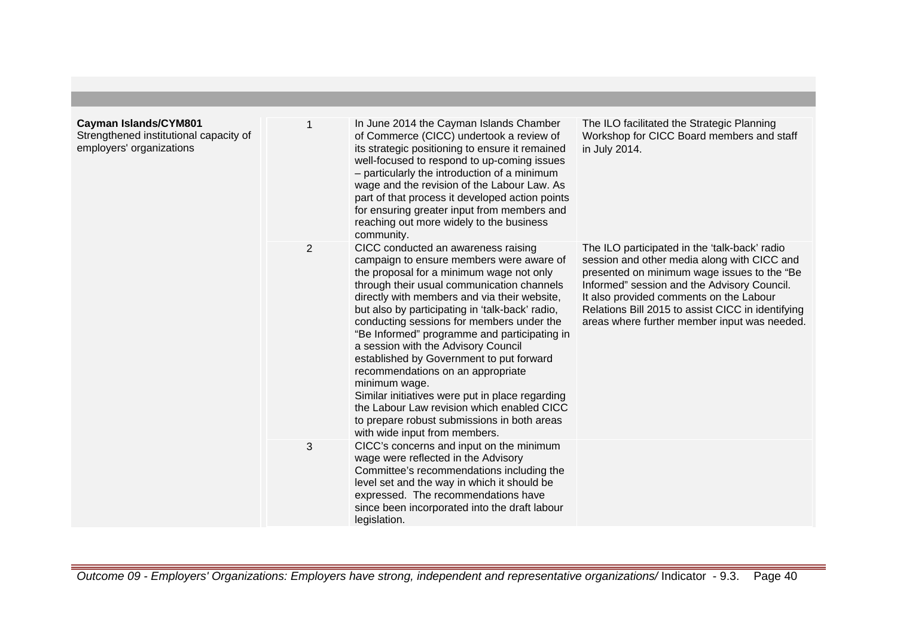| | | | |
|---|---|---|---|
| **Cayman Islands/CYM801**<br>Strengthened institutional capacity of employers' organizations | 1 | In June 2014 the Cayman Islands Chamber of Commerce (CICC) undertook a review of its strategic positioning to ensure it remained well-focused to respond to up-coming issues – particularly the introduction of a minimum wage and the revision of the Labour Law. As part of that process it developed action points for ensuring greater input from members and reaching out more widely to the business community. | The ILO facilitated the Strategic Planning Workshop for CICC Board members and staff in July 2014. |
| | 2 | CICC conducted an awareness raising campaign to ensure members were aware of the proposal for a minimum wage not only through their usual communication channels directly with members and via their website, but also by participating in 'talk-back' radio, conducting sessions for members under the "Be Informed" programme and participating in a session with the Advisory Council established by Government to put forward recommendations on an appropriate minimum wage.<br>Similar initiatives were put in place regarding the Labour Law revision which enabled CICC to prepare robust submissions in both areas with wide input from members. | The ILO participated in the 'talk-back' radio session and other media along with CICC and presented on minimum wage issues to the "Be Informed" session and the Advisory Council. It also provided comments on the Labour Relations Bill 2015 to assist CICC in identifying areas where further member input was needed. |
| | 3 | CICC's concerns and input on the minimum wage were reflected in the Advisory Committee's recommendations including the level set and the way in which it should be expressed. The recommendations have since been incorporated into the draft labour legislation. | |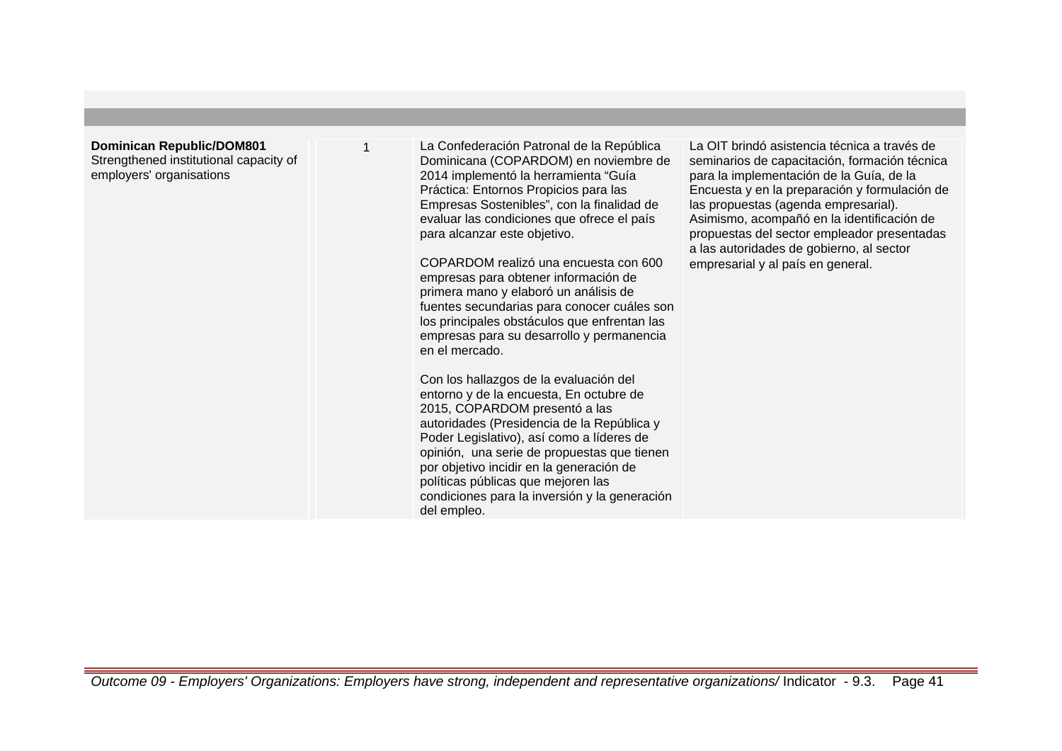| | | | |
|---|---|---|---|
| **Dominican Republic/DOM801**<br>Strengthened institutional capacity of employers' organisations | 1 | La Confederación Patronal de la República Dominicana (COPARDOM) en noviembre de 2014 implementó la herramienta "Guía Práctica: Entornos Propicios para las Empresas Sostenibles", con la finalidad de evaluar las condiciones que ofrece el país para alcanzar este objetivo.<br><br>COPARDOM realizó una encuesta con 600 empresas para obtener información de primera mano y elaboró un análisis de fuentes secundarias para conocer cuáles son los principales obstáculos que enfrentan las empresas para su desarrollo y permanencia en el mercado.<br><br>Con los hallazgos de la evaluación del entorno y de la encuesta, En octubre de 2015, COPARDOM presentó a las autoridades (Presidencia de la República y Poder Legislativo), así como a líderes de opinión, una serie de propuestas que tienen por objetivo incidir en la generación de políticas públicas que mejoren las condiciones para la inversión y la generación del empleo. | La OIT brindó asistencia técnica a través de seminarios de capacitación, formación técnica para la implementación de la Guía, de la Encuesta y en la preparación y formulación de las propuestas (agenda empresarial). Asimismo, acompañó en la identificación de propuestas del sector empleador presentadas a las autoridades de gobierno, al sector empresarial y al país en general. |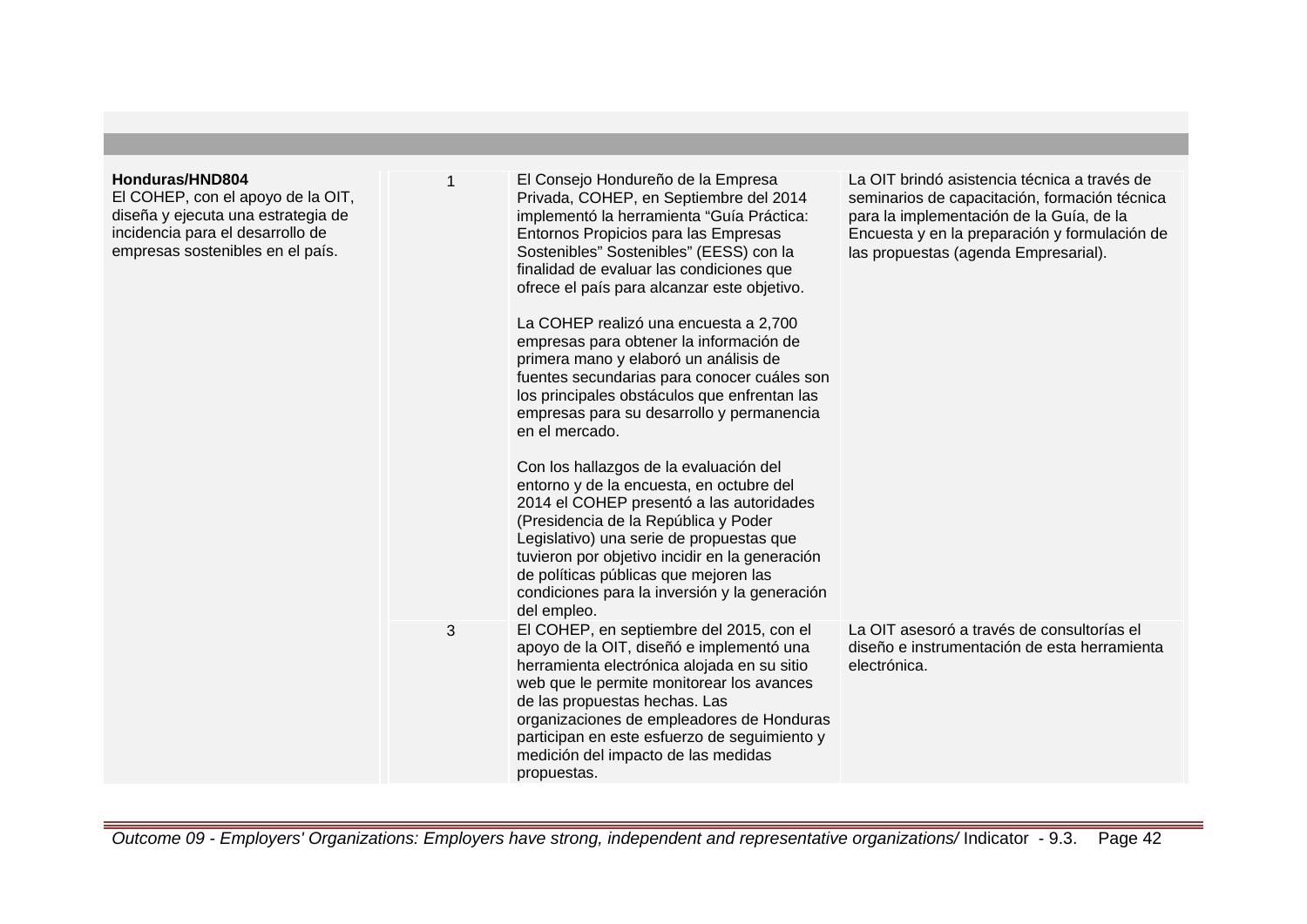| | | | |
|---|---|---|---|
| **Honduras/HND804**<br>El COHEP, con el apoyo de la OIT, diseña y ejecuta una estrategia de incidencia para el desarrollo de empresas sostenibles en el país. | 1 | El Consejo Hondureño de la Empresa Privada, COHEP, en Septiembre del 2014 implementó la herramienta "Guía Práctica: Entornos Propicios para las Empresas Sostenibles" Sostenibles" (EESS) con la finalidad de evaluar las condiciones que ofrece el país para alcanzar este objetivo.<br><br>La COHEP realizó una encuesta a 2,700 empresas para obtener la información de primera mano y elaboró un análisis de fuentes secundarias para conocer cuáles son los principales obstáculos que enfrentan las empresas para su desarrollo y permanencia en el mercado.<br><br>Con los hallazgos de la evaluación del entorno y de la encuesta, en octubre del 2014 el COHEP presentó a las autoridades (Presidencia de la República y Poder Legislativo) una serie de propuestas que tuvieron por objetivo incidir en la generación de políticas públicas que mejoren las condiciones para la inversión y la generación del empleo. | La OIT brindó asistencia técnica a través de seminarios de capacitación, formación técnica para la implementación de la Guía, de la Encuesta y en la preparación y formulación de las propuestas (agenda Empresarial). |
| | 3 | El COHEP, en septiembre del 2015, con el apoyo de la OIT, diseñó e implementó una herramienta electrónica alojada en su sitio web que le permite monitorear los avances de las propuestas hechas. Las organizaciones de empleadores de Honduras participan en este esfuerzo de seguimiento y medición del impacto de las medidas propuestas. | La OIT asesoró a través de consultorías el diseño e instrumentación de esta herramienta electrónica. |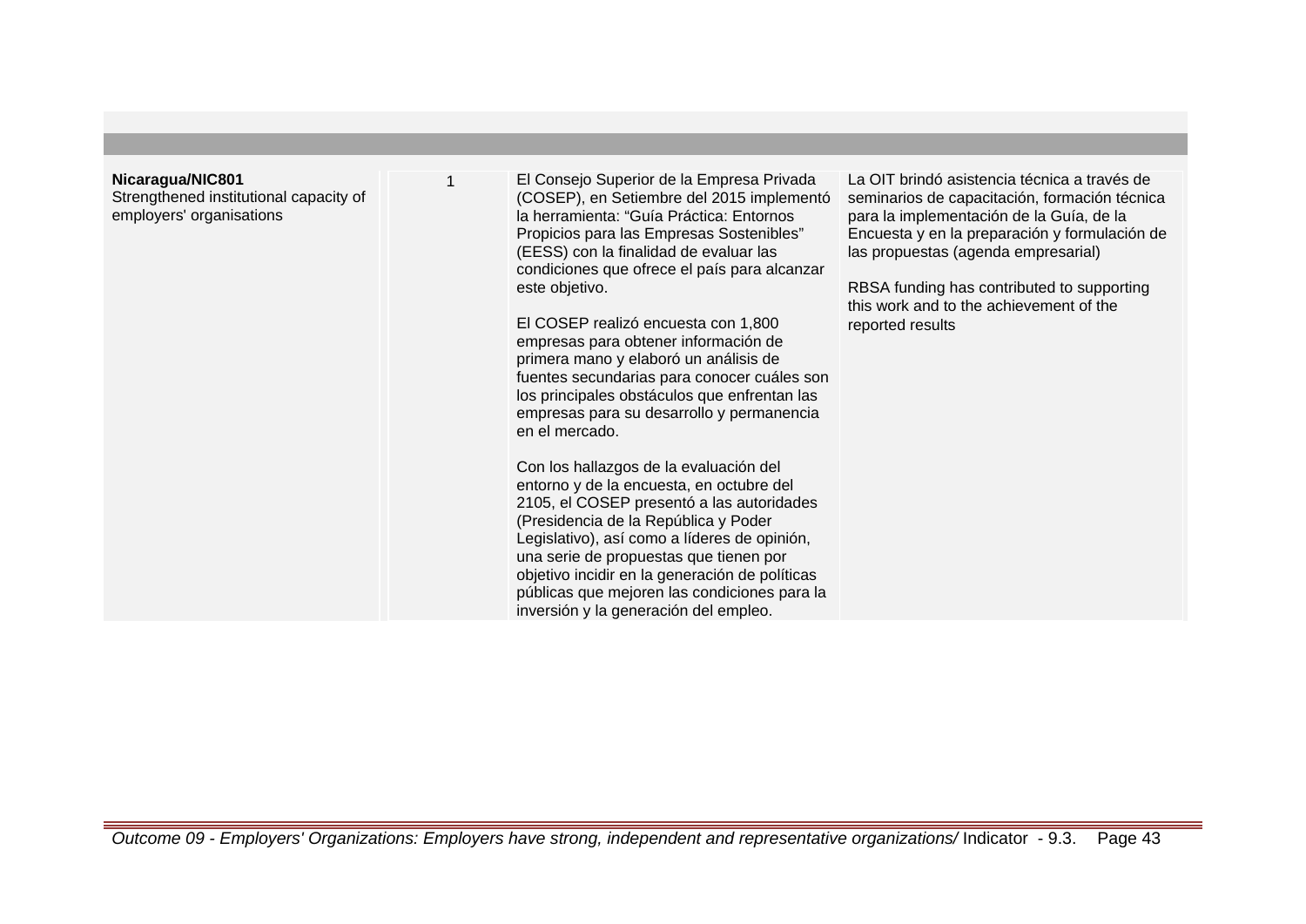| | | | |
|---|---|---|---|
| **Nicaragua/NIC801**<br>Strengthened institutional capacity of employers' organisations | 1 | El Consejo Superior de la Empresa Privada (COSEP), en Setiembre del 2015 implementó la herramienta: "Guía Práctica: Entornos Propicios para las Empresas Sostenibles" (EESS) con la finalidad de evaluar las condiciones que ofrece el país para alcanzar este objetivo.<br><br>El COSEP realizó encuesta con 1,800 empresas para obtener información de primera mano y elaboró un análisis de fuentes secundarias para conocer cuáles son los principales obstáculos que enfrentan las empresas para su desarrollo y permanencia en el mercado.<br><br>Con los hallazgos de la evaluación del entorno y de la encuesta, en octubre del 2105, el COSEP presentó a las autoridades (Presidencia de la República y Poder Legislativo), así como a líderes de opinión, una serie de propuestas que tienen por objetivo incidir en la generación de políticas públicas que mejoren las condiciones para la inversión y la generación del empleo. | La OIT brindó asistencia técnica a través de seminarios de capacitación, formación técnica para la implementación de la Guía, de la Encuesta y en la preparación y formulación de las propuestas (agenda empresarial)<br><br>RBSA funding has contributed to supporting this work and to the achievement of the reported results |

*Outcome 09 - Employers' Organizations: Employers have strong, independent and representative organizations/* Indicator - 9.3.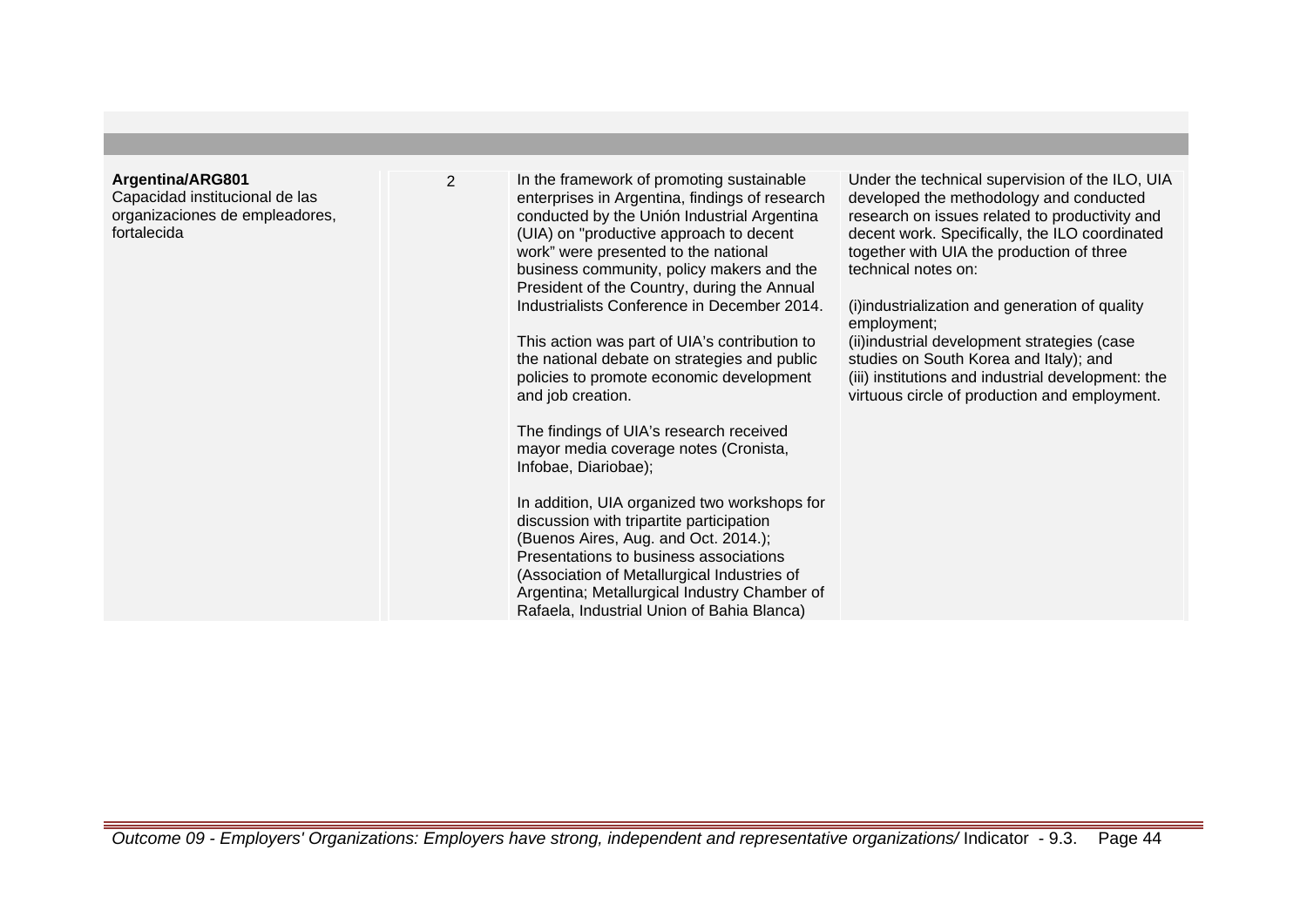| | | | |
|---|---|---|---|
| **Argentina/ARG801**<br>Capacidad institucional de las organizaciones de empleadores, fortalecida | 2 | In the framework of promoting sustainable enterprises in Argentina, findings of research conducted by the Unión Industrial Argentina (UIA) on "productive approach to decent work" were presented to the national business community, policy makers and the President of the Country, during the Annual Industrialists Conference in December 2014.<br><br>This action was part of UIA's contribution to the national debate on strategies and public policies to promote economic development and job creation.<br><br>The findings of UIA's research received mayor media coverage notes (Cronista, Infobae, Diariobae);<br><br>In addition, UIA organized two workshops for discussion with tripartite participation (Buenos Aires, Aug. and Oct. 2014.); Presentations to business associations (Association of Metallurgical Industries of Argentina; Metallurgical Industry Chamber of Rafaela, Industrial Union of Bahia Blanca) | Under the technical supervision of the ILO, UIA developed the methodology and conducted research on issues related to productivity and decent work. Specifically, the ILO coordinated together with UIA the production of three technical notes on:<br><br>(i)industrialization and generation of quality employment;<br>(ii)industrial development strategies (case studies on South Korea and Italy); and<br>(iii) institutions and industrial development: the virtuous circle of production and employment. |

*Outcome 09 - Employers' Organizations: Employers have strong, independent and representative organizations/* Indicator - 9.3.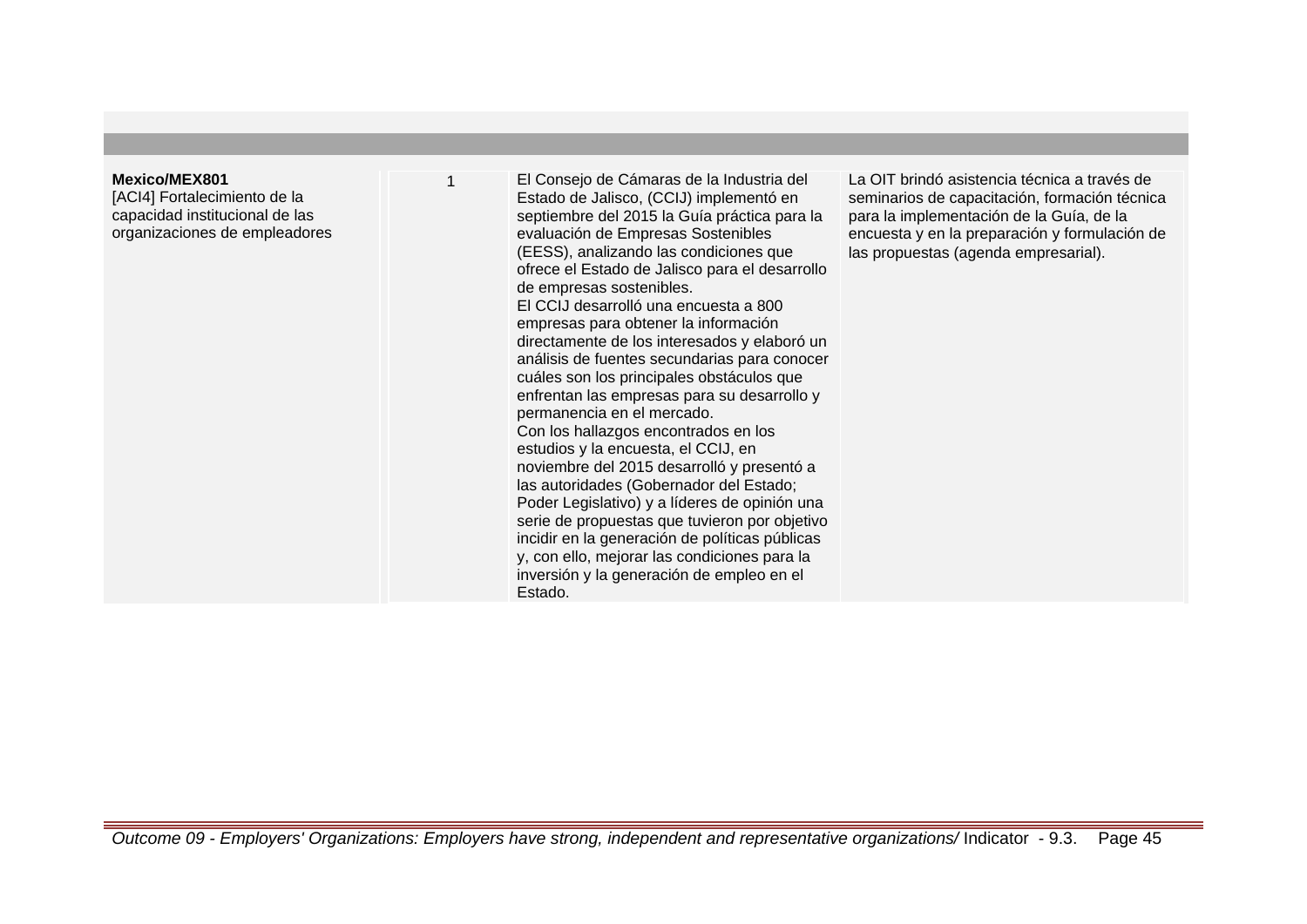| | | | |
|---|---|---|---|
| **Mexico/MEX801**<br>[ACI4] Fortalecimiento de la capacidad institucional de las organizaciones de empleadores | 1 | El Consejo de Cámaras de la Industria del Estado de Jalisco, (CCIJ) implementó en septiembre del 2015 la Guía práctica para la evaluación de Empresas Sostenibles (EESS), analizando las condiciones que ofrece el Estado de Jalisco para el desarrollo de empresas sostenibles.<br>El CCIJ desarrolló una encuesta a 800 empresas para obtener la información directamente de los interesados y elaboró un análisis de fuentes secundarias para conocer cuáles son los principales obstáculos que enfrentan las empresas para su desarrollo y permanencia en el mercado.<br>Con los hallazgos encontrados en los estudios y la encuesta, el CCIJ, en noviembre del 2015 desarrolló y presentó a las autoridades (Gobernador del Estado; Poder Legislativo) y a líderes de opinión una serie de propuestas que tuvieron por objetivo incidir en la generación de políticas públicas y, con ello, mejorar las condiciones para la inversión y la generación de empleo en el Estado. | La OIT brindó asistencia técnica a través de seminarios de capacitación, formación técnica para la implementación de la Guía, de la encuesta y en la preparación y formulación de las propuestas (agenda empresarial). |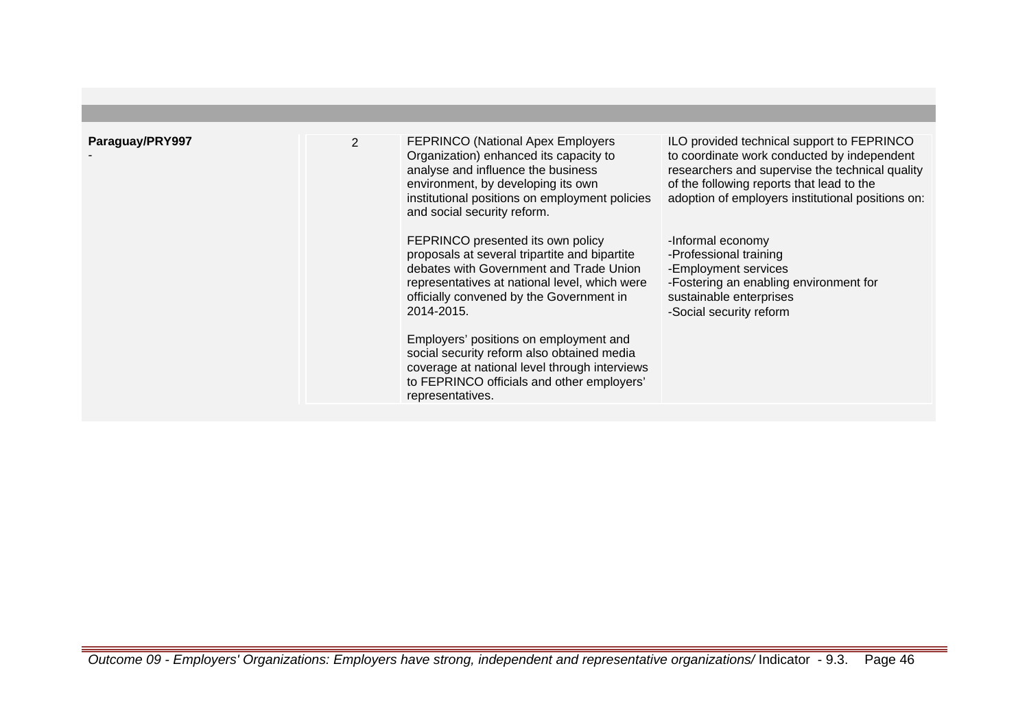| | | | |
|---|---|---|---|
| **Paraguay/PRY997**<br>- | 2 | FEPRINCO (National Apex Employers Organization) enhanced its capacity to analyse and influence the business environment, by developing its own institutional positions on employment policies and social security reform.<br><br>FEPRINCO presented its own policy proposals at several tripartite and bipartite debates with Government and Trade Union representatives at national level, which were officially convened by the Government in 2014-2015.<br><br>Employers' positions on employment and social security reform also obtained media coverage at national level through interviews to FEPRINCO officials and other employers' representatives. | ILO provided technical support to FEPRINCO to coordinate work conducted by independent researchers and supervise the technical quality of the following reports that lead to the adoption of employers institutional positions on:<br><br>-Informal economy<br>-Professional training<br>-Employment services<br>-Fostering an enabling environment for sustainable enterprises<br>-Social security reform |